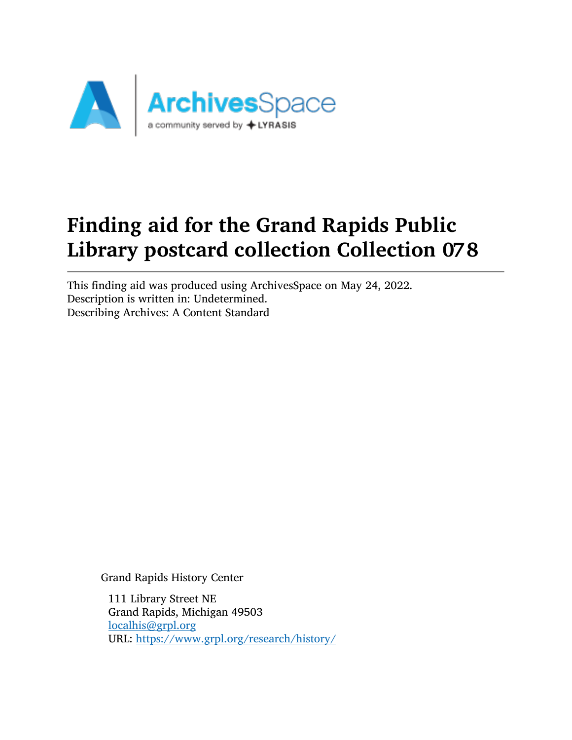# Finding aid for the Grand Rapids Public Library postcard collection Collection 078

This finding aid was produced using ArchivesSpace on May 24, 2022.
Description is written in: Undetermined.
Describing Archives: A Content Standard

Grand Rapids History Center

111 Library Street NE
Grand Rapids, Michigan 49503
localhis@grpl.org
URL: https://www.grpl.org/research/history/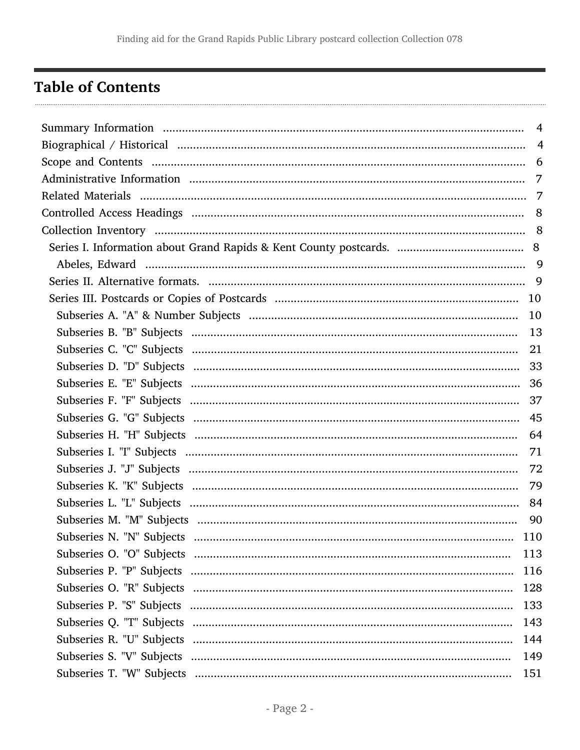## Table of Contents

- Summary Information ........ 4
- Biographical / Historical ........ 4
- Scope and Contents ........ 6
- Administrative Information ........ 7
- Related Materials ........ 7
- Controlled Access Headings ........ 8
- Collection Inventory ........ 8
  - Series I. Information about Grand Rapids & Kent County postcards. ........ 8
    - Abeles, Edward ........ 9
  - Series II. Alternative formats. ........ 9
  - Series III. Postcards or Copies of Postcards ........ 10
    - Subseries A. "A" & Number Subjects ........ 10
    - Subseries B. "B" Subjects ........ 13
    - Subseries C. "C" Subjects ........ 21
    - Subseries D. "D" Subjects ........ 33
    - Subseries E. "E" Subjects ........ 36
    - Subseries F. "F" Subjects ........ 37
    - Subseries G. "G" Subjects ........ 45
    - Subseries H. "H" Subjects ........ 64
    - Subseries I. "I" Subjects ........ 71
    - Subseries J. "J" Subjects ........ 72
    - Subseries K. "K" Subjects ........ 79
    - Subseries L. "L" Subjects ........ 84
    - Subseries M. "M" Subjects ........ 90
    - Subseries N. "N" Subjects ........ 110
    - Subseries O. "O" Subjects ........ 113
    - Subseries P. "P" Subjects ........ 116
    - Subseries O. "R" Subjects ........ 128
    - Subseries P. "S" Subjects ........ 133
    - Subseries Q. "T" Subjects ........ 143
    - Subseries R. "U" Subjects ........ 144
    - Subseries S. "V" Subjects ........ 149
    - Subseries T. "W" Subjects ........ 151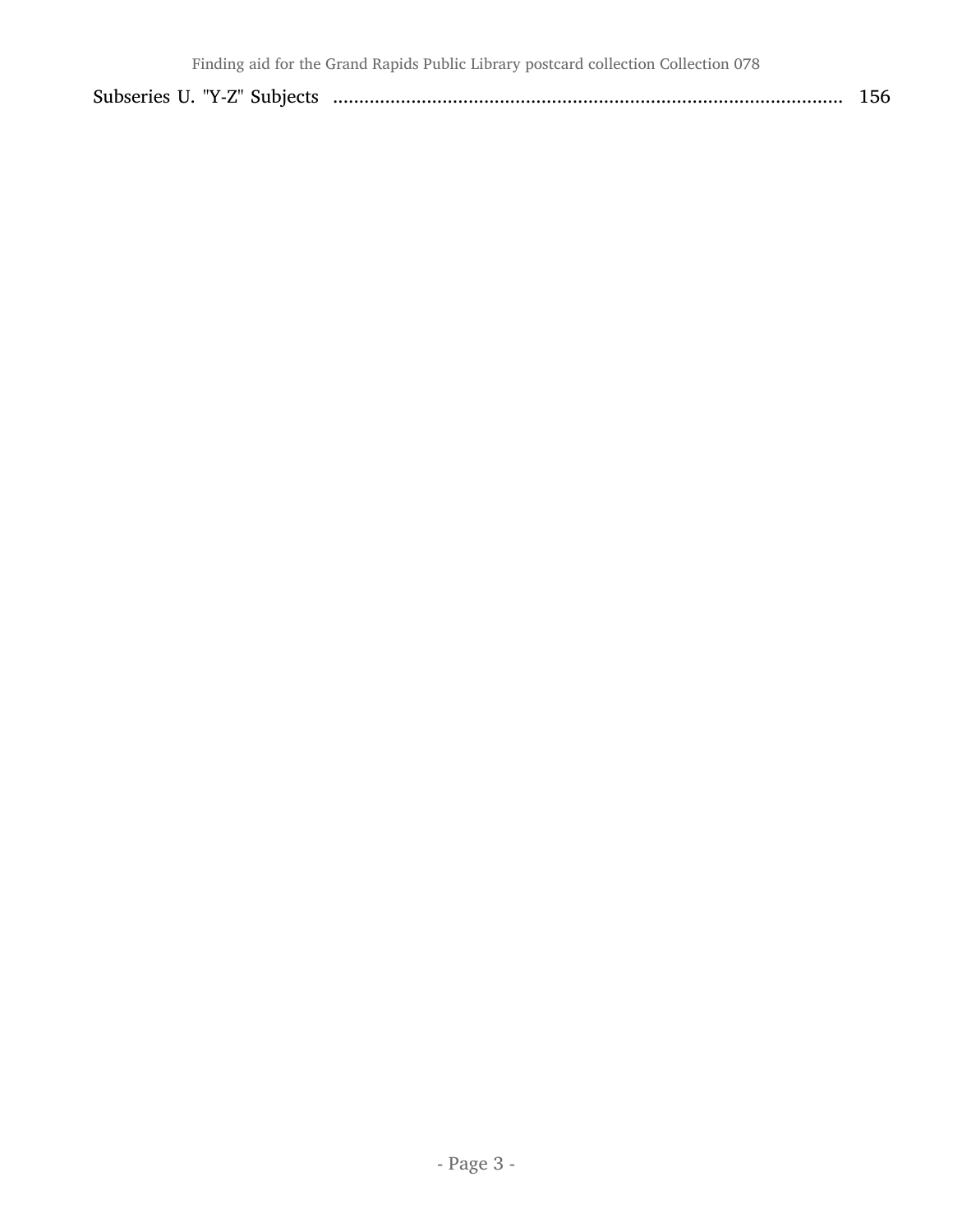Subseries U. "Y-Z" Subjects .................................................................................................. 156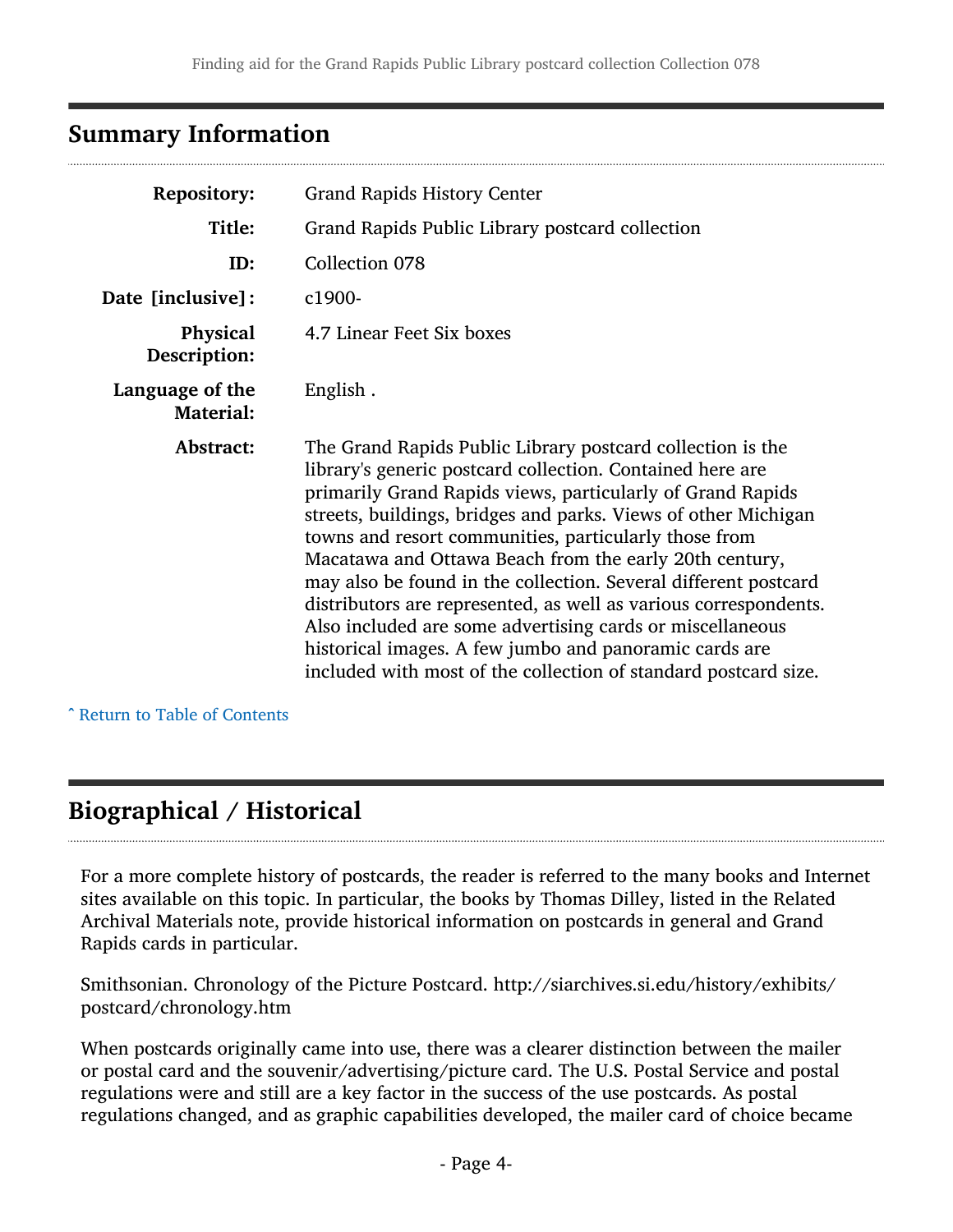## Summary Information

| | |
|---|---|
| **Repository:** | Grand Rapids History Center |
| **Title:** | Grand Rapids Public Library postcard collection |
| **ID:** | Collection 078 |
| **Date [inclusive]:** | c1900- |
| **Physical Description:** | 4.7 Linear Feet Six boxes |
| **Language of the Material:** | English . |
| **Abstract:** | The Grand Rapids Public Library postcard collection is the library's generic postcard collection. Contained here are primarily Grand Rapids views, particularly of Grand Rapids streets, buildings, bridges and parks. Views of other Michigan towns and resort communities, particularly those from Macatawa and Ottawa Beach from the early 20th century, may also be found in the collection. Several different postcard distributors are represented, as well as various correspondents. Also included are some advertising cards or miscellaneous historical images. A few jumbo and panoramic cards are included with most of the collection of standard postcard size. |

ˆ Return to Table of Contents

## Biographical / Historical

For a more complete history of postcards, the reader is referred to the many books and Internet sites available on this topic. In particular, the books by Thomas Dilley, listed in the Related Archival Materials note, provide historical information on postcards in general and Grand Rapids cards in particular.

Smithsonian. Chronology of the Picture Postcard. http://siarchives.si.edu/history/exhibits/postcard/chronology.htm

When postcards originally came into use, there was a clearer distinction between the mailer or postal card and the souvenir/advertising/picture card. The U.S. Postal Service and postal regulations were and still are a key factor in the success of the use postcards. As postal regulations changed, and as graphic capabilities developed, the mailer card of choice became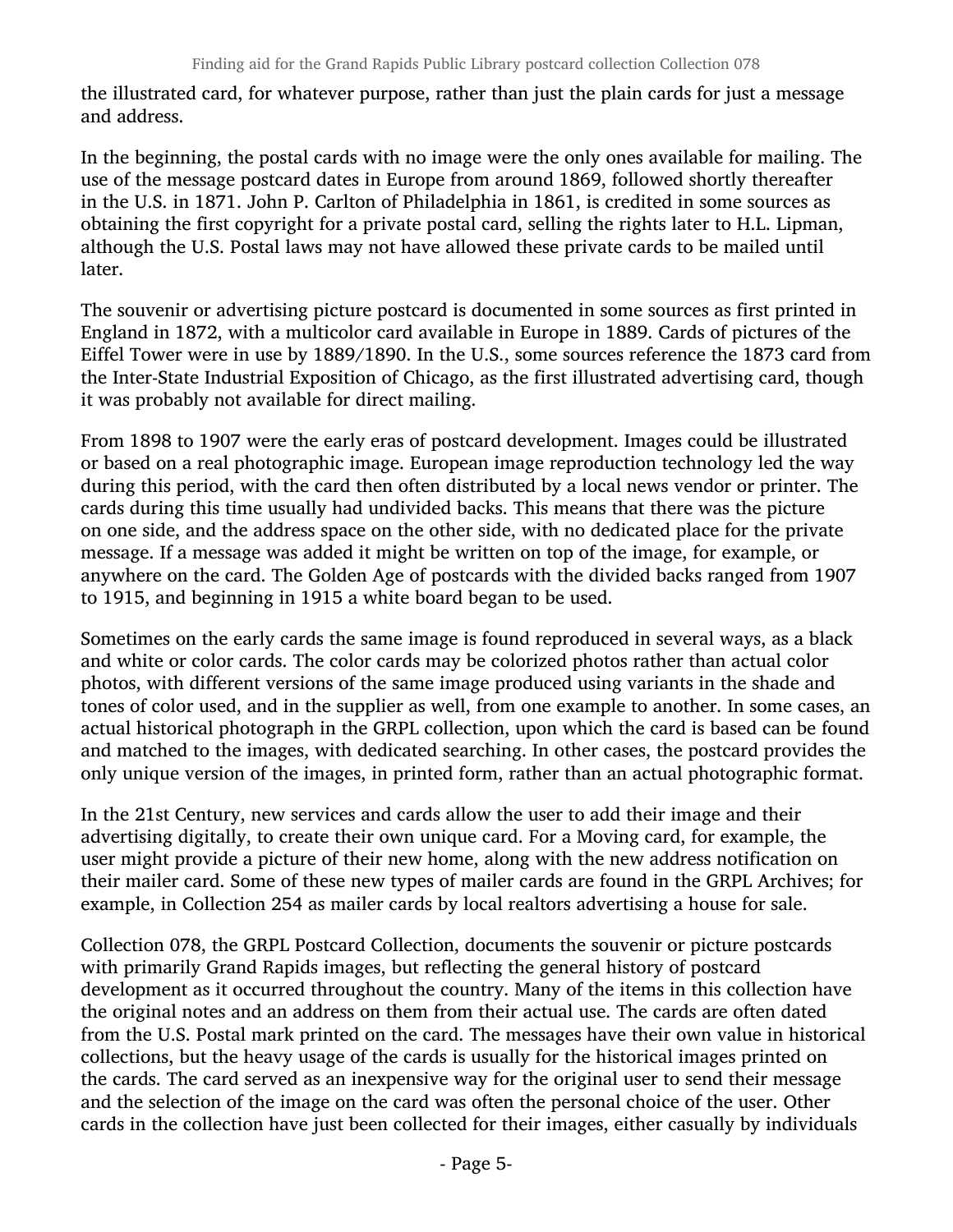the illustrated card, for whatever purpose, rather than just the plain cards for just a message and address.

In the beginning, the postal cards with no image were the only ones available for mailing. The use of the message postcard dates in Europe from around 1869, followed shortly thereafter in the U.S. in 1871. John P. Carlton of Philadelphia in 1861, is credited in some sources as obtaining the first copyright for a private postal card, selling the rights later to H.L. Lipman, although the U.S. Postal laws may not have allowed these private cards to be mailed until later.

The souvenir or advertising picture postcard is documented in some sources as first printed in England in 1872, with a multicolor card available in Europe in 1889. Cards of pictures of the Eiffel Tower were in use by 1889/1890. In the U.S., some sources reference the 1873 card from the Inter-State Industrial Exposition of Chicago, as the first illustrated advertising card, though it was probably not available for direct mailing.

From 1898 to 1907 were the early eras of postcard development. Images could be illustrated or based on a real photographic image. European image reproduction technology led the way during this period, with the card then often distributed by a local news vendor or printer. The cards during this time usually had undivided backs. This means that there was the picture on one side, and the address space on the other side, with no dedicated place for the private message. If a message was added it might be written on top of the image, for example, or anywhere on the card. The Golden Age of postcards with the divided backs ranged from 1907 to 1915, and beginning in 1915 a white board began to be used.

Sometimes on the early cards the same image is found reproduced in several ways, as a black and white or color cards. The color cards may be colorized photos rather than actual color photos, with different versions of the same image produced using variants in the shade and tones of color used, and in the supplier as well, from one example to another. In some cases, an actual historical photograph in the GRPL collection, upon which the card is based can be found and matched to the images, with dedicated searching. In other cases, the postcard provides the only unique version of the images, in printed form, rather than an actual photographic format.

In the 21st Century, new services and cards allow the user to add their image and their advertising digitally, to create their own unique card. For a Moving card, for example, the user might provide a picture of their new home, along with the new address notification on their mailer card. Some of these new types of mailer cards are found in the GRPL Archives; for example, in Collection 254 as mailer cards by local realtors advertising a house for sale.

Collection 078, the GRPL Postcard Collection, documents the souvenir or picture postcards with primarily Grand Rapids images, but reflecting the general history of postcard development as it occurred throughout the country. Many of the items in this collection have the original notes and an address on them from their actual use. The cards are often dated from the U.S. Postal mark printed on the card. The messages have their own value in historical collections, but the heavy usage of the cards is usually for the historical images printed on the cards. The card served as an inexpensive way for the original user to send their message and the selection of the image on the card was often the personal choice of the user. Other cards in the collection have just been collected for their images, either casually by individuals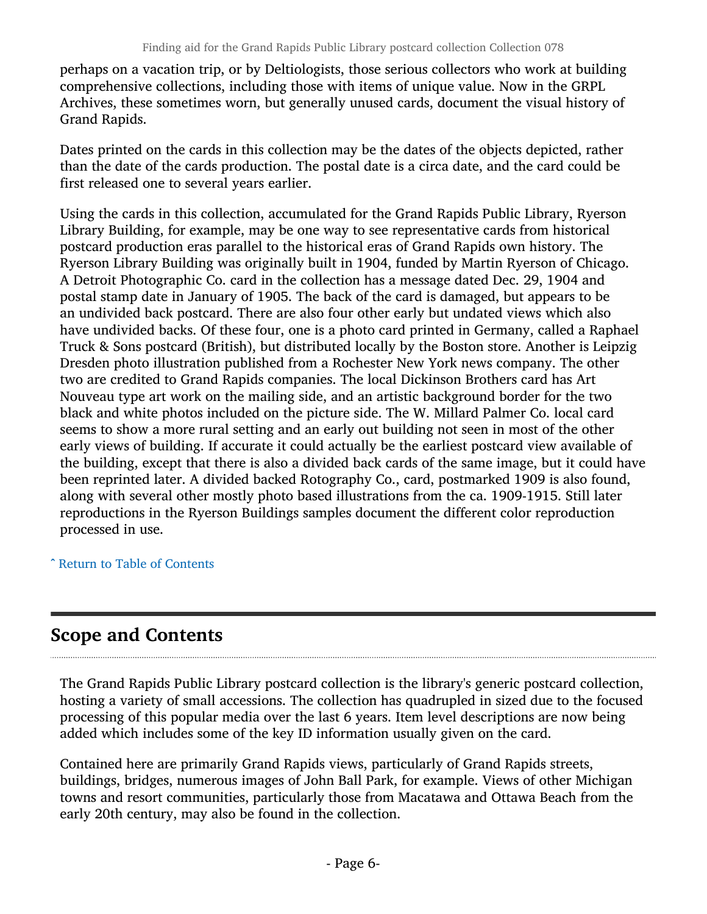perhaps on a vacation trip, or by Deltiologists, those serious collectors who work at building comprehensive collections, including those with items of unique value. Now in the GRPL Archives, these sometimes worn, but generally unused cards, document the visual history of Grand Rapids.

Dates printed on the cards in this collection may be the dates of the objects depicted, rather than the date of the cards production. The postal date is a circa date, and the card could be first released one to several years earlier.

Using the cards in this collection, accumulated for the Grand Rapids Public Library, Ryerson Library Building, for example, may be one way to see representative cards from historical postcard production eras parallel to the historical eras of Grand Rapids own history. The Ryerson Library Building was originally built in 1904, funded by Martin Ryerson of Chicago. A Detroit Photographic Co. card in the collection has a message dated Dec. 29, 1904 and postal stamp date in January of 1905. The back of the card is damaged, but appears to be an undivided back postcard. There are also four other early but undated views which also have undivided backs. Of these four, one is a photo card printed in Germany, called a Raphael Truck & Sons postcard (British), but distributed locally by the Boston store. Another is Leipzig Dresden photo illustration published from a Rochester New York news company. The other two are credited to Grand Rapids companies. The local Dickinson Brothers card has Art Nouveau type art work on the mailing side, and an artistic background border for the two black and white photos included on the picture side. The W. Millard Palmer Co. local card seems to show a more rural setting and an early out building not seen in most of the other early views of building. If accurate it could actually be the earliest postcard view available of the building, except that there is also a divided back cards of the same image, but it could have been reprinted later. A divided backed Rotography Co., card, postmarked 1909 is also found, along with several other mostly photo based illustrations from the ca. 1909-1915. Still later reproductions in the Ryerson Buildings samples document the different color reproduction processed in use.

ˆ Return to Table of Contents

## Scope and Contents

The Grand Rapids Public Library postcard collection is the library's generic postcard collection, hosting a variety of small accessions. The collection has quadrupled in sized due to the focused processing of this popular media over the last 6 years. Item level descriptions are now being added which includes some of the key ID information usually given on the card.

Contained here are primarily Grand Rapids views, particularly of Grand Rapids streets, buildings, bridges, numerous images of John Ball Park, for example. Views of other Michigan towns and resort communities, particularly those from Macatawa and Ottawa Beach from the early 20th century, may also be found in the collection.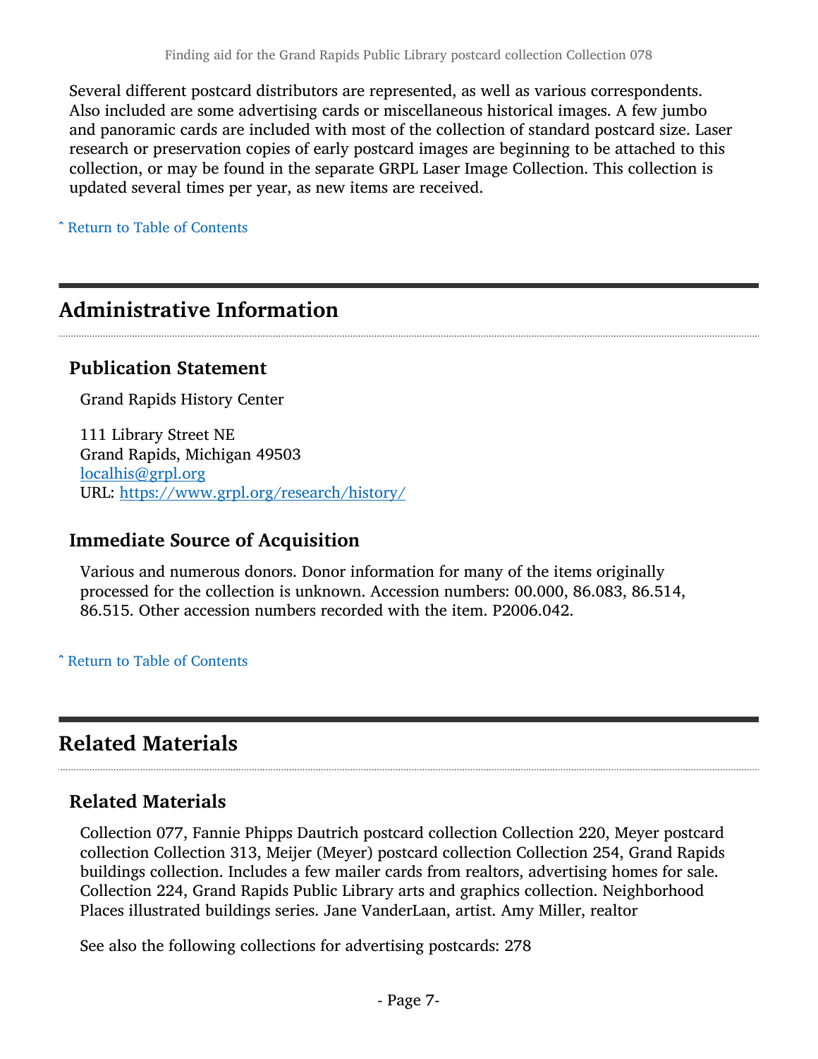Several different postcard distributors are represented, as well as various correspondents. Also included are some advertising cards or miscellaneous historical images. A few jumbo and panoramic cards are included with most of the collection of standard postcard size. Laser research or preservation copies of early postcard images are beginning to be attached to this collection, or may be found in the separate GRPL Laser Image Collection. This collection is updated several times per year, as new items are received.

ˆ Return to Table of Contents

## Administrative Information

### Publication Statement

Grand Rapids History Center

111 Library Street NE
Grand Rapids, Michigan 49503
localhis@grpl.org
URL: https://www.grpl.org/research/history/

### Immediate Source of Acquisition

Various and numerous donors. Donor information for many of the items originally processed for the collection is unknown. Accession numbers: 00.000, 86.083, 86.514, 86.515. Other accession numbers recorded with the item. P2006.042.

ˆ Return to Table of Contents

## Related Materials

### Related Materials

Collection 077, Fannie Phipps Dautrich postcard collection Collection 220, Meyer postcard collection Collection 313, Meijer (Meyer) postcard collection Collection 254, Grand Rapids buildings collection. Includes a few mailer cards from realtors, advertising homes for sale. Collection 224, Grand Rapids Public Library arts and graphics collection. Neighborhood Places illustrated buildings series. Jane VanderLaan, artist. Amy Miller, realtor

See also the following collections for advertising postcards: 278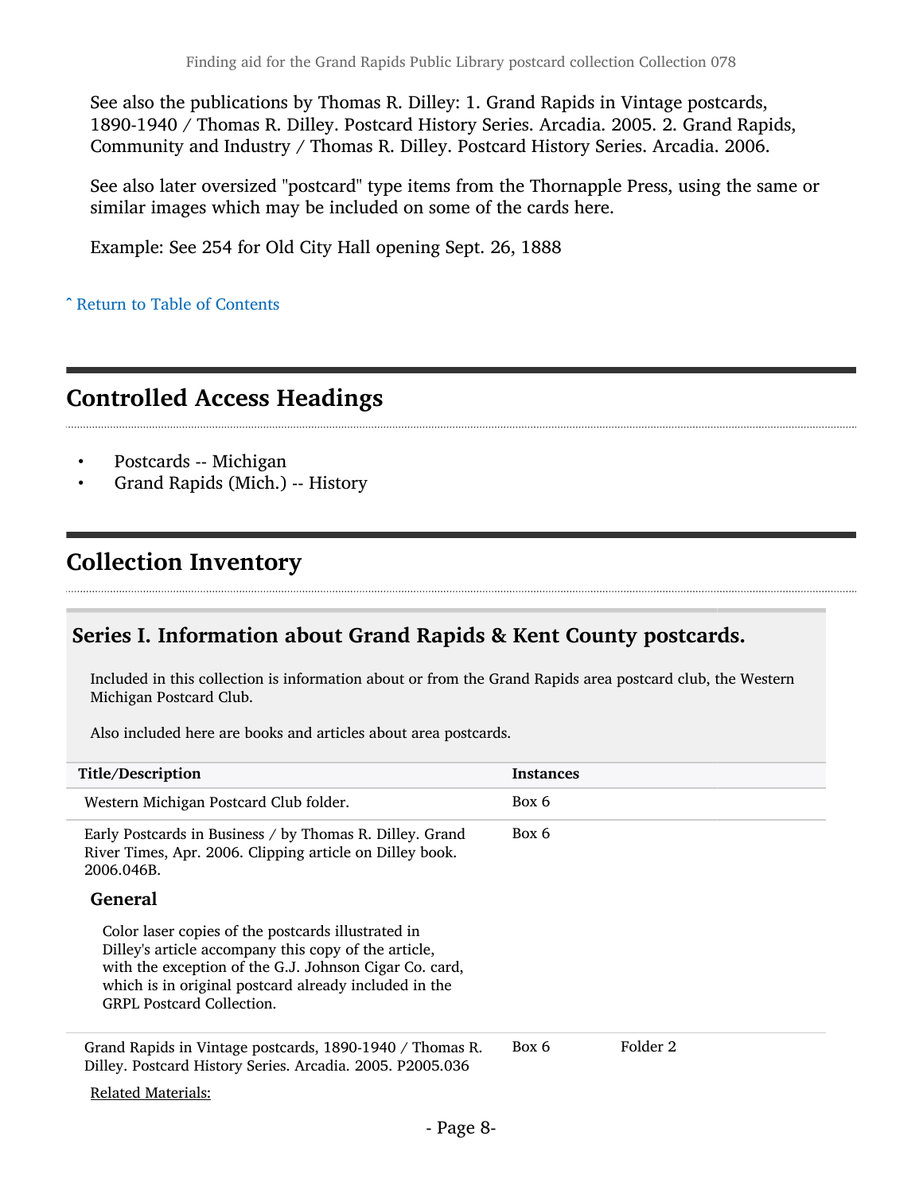See also the publications by Thomas R. Dilley: 1. Grand Rapids in Vintage postcards, 1890-1940 / Thomas R. Dilley. Postcard History Series. Arcadia. 2005. 2. Grand Rapids, Community and Industry / Thomas R. Dilley. Postcard History Series. Arcadia. 2006.

See also later oversized "postcard" type items from the Thornapple Press, using the same or similar images which may be included on some of the cards here.

Example: See 254 for Old City Hall opening Sept. 26, 1888

ˆ Return to Table of Contents

## Controlled Access Headings

- Postcards -- Michigan
- Grand Rapids (Mich.) -- History

## Collection Inventory

### Series I. Information about Grand Rapids & Kent County postcards.

Included in this collection is information about or from the Grand Rapids area postcard club, the Western Michigan Postcard Club.

Also included here are books and articles about area postcards.

| Title/Description | Instances | |
|---|---|---|
| Western Michigan Postcard Club folder. | Box 6 | |
| Early Postcards in Business / by Thomas R. Dilley. Grand River Times, Apr. 2006. Clipping article on Dilley book. 2006.046B. | Box 6 | |

#### General

Color laser copies of the postcards illustrated in Dilley's article accompany this copy of the article, with the exception of the G.J. Johnson Cigar Co. card, which is in original postcard already included in the GRPL Postcard Collection.

| Title/Description | Instances | |
|---|---|---|
| Grand Rapids in Vintage postcards, 1890-1940 / Thomas R. Dilley. Postcard History Series. Arcadia. 2005. P2005.036 | Box 6 | Folder 2 |

Related Materials: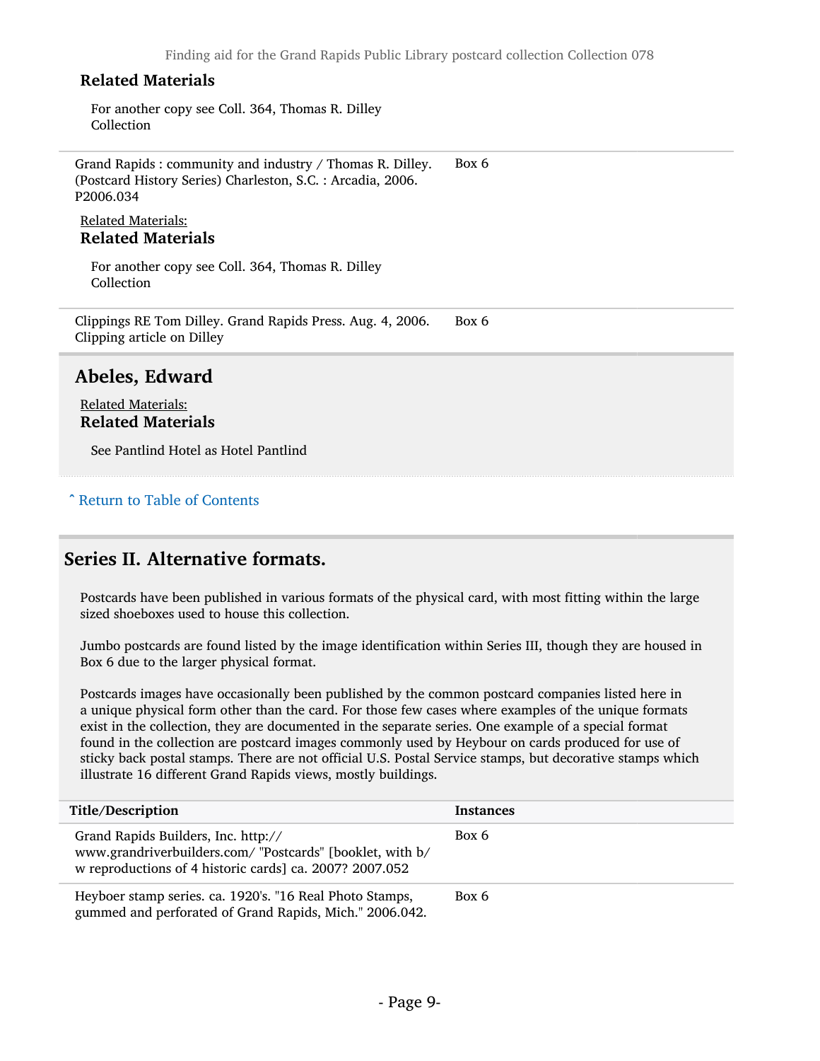### Related Materials

For another copy see Coll. 364, Thomas R. Dilley Collection

| | |
|---|---|
| Grand Rapids : community and industry / Thomas R. Dilley. (Postcard History Series) Charleston, S.C. : Arcadia, 2006. P2006.034 | Box 6 |

Related Materials:

### Related Materials

For another copy see Coll. 364, Thomas R. Dilley Collection

| | |
|---|---|
| Clippings RE Tom Dilley. Grand Rapids Press. Aug. 4, 2006. Clipping article on Dilley | Box 6 |

## Abeles, Edward

Related Materials:

### Related Materials

See Pantlind Hotel as Hotel Pantlind

ˆ Return to Table of Contents

## Series II. Alternative formats.

Postcards have been published in various formats of the physical card, with most fitting within the large sized shoeboxes used to house this collection.

Jumbo postcards are found listed by the image identification within Series III, though they are housed in Box 6 due to the larger physical format.

Postcards images have occasionally been published by the common postcard companies listed here in a unique physical form other than the card. For those few cases where examples of the unique formats exist in the collection, they are documented in the separate series. One example of a special format found in the collection are postcard images commonly used by Heybour on cards produced for use of sticky back postal stamps. There are not official U.S. Postal Service stamps, but decorative stamps which illustrate 16 different Grand Rapids views, mostly buildings.

| Title/Description | Instances |
|---|---|
| Grand Rapids Builders, Inc. http://www.grandriverbuilders.com/ "Postcards" [booklet, with b/w reproductions of 4 historic cards] ca. 2007? 2007.052 | Box 6 |
| Heyboer stamp series. ca. 1920's. "16 Real Photo Stamps, gummed and perforated of Grand Rapids, Mich." 2006.042. | Box 6 |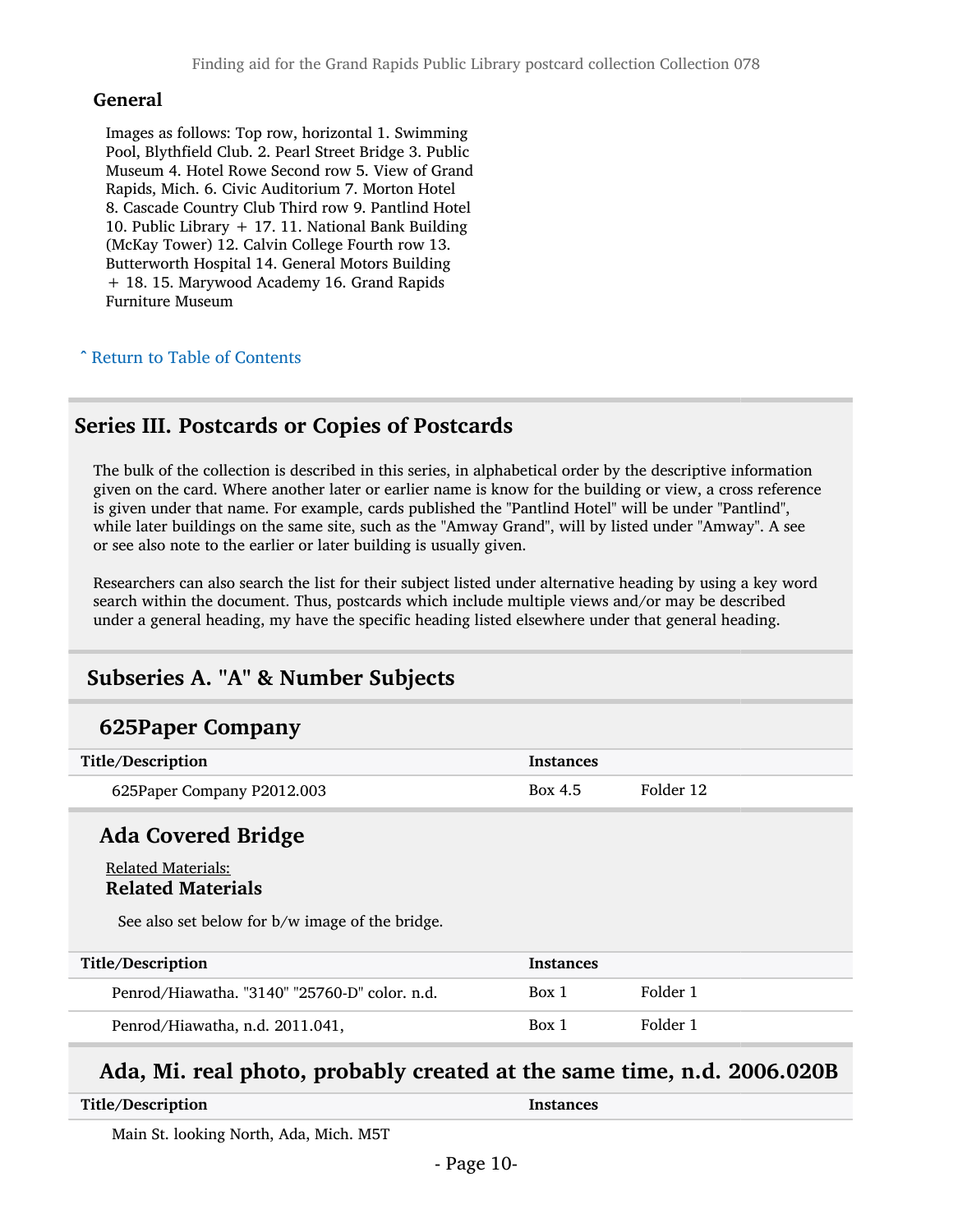### General

Images as follows: Top row, horizontal 1. Swimming Pool, Blythfield Club. 2. Pearl Street Bridge 3. Public Museum 4. Hotel Rowe Second row 5. View of Grand Rapids, Mich. 6. Civic Auditorium 7. Morton Hotel 8. Cascade Country Club Third row 9. Pantlind Hotel 10. Public Library + 17. 11. National Bank Building (McKay Tower) 12. Calvin College Fourth row 13. Butterworth Hospital 14. General Motors Building + 18. 15. Marywood Academy 16. Grand Rapids Furniture Museum

ˆ Return to Table of Contents

## Series III. Postcards or Copies of Postcards

The bulk of the collection is described in this series, in alphabetical order by the descriptive information given on the card. Where another later or earlier name is know for the building or view, a cross reference is given under that name. For example, cards published the "Pantlind Hotel" will be under "Pantlind", while later buildings on the same site, such as the "Amway Grand", will by listed under "Amway". A see or see also note to the earlier or later building is usually given.

Researchers can also search the list for their subject listed under alternative heading by using a key word search within the document. Thus, postcards which include multiple views and/or may be described under a general heading, my have the specific heading listed elsewhere under that general heading.

## Subseries A. "A" & Number Subjects

### 625Paper Company

| Title/Description | Instances | |
|---|---|---|
| 625Paper Company P2012.003 | Box 4.5 | Folder 12 |

### Ada Covered Bridge

Related Materials:

**Related Materials**

See also set below for b/w image of the bridge.

| Title/Description | Instances | |
|---|---|---|
| Penrod/Hiawatha. "3140" "25760-D" color. n.d. | Box 1 | Folder 1 |
| Penrod/Hiawatha, n.d. 2011.041, | Box 1 | Folder 1 |

### Ada, Mi. real photo, probably created at the same time, n.d. 2006.020B

| Title/Description | Instances | |
|---|---|---|
| Main St. looking North, Ada, Mich. M5T | | |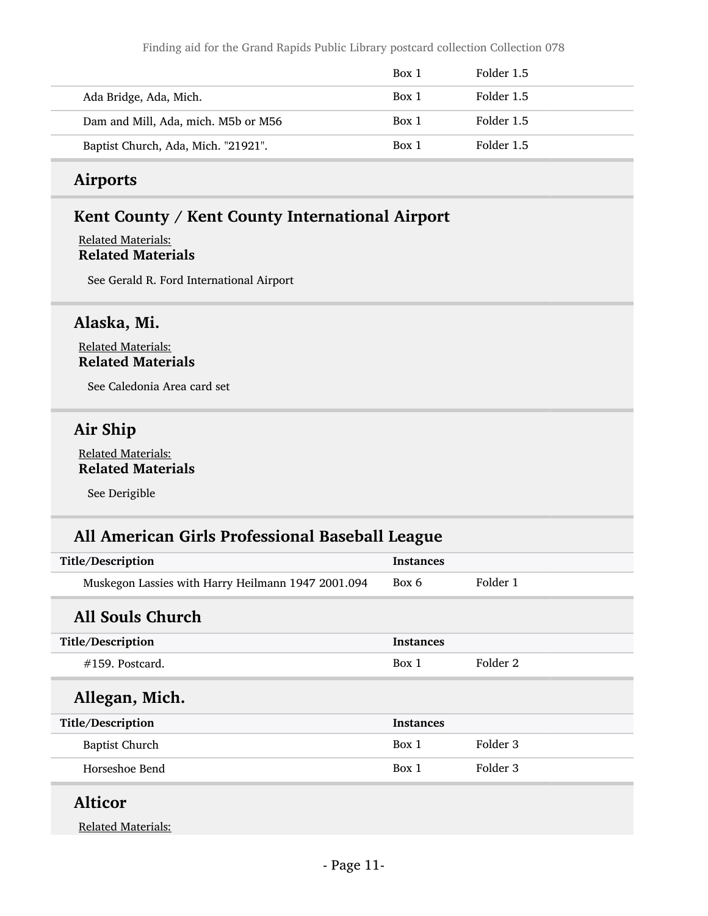| | | |
|---|---|---|
| | Box 1 | Folder 1.5 |
| Ada Bridge, Ada, Mich. | Box 1 | Folder 1.5 |
| Dam and Mill, Ada, mich. M5b or M56 | Box 1 | Folder 1.5 |
| Baptist Church, Ada, Mich. "21921". | Box 1 | Folder 1.5 |

## Airports

## Kent County / Kent County International Airport

Related Materials:

**Related Materials**

See Gerald R. Ford International Airport

## Alaska, Mi.

Related Materials:

**Related Materials**

See Caledonia Area card set

## Air Ship

Related Materials:

**Related Materials**

See Derigible

## All American Girls Professional Baseball League

| Title/Description | Instances | |
|---|---|---|
| Muskegon Lassies with Harry Heilmann 1947 2001.094 | Box 6 | Folder 1 |

## All Souls Church

| Title/Description | Instances | |
|---|---|---|
| #159. Postcard. | Box 1 | Folder 2 |

## Allegan, Mich.

| Title/Description | Instances | |
|---|---|---|
| Baptist Church | Box 1 | Folder 3 |
| Horseshoe Bend | Box 1 | Folder 3 |

## Alticor

Related Materials: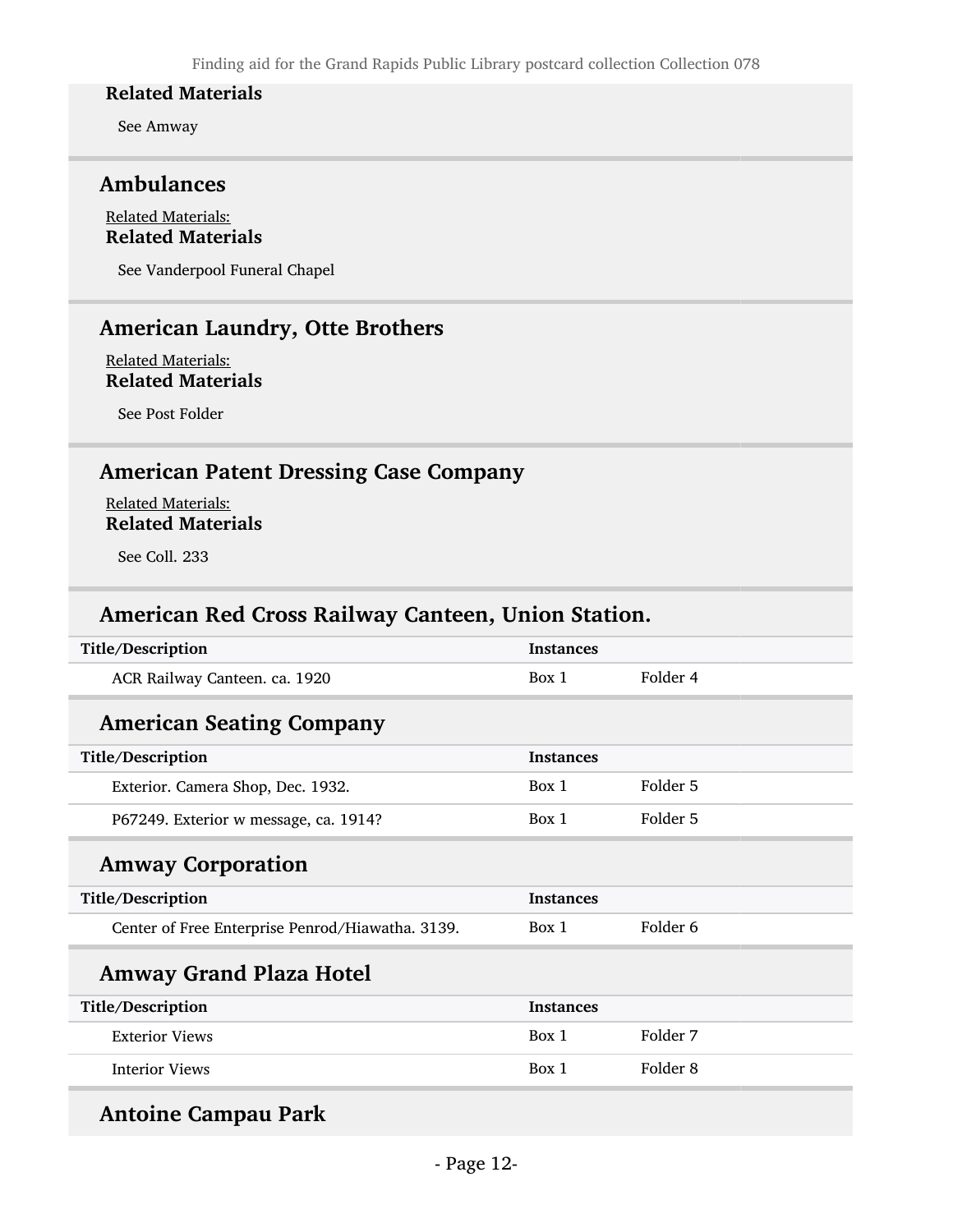**Related Materials**

See Amway

## Ambulances

Related Materials:

**Related Materials**

See Vanderpool Funeral Chapel

## American Laundry, Otte Brothers

Related Materials:

**Related Materials**

See Post Folder

## American Patent Dressing Case Company

Related Materials:

**Related Materials**

See Coll. 233

## American Red Cross Railway Canteen, Union Station.

| Title/Description | Instances | |
|---|---|---|
| ACR Railway Canteen. ca. 1920 | Box 1 | Folder 4 |

## American Seating Company

| Title/Description | Instances | |
|---|---|---|
| Exterior. Camera Shop, Dec. 1932. | Box 1 | Folder 5 |
| P67249. Exterior w message, ca. 1914? | Box 1 | Folder 5 |

## Amway Corporation

| Title/Description | Instances | |
|---|---|---|
| Center of Free Enterprise Penrod/Hiawatha. 3139. | Box 1 | Folder 6 |

## Amway Grand Plaza Hotel

| Title/Description | Instances | |
|---|---|---|
| Exterior Views | Box 1 | Folder 7 |
| Interior Views | Box 1 | Folder 8 |

## Antoine Campau Park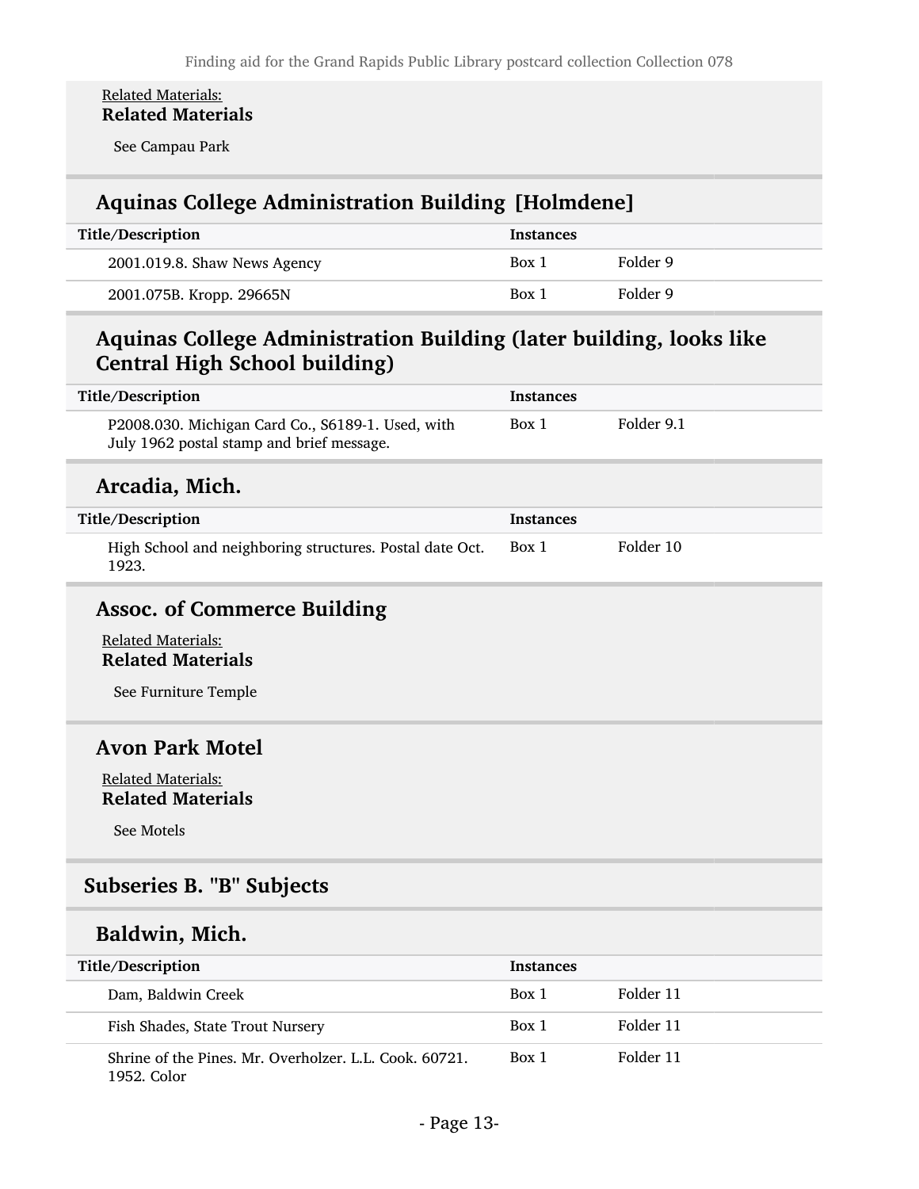Related Materials:
**Related Materials**

See Campau Park

## Aquinas College Administration Building [Holmdene]

| Title/Description | Instances | |
|---|---|---|
| 2001.019.8. Shaw News Agency | Box 1 | Folder 9 |
| 2001.075B. Kropp. 29665N | Box 1 | Folder 9 |

## Aquinas College Administration Building (later building, looks like Central High School building)

| Title/Description | Instances | |
|---|---|---|
| P2008.030. Michigan Card Co., S6189-1. Used, with July 1962 postal stamp and brief message. | Box 1 | Folder 9.1 |

## Arcadia, Mich.

| Title/Description | Instances | |
|---|---|---|
| High School and neighboring structures. Postal date Oct. 1923. | Box 1 | Folder 10 |

## Assoc. of Commerce Building

Related Materials:
**Related Materials**

See Furniture Temple

## Avon Park Motel

Related Materials:
**Related Materials**

See Motels

## Subseries B. "B" Subjects

## Baldwin, Mich.

| Title/Description | Instances | |
|---|---|---|
| Dam, Baldwin Creek | Box 1 | Folder 11 |
| Fish Shades, State Trout Nursery | Box 1 | Folder 11 |
| Shrine of the Pines. Mr. Overholzer. L.L. Cook. 60721. 1952. Color | Box 1 | Folder 11 |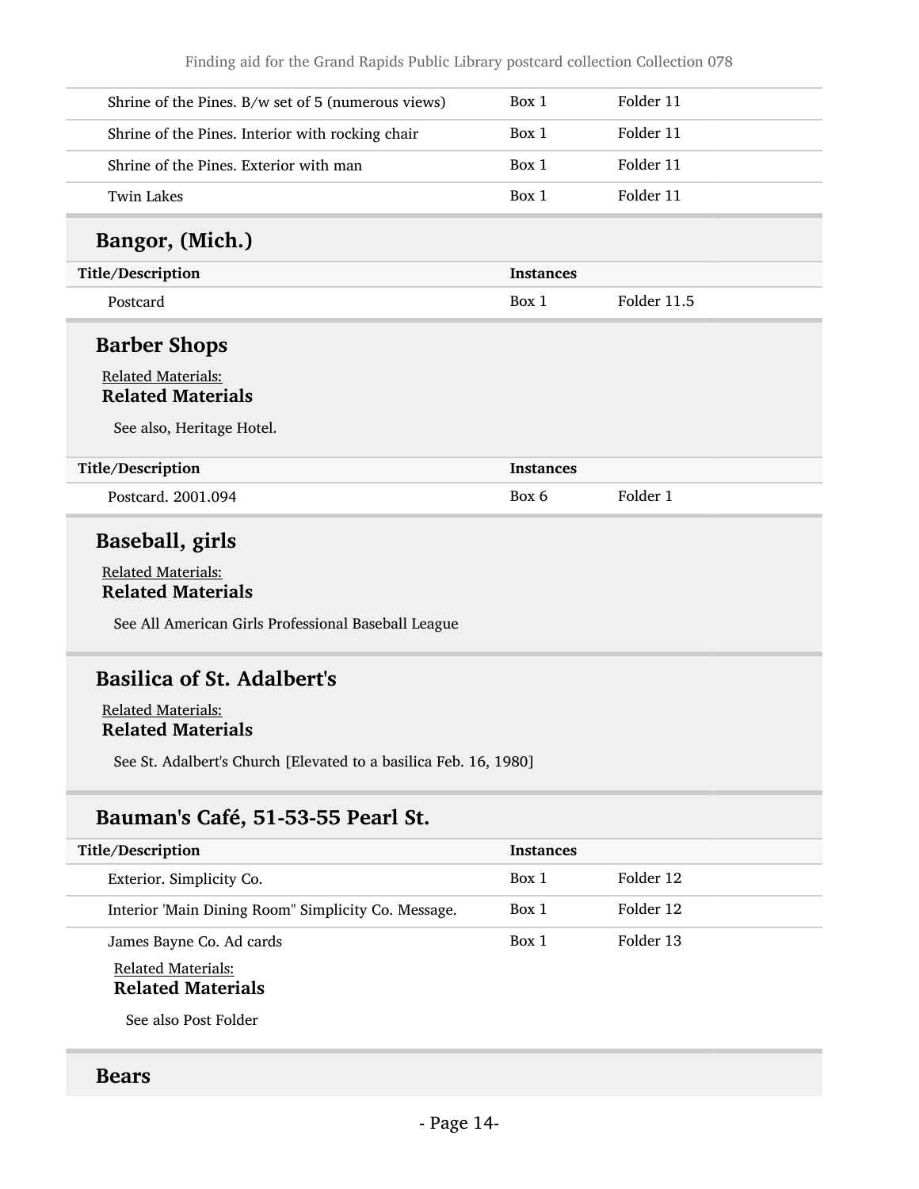| Title/Description | Instances | |
|---|---|---|
| Shrine of the Pines. B/w set of 5 (numerous views) | Box 1 | Folder 11 |
| Shrine of the Pines. Interior with rocking chair | Box 1 | Folder 11 |
| Shrine of the Pines. Exterior with man | Box 1 | Folder 11 |
| Twin Lakes | Box 1 | Folder 11 |

## Bangor, (Mich.)

| Title/Description | Instances | |
|---|---|---|
| Postcard | Box 1 | Folder 11.5 |

## Barber Shops

Related Materials:

**Related Materials**

See also, Heritage Hotel.

| Title/Description | Instances | |
|---|---|---|
| Postcard. 2001.094 | Box 6 | Folder 1 |

## Baseball, girls

Related Materials:

**Related Materials**

See All American Girls Professional Baseball League

## Basilica of St. Adalbert's

Related Materials:

**Related Materials**

See St. Adalbert's Church [Elevated to a basilica Feb. 16, 1980]

## Bauman's Café, 51-53-55 Pearl St.

| Title/Description | Instances | |
|---|---|---|
| Exterior. Simplicity Co. | Box 1 | Folder 12 |
| Interior 'Main Dining Room" Simplicity Co. Message. | Box 1 | Folder 12 |
| James Bayne Co. Ad cards | Box 1 | Folder 13 |

Related Materials:

**Related Materials**

See also Post Folder

## Bears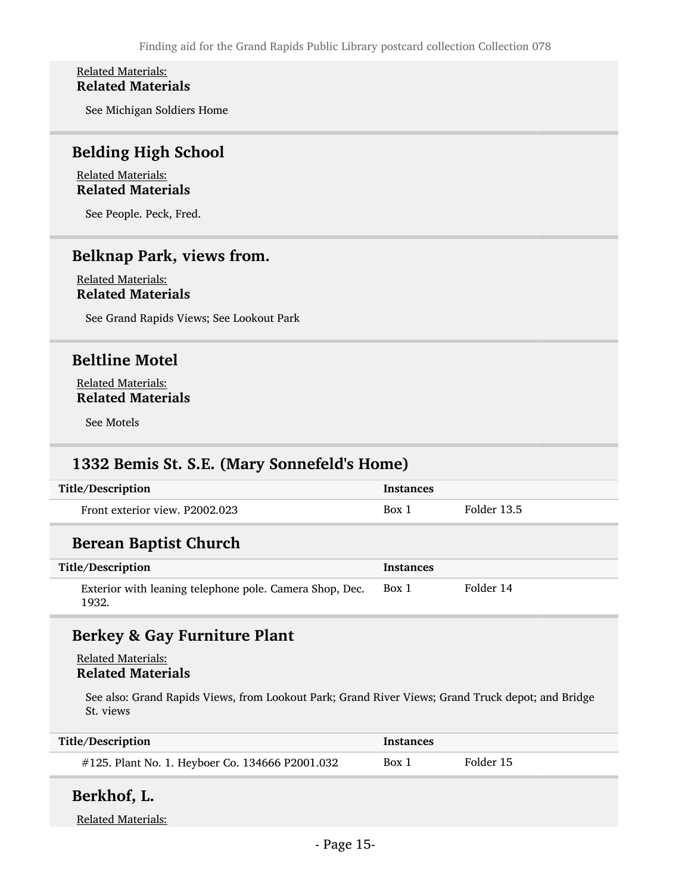Related Materials:
**Related Materials**

See Michigan Soldiers Home

## Belding High School

Related Materials:
**Related Materials**

See People. Peck, Fred.

## Belknap Park, views from.

Related Materials:
**Related Materials**

See Grand Rapids Views; See Lookout Park

## Beltline Motel

Related Materials:
**Related Materials**

See Motels

## 1332 Bemis St. S.E. (Mary Sonnefeld's Home)

| Title/Description | Instances | |
|---|---|---|
| Front exterior view. P2002.023 | Box 1 | Folder 13.5 |

## Berean Baptist Church

| Title/Description | Instances | |
|---|---|---|
| Exterior with leaning telephone pole. Camera Shop, Dec. 1932. | Box 1 | Folder 14 |

## Berkey & Gay Furniture Plant

Related Materials:
**Related Materials**

See also: Grand Rapids Views, from Lookout Park; Grand River Views; Grand Truck depot; and Bridge St. views

| Title/Description | Instances | |
|---|---|---|
| #125. Plant No. 1. Heyboer Co. 134666 P2001.032 | Box 1 | Folder 15 |

## Berkhof, L.

Related Materials: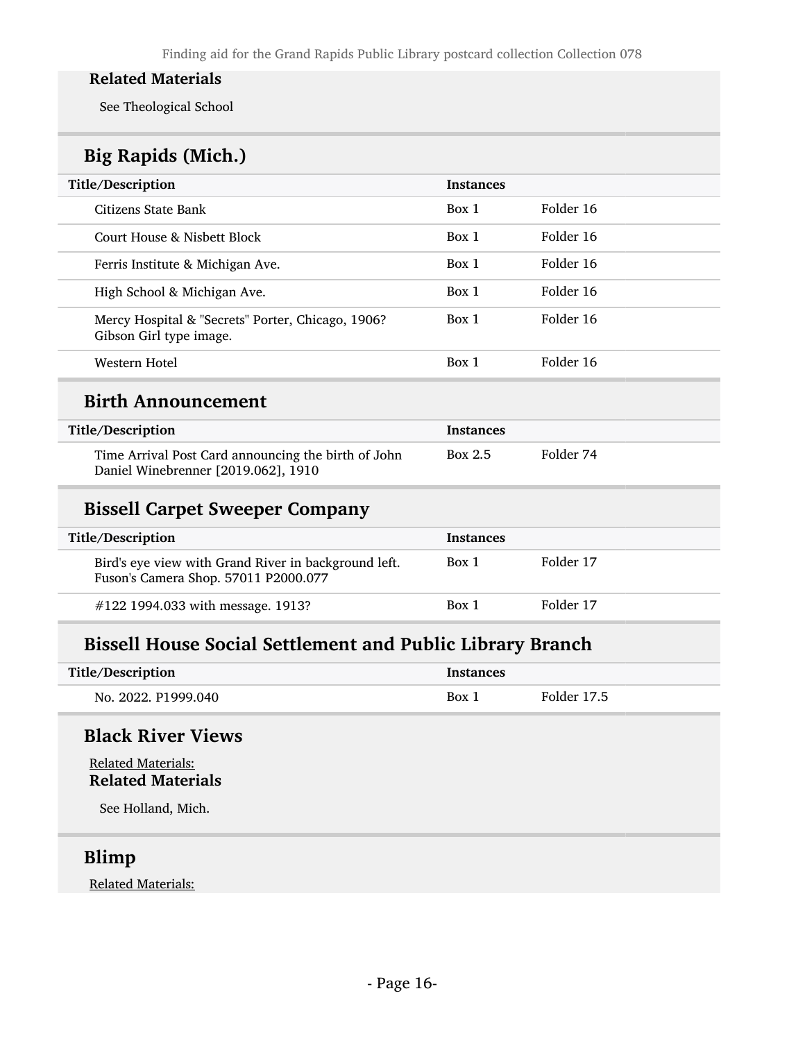**Related Materials**

See Theological School

## Big Rapids (Mich.)

| Title/Description | Instances | |
|---|---|---|
| Citizens State Bank | Box 1 | Folder 16 |
| Court House & Nisbett Block | Box 1 | Folder 16 |
| Ferris Institute & Michigan Ave. | Box 1 | Folder 16 |
| High School & Michigan Ave. | Box 1 | Folder 16 |
| Mercy Hospital & "Secrets" Porter, Chicago, 1906? Gibson Girl type image. | Box 1 | Folder 16 |
| Western Hotel | Box 1 | Folder 16 |

## Birth Announcement

| Title/Description | Instances | |
|---|---|---|
| Time Arrival Post Card announcing the birth of John Daniel Winebrenner [2019.062], 1910 | Box 2.5 | Folder 74 |

## Bissell Carpet Sweeper Company

| Title/Description | Instances | |
|---|---|---|
| Bird's eye view with Grand River in background left. Fuson's Camera Shop. 57011 P2000.077 | Box 1 | Folder 17 |
| #122 1994.033 with message. 1913? | Box 1 | Folder 17 |

## Bissell House Social Settlement and Public Library Branch

| Title/Description | Instances | |
|---|---|---|
| No. 2022. P1999.040 | Box 1 | Folder 17.5 |

## Black River Views

Related Materials:

**Related Materials**

See Holland, Mich.

## Blimp

Related Materials: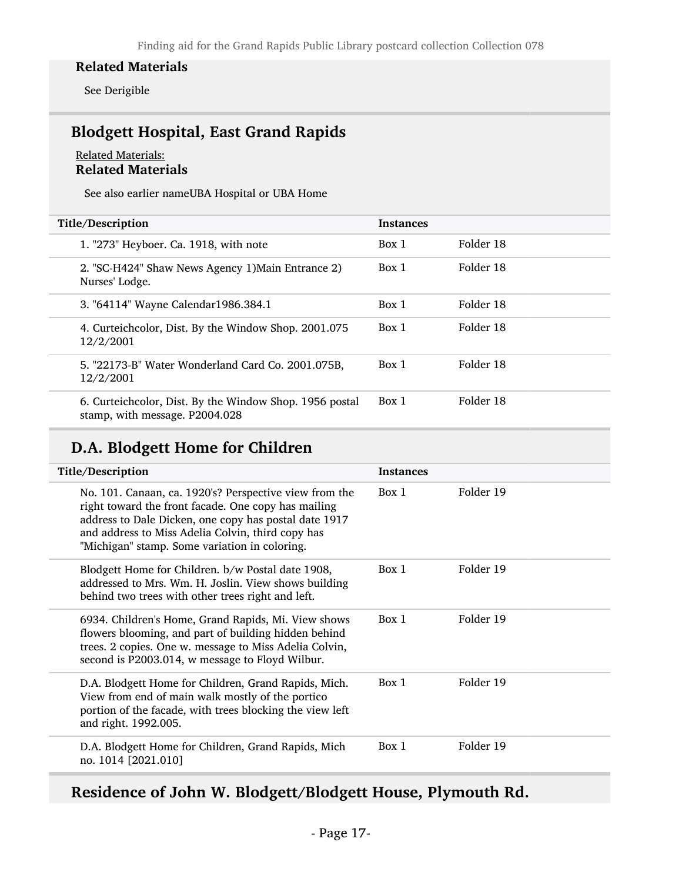**Related Materials**

See Derigible

## Blodgett Hospital, East Grand Rapids

Related Materials:

**Related Materials**

See also earlier nameUBA Hospital or UBA Home

| Title/Description | Instances | |
|---|---|---|
| 1. "273" Heyboer. Ca. 1918, with note | Box 1 | Folder 18 |
| 2. "SC-H424" Shaw News Agency 1)Main Entrance 2) Nurses' Lodge. | Box 1 | Folder 18 |
| 3. "64114" Wayne Calendar1986.384.1 | Box 1 | Folder 18 |
| 4. Curteichcolor, Dist. By the Window Shop. 2001.075 12/2/2001 | Box 1 | Folder 18 |
| 5. "22173-B" Water Wonderland Card Co. 2001.075B, 12/2/2001 | Box 1 | Folder 18 |
| 6. Curteichcolor, Dist. By the Window Shop. 1956 postal stamp, with message. P2004.028 | Box 1 | Folder 18 |

## D.A. Blodgett Home for Children

| Title/Description | Instances | |
|---|---|---|
| No. 101. Canaan, ca. 1920's? Perspective view from the right toward the front facade. One copy has mailing address to Dale Dicken, one copy has postal date 1917 and address to Miss Adelia Colvin, third copy has "Michigan" stamp. Some variation in coloring. | Box 1 | Folder 19 |
| Blodgett Home for Children. b/w Postal date 1908, addressed to Mrs. Wm. H. Joslin. View shows building behind two trees with other trees right and left. | Box 1 | Folder 19 |
| 6934. Children's Home, Grand Rapids, Mi. View shows flowers blooming, and part of building hidden behind trees. 2 copies. One w. message to Miss Adelia Colvin, second is P2003.014, w message to Floyd Wilbur. | Box 1 | Folder 19 |
| D.A. Blodgett Home for Children, Grand Rapids, Mich. View from end of main walk mostly of the portico portion of the facade, with trees blocking the view left and right. 1992.005. | Box 1 | Folder 19 |
| D.A. Blodgett Home for Children, Grand Rapids, Mich no. 1014 [2021.010] | Box 1 | Folder 19 |

## Residence of John W. Blodgett/Blodgett House, Plymouth Rd.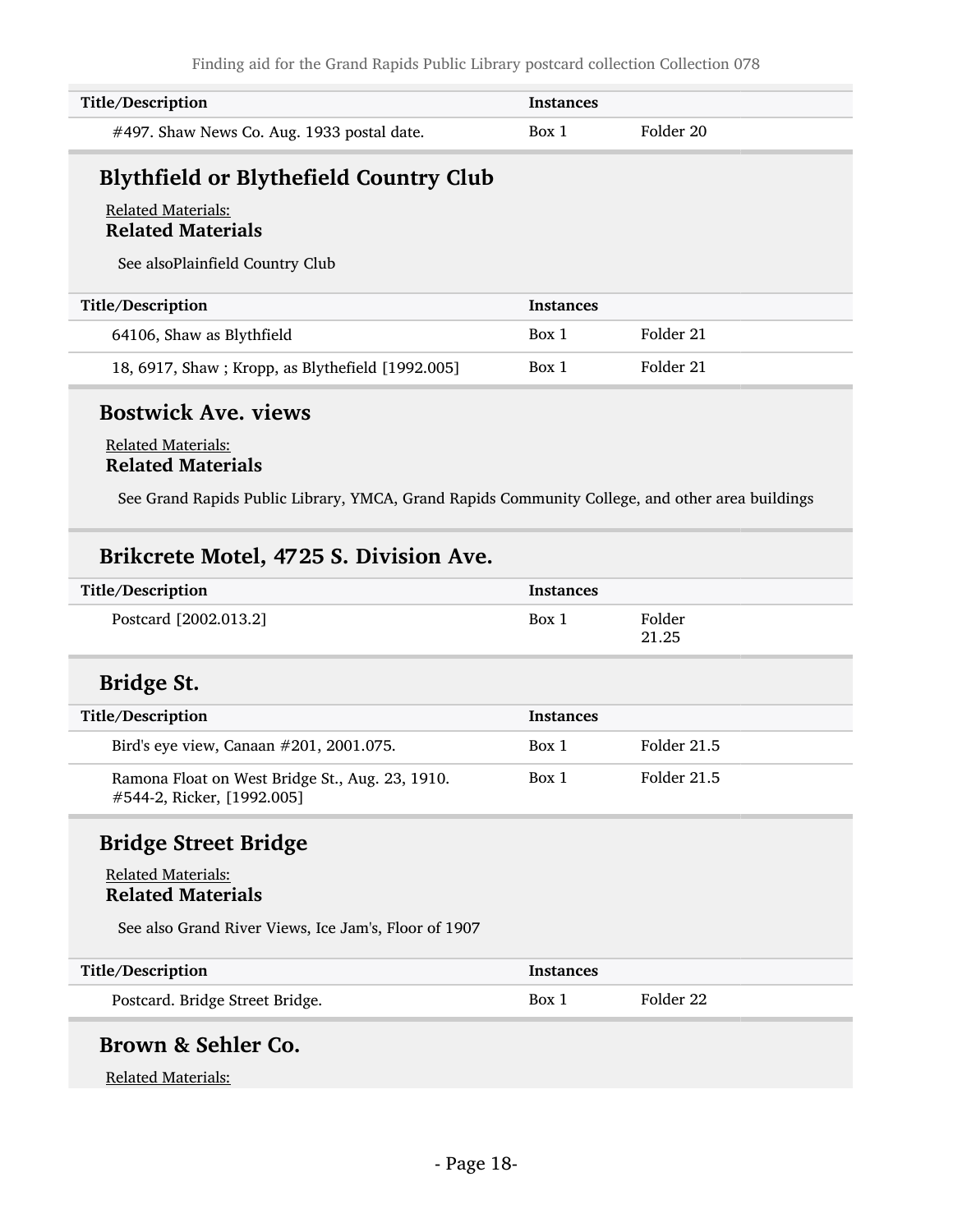| Title/Description | Instances | |
|---|---|---|
| #497. Shaw News Co. Aug. 1933 postal date. | Box 1 | Folder 20 |

## Blythfield or Blythefield Country Club

Related Materials:

**Related Materials**

See alsoPlainfield Country Club

| Title/Description | Instances | |
|---|---|---|
| 64106, Shaw as Blythfield | Box 1 | Folder 21 |
| 18, 6917, Shaw ; Kropp, as Blythefield [1992.005] | Box 1 | Folder 21 |

## Bostwick Ave. views

Related Materials:

**Related Materials**

See Grand Rapids Public Library, YMCA, Grand Rapids Community College, and other area buildings

## Brikcrete Motel, 4725 S. Division Ave.

| Title/Description | Instances | |
|---|---|---|
| Postcard [2002.013.2] | Box 1 | Folder 21.25 |

## Bridge St.

| Title/Description | Instances | |
|---|---|---|
| Bird's eye view, Canaan #201, 2001.075. | Box 1 | Folder 21.5 |
| Ramona Float on West Bridge St., Aug. 23, 1910. #544-2, Ricker, [1992.005] | Box 1 | Folder 21.5 |

## Bridge Street Bridge

Related Materials:

**Related Materials**

See also Grand River Views, Ice Jam's, Floor of 1907

| Title/Description | Instances | |
|---|---|---|
| Postcard. Bridge Street Bridge. | Box 1 | Folder 22 |

## Brown & Sehler Co.

Related Materials: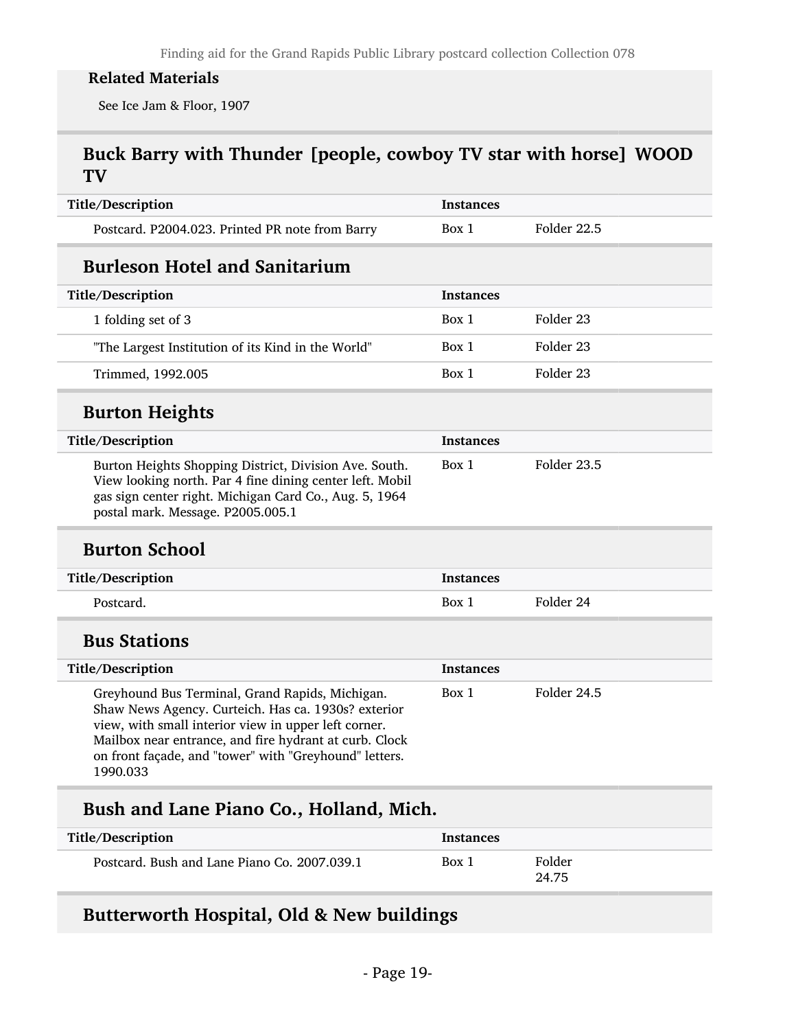#### Related Materials

See Ice Jam & Floor, 1907

### Buck Barry with Thunder [people, cowboy TV star with horse] WOOD TV

| Title/Description | Instances | |
|---|---|---|
| Postcard. P2004.023. Printed PR note from Barry | Box 1 | Folder 22.5 |

### Burleson Hotel and Sanitarium

| Title/Description | Instances | |
|---|---|---|
| 1 folding set of 3 | Box 1 | Folder 23 |
| "The Largest Institution of its Kind in the World" | Box 1 | Folder 23 |
| Trimmed, 1992.005 | Box 1 | Folder 23 |

### Burton Heights

| Title/Description | Instances | |
|---|---|---|
| Burton Heights Shopping District, Division Ave. South. View looking north. Par 4 fine dining center left. Mobil gas sign center right. Michigan Card Co., Aug. 5, 1964 postal mark. Message. P2005.005.1 | Box 1 | Folder 23.5 |

### Burton School

| Title/Description | Instances | |
|---|---|---|
| Postcard. | Box 1 | Folder 24 |

### Bus Stations

| Title/Description | Instances | |
|---|---|---|
| Greyhound Bus Terminal, Grand Rapids, Michigan. Shaw News Agency. Curteich. Has ca. 1930s? exterior view, with small interior view in upper left corner. Mailbox near entrance, and fire hydrant at curb. Clock on front façade, and "tower" with "Greyhound" letters. 1990.033 | Box 1 | Folder 24.5 |

### Bush and Lane Piano Co., Holland, Mich.

| Title/Description | Instances | |
|---|---|---|
| Postcard. Bush and Lane Piano Co. 2007.039.1 | Box 1 | Folder 24.75 |

### Butterworth Hospital, Old & New buildings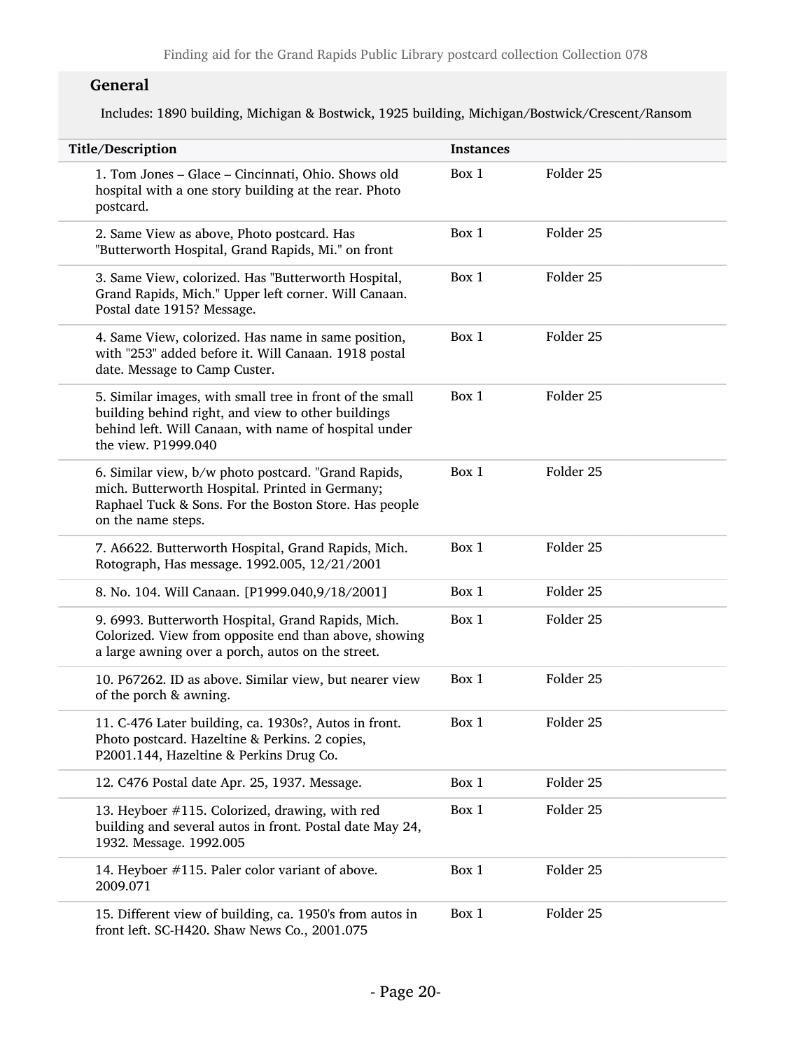### General

Includes: 1890 building, Michigan & Bostwick, 1925 building, Michigan/Bostwick/Crescent/Ransom

| Title/Description | Instances | |
|---|---|---|
| 1. Tom Jones – Glace – Cincinnati, Ohio. Shows old hospital with a one story building at the rear. Photo postcard. | Box 1 | Folder 25 |
| 2. Same View as above, Photo postcard. Has "Butterworth Hospital, Grand Rapids, Mi." on front | Box 1 | Folder 25 |
| 3. Same View, colorized. Has "Butterworth Hospital, Grand Rapids, Mich." Upper left corner. Will Canaan. Postal date 1915? Message. | Box 1 | Folder 25 |
| 4. Same View, colorized. Has name in same position, with "253" added before it. Will Canaan. 1918 postal date. Message to Camp Custer. | Box 1 | Folder 25 |
| 5. Similar images, with small tree in front of the small building behind right, and view to other buildings behind left. Will Canaan, with name of hospital under the view. P1999.040 | Box 1 | Folder 25 |
| 6. Similar view, b/w photo postcard. "Grand Rapids, mich. Butterworth Hospital. Printed in Germany; Raphael Tuck & Sons. For the Boston Store. Has people on the name steps. | Box 1 | Folder 25 |
| 7. A6622. Butterworth Hospital, Grand Rapids, Mich. Rotograph, Has message. 1992.005, 12/21/2001 | Box 1 | Folder 25 |
| 8. No. 104. Will Canaan. [P1999.040,9/18/2001] | Box 1 | Folder 25 |
| 9. 6993. Butterworth Hospital, Grand Rapids, Mich. Colorized. View from opposite end than above, showing a large awning over a porch, autos on the street. | Box 1 | Folder 25 |
| 10. P67262. ID as above. Similar view, but nearer view of the porch & awning. | Box 1 | Folder 25 |
| 11. C-476 Later building, ca. 1930s?, Autos in front. Photo postcard. Hazeltine & Perkins. 2 copies, P2001.144, Hazeltine & Perkins Drug Co. | Box 1 | Folder 25 |
| 12. C476 Postal date Apr. 25, 1937. Message. | Box 1 | Folder 25 |
| 13. Heyboer #115. Colorized, drawing, with red building and several autos in front. Postal date May 24, 1932. Message. 1992.005 | Box 1 | Folder 25 |
| 14. Heyboer #115. Paler color variant of above. 2009.071 | Box 1 | Folder 25 |
| 15. Different view of building, ca. 1950's from autos in front left. SC-H420. Shaw News Co., 2001.075 | Box 1 | Folder 25 |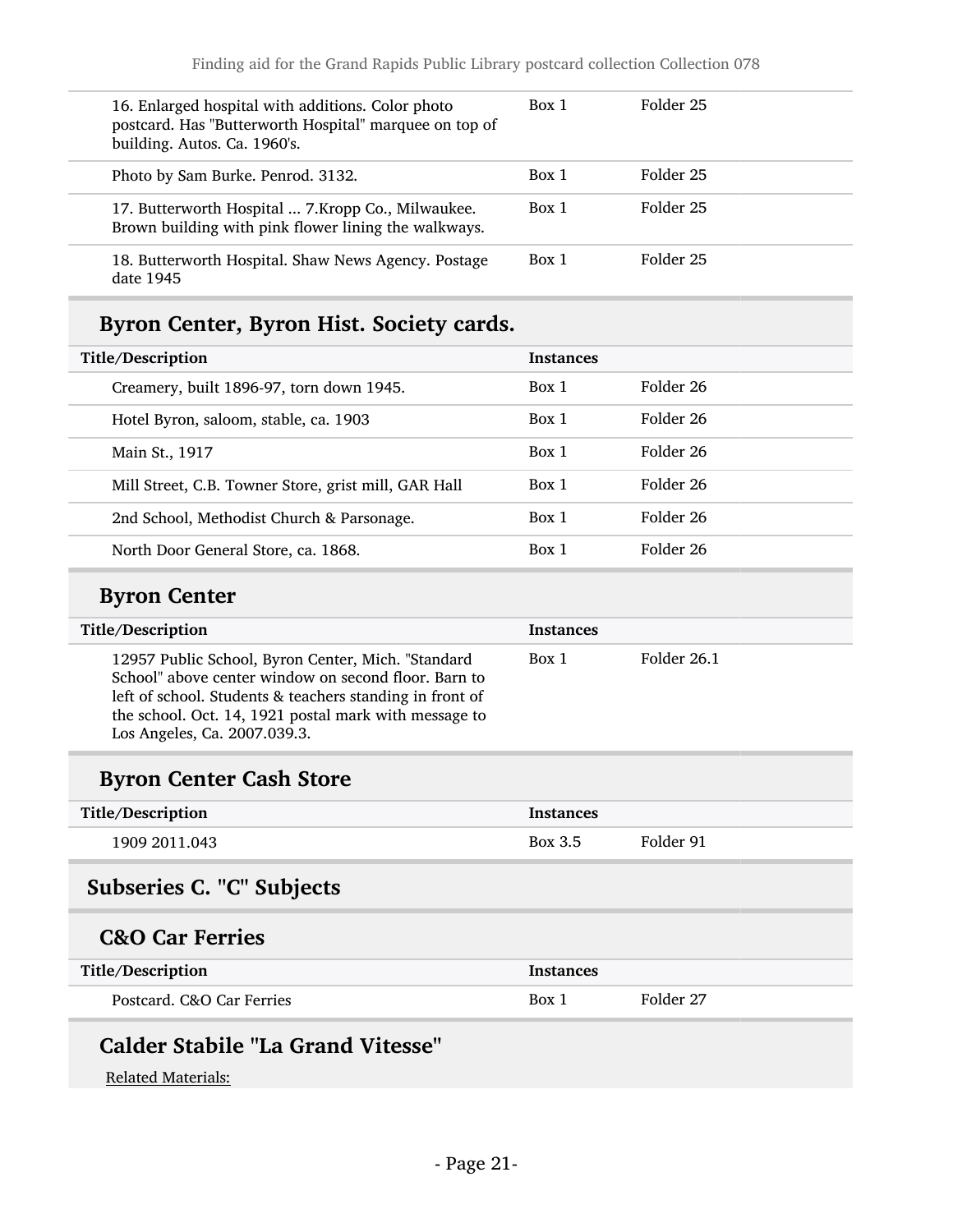| Title/Description | Instances | |
|---|---|---|
| 16. Enlarged hospital with additions. Color photo postcard. Has "Butterworth Hospital" marquee on top of building. Autos. Ca. 1960's. | Box 1 | Folder 25 |
| Photo by Sam Burke. Penrod. 3132. | Box 1 | Folder 25 |
| 17. Butterworth Hospital ... 7.Kropp Co., Milwaukee. Brown building with pink flower lining the walkways. | Box 1 | Folder 25 |
| 18. Butterworth Hospital. Shaw News Agency. Postage date 1945 | Box 1 | Folder 25 |

### Byron Center, Byron Hist. Society cards.

| Title/Description | Instances | |
|---|---|---|
| Creamery, built 1896-97, torn down 1945. | Box 1 | Folder 26 |
| Hotel Byron, saloom, stable, ca. 1903 | Box 1 | Folder 26 |
| Main St., 1917 | Box 1 | Folder 26 |
| Mill Street, C.B. Towner Store, grist mill, GAR Hall | Box 1 | Folder 26 |
| 2nd School, Methodist Church & Parsonage. | Box 1 | Folder 26 |
| North Door General Store, ca. 1868. | Box 1 | Folder 26 |

### Byron Center

| Title/Description | Instances | |
|---|---|---|
| 12957 Public School, Byron Center, Mich. "Standard School" above center window on second floor. Barn to left of school. Students & teachers standing in front of the school. Oct. 14, 1921 postal mark with message to Los Angeles, Ca. 2007.039.3. | Box 1 | Folder 26.1 |

### Byron Center Cash Store

| Title/Description | Instances | |
|---|---|---|
| 1909 2011.043 | Box 3.5 | Folder 91 |

## Subseries C. "C" Subjects

### C&O Car Ferries

| Title/Description | Instances | |
|---|---|---|
| Postcard. C&O Car Ferries | Box 1 | Folder 27 |

### Calder Stabile "La Grand Vitesse"

Related Materials: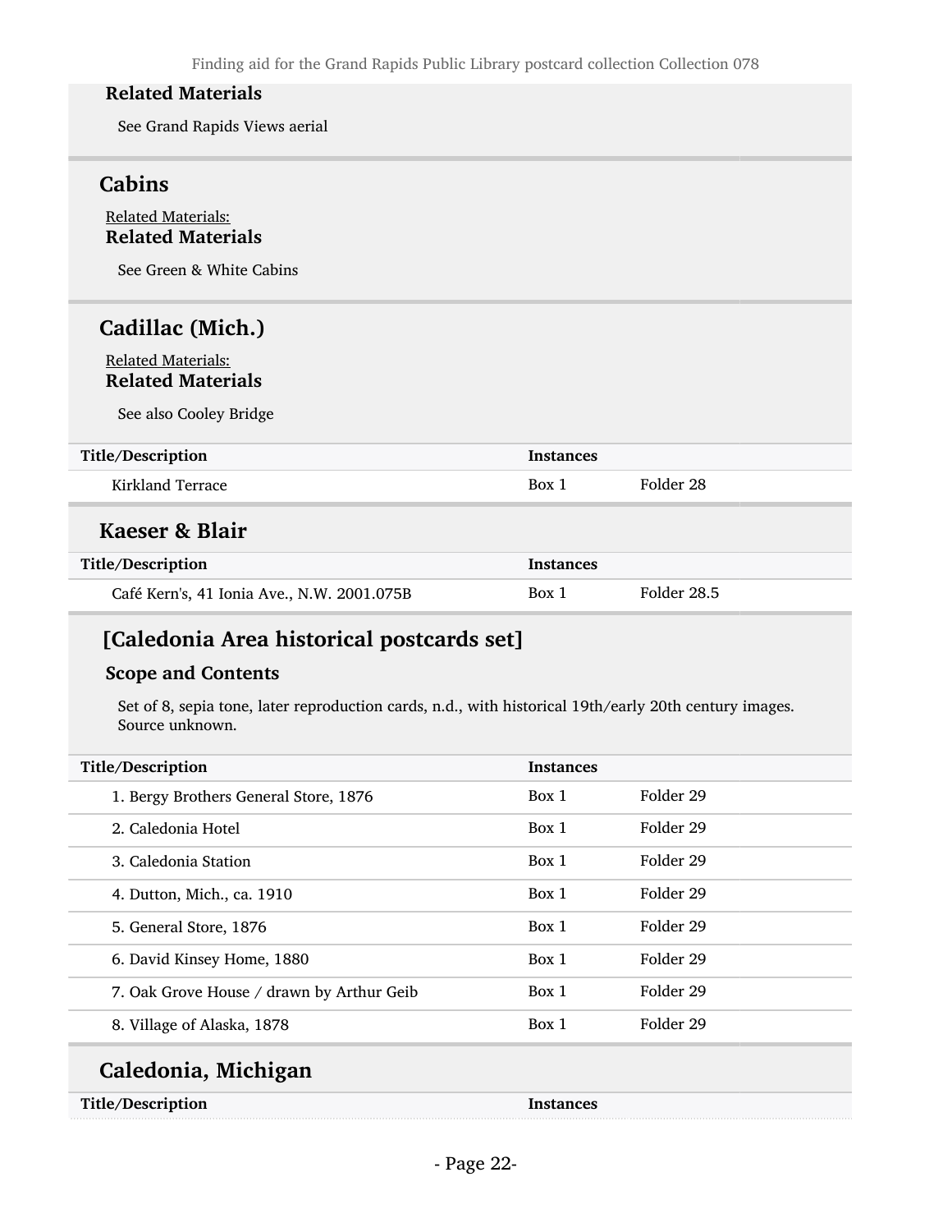#### Related Materials

See Grand Rapids Views aerial

### Cabins

Related Materials:

#### Related Materials

See Green & White Cabins

### Cadillac (Mich.)

Related Materials:

#### Related Materials

See also Cooley Bridge

| Title/Description | Instances | |
|---|---|---|
| Kirkland Terrace | Box 1 | Folder 28 |

### Kaeser & Blair

| Title/Description | Instances | |
|---|---|---|
| Café Kern's, 41 Ionia Ave., N.W. 2001.075B | Box 1 | Folder 28.5 |

### [Caledonia Area historical postcards set]

#### Scope and Contents

Set of 8, sepia tone, later reproduction cards, n.d., with historical 19th/early 20th century images. Source unknown.

| Title/Description | Instances | |
|---|---|---|
| 1. Bergy Brothers General Store, 1876 | Box 1 | Folder 29 |
| 2. Caledonia Hotel | Box 1 | Folder 29 |
| 3. Caledonia Station | Box 1 | Folder 29 |
| 4. Dutton, Mich., ca. 1910 | Box 1 | Folder 29 |
| 5. General Store, 1876 | Box 1 | Folder 29 |
| 6. David Kinsey Home, 1880 | Box 1 | Folder 29 |
| 7. Oak Grove House / drawn by Arthur Geib | Box 1 | Folder 29 |
| 8. Village of Alaska, 1878 | Box 1 | Folder 29 |

### Caledonia, Michigan

| Title/Description | Instances |
|---|---|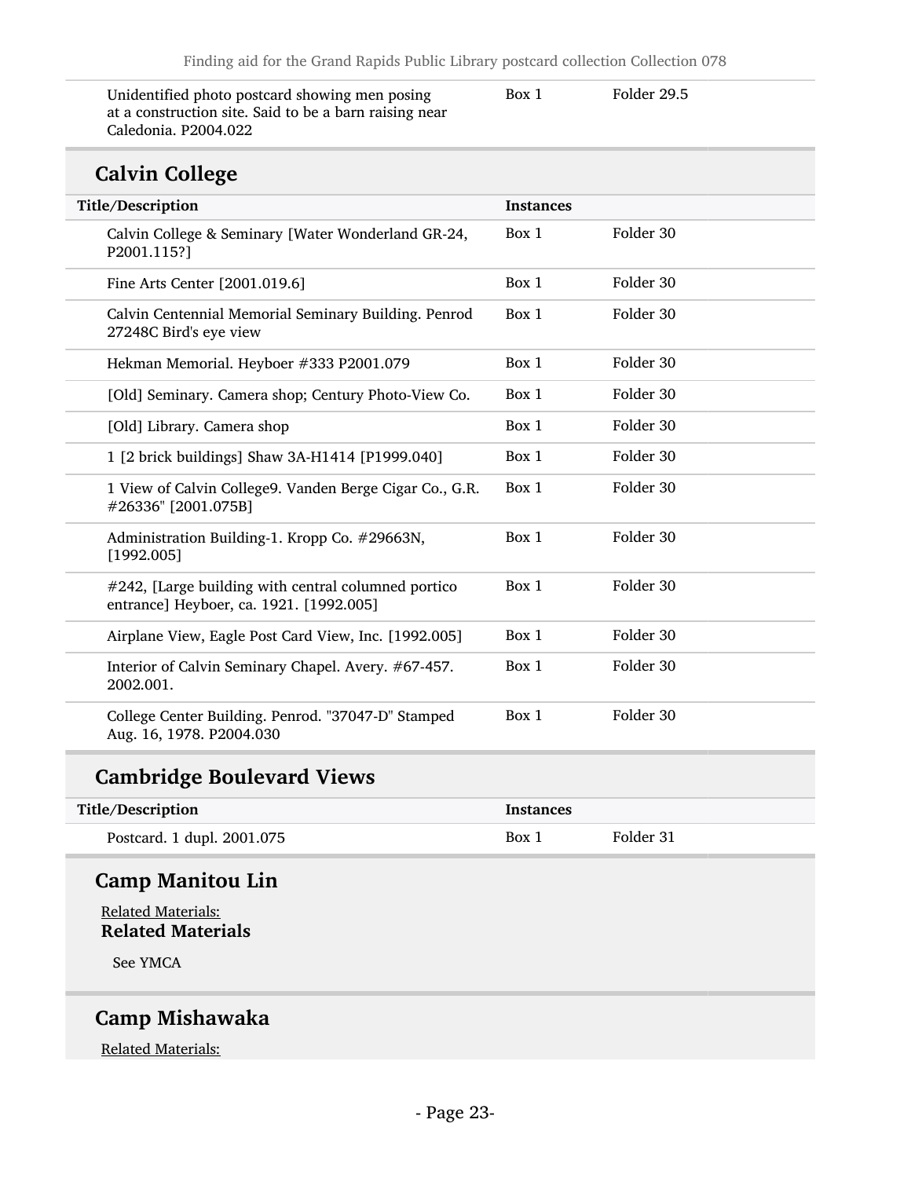| | | |
|---|---|---|
| Unidentified photo postcard showing men posing at a construction site. Said to be a barn raising near Caledonia. P2004.022 | Box 1 | Folder 29.5 |

## Calvin College

| Title/Description | Instances | |
|---|---|---|
| Calvin College & Seminary [Water Wonderland GR-24, P2001.115?] | Box 1 | Folder 30 |
| Fine Arts Center [2001.019.6] | Box 1 | Folder 30 |
| Calvin Centennial Memorial Seminary Building. Penrod 27248C Bird's eye view | Box 1 | Folder 30 |
| Hekman Memorial. Heyboer #333 P2001.079 | Box 1 | Folder 30 |
| [Old] Seminary. Camera shop; Century Photo-View Co. | Box 1 | Folder 30 |
| [Old] Library. Camera shop | Box 1 | Folder 30 |
| 1 [2 brick buildings] Shaw 3A-H1414 [P1999.040] | Box 1 | Folder 30 |
| 1 View of Calvin College9. Vanden Berge Cigar Co., G.R. #26336" [2001.075B] | Box 1 | Folder 30 |
| Administration Building-1. Kropp Co. #29663N, [1992.005] | Box 1 | Folder 30 |
| #242, [Large building with central columned portico entrance] Heyboer, ca. 1921. [1992.005] | Box 1 | Folder 30 |
| Airplane View, Eagle Post Card View, Inc. [1992.005] | Box 1 | Folder 30 |
| Interior of Calvin Seminary Chapel. Avery. #67-457. 2002.001. | Box 1 | Folder 30 |
| College Center Building. Penrod. "37047-D" Stamped Aug. 16, 1978. P2004.030 | Box 1 | Folder 30 |

## Cambridge Boulevard Views

| Title/Description | Instances | |
|---|---|---|
| Postcard. 1 dupl. 2001.075 | Box 1 | Folder 31 |

## Camp Manitou Lin

Related Materials:

**Related Materials**

See YMCA

## Camp Mishawaka

Related Materials: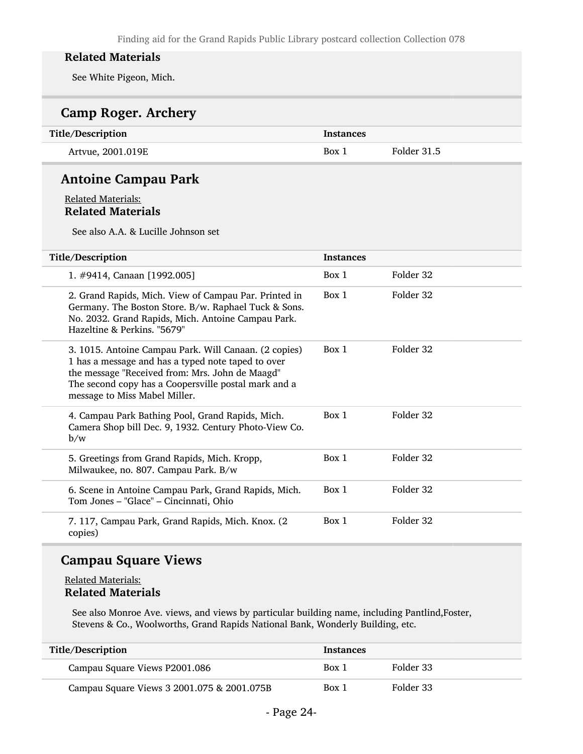#### Related Materials

See White Pigeon, Mich.

### Camp Roger. Archery

| Title/Description | Instances | |
|---|---|---|
| Artvue, 2001.019E | Box 1 | Folder 31.5 |

### Antoine Campau Park

Related Materials:

#### Related Materials

See also A.A. & Lucille Johnson set

| Title/Description | Instances | |
|---|---|---|
| 1. #9414, Canaan [1992.005] | Box 1 | Folder 32 |
| 2. Grand Rapids, Mich. View of Campau Par. Printed in Germany. The Boston Store. B/w. Raphael Tuck & Sons. No. 2032. Grand Rapids, Mich. Antoine Campau Park. Hazeltine & Perkins. "5679" | Box 1 | Folder 32 |
| 3. 1015. Antoine Campau Park. Will Canaan. (2 copies) 1 has a message and has a typed note taped to over the message "Received from: Mrs. John de Maagd" The second copy has a Coopersville postal mark and a message to Miss Mabel Miller. | Box 1 | Folder 32 |
| 4. Campau Park Bathing Pool, Grand Rapids, Mich. Camera Shop bill Dec. 9, 1932. Century Photo-View Co. b/w | Box 1 | Folder 32 |
| 5. Greetings from Grand Rapids, Mich. Kropp, Milwaukee, no. 807. Campau Park. B/w | Box 1 | Folder 32 |
| 6. Scene in Antoine Campau Park, Grand Rapids, Mich. Tom Jones – "Glace" – Cincinnati, Ohio | Box 1 | Folder 32 |
| 7. 117, Campau Park, Grand Rapids, Mich. Knox. (2 copies) | Box 1 | Folder 32 |

### Campau Square Views

Related Materials:

#### Related Materials

See also Monroe Ave. views, and views by particular building name, including Pantlind,Foster, Stevens & Co., Woolworths, Grand Rapids National Bank, Wonderly Building, etc.

| Title/Description | Instances | |
|---|---|---|
| Campau Square Views P2001.086 | Box 1 | Folder 33 |
| Campau Square Views 3 2001.075 & 2001.075B | Box 1 | Folder 33 |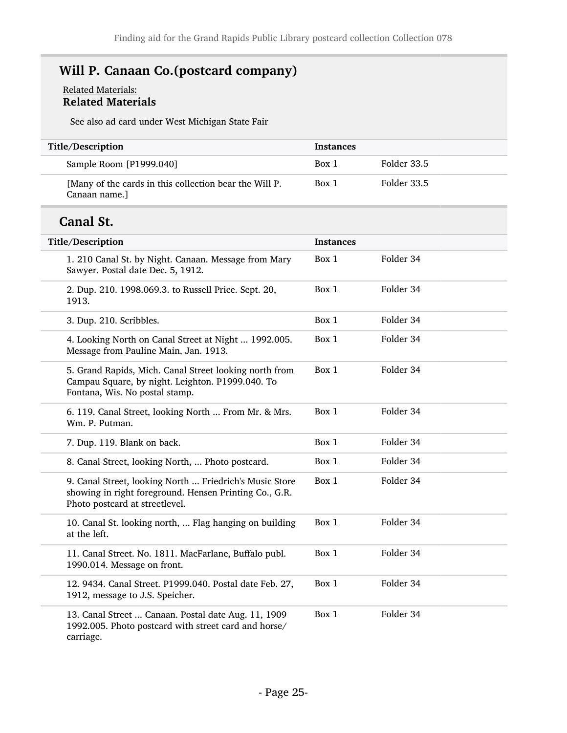## Will P. Canaan Co.(postcard company)

Related Materials:

**Related Materials**

See also ad card under West Michigan State Fair

| Title/Description | Instances | |
|---|---|---|
| Sample Room [P1999.040] | Box 1 | Folder 33.5 |
| [Many of the cards in this collection bear the Will P. Canaan name.] | Box 1 | Folder 33.5 |

## Canal St.

| Title/Description | Instances | |
|---|---|---|
| 1. 210 Canal St. by Night. Canaan. Message from Mary Sawyer. Postal date Dec. 5, 1912. | Box 1 | Folder 34 |
| 2. Dup. 210. 1998.069.3. to Russell Price. Sept. 20, 1913. | Box 1 | Folder 34 |
| 3. Dup. 210. Scribbles. | Box 1 | Folder 34 |
| 4. Looking North on Canal Street at Night ... 1992.005. Message from Pauline Main, Jan. 1913. | Box 1 | Folder 34 |
| 5. Grand Rapids, Mich. Canal Street looking north from Campau Square, by night. Leighton. P1999.040. To Fontana, Wis. No postal stamp. | Box 1 | Folder 34 |
| 6. 119. Canal Street, looking North ... From Mr. & Mrs. Wm. P. Putman. | Box 1 | Folder 34 |
| 7. Dup. 119. Blank on back. | Box 1 | Folder 34 |
| 8. Canal Street, looking North, ... Photo postcard. | Box 1 | Folder 34 |
| 9. Canal Street, looking North ... Friedrich's Music Store showing in right foreground. Hensen Printing Co., G.R. Photo postcard at streetlevel. | Box 1 | Folder 34 |
| 10. Canal St. looking north, ... Flag hanging on building at the left. | Box 1 | Folder 34 |
| 11. Canal Street. No. 1811. MacFarlane, Buffalo publ. 1990.014. Message on front. | Box 1 | Folder 34 |
| 12. 9434. Canal Street. P1999.040. Postal date Feb. 27, 1912, message to J.S. Speicher. | Box 1 | Folder 34 |
| 13. Canal Street ... Canaan. Postal date Aug. 11, 1909 1992.005. Photo postcard with street card and horse/carriage. | Box 1 | Folder 34 |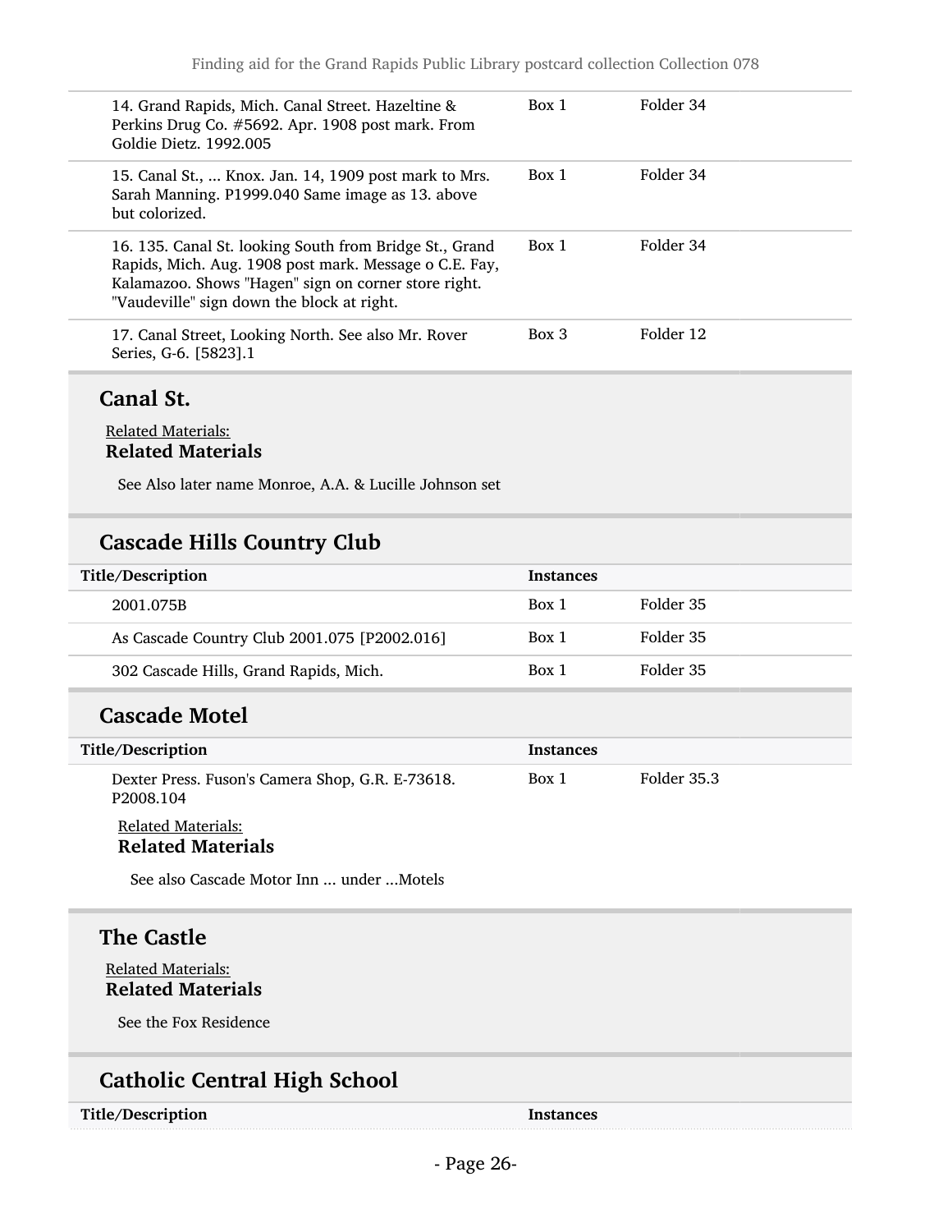| Title/Description | Instances | |
|---|---|---|
| 14. Grand Rapids, Mich. Canal Street. Hazeltine & Perkins Drug Co. #5692. Apr. 1908 post mark. From Goldie Dietz. 1992.005 | Box 1 | Folder 34 |
| 15. Canal St., ... Knox. Jan. 14, 1909 post mark to Mrs. Sarah Manning. P1999.040 Same image as 13. above but colorized. | Box 1 | Folder 34 |
| 16. 135. Canal St. looking South from Bridge St., Grand Rapids, Mich. Aug. 1908 post mark. Message o C.E. Fay, Kalamazoo. Shows "Hagen" sign on corner store right. "Vaudeville" sign down the block at right. | Box 1 | Folder 34 |
| 17. Canal Street, Looking North. See also Mr. Rover Series, G-6. [5823].1 | Box 3 | Folder 12 |

## Canal St.

Related Materials:

**Related Materials**

See Also later name Monroe, A.A. & Lucille Johnson set

## Cascade Hills Country Club

| Title/Description | Instances | |
|---|---|---|
| 2001.075B | Box 1 | Folder 35 |
| As Cascade Country Club 2001.075 [P2002.016] | Box 1 | Folder 35 |
| 302 Cascade Hills, Grand Rapids, Mich. | Box 1 | Folder 35 |

## Cascade Motel

| Title/Description | Instances | |
|---|---|---|
| Dexter Press. Fuson's Camera Shop, G.R. E-73618. P2008.104 | Box 1 | Folder 35.3 |

Related Materials:

**Related Materials**

See also Cascade Motor Inn ... under ...Motels

## The Castle

Related Materials:

**Related Materials**

See the Fox Residence

## Catholic Central High School

| Title/Description | Instances |
|---|---|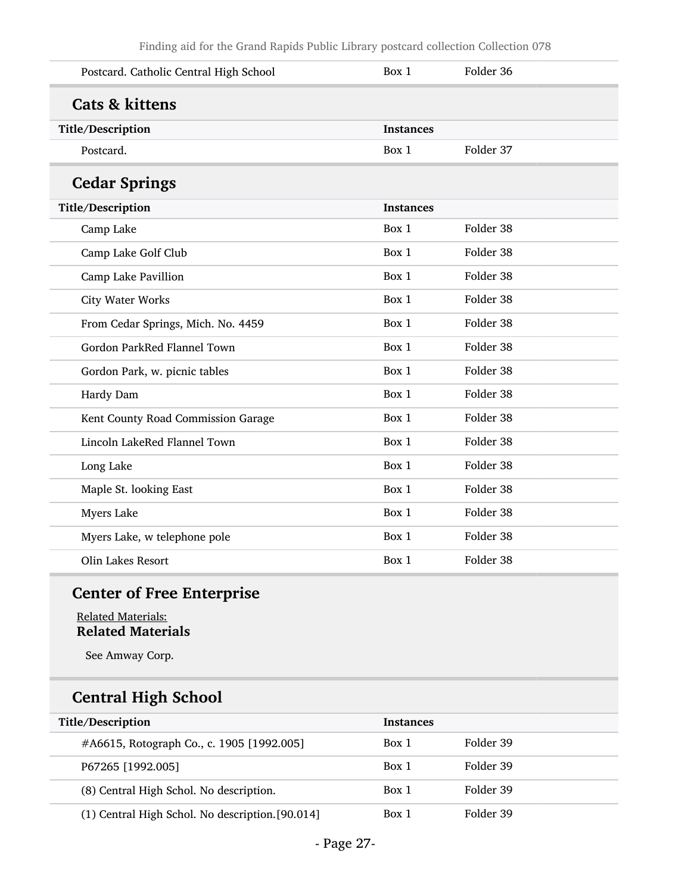| Title/Description | Instances | |
|---|---|---|
| Postcard. Catholic Central High School | Box 1 | Folder 36 |

## Cats & kittens

| Title/Description | Instances | |
|---|---|---|
| Postcard. | Box 1 | Folder 37 |

## Cedar Springs

| Title/Description | Instances | |
|---|---|---|
| Camp Lake | Box 1 | Folder 38 |
| Camp Lake Golf Club | Box 1 | Folder 38 |
| Camp Lake Pavillion | Box 1 | Folder 38 |
| City Water Works | Box 1 | Folder 38 |
| From Cedar Springs, Mich. No. 4459 | Box 1 | Folder 38 |
| Gordon ParkRed Flannel Town | Box 1 | Folder 38 |
| Gordon Park, w. picnic tables | Box 1 | Folder 38 |
| Hardy Dam | Box 1 | Folder 38 |
| Kent County Road Commission Garage | Box 1 | Folder 38 |
| Lincoln LakeRed Flannel Town | Box 1 | Folder 38 |
| Long Lake | Box 1 | Folder 38 |
| Maple St. looking East | Box 1 | Folder 38 |
| Myers Lake | Box 1 | Folder 38 |
| Myers Lake, w telephone pole | Box 1 | Folder 38 |
| Olin Lakes Resort | Box 1 | Folder 38 |

## Center of Free Enterprise

Related Materials:

**Related Materials**

See Amway Corp.

## Central High School

| Title/Description | Instances | |
|---|---|---|
| #A6615, Rotograph Co., c. 1905 [1992.005] | Box 1 | Folder 39 |
| P67265 [1992.005] | Box 1 | Folder 39 |
| (8) Central High Schol. No description. | Box 1 | Folder 39 |
| (1) Central High Schol. No description.[90.014] | Box 1 | Folder 39 |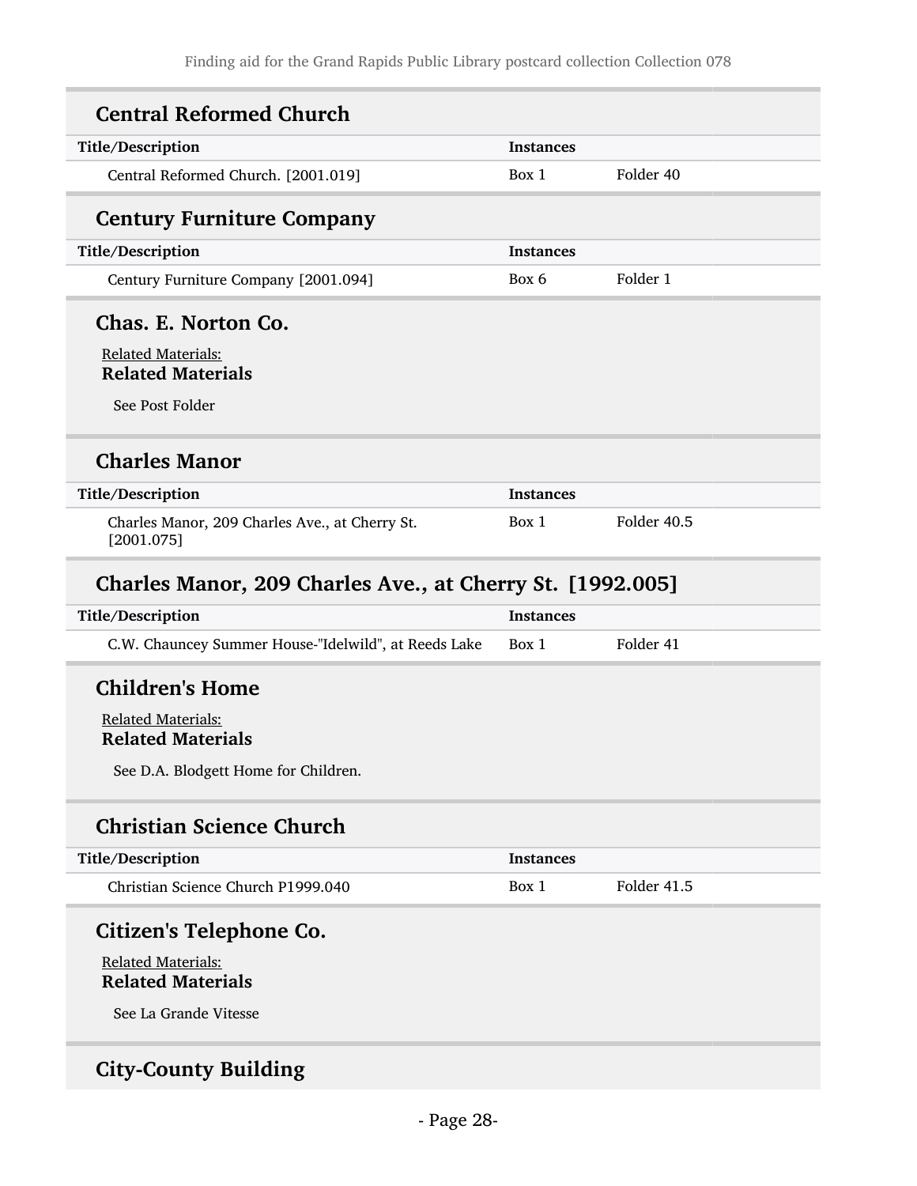## Central Reformed Church

| Title/Description | Instances | |
|---|---|---|
| Central Reformed Church. [2001.019] | Box 1 | Folder 40 |

## Century Furniture Company

| Title/Description | Instances | |
|---|---|---|
| Century Furniture Company [2001.094] | Box 6 | Folder 1 |

## Chas. E. Norton Co.

Related Materials:

**Related Materials**

See Post Folder

## Charles Manor

| Title/Description | Instances | |
|---|---|---|
| Charles Manor, 209 Charles Ave., at Cherry St. [2001.075] | Box 1 | Folder 40.5 |

## Charles Manor, 209 Charles Ave., at Cherry St. [1992.005]

| Title/Description | Instances | |
|---|---|---|
| C.W. Chauncey Summer House-"Idelwild", at Reeds Lake | Box 1 | Folder 41 |

## Children's Home

Related Materials:

**Related Materials**

See D.A. Blodgett Home for Children.

## Christian Science Church

| Title/Description | Instances | |
|---|---|---|
| Christian Science Church P1999.040 | Box 1 | Folder 41.5 |

## Citizen's Telephone Co.

Related Materials:

**Related Materials**

See La Grande Vitesse

## City-County Building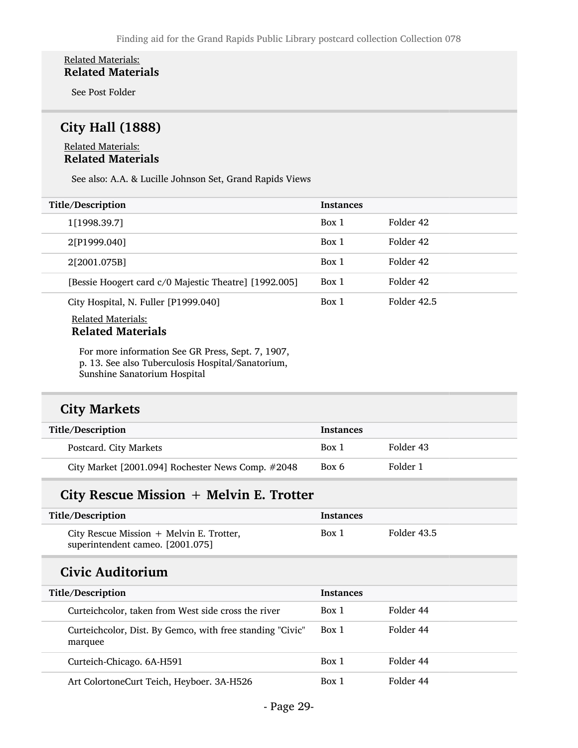Related Materials:
**Related Materials**

See Post Folder

## City Hall (1888)

Related Materials:
**Related Materials**

See also: A.A. & Lucille Johnson Set, Grand Rapids Views

| Title/Description | Instances | |
|---|---|---|
| 1[1998.39.7] | Box 1 | Folder 42 |
| 2[P1999.040] | Box 1 | Folder 42 |
| 2[2001.075B] | Box 1 | Folder 42 |
| [Bessie Hoogert card c/0 Majestic Theatre] [1992.005] | Box 1 | Folder 42 |
| City Hospital, N. Fuller [P1999.040] | Box 1 | Folder 42.5 |

Related Materials:
**Related Materials**

For more information See GR Press, Sept. 7, 1907, p. 13. See also Tuberculosis Hospital/Sanatorium, Sunshine Sanatorium Hospital

## City Markets

| Title/Description | Instances | |
|---|---|---|
| Postcard. City Markets | Box 1 | Folder 43 |
| City Market [2001.094] Rochester News Comp. #2048 | Box 6 | Folder 1 |

## City Rescue Mission + Melvin E. Trotter

| Title/Description | Instances | |
|---|---|---|
| City Rescue Mission + Melvin E. Trotter, superintendent cameo. [2001.075] | Box 1 | Folder 43.5 |

## Civic Auditorium

| Title/Description | Instances | |
|---|---|---|
| Curteichcolor, taken from West side cross the river | Box 1 | Folder 44 |
| Curteichcolor, Dist. By Gemco, with free standing "Civic" marquee | Box 1 | Folder 44 |
| Curteich-Chicago. 6A-H591 | Box 1 | Folder 44 |
| Art ColortoneCurt Teich, Heyboer. 3A-H526 | Box 1 | Folder 44 |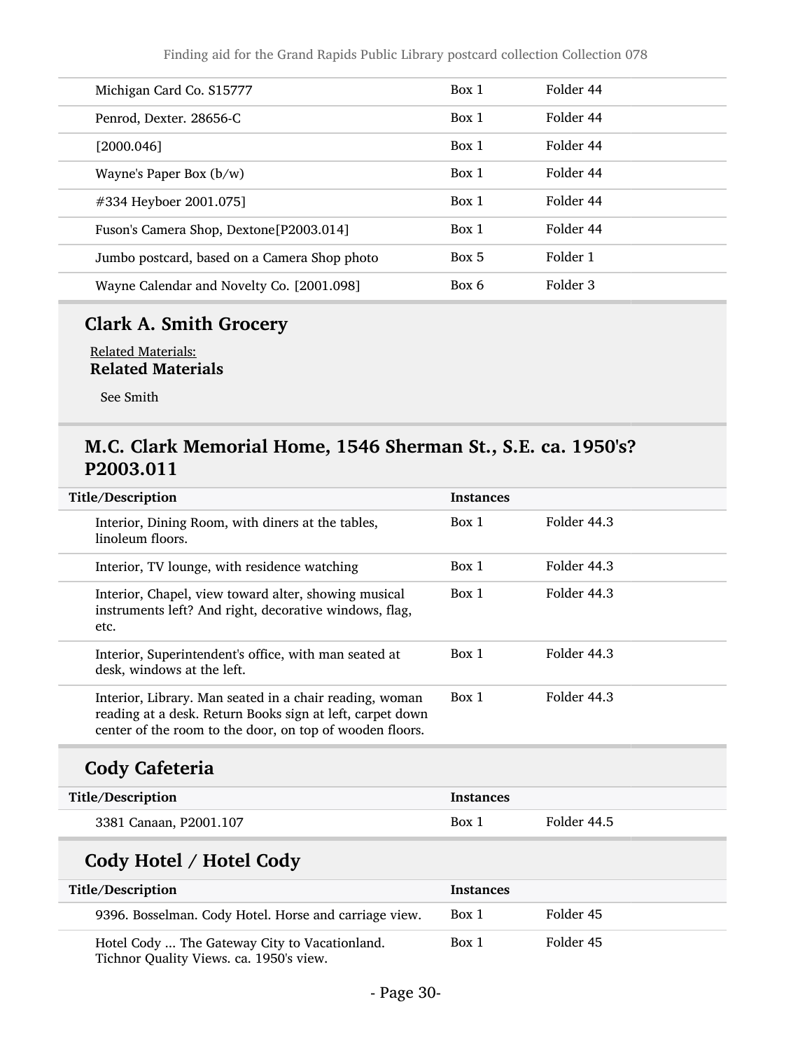| | | |
|---|---|---|
| Michigan Card Co. S15777 | Box 1 | Folder 44 |
| Penrod, Dexter. 28656-C | Box 1 | Folder 44 |
| [2000.046] | Box 1 | Folder 44 |
| Wayne's Paper Box (b/w) | Box 1 | Folder 44 |
| #334 Heyboer 2001.075] | Box 1 | Folder 44 |
| Fuson's Camera Shop, Dextone[P2003.014] | Box 1 | Folder 44 |
| Jumbo postcard, based on a Camera Shop photo | Box 5 | Folder 1 |
| Wayne Calendar and Novelty Co. [2001.098] | Box 6 | Folder 3 |

## Clark A. Smith Grocery

Related Materials:

**Related Materials**

See Smith

## M.C. Clark Memorial Home, 1546 Sherman St., S.E. ca. 1950's? P2003.011

| Title/Description | Instances | |
|---|---|---|
| Interior, Dining Room, with diners at the tables, linoleum floors. | Box 1 | Folder 44.3 |
| Interior, TV lounge, with residence watching | Box 1 | Folder 44.3 |
| Interior, Chapel, view toward alter, showing musical instruments left? And right, decorative windows, flag, etc. | Box 1 | Folder 44.3 |
| Interior, Superintendent's office, with man seated at desk, windows at the left. | Box 1 | Folder 44.3 |
| Interior, Library. Man seated in a chair reading, woman reading at a desk. Return Books sign at left, carpet down center of the room to the door, on top of wooden floors. | Box 1 | Folder 44.3 |

## Cody Cafeteria

| Title/Description | Instances | |
|---|---|---|
| 3381 Canaan, P2001.107 | Box 1 | Folder 44.5 |

## Cody Hotel / Hotel Cody

| Title/Description | Instances | |
|---|---|---|
| 9396. Bosselman. Cody Hotel. Horse and carriage view. | Box 1 | Folder 45 |
| Hotel Cody ... The Gateway City to Vacationland. Tichnor Quality Views. ca. 1950's view. | Box 1 | Folder 45 |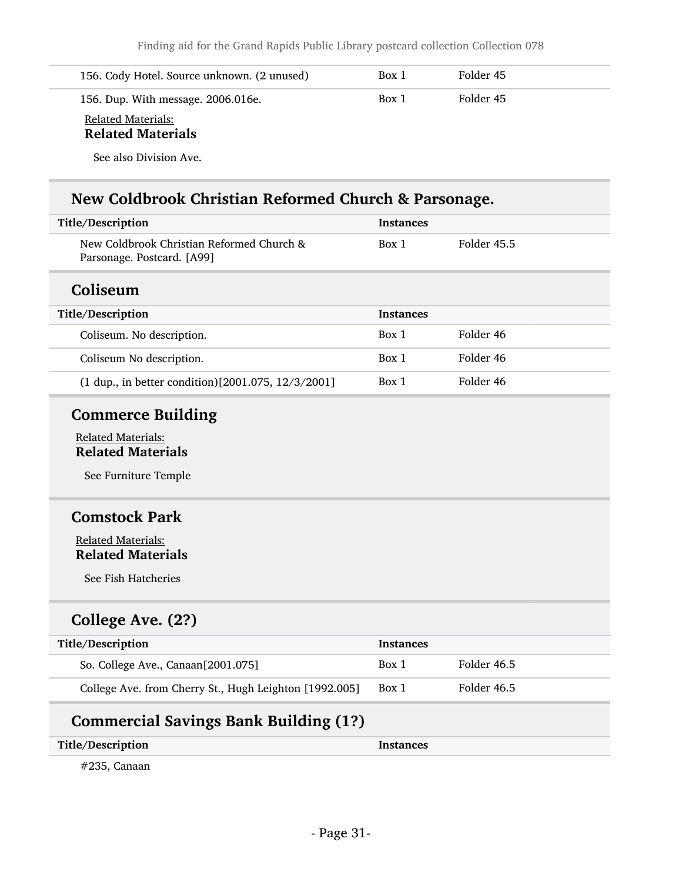| Title/Description | Instances | |
|---|---|---|
| 156. Cody Hotel. Source unknown. (2 unused) | Box 1 | Folder 45 |
| 156. Dup. With message. 2006.016e. | Box 1 | Folder 45 |

Related Materials:

**Related Materials**

See also Division Ave.

## New Coldbrook Christian Reformed Church & Parsonage.

| Title/Description | Instances | |
|---|---|---|
| New Coldbrook Christian Reformed Church & Parsonage. Postcard. [A99] | Box 1 | Folder 45.5 |

## Coliseum

| Title/Description | Instances | |
|---|---|---|
| Coliseum. No description. | Box 1 | Folder 46 |
| Coliseum No description. | Box 1 | Folder 46 |
| (1 dup., in better condition)[2001.075, 12/3/2001] | Box 1 | Folder 46 |

## Commerce Building

Related Materials:

**Related Materials**

See Furniture Temple

## Comstock Park

Related Materials:

**Related Materials**

See Fish Hatcheries

## College Ave. (2?)

| Title/Description | Instances | |
|---|---|---|
| So. College Ave., Canaan[2001.075] | Box 1 | Folder 46.5 |
| College Ave. from Cherry St., Hugh Leighton [1992.005] | Box 1 | Folder 46.5 |

## Commercial Savings Bank Building (1?)

| Title/Description | Instances |
|---|---|

#235, Canaan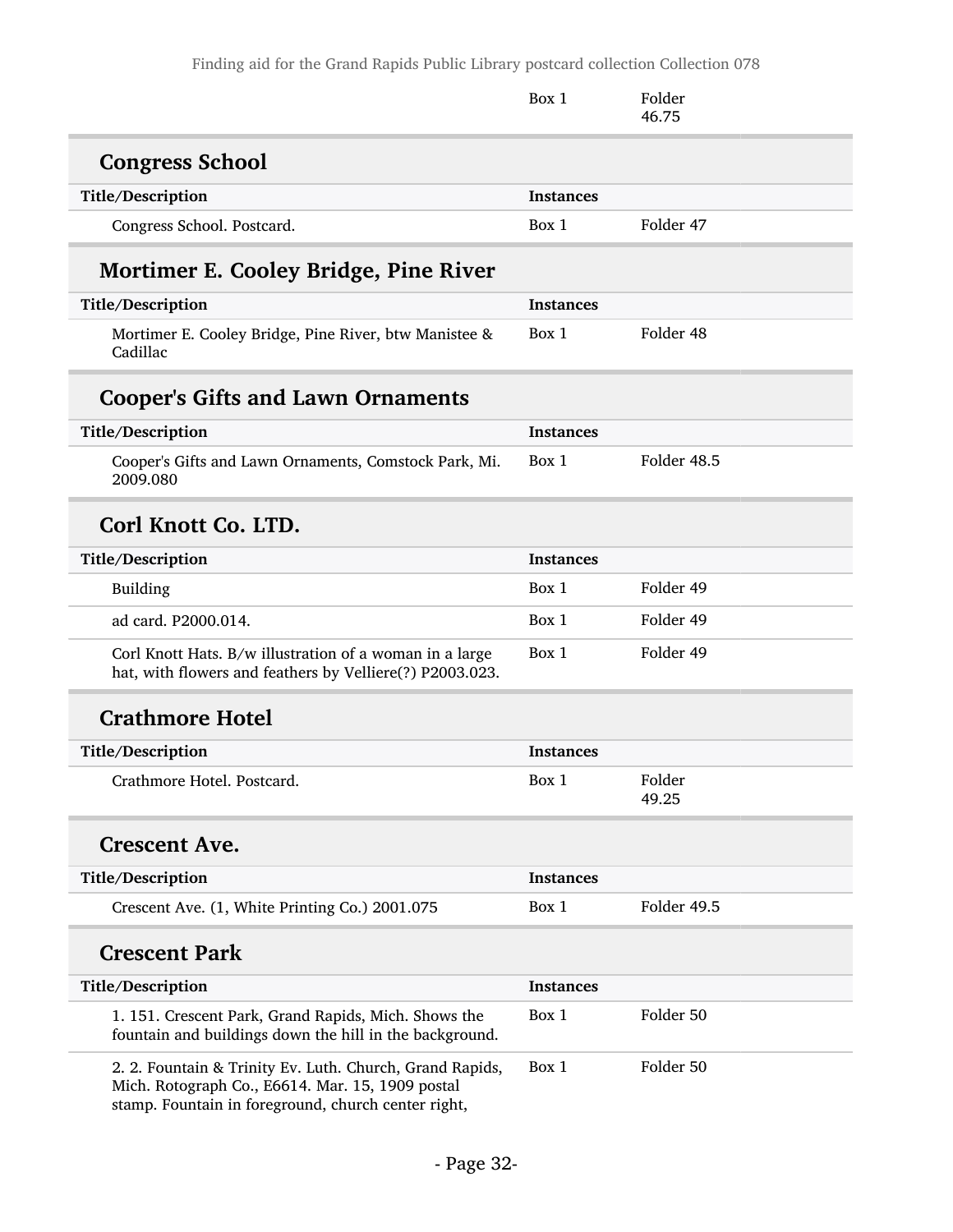| | Box 1 | Folder 46.75 |
|---|---|---|

## Congress School

| Title/Description | Instances | |
|---|---|---|
| Congress School. Postcard. | Box 1 | Folder 47 |

## Mortimer E. Cooley Bridge, Pine River

| Title/Description | Instances | |
|---|---|---|
| Mortimer E. Cooley Bridge, Pine River, btw Manistee & Cadillac | Box 1 | Folder 48 |

## Cooper's Gifts and Lawn Ornaments

| Title/Description | Instances | |
|---|---|---|
| Cooper's Gifts and Lawn Ornaments, Comstock Park, Mi. 2009.080 | Box 1 | Folder 48.5 |

## Corl Knott Co. LTD.

| Title/Description | Instances | |
|---|---|---|
| Building | Box 1 | Folder 49 |
| ad card. P2000.014. | Box 1 | Folder 49 |
| Corl Knott Hats. B/w illustration of a woman in a large hat, with flowers and feathers by Velliere(?) P2003.023. | Box 1 | Folder 49 |

## Crathmore Hotel

| Title/Description | Instances | |
|---|---|---|
| Crathmore Hotel. Postcard. | Box 1 | Folder 49.25 |

## Crescent Ave.

| Title/Description | Instances | |
|---|---|---|
| Crescent Ave. (1, White Printing Co.) 2001.075 | Box 1 | Folder 49.5 |

## Crescent Park

| Title/Description | Instances | |
|---|---|---|
| 1. 151. Crescent Park, Grand Rapids, Mich. Shows the fountain and buildings down the hill in the background. | Box 1 | Folder 50 |
| 2. 2. Fountain & Trinity Ev. Luth. Church, Grand Rapids, Mich. Rotograph Co., E6614. Mar. 15, 1909 postal stamp. Fountain in foreground, church center right, | Box 1 | Folder 50 |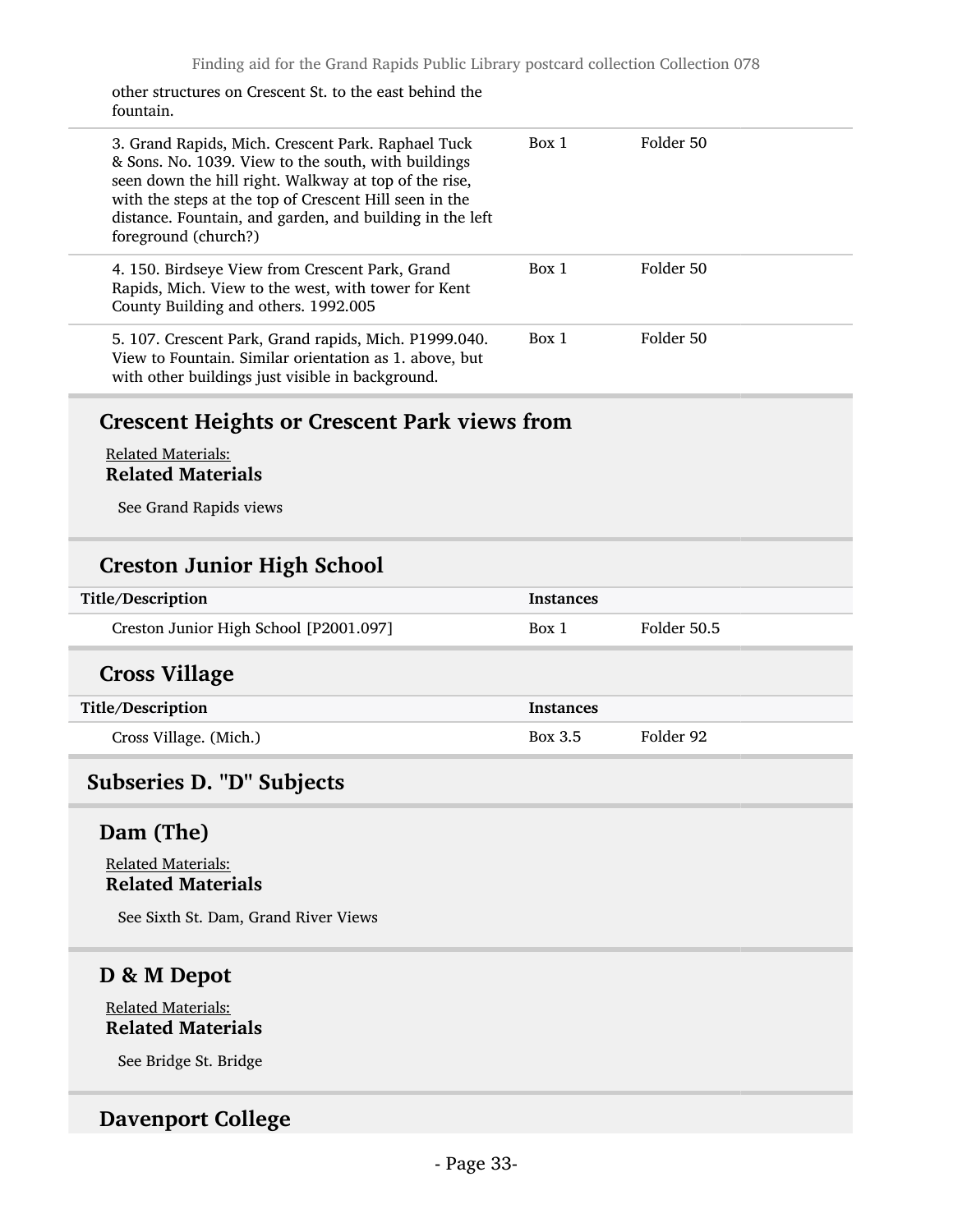other structures on Crescent St. to the east behind the fountain.

| | | |
|---|---|---|
| 3. Grand Rapids, Mich. Crescent Park. Raphael Tuck & Sons. No. 1039. View to the south, with buildings seen down the hill right. Walkway at top of the rise, with the steps at the top of Crescent Hill seen in the distance. Fountain, and garden, and building in the left foreground (church?) | Box 1 | Folder 50 |
| 4. 150. Birdseye View from Crescent Park, Grand Rapids, Mich. View to the west, with tower for Kent County Building and others. 1992.005 | Box 1 | Folder 50 |
| 5. 107. Crescent Park, Grand rapids, Mich. P1999.040. View to Fountain. Similar orientation as 1. above, but with other buildings just visible in background. | Box 1 | Folder 50 |

### Crescent Heights or Crescent Park views from

Related Materials:

**Related Materials**

See Grand Rapids views

### Creston Junior High School

| Title/Description | Instances | |
|---|---|---|
| Creston Junior High School [P2001.097] | Box 1 | Folder 50.5 |

### Cross Village

| Title/Description | Instances | |
|---|---|---|
| Cross Village. (Mich.) | Box 3.5 | Folder 92 |

## Subseries D. "D" Subjects

### Dam (The)

Related Materials:

**Related Materials**

See Sixth St. Dam, Grand River Views

### D & M Depot

Related Materials:

**Related Materials**

See Bridge St. Bridge

### Davenport College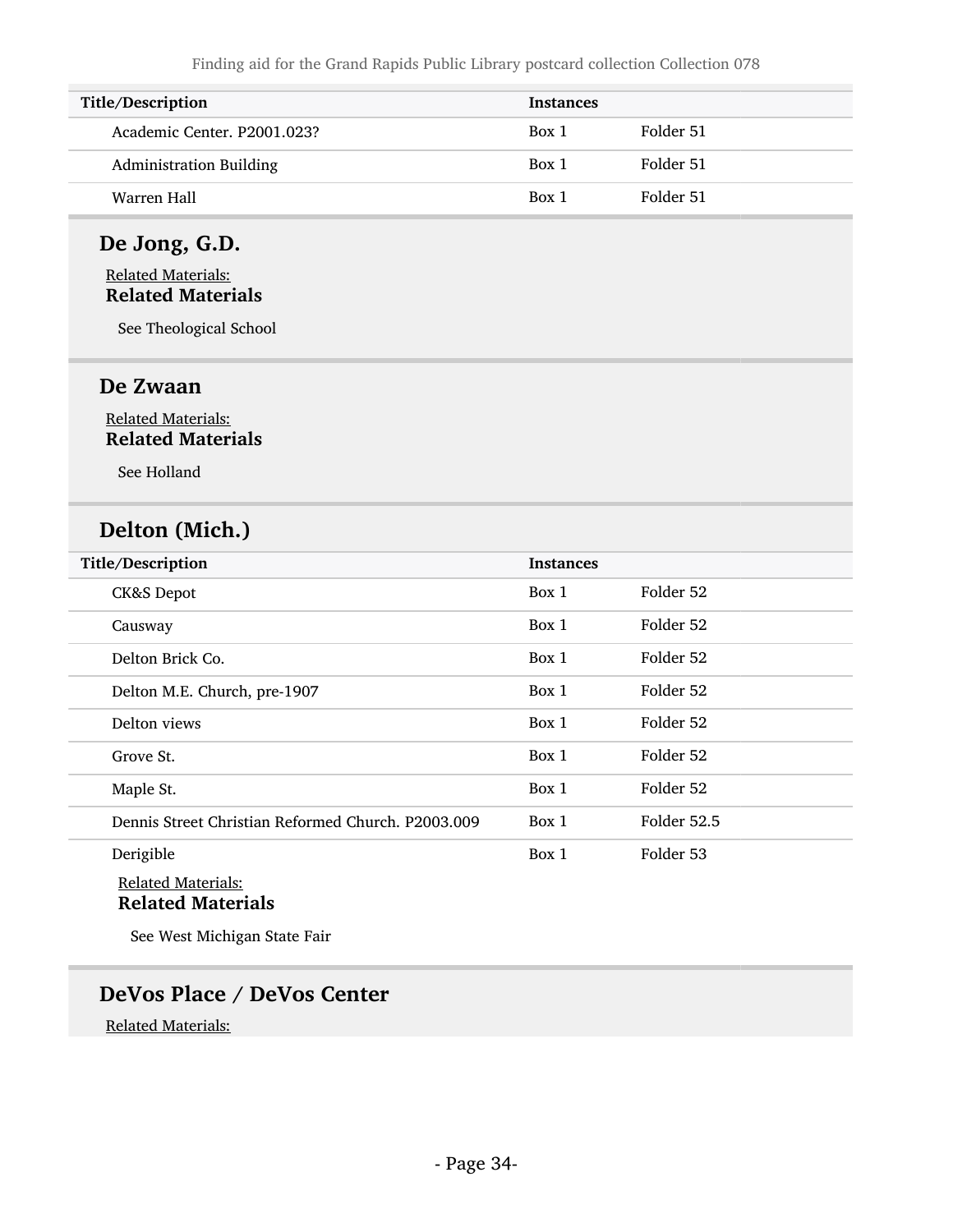| Title/Description | Instances | |
|---|---|---|
| Academic Center. P2001.023? | Box 1 | Folder 51 |
| Administration Building | Box 1 | Folder 51 |
| Warren Hall | Box 1 | Folder 51 |

## De Jong, G.D.

Related Materials:

**Related Materials**

See Theological School

## De Zwaan

Related Materials:

**Related Materials**

See Holland

## Delton (Mich.)

| Title/Description | Instances | |
|---|---|---|
| CK&S Depot | Box 1 | Folder 52 |
| Causway | Box 1 | Folder 52 |
| Delton Brick Co. | Box 1 | Folder 52 |
| Delton M.E. Church, pre-1907 | Box 1 | Folder 52 |
| Delton views | Box 1 | Folder 52 |
| Grove St. | Box 1 | Folder 52 |
| Maple St. | Box 1 | Folder 52 |
| Dennis Street Christian Reformed Church. P2003.009 | Box 1 | Folder 52.5 |
| Derigible | Box 1 | Folder 53 |

Related Materials:

**Related Materials**

See West Michigan State Fair

## DeVos Place / DeVos Center

Related Materials: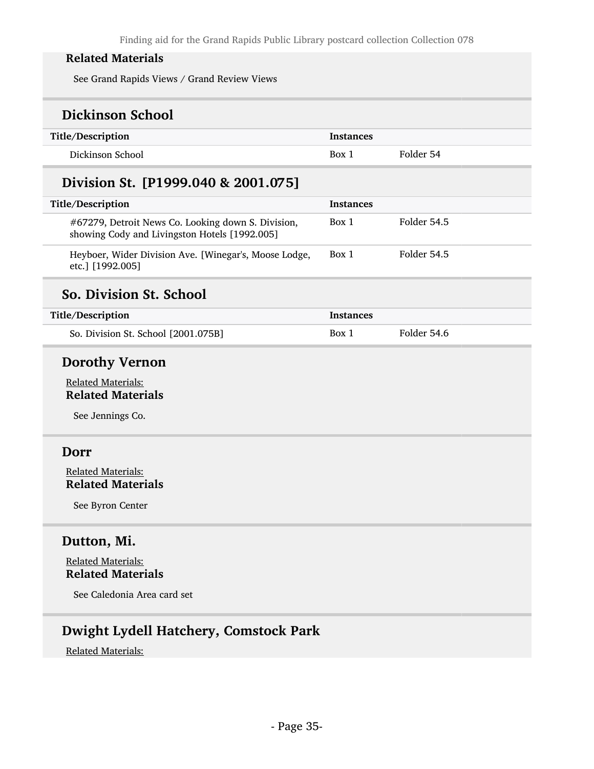### Related Materials

See Grand Rapids Views / Grand Review Views

## Dickinson School

| Title/Description | Instances | |
| --- | --- | --- |
| Dickinson School | Box 1 | Folder 54 |

## Division St. [P1999.040 & 2001.075]

| Title/Description | Instances | |
| --- | --- | --- |
| #67279, Detroit News Co. Looking down S. Division, showing Cody and Livingston Hotels [1992.005] | Box 1 | Folder 54.5 |
| Heyboer, Wider Division Ave. [Winegar's, Moose Lodge, etc.] [1992.005] | Box 1 | Folder 54.5 |

## So. Division St. School

| Title/Description | Instances | |
| --- | --- | --- |
| So. Division St. School [2001.075B] | Box 1 | Folder 54.6 |

## Dorothy Vernon

Related Materials:

### Related Materials

See Jennings Co.

## Dorr

Related Materials:

### Related Materials

See Byron Center

## Dutton, Mi.

Related Materials:

### Related Materials

See Caledonia Area card set

## Dwight Lydell Hatchery, Comstock Park

Related Materials: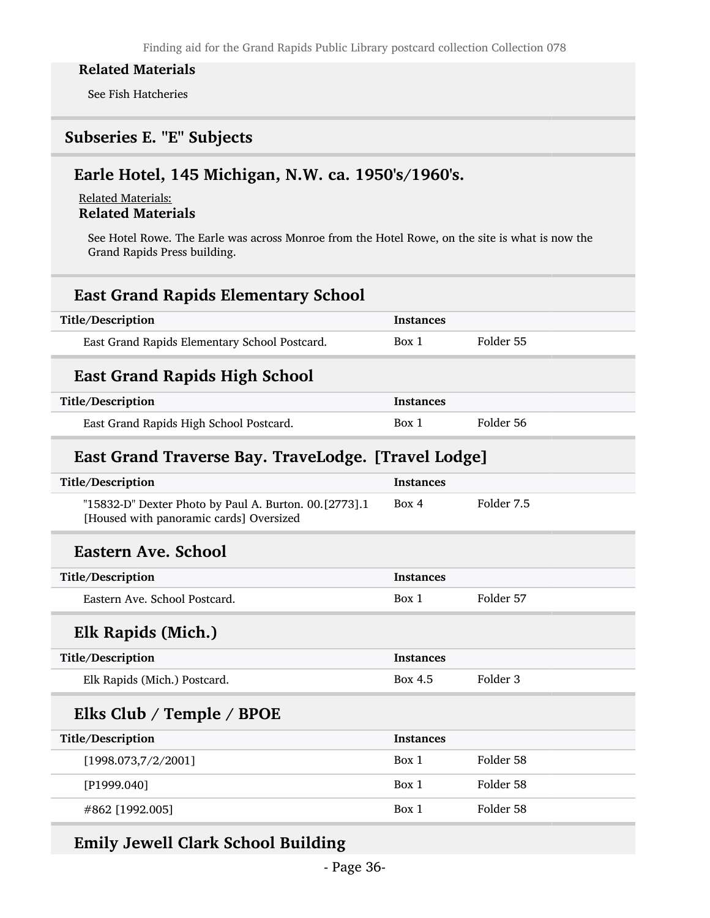#### Related Materials

See Fish Hatcheries

## Subseries E. "E" Subjects

### Earle Hotel, 145 Michigan, N.W. ca. 1950's/1960's.

Related Materials:

#### Related Materials

See Hotel Rowe. The Earle was across Monroe from the Hotel Rowe, on the site is what is now the Grand Rapids Press building.

### East Grand Rapids Elementary School

| Title/Description | Instances | |
|---|---|---|
| East Grand Rapids Elementary School Postcard. | Box 1 | Folder 55 |

### East Grand Rapids High School

| Title/Description | Instances | |
|---|---|---|
| East Grand Rapids High School Postcard. | Box 1 | Folder 56 |

### East Grand Traverse Bay. TraveLodge. [Travel Lodge]

| Title/Description | Instances | |
|---|---|---|
| "15832-D" Dexter Photo by Paul A. Burton. 00.[2773].1 [Housed with panoramic cards] Oversized | Box 4 | Folder 7.5 |

### Eastern Ave. School

| Title/Description | Instances | |
|---|---|---|
| Eastern Ave. School Postcard. | Box 1 | Folder 57 |

### Elk Rapids (Mich.)

| Title/Description | Instances | |
|---|---|---|
| Elk Rapids (Mich.) Postcard. | Box 4.5 | Folder 3 |

### Elks Club / Temple / BPOE

| Title/Description | Instances | |
|---|---|---|
| [1998.073,7/2/2001] | Box 1 | Folder 58 |
| [P1999.040] | Box 1 | Folder 58 |
| #862 [1992.005] | Box 1 | Folder 58 |

### Emily Jewell Clark School Building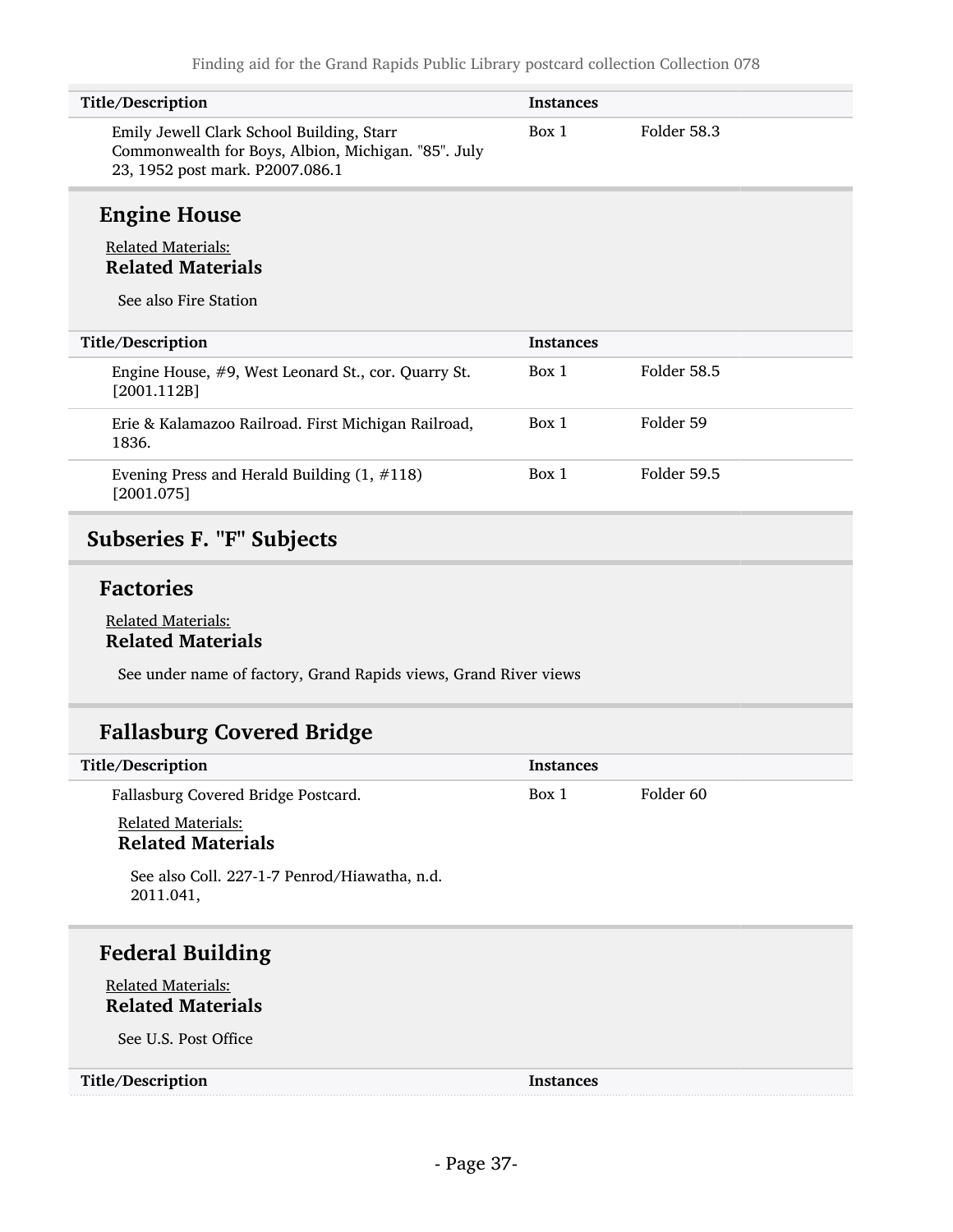| Title/Description | Instances | |
|---|---|---|
| Emily Jewell Clark School Building, Starr Commonwealth for Boys, Albion, Michigan. "85". July 23, 1952 post mark. P2007.086.1 | Box 1 | Folder 58.3 |

### Engine House

Related Materials:

**Related Materials**

See also Fire Station

| Title/Description | Instances | |
|---|---|---|
| Engine House, #9, West Leonard St., cor. Quarry St. [2001.112B] | Box 1 | Folder 58.5 |
| Erie & Kalamazoo Railroad. First Michigan Railroad, 1836. | Box 1 | Folder 59 |
| Evening Press and Herald Building (1, #118) [2001.075] | Box 1 | Folder 59.5 |

## Subseries F. "F" Subjects

### Factories

Related Materials:

**Related Materials**

See under name of factory, Grand Rapids views, Grand River views

### Fallasburg Covered Bridge

| Title/Description | Instances | |
|---|---|---|
| Fallasburg Covered Bridge Postcard. | Box 1 | Folder 60 |

Related Materials:

**Related Materials**

See also Coll. 227-1-7 Penrod/Hiawatha, n.d. 2011.041,

### Federal Building

Related Materials:

**Related Materials**

See U.S. Post Office

| Title/Description | Instances |
|---|---|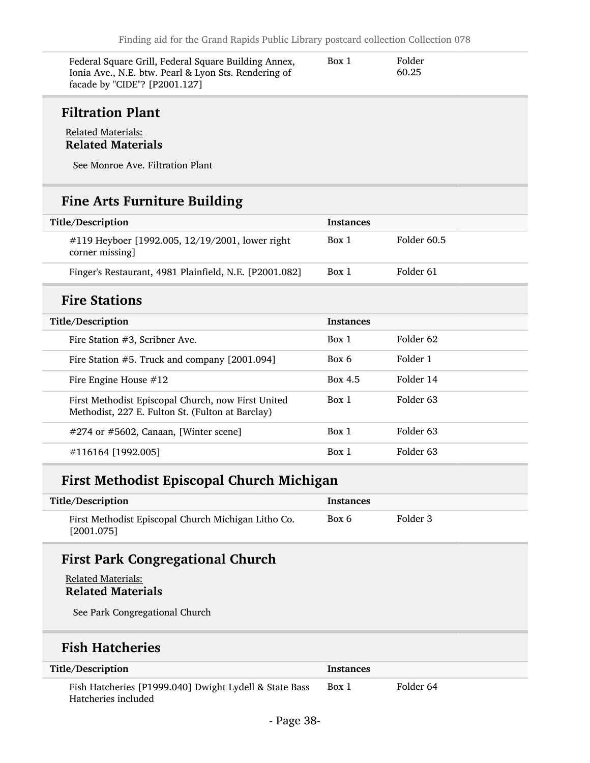| Title/Description | Instances | |
|---|---|---|
| Federal Square Grill, Federal Square Building Annex, Ionia Ave., N.E. btw. Pearl & Lyon Sts. Rendering of facade by "CIDE"? [P2001.127] | Box 1 | Folder 60.25 |

## Filtration Plant

Related Materials:

**Related Materials**

See Monroe Ave. Filtration Plant

## Fine Arts Furniture Building

| Title/Description | Instances | |
|---|---|---|
| #119 Heyboer [1992.005, 12/19/2001, lower right corner missing] | Box 1 | Folder 60.5 |
| Finger's Restaurant, 4981 Plainfield, N.E. [P2001.082] | Box 1 | Folder 61 |

## Fire Stations

| Title/Description | Instances | |
|---|---|---|
| Fire Station #3, Scribner Ave. | Box 1 | Folder 62 |
| Fire Station #5. Truck and company [2001.094] | Box 6 | Folder 1 |
| Fire Engine House #12 | Box 4.5 | Folder 14 |
| First Methodist Episcopal Church, now First United Methodist, 227 E. Fulton St. (Fulton at Barclay) | Box 1 | Folder 63 |
| #274 or #5602, Canaan, [Winter scene] | Box 1 | Folder 63 |
| #116164 [1992.005] | Box 1 | Folder 63 |

## First Methodist Episcopal Church Michigan

| Title/Description | Instances | |
|---|---|---|
| First Methodist Episcopal Church Michigan Litho Co. [2001.075] | Box 6 | Folder 3 |

## First Park Congregational Church

Related Materials:

**Related Materials**

See Park Congregational Church

## Fish Hatcheries

| Title/Description | Instances | |
|---|---|---|
| Fish Hatcheries [P1999.040] Dwight Lydell & State Bass Hatcheries included | Box 1 | Folder 64 |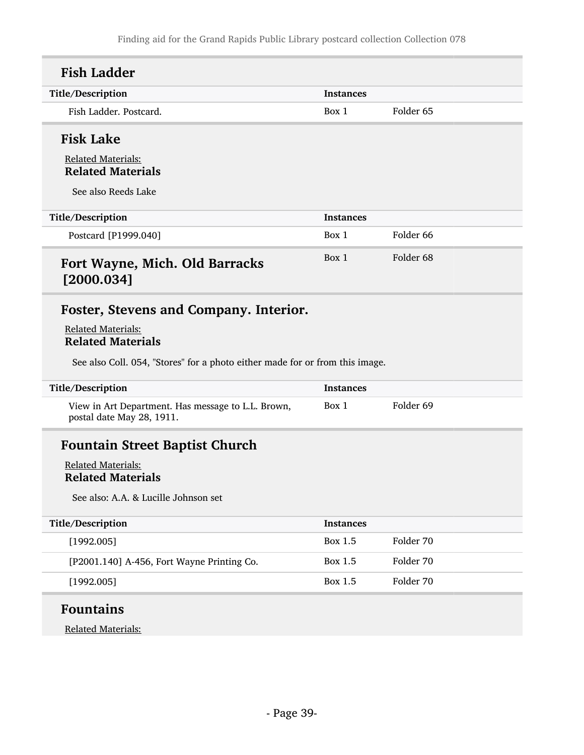## Fish Ladder

| Title/Description | Instances | |
|---|---|---|
| Fish Ladder. Postcard. | Box 1 | Folder 65 |

## Fisk Lake

Related Materials:

**Related Materials**

See also Reeds Lake

| Title/Description | Instances | |
|---|---|---|
| Postcard [P1999.040] | Box 1 | Folder 66 |

## Fort Wayne, Mich. Old Barracks [2000.034]

| | Instances | |
|---|---|---|
| | Box 1 | Folder 68 |

## Foster, Stevens and Company. Interior.

Related Materials:

**Related Materials**

See also Coll. 054, "Stores" for a photo either made for or from this image.

| Title/Description | Instances | |
|---|---|---|
| View in Art Department. Has message to L.L. Brown, postal date May 28, 1911. | Box 1 | Folder 69 |

## Fountain Street Baptist Church

Related Materials:

**Related Materials**

See also: A.A. & Lucille Johnson set

| Title/Description | Instances | |
|---|---|---|
| [1992.005] | Box 1.5 | Folder 70 |
| [P2001.140] A-456, Fort Wayne Printing Co. | Box 1.5 | Folder 70 |
| [1992.005] | Box 1.5 | Folder 70 |

## Fountains

Related Materials: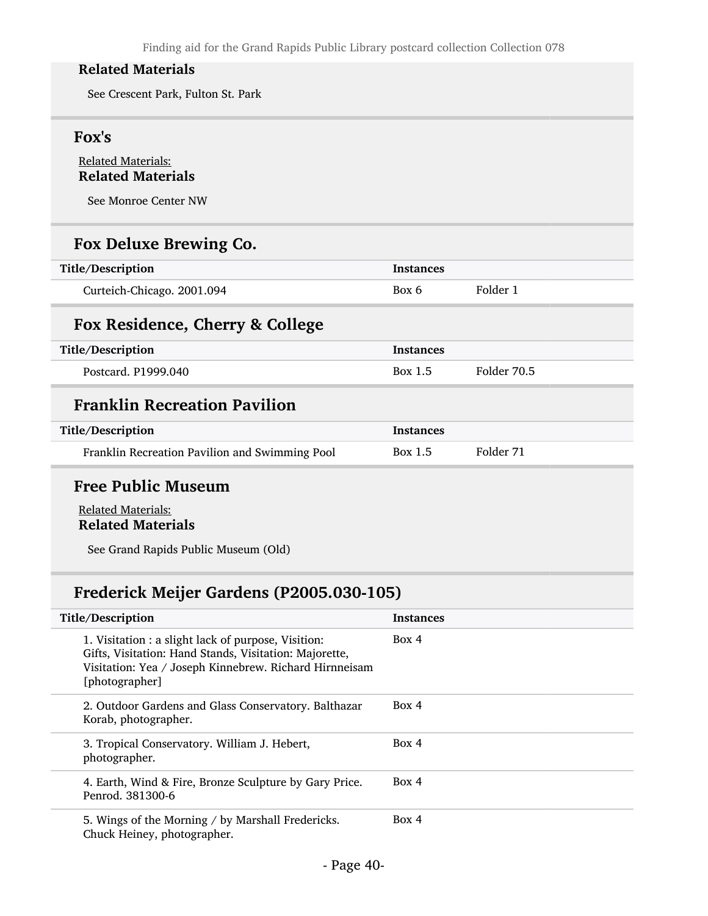**Related Materials**

See Crescent Park, Fulton St. Park

## Fox's

Related Materials:

**Related Materials**

See Monroe Center NW

## Fox Deluxe Brewing Co.

| Title/Description | Instances | |
|---|---|---|
| Curteich-Chicago. 2001.094 | Box 6 | Folder 1 |

## Fox Residence, Cherry & College

| Title/Description | Instances | |
|---|---|---|
| Postcard. P1999.040 | Box 1.5 | Folder 70.5 |

## Franklin Recreation Pavilion

| Title/Description | Instances | |
|---|---|---|
| Franklin Recreation Pavilion and Swimming Pool | Box 1.5 | Folder 71 |

## Free Public Museum

Related Materials:

**Related Materials**

See Grand Rapids Public Museum (Old)

## Frederick Meijer Gardens (P2005.030-105)

| Title/Description | Instances |
|---|---|
| 1. Visitation : a slight lack of purpose, Visition: Gifts, Visitation: Hand Stands, Visitation: Majorette, Visitation: Yea / Joseph Kinnebrew. Richard Hirnneisam [photographer] | Box 4 |
| 2. Outdoor Gardens and Glass Conservatory. Balthazar Korab, photographer. | Box 4 |
| 3. Tropical Conservatory. William J. Hebert, photographer. | Box 4 |
| 4. Earth, Wind & Fire, Bronze Sculpture by Gary Price. Penrod. 381300-6 | Box 4 |
| 5. Wings of the Morning / by Marshall Fredericks. Chuck Heiney, photographer. | Box 4 |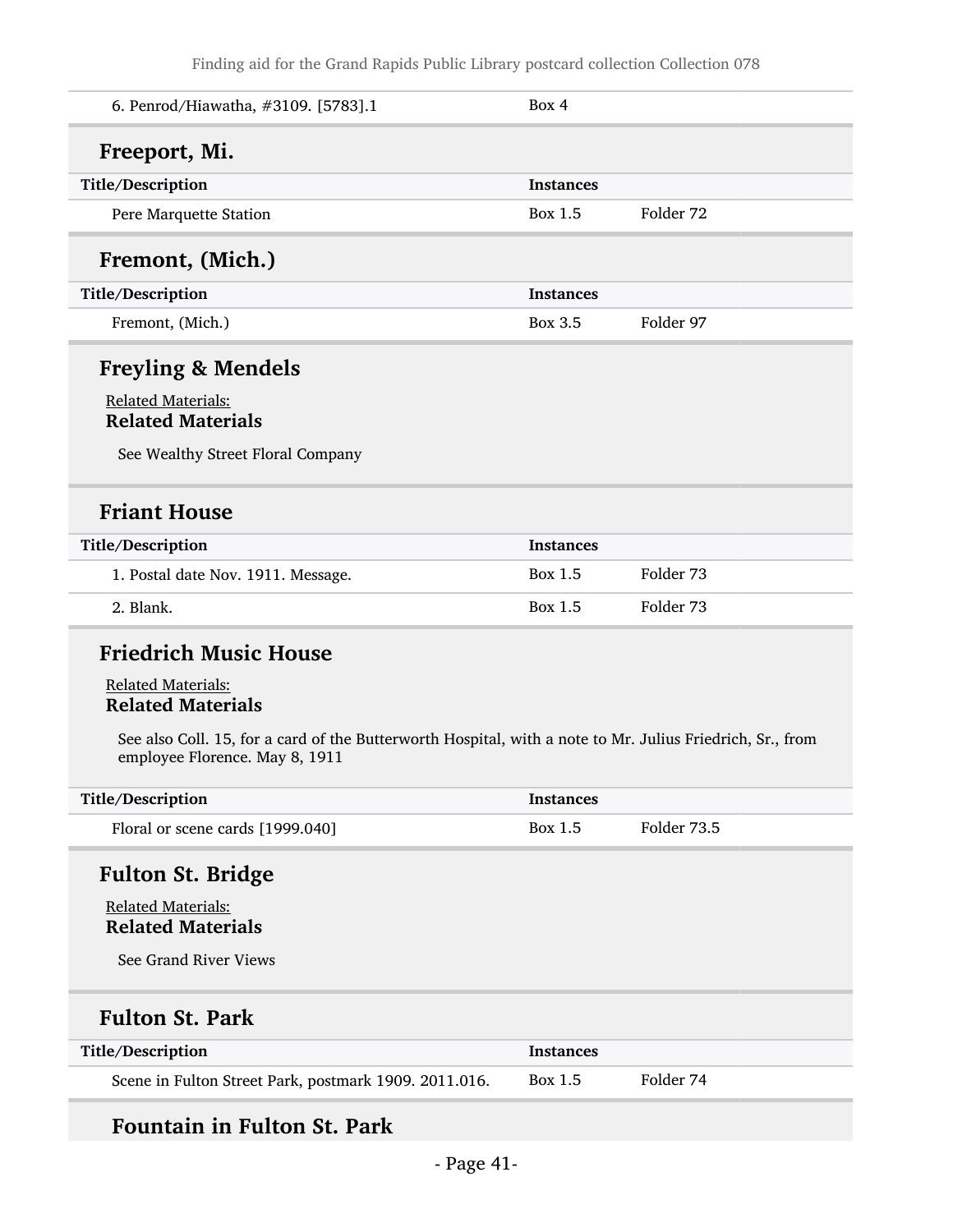| | | |
|---|---|---|
| 6. Penrod/Hiawatha, #3109. [5783].1 | Box 4 | |

## Freeport, Mi.

| Title/Description | Instances | |
|---|---|---|
| Pere Marquette Station | Box 1.5 | Folder 72 |

## Fremont, (Mich.)

| Title/Description | Instances | |
|---|---|---|
| Fremont, (Mich.) | Box 3.5 | Folder 97 |

## Freyling & Mendels

Related Materials:

**Related Materials**

See Wealthy Street Floral Company

## Friant House

| Title/Description | Instances | |
|---|---|---|
| 1. Postal date Nov. 1911. Message. | Box 1.5 | Folder 73 |
| 2. Blank. | Box 1.5 | Folder 73 |

## Friedrich Music House

Related Materials:

**Related Materials**

See also Coll. 15, for a card of the Butterworth Hospital, with a note to Mr. Julius Friedrich, Sr., from employee Florence. May 8, 1911

| Title/Description | Instances | |
|---|---|---|
| Floral or scene cards [1999.040] | Box 1.5 | Folder 73.5 |

## Fulton St. Bridge

Related Materials:

**Related Materials**

See Grand River Views

## Fulton St. Park

| Title/Description | Instances | |
|---|---|---|
| Scene in Fulton Street Park, postmark 1909. 2011.016. | Box 1.5 | Folder 74 |

### Fountain in Fulton St. Park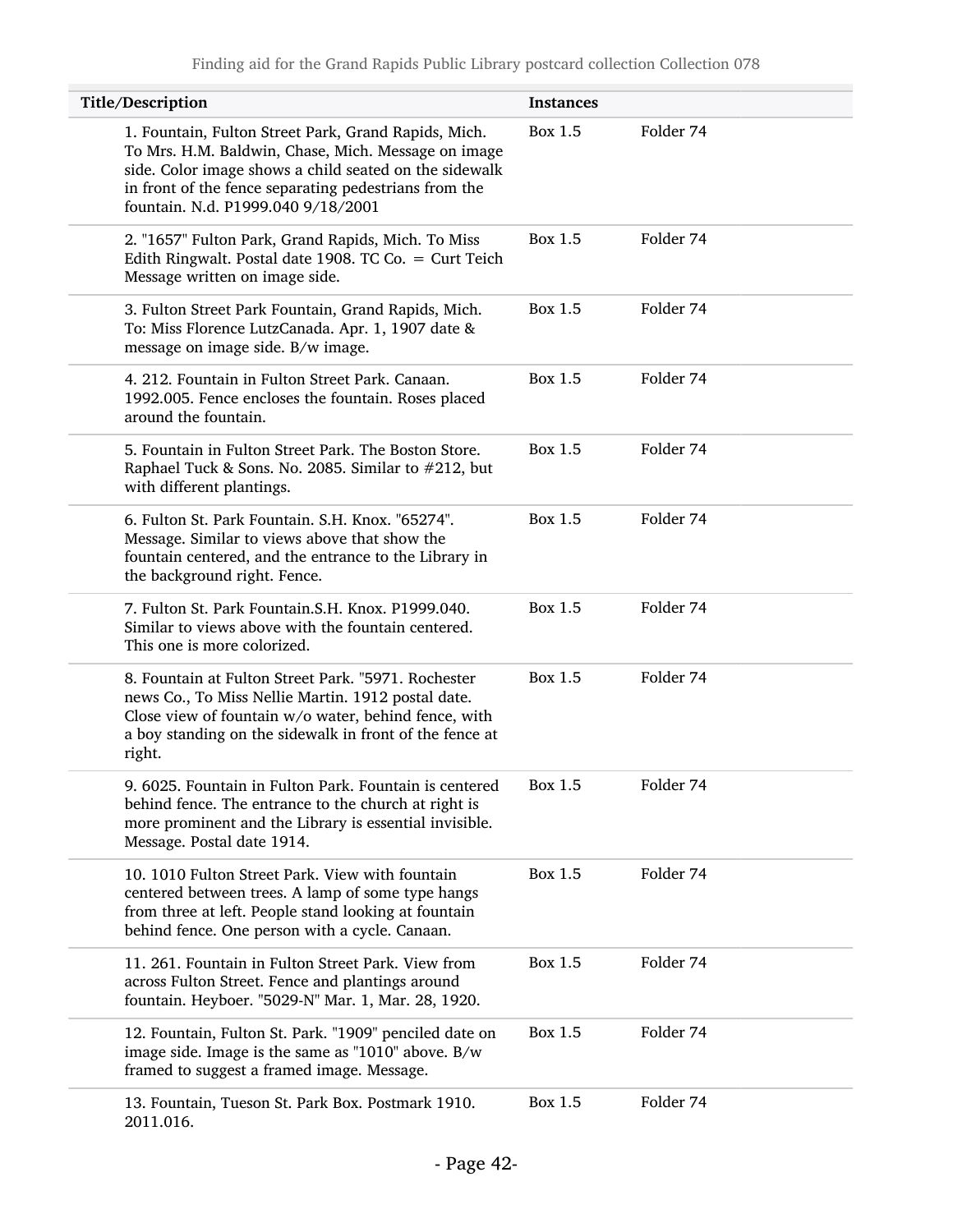| Title/Description | Instances | |
|---|---|---|
| 1. Fountain, Fulton Street Park, Grand Rapids, Mich. To Mrs. H.M. Baldwin, Chase, Mich. Message on image side. Color image shows a child seated on the sidewalk in front of the fence separating pedestrians from the fountain. N.d. P1999.040 9/18/2001 | Box 1.5 | Folder 74 |
| 2. "1657" Fulton Park, Grand Rapids, Mich. To Miss Edith Ringwalt. Postal date 1908. TC Co. = Curt Teich Message written on image side. | Box 1.5 | Folder 74 |
| 3. Fulton Street Park Fountain, Grand Rapids, Mich. To: Miss Florence LutzCanada. Apr. 1, 1907 date & message on image side. B/w image. | Box 1.5 | Folder 74 |
| 4. 212. Fountain in Fulton Street Park. Canaan. 1992.005. Fence encloses the fountain. Roses placed around the fountain. | Box 1.5 | Folder 74 |
| 5. Fountain in Fulton Street Park. The Boston Store. Raphael Tuck & Sons. No. 2085. Similar to #212, but with different plantings. | Box 1.5 | Folder 74 |
| 6. Fulton St. Park Fountain. S.H. Knox. "65274". Message. Similar to views above that show the fountain centered, and the entrance to the Library in the background right. Fence. | Box 1.5 | Folder 74 |
| 7. Fulton St. Park Fountain.S.H. Knox. P1999.040. Similar to views above with the fountain centered. This one is more colorized. | Box 1.5 | Folder 74 |
| 8. Fountain at Fulton Street Park. "5971. Rochester news Co., To Miss Nellie Martin. 1912 postal date. Close view of fountain w/o water, behind fence, with a boy standing on the sidewalk in front of the fence at right. | Box 1.5 | Folder 74 |
| 9. 6025. Fountain in Fulton Park. Fountain is centered behind fence. The entrance to the church at right is more prominent and the Library is essential invisible. Message. Postal date 1914. | Box 1.5 | Folder 74 |
| 10. 1010 Fulton Street Park. View with fountain centered between trees. A lamp of some type hangs from three at left. People stand looking at fountain behind fence. One person with a cycle. Canaan. | Box 1.5 | Folder 74 |
| 11. 261. Fountain in Fulton Street Park. View from across Fulton Street. Fence and plantings around fountain. Heyboer. "5029-N" Mar. 1, Mar. 28, 1920. | Box 1.5 | Folder 74 |
| 12. Fountain, Fulton St. Park. "1909" penciled date on image side. Image is the same as "1010" above. B/w framed to suggest a framed image. Message. | Box 1.5 | Folder 74 |
| 13. Fountain, Tueson St. Park Box. Postmark 1910. 2011.016. | Box 1.5 | Folder 74 |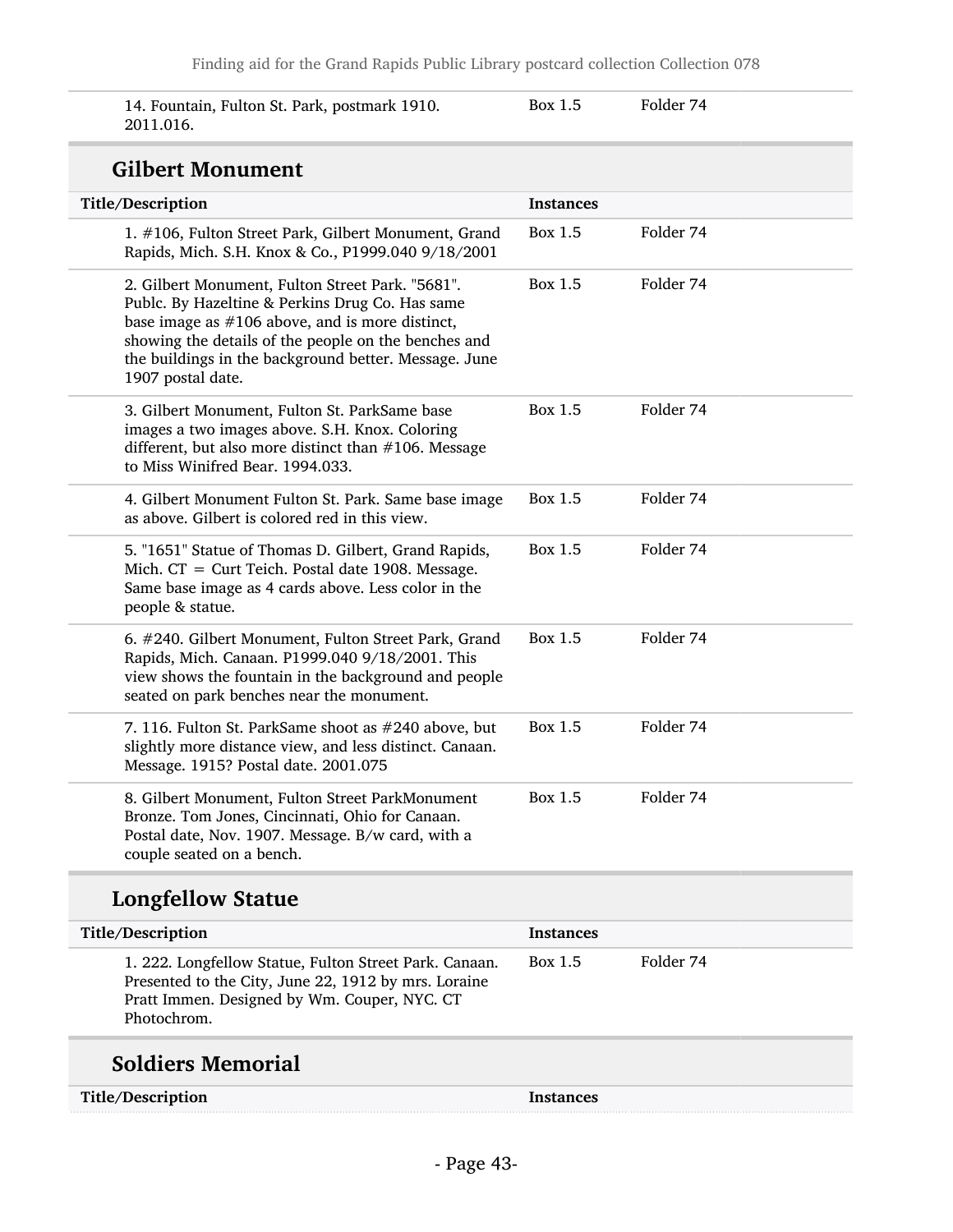| Title/Description | Instances | |
|---|---|---|
| 14. Fountain, Fulton St. Park, postmark 1910. 2011.016. | Box 1.5 | Folder 74 |

## Gilbert Monument

| Title/Description | Instances | |
|---|---|---|
| 1. #106, Fulton Street Park, Gilbert Monument, Grand Rapids, Mich. S.H. Knox & Co., P1999.040 9/18/2001 | Box 1.5 | Folder 74 |
| 2. Gilbert Monument, Fulton Street Park. "5681". Publc. By Hazeltine & Perkins Drug Co. Has same base image as #106 above, and is more distinct, showing the details of the people on the benches and the buildings in the background better. Message. June 1907 postal date. | Box 1.5 | Folder 74 |
| 3. Gilbert Monument, Fulton St. ParkSame base images a two images above. S.H. Knox. Coloring different, but also more distinct than #106. Message to Miss Winifred Bear. 1994.033. | Box 1.5 | Folder 74 |
| 4. Gilbert Monument Fulton St. Park. Same base image as above. Gilbert is colored red in this view. | Box 1.5 | Folder 74 |
| 5. "1651" Statue of Thomas D. Gilbert, Grand Rapids, Mich. CT = Curt Teich. Postal date 1908. Message. Same base image as 4 cards above. Less color in the people & statue. | Box 1.5 | Folder 74 |
| 6. #240. Gilbert Monument, Fulton Street Park, Grand Rapids, Mich. Canaan. P1999.040 9/18/2001. This view shows the fountain in the background and people seated on park benches near the monument. | Box 1.5 | Folder 74 |
| 7. 116. Fulton St. ParkSame shoot as #240 above, but slightly more distance view, and less distinct. Canaan. Message. 1915? Postal date. 2001.075 | Box 1.5 | Folder 74 |
| 8. Gilbert Monument, Fulton Street ParkMonument Bronze. Tom Jones, Cincinnati, Ohio for Canaan. Postal date, Nov. 1907. Message. B/w card, with a couple seated on a bench. | Box 1.5 | Folder 74 |

## Longfellow Statue

| Title/Description | Instances | |
|---|---|---|
| 1. 222. Longfellow Statue, Fulton Street Park. Canaan. Presented to the City, June 22, 1912 by mrs. Loraine Pratt Immen. Designed by Wm. Couper, NYC. CT Photochrom. | Box 1.5 | Folder 74 |

## Soldiers Memorial

| Title/Description | Instances |
|---|---|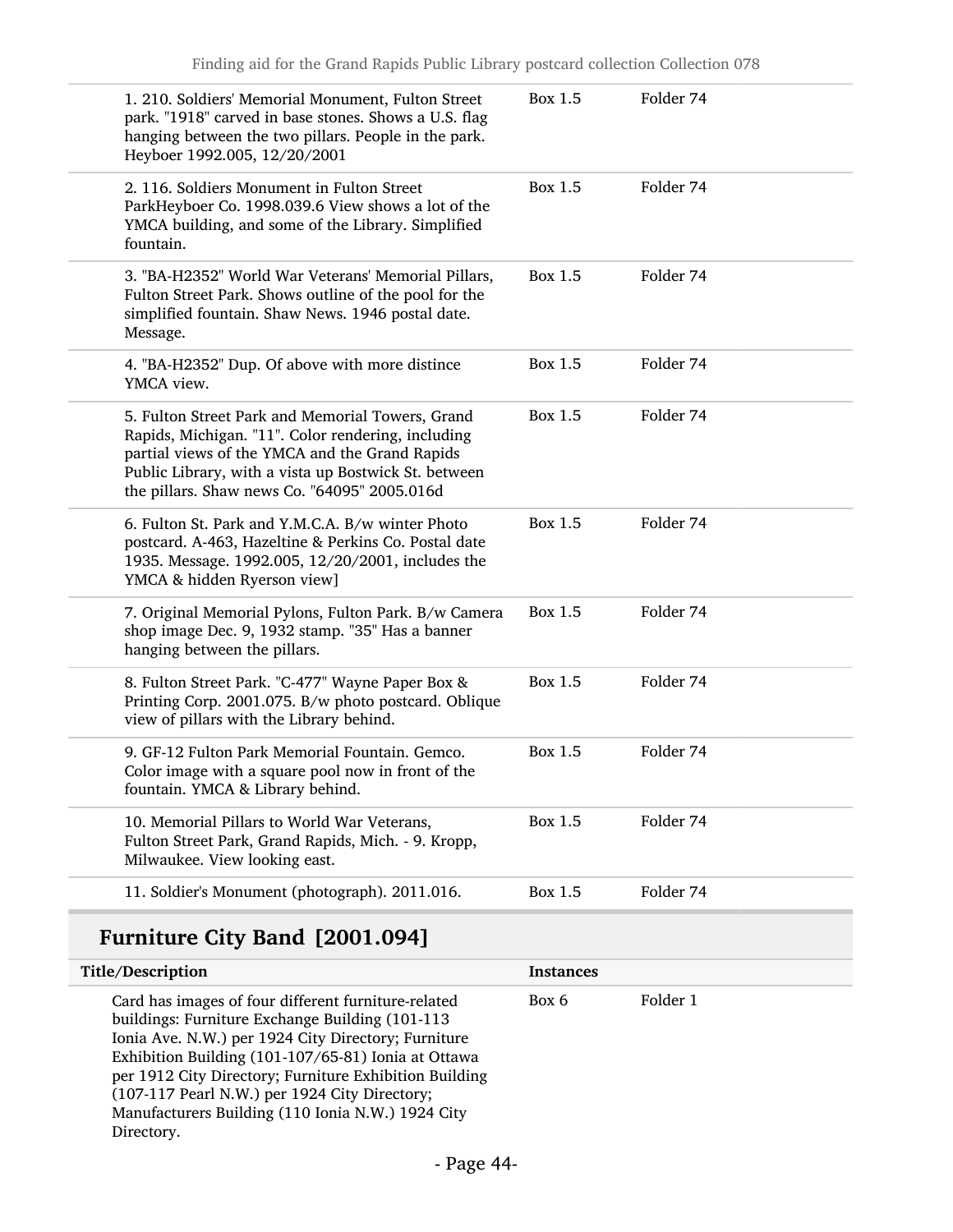| Title/Description | Instances | |
|---|---|---|
| 1. 210. Soldiers' Memorial Monument, Fulton Street park. "1918" carved in base stones. Shows a U.S. flag hanging between the two pillars. People in the park. Heyboer 1992.005, 12/20/2001 | Box 1.5 | Folder 74 |
| 2. 116. Soldiers Monument in Fulton Street ParkHeyboer Co. 1998.039.6 View shows a lot of the YMCA building, and some of the Library. Simplified fountain. | Box 1.5 | Folder 74 |
| 3. "BA-H2352" World War Veterans' Memorial Pillars, Fulton Street Park. Shows outline of the pool for the simplified fountain. Shaw News. 1946 postal date. Message. | Box 1.5 | Folder 74 |
| 4. "BA-H2352" Dup. Of above with more distince YMCA view. | Box 1.5 | Folder 74 |
| 5. Fulton Street Park and Memorial Towers, Grand Rapids, Michigan. "11". Color rendering, including partial views of the YMCA and the Grand Rapids Public Library, with a vista up Bostwick St. between the pillars. Shaw news Co. "64095" 2005.016d | Box 1.5 | Folder 74 |
| 6. Fulton St. Park and Y.M.C.A. B/w winter Photo postcard. A-463, Hazeltine & Perkins Co. Postal date 1935. Message. 1992.005, 12/20/2001, includes the YMCA & hidden Ryerson view] | Box 1.5 | Folder 74 |
| 7. Original Memorial Pylons, Fulton Park. B/w Camera shop image Dec. 9, 1932 stamp. "35" Has a banner hanging between the pillars. | Box 1.5 | Folder 74 |
| 8. Fulton Street Park. "C-477" Wayne Paper Box & Printing Corp. 2001.075. B/w photo postcard. Oblique view of pillars with the Library behind. | Box 1.5 | Folder 74 |
| 9. GF-12 Fulton Park Memorial Fountain. Gemco. Color image with a square pool now in front of the fountain. YMCA & Library behind. | Box 1.5 | Folder 74 |
| 10. Memorial Pillars to World War Veterans, Fulton Street Park, Grand Rapids, Mich. - 9. Kropp, Milwaukee. View looking east. | Box 1.5 | Folder 74 |
| 11. Soldier's Monument (photograph). 2011.016. | Box 1.5 | Folder 74 |

## Furniture City Band [2001.094]

| Title/Description | Instances | |
|---|---|---|
| Card has images of four different furniture-related buildings: Furniture Exchange Building (101-113 Ionia Ave. N.W.) per 1924 City Directory; Furniture Exhibition Building (101-107/65-81) Ionia at Ottawa per 1912 City Directory; Furniture Exhibition Building (107-117 Pearl N.W.) per 1924 City Directory; Manufacturers Building (110 Ionia N.W.) 1924 City Directory. | Box 6 | Folder 1 |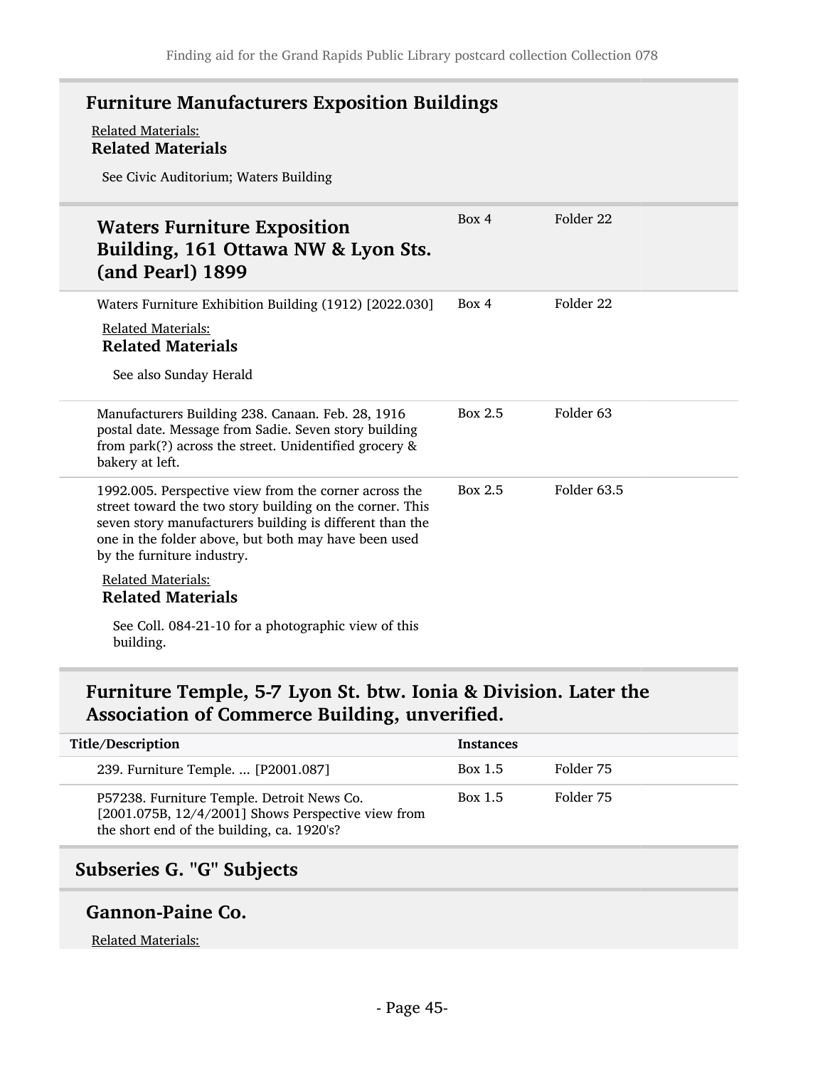### Furniture Manufacturers Exposition Buildings

Related Materials:

**Related Materials**

See Civic Auditorium; Waters Building

#### Waters Furniture Exposition Building, 161 Ottawa NW & Lyon Sts. (and Pearl) 1899

| Title/Description | Instances | |
|---|---|---|
| Waters Furniture Exposition Building, 161 Ottawa NW & Lyon Sts. (and Pearl) 1899 | Box 4 | Folder 22 |
| Waters Furniture Exhibition Building (1912) [2022.030]<br><br>Related Materials:<br>**Related Materials**<br><br>See also Sunday Herald | Box 4 | Folder 22 |
| Manufacturers Building 238. Canaan. Feb. 28, 1916 postal date. Message from Sadie. Seven story building from park(?) across the street. Unidentified grocery & bakery at left. | Box 2.5 | Folder 63 |
| 1992.005. Perspective view from the corner across the street toward the two story building on the corner. This seven story manufacturers building is different than the one in the folder above, but both may have been used by the furniture industry.<br><br>Related Materials:<br>**Related Materials**<br><br>See Coll. 084-21-10 for a photographic view of this building. | Box 2.5 | Folder 63.5 |

### Furniture Temple, 5-7 Lyon St. btw. Ionia & Division. Later the Association of Commerce Building, unverified.

| Title/Description | Instances | |
|---|---|---|
| 239. Furniture Temple. ... [P2001.087] | Box 1.5 | Folder 75 |
| P57238. Furniture Temple. Detroit News Co. [2001.075B, 12/4/2001] Shows Perspective view from the short end of the building, ca. 1920's? | Box 1.5 | Folder 75 |

## Subseries G. "G" Subjects

### Gannon-Paine Co.

Related Materials: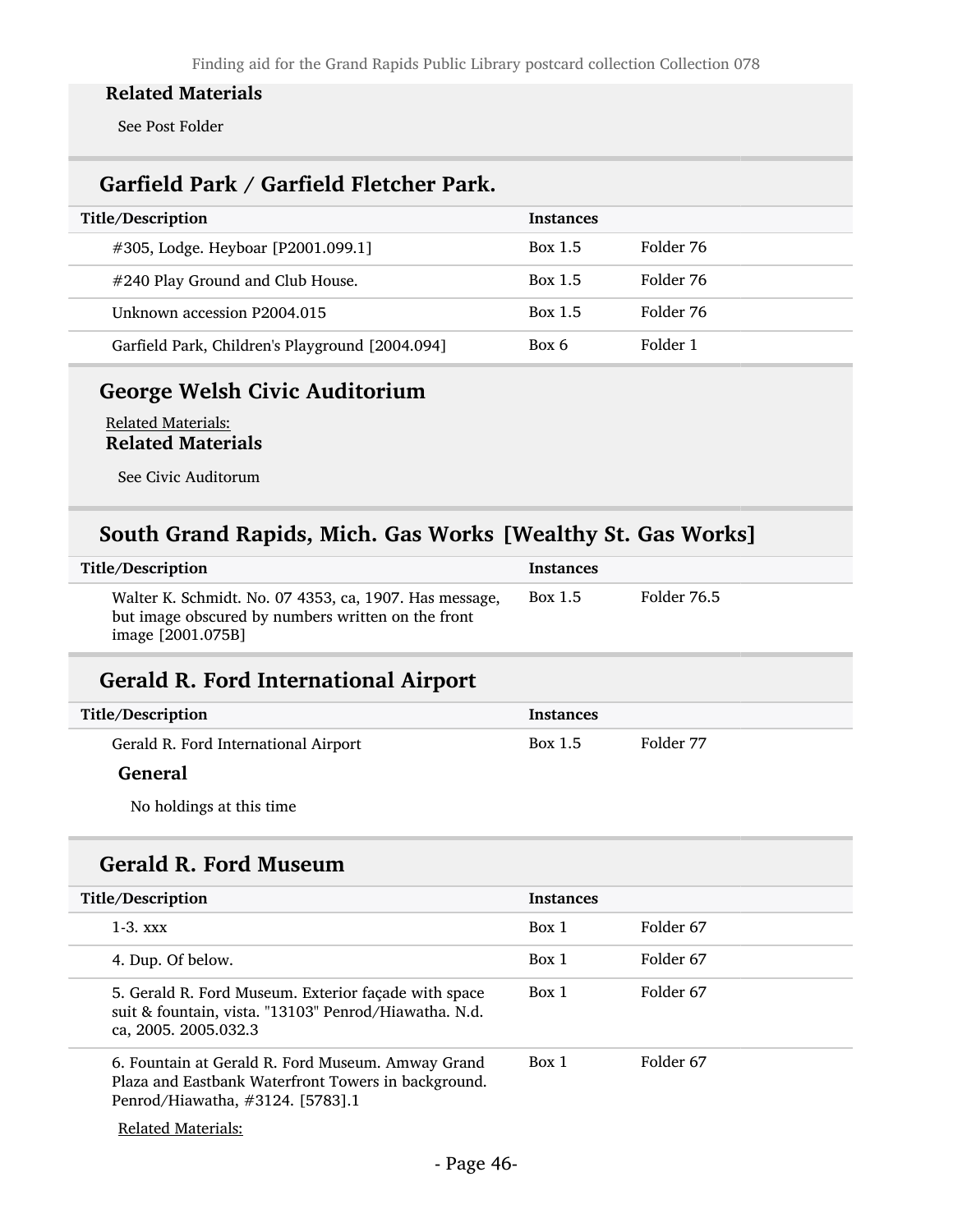### Related Materials

See Post Folder

## Garfield Park / Garfield Fletcher Park.

| Title/Description | Instances | |
|---|---|---|
| #305, Lodge. Heyboar [P2001.099.1] | Box 1.5 | Folder 76 |
| #240 Play Ground and Club House. | Box 1.5 | Folder 76 |
| Unknown accession P2004.015 | Box 1.5 | Folder 76 |
| Garfield Park, Children's Playground [2004.094] | Box 6 | Folder 1 |

## George Welsh Civic Auditorium

Related Materials:

### Related Materials

See Civic Auditorum

## South Grand Rapids, Mich. Gas Works [Wealthy St. Gas Works]

| Title/Description | Instances | |
|---|---|---|
| Walter K. Schmidt. No. 07 4353, ca, 1907. Has message, but image obscured by numbers written on the front image [2001.075B] | Box 1.5 | Folder 76.5 |

## Gerald R. Ford International Airport

| Title/Description | Instances | |
|---|---|---|
| Gerald R. Ford International Airport | Box 1.5 | Folder 77 |

### General

No holdings at this time

## Gerald R. Ford Museum

| Title/Description | Instances | |
|---|---|---|
| 1-3. xxx | Box 1 | Folder 67 |
| 4. Dup. Of below. | Box 1 | Folder 67 |
| 5. Gerald R. Ford Museum. Exterior façade with space suit & fountain, vista. "13103" Penrod/Hiawatha. N.d. ca, 2005. 2005.032.3 | Box 1 | Folder 67 |
| 6. Fountain at Gerald R. Ford Museum. Amway Grand Plaza and Eastbank Waterfront Towers in background. Penrod/Hiawatha, #3124. [5783].1 | Box 1 | Folder 67 |

Related Materials: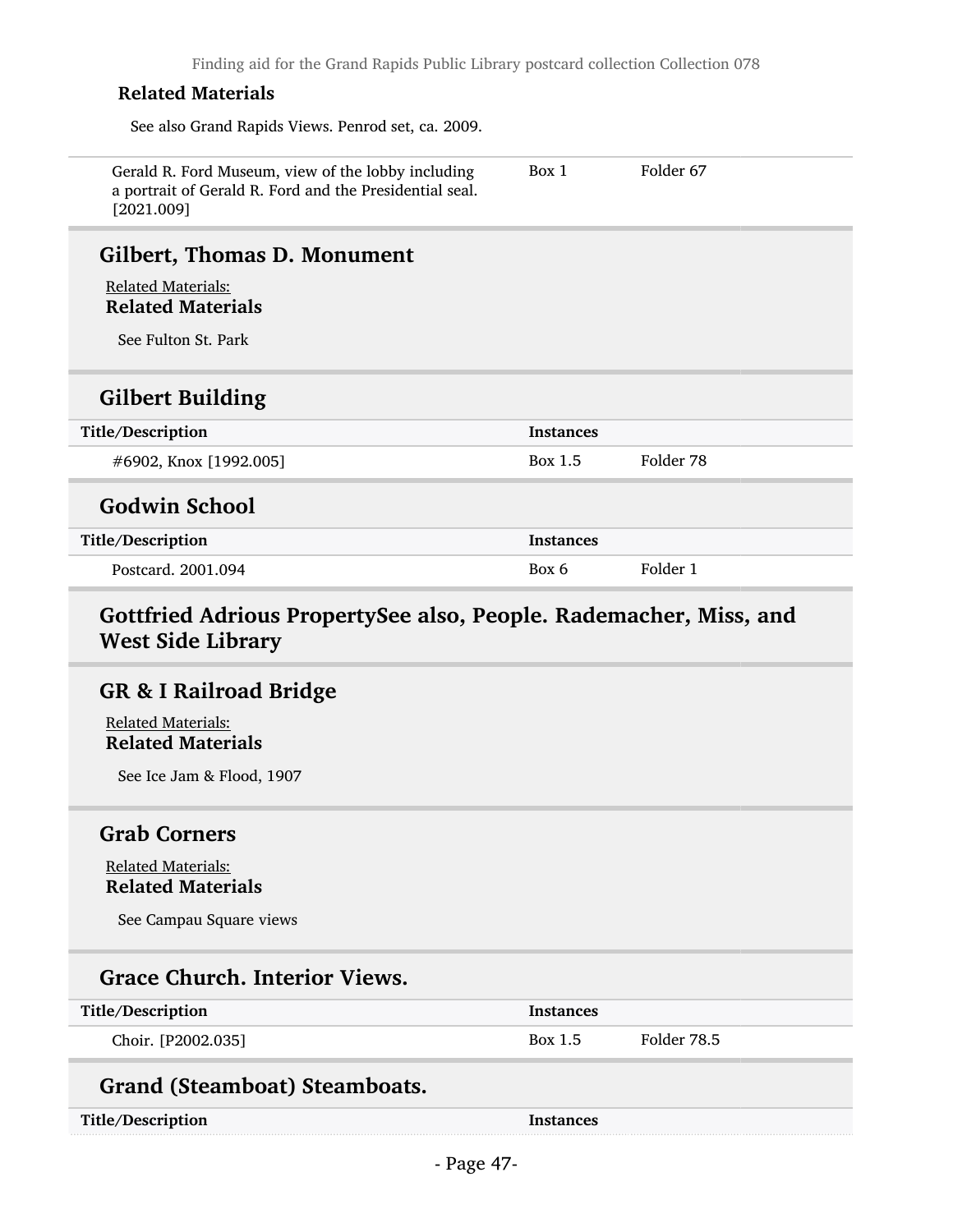**Related Materials**

See also Grand Rapids Views. Penrod set, ca. 2009.

| | | |
|---|---|---|
| Gerald R. Ford Museum, view of the lobby including a portrait of Gerald R. Ford and the Presidential seal. [2021.009] | Box 1 | Folder 67 |

## Gilbert, Thomas D. Monument

Related Materials:

**Related Materials**

See Fulton St. Park

## Gilbert Building

| Title/Description | Instances | |
|---|---|---|
| #6902, Knox [1992.005] | Box 1.5 | Folder 78 |

## Godwin School

| Title/Description | Instances | |
|---|---|---|
| Postcard. 2001.094 | Box 6 | Folder 1 |

## Gottfried Adrious PropertySee also, People. Rademacher, Miss, and West Side Library

## GR & I Railroad Bridge

Related Materials:

**Related Materials**

See Ice Jam & Flood, 1907

## Grab Corners

Related Materials:

**Related Materials**

See Campau Square views

## Grace Church. Interior Views.

| Title/Description | Instances | |
|---|---|---|
| Choir. [P2002.035] | Box 1.5 | Folder 78.5 |

## Grand (Steamboat) Steamboats.

| Title/Description | Instances | |
|---|---|---|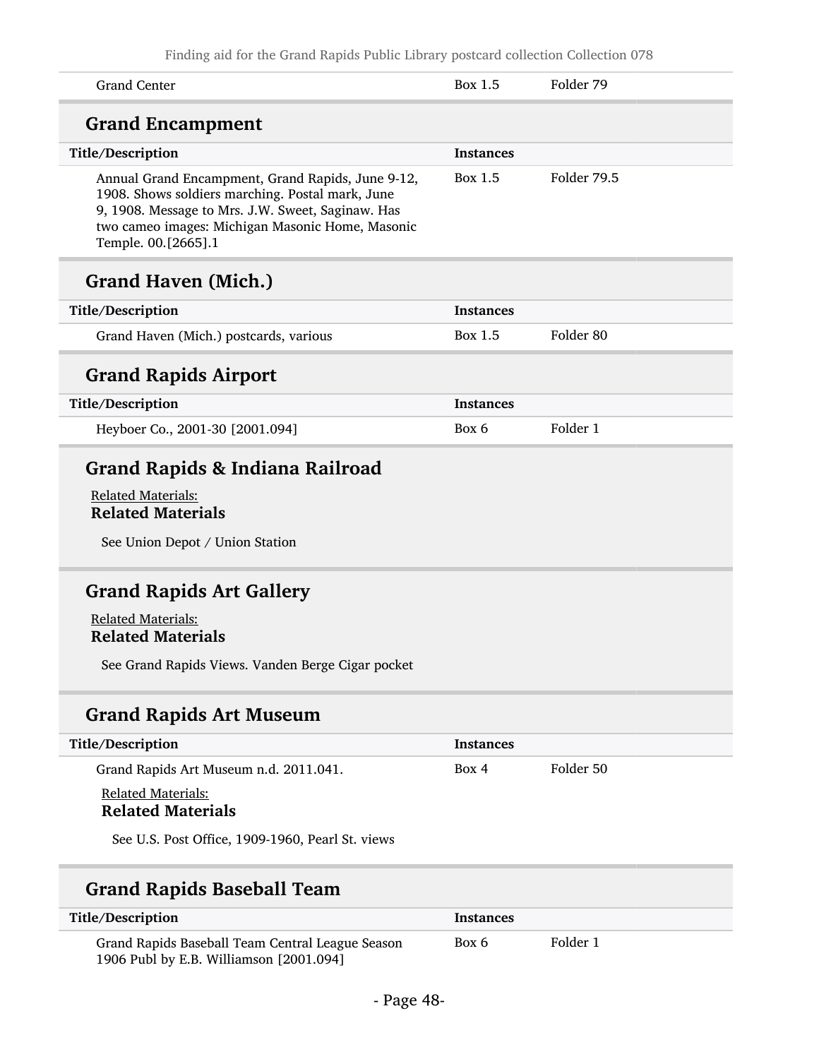| | | |
|---|---|---|
| Grand Center | Box 1.5 | Folder 79 |

## Grand Encampment

| Title/Description | Instances | |
|---|---|---|
| Annual Grand Encampment, Grand Rapids, June 9-12, 1908. Shows soldiers marching. Postal mark, June 9, 1908. Message to Mrs. J.W. Sweet, Saginaw. Has two cameo images: Michigan Masonic Home, Masonic Temple. 00.[2665].1 | Box 1.5 | Folder 79.5 |

## Grand Haven (Mich.)

| Title/Description | Instances | |
|---|---|---|
| Grand Haven (Mich.) postcards, various | Box 1.5 | Folder 80 |

## Grand Rapids Airport

| Title/Description | Instances | |
|---|---|---|
| Heyboer Co., 2001-30 [2001.094] | Box 6 | Folder 1 |

## Grand Rapids & Indiana Railroad

Related Materials:

**Related Materials**

See Union Depot / Union Station

## Grand Rapids Art Gallery

Related Materials:

**Related Materials**

See Grand Rapids Views. Vanden Berge Cigar pocket

## Grand Rapids Art Museum

| Title/Description | Instances | |
|---|---|---|
| Grand Rapids Art Museum n.d. 2011.041. | Box 4 | Folder 50 |

Related Materials:

**Related Materials**

See U.S. Post Office, 1909-1960, Pearl St. views

## Grand Rapids Baseball Team

| Title/Description | Instances | |
|---|---|---|
| Grand Rapids Baseball Team Central League Season 1906 Publ by E.B. Williamson [2001.094] | Box 6 | Folder 1 |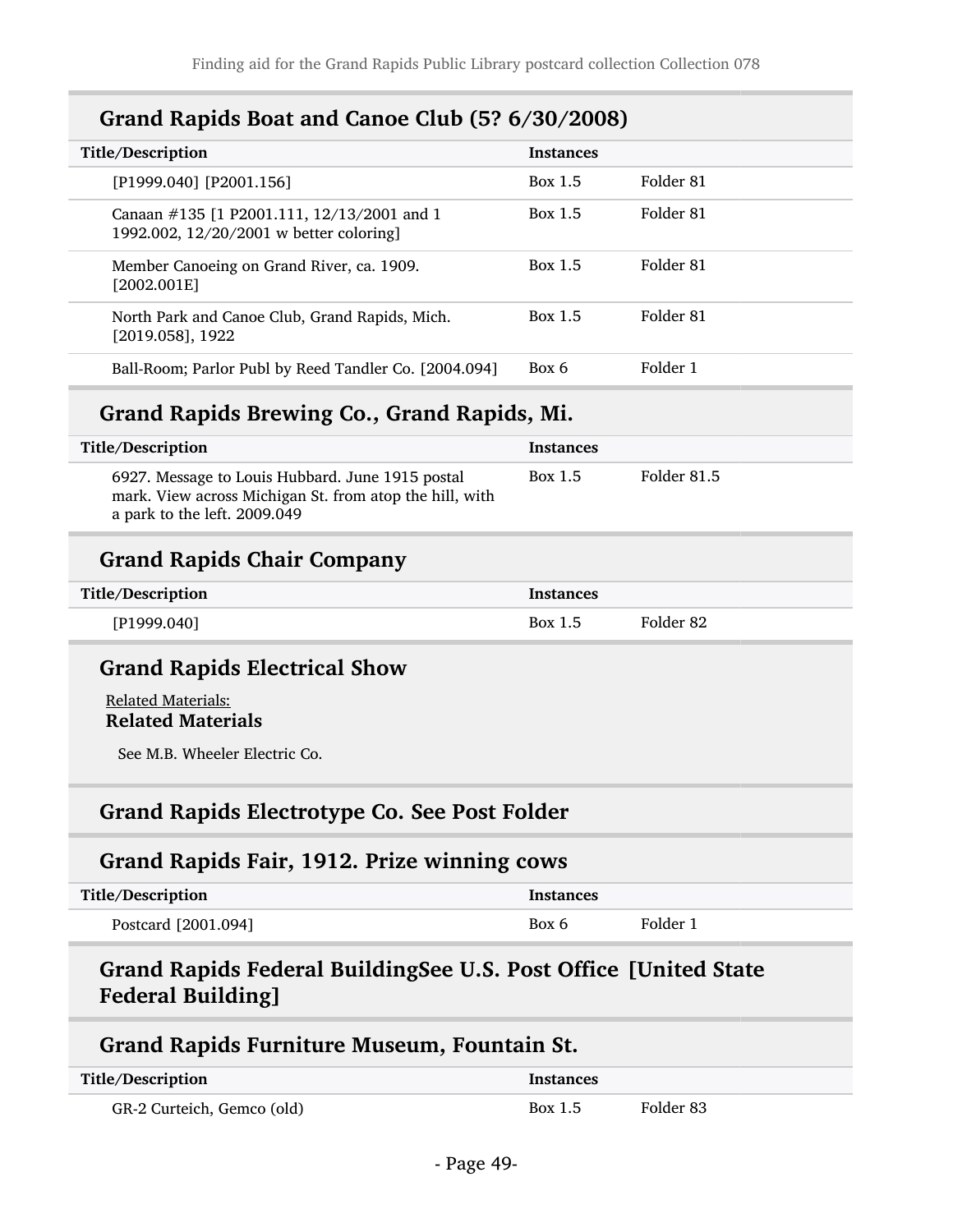## Grand Rapids Boat and Canoe Club (5? 6/30/2008)

| Title/Description | Instances | |
|---|---|---|
| [P1999.040] [P2001.156] | Box 1.5 | Folder 81 |
| Canaan #135 [1 P2001.111, 12/13/2001 and 1 1992.002, 12/20/2001 w better coloring] | Box 1.5 | Folder 81 |
| Member Canoeing on Grand River, ca. 1909. [2002.001E] | Box 1.5 | Folder 81 |
| North Park and Canoe Club, Grand Rapids, Mich. [2019.058], 1922 | Box 1.5 | Folder 81 |
| Ball-Room; Parlor Publ by Reed Tandler Co. [2004.094] | Box 6 | Folder 1 |

## Grand Rapids Brewing Co., Grand Rapids, Mi.

| Title/Description | Instances | |
|---|---|---|
| 6927. Message to Louis Hubbard. June 1915 postal mark. View across Michigan St. from atop the hill, with a park to the left. 2009.049 | Box 1.5 | Folder 81.5 |

## Grand Rapids Chair Company

| Title/Description | Instances | |
|---|---|---|
| [P1999.040] | Box 1.5 | Folder 82 |

## Grand Rapids Electrical Show

Related Materials:

**Related Materials**

See M.B. Wheeler Electric Co.

## Grand Rapids Electrotype Co. See Post Folder

## Grand Rapids Fair, 1912. Prize winning cows

| Title/Description | Instances | |
|---|---|---|
| Postcard [2001.094] | Box 6 | Folder 1 |

## Grand Rapids Federal BuildingSee U.S. Post Office [United State Federal Building]

## Grand Rapids Furniture Museum, Fountain St.

| Title/Description | Instances | |
|---|---|---|
| GR-2 Curteich, Gemco (old) | Box 1.5 | Folder 83 |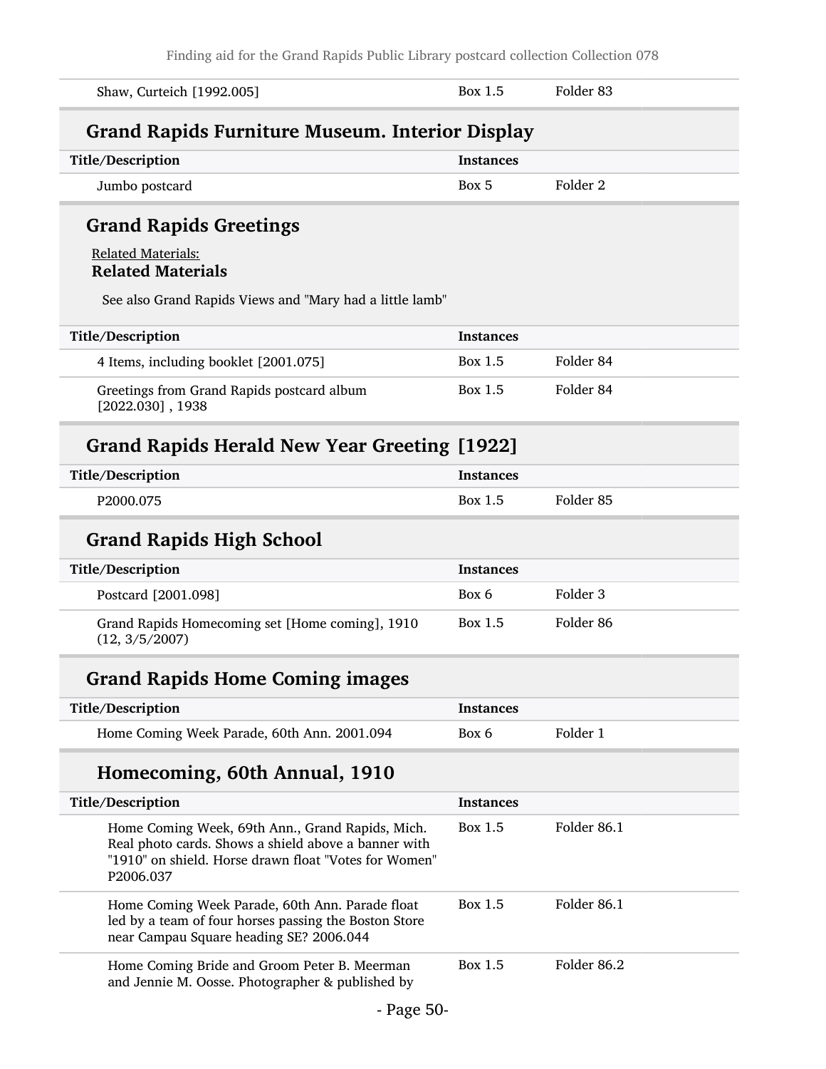| | | |
|---|---|---|
| Shaw, Curteich [1992.005] | Box 1.5 | Folder 83 |

## Grand Rapids Furniture Museum. Interior Display

| Title/Description | Instances | |
|---|---|---|
| Jumbo postcard | Box 5 | Folder 2 |

## Grand Rapids Greetings

Related Materials:

**Related Materials**

See also Grand Rapids Views and "Mary had a little lamb"

| Title/Description | Instances | |
|---|---|---|
| 4 Items, including booklet [2001.075] | Box 1.5 | Folder 84 |
| Greetings from Grand Rapids postcard album [2022.030] , 1938 | Box 1.5 | Folder 84 |

## Grand Rapids Herald New Year Greeting [1922]

| Title/Description | Instances | |
|---|---|---|
| P2000.075 | Box 1.5 | Folder 85 |

## Grand Rapids High School

| Title/Description | Instances | |
|---|---|---|
| Postcard [2001.098] | Box 6 | Folder 3 |
| Grand Rapids Homecoming set [Home coming], 1910 (12, 3/5/2007) | Box 1.5 | Folder 86 |

## Grand Rapids Home Coming images

| Title/Description | Instances | |
|---|---|---|
| Home Coming Week Parade, 60th Ann. 2001.094 | Box 6 | Folder 1 |

### Homecoming, 60th Annual, 1910

| Title/Description | Instances | |
|---|---|---|
| Home Coming Week, 69th Ann., Grand Rapids, Mich. Real photo cards. Shows a shield above a banner with "1910" on shield. Horse drawn float "Votes for Women" P2006.037 | Box 1.5 | Folder 86.1 |
| Home Coming Week Parade, 60th Ann. Parade float led by a team of four horses passing the Boston Store near Campau Square heading SE? 2006.044 | Box 1.5 | Folder 86.1 |
| Home Coming Bride and Groom Peter B. Meerman and Jennie M. Oosse. Photographer & published by | Box 1.5 | Folder 86.2 |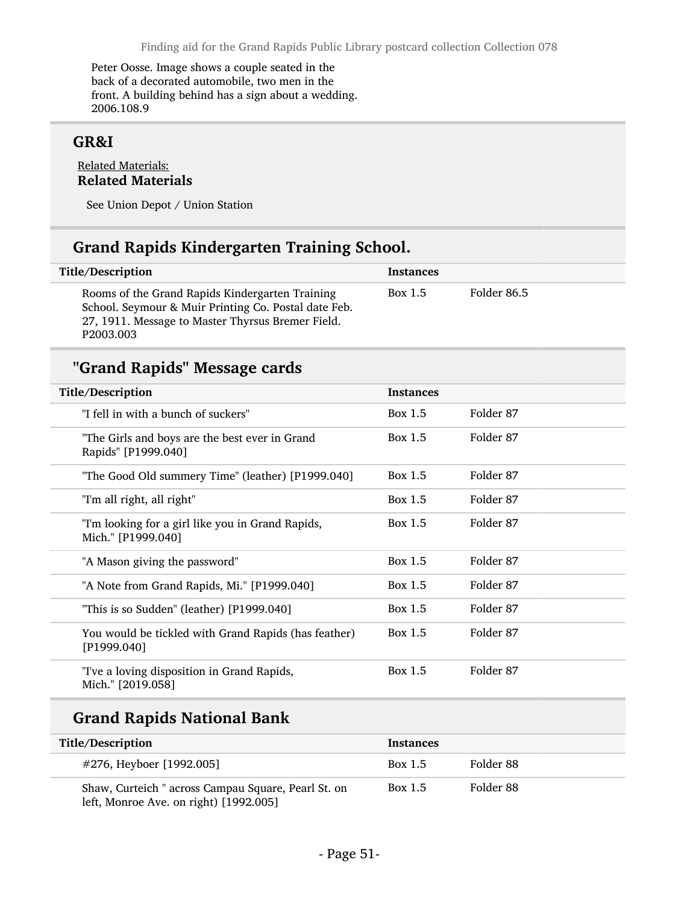Peter Oosse. Image shows a couple seated in the back of a decorated automobile, two men in the front. A building behind has a sign about a wedding. 2006.108.9

## GR&I

Related Materials:

**Related Materials**

See Union Depot / Union Station

## Grand Rapids Kindergarten Training School.

| Title/Description | Instances | |
|---|---|---|
| Rooms of the Grand Rapids Kindergarten Training School. Seymour & Muir Printing Co. Postal date Feb. 27, 1911. Message to Master Thyrsus Bremer Field. P2003.003 | Box 1.5 | Folder 86.5 |

## "Grand Rapids" Message cards

| Title/Description | Instances | |
|---|---|---|
| "I fell in with a bunch of suckers" | Box 1.5 | Folder 87 |
| "The Girls and boys are the best ever in Grand Rapids" [P1999.040] | Box 1.5 | Folder 87 |
| "The Good Old summery Time" (leather) [P1999.040] | Box 1.5 | Folder 87 |
| "I'm all right, all right" | Box 1.5 | Folder 87 |
| "I'm looking for a girl like you in Grand Rapids, Mich." [P1999.040] | Box 1.5 | Folder 87 |
| "A Mason giving the password" | Box 1.5 | Folder 87 |
| "A Note from Grand Rapids, Mi." [P1999.040] | Box 1.5 | Folder 87 |
| "This is so Sudden" (leather) [P1999.040] | Box 1.5 | Folder 87 |
| You would be tickled with Grand Rapids (has feather) [P1999.040] | Box 1.5 | Folder 87 |
| "I've a loving disposition in Grand Rapids, Mich." [2019.058] | Box 1.5 | Folder 87 |

## Grand Rapids National Bank

| Title/Description | Instances | |
|---|---|---|
| #276, Heyboer [1992.005] | Box 1.5 | Folder 88 |
| Shaw, Curteich " across Campau Square, Pearl St. on left, Monroe Ave. on right) [1992.005] | Box 1.5 | Folder 88 |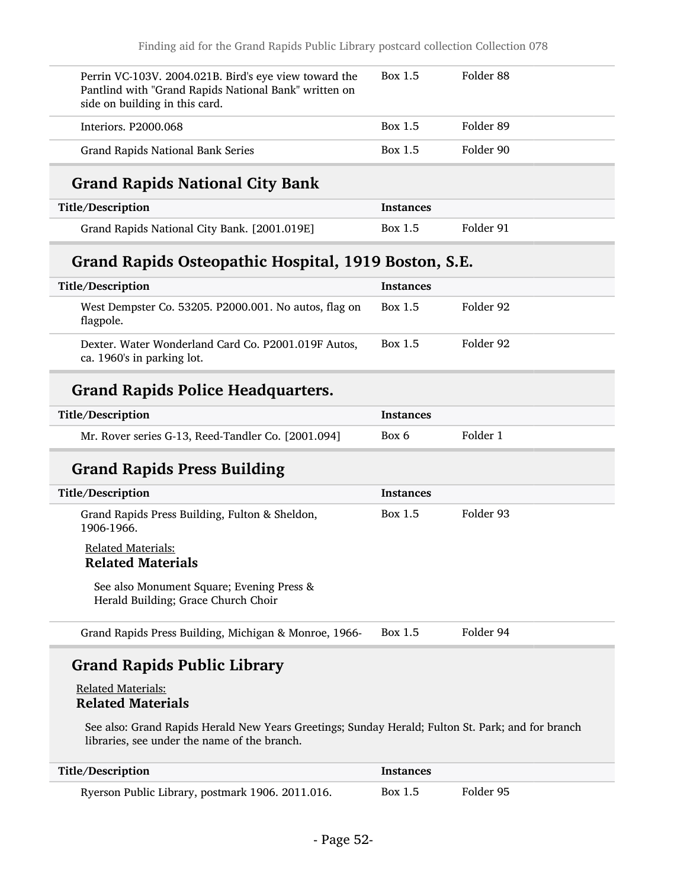| | | |
|---|---|---|
| Perrin VC-103V. 2004.021B. Bird's eye view toward the Pantlind with "Grand Rapids National Bank" written on side on building in this card. | Box 1.5 | Folder 88 |
| Interiors. P2000.068 | Box 1.5 | Folder 89 |
| Grand Rapids National Bank Series | Box 1.5 | Folder 90 |

## Grand Rapids National City Bank

| Title/Description | Instances | |
|---|---|---|
| Grand Rapids National City Bank. [2001.019E] | Box 1.5 | Folder 91 |

## Grand Rapids Osteopathic Hospital, 1919 Boston, S.E.

| Title/Description | Instances | |
|---|---|---|
| West Dempster Co. 53205. P2000.001. No autos, flag on flagpole. | Box 1.5 | Folder 92 |
| Dexter. Water Wonderland Card Co. P2001.019F Autos, ca. 1960's in parking lot. | Box 1.5 | Folder 92 |

## Grand Rapids Police Headquarters.

| Title/Description | Instances | |
|---|---|---|
| Mr. Rover series G-13, Reed-Tandler Co. [2001.094] | Box 6 | Folder 1 |

## Grand Rapids Press Building

| Title/Description | Instances | |
|---|---|---|
| Grand Rapids Press Building, Fulton & Sheldon, 1906-1966. | Box 1.5 | Folder 93 |

Related Materials:

**Related Materials**

See also Monument Square; Evening Press & Herald Building; Grace Church Choir

| | | |
|---|---|---|
| Grand Rapids Press Building, Michigan & Monroe, 1966- | Box 1.5 | Folder 94 |

## Grand Rapids Public Library

Related Materials:

**Related Materials**

See also: Grand Rapids Herald New Years Greetings; Sunday Herald; Fulton St. Park; and for branch libraries, see under the name of the branch.

| Title/Description | Instances | |
|---|---|---|
| Ryerson Public Library, postmark 1906. 2011.016. | Box 1.5 | Folder 95 |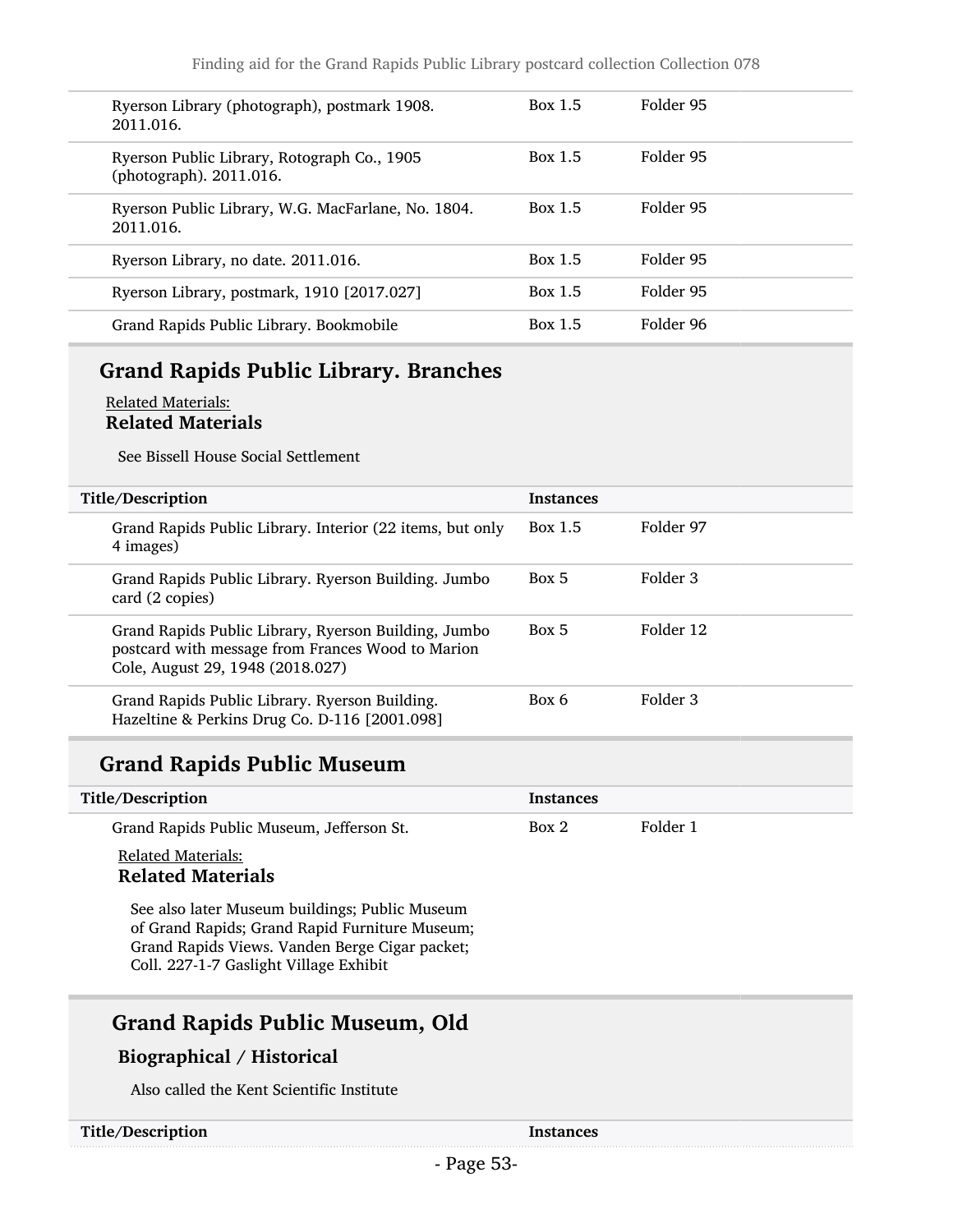| Title/Description | Instances | |
| --- | --- | --- |
| Ryerson Library (photograph), postmark 1908. 2011.016. | Box 1.5 | Folder 95 |
| Ryerson Public Library, Rotograph Co., 1905 (photograph). 2011.016. | Box 1.5 | Folder 95 |
| Ryerson Public Library, W.G. MacFarlane, No. 1804. 2011.016. | Box 1.5 | Folder 95 |
| Ryerson Library, no date. 2011.016. | Box 1.5 | Folder 95 |
| Ryerson Library, postmark, 1910 [2017.027] | Box 1.5 | Folder 95 |
| Grand Rapids Public Library. Bookmobile | Box 1.5 | Folder 96 |

## Grand Rapids Public Library. Branches

Related Materials:

**Related Materials**

See Bissell House Social Settlement

| Title/Description | Instances | |
| --- | --- | --- |
| Grand Rapids Public Library. Interior (22 items, but only 4 images) | Box 1.5 | Folder 97 |
| Grand Rapids Public Library. Ryerson Building. Jumbo card (2 copies) | Box 5 | Folder 3 |
| Grand Rapids Public Library, Ryerson Building, Jumbo postcard with message from Frances Wood to Marion Cole, August 29, 1948 (2018.027) | Box 5 | Folder 12 |
| Grand Rapids Public Library. Ryerson Building. Hazeltine & Perkins Drug Co. D-116 [2001.098] | Box 6 | Folder 3 |

## Grand Rapids Public Museum

| Title/Description | Instances | |
| --- | --- | --- |
| Grand Rapids Public Museum, Jefferson St. | Box 2 | Folder 1 |

Related Materials:

**Related Materials**

See also later Museum buildings; Public Museum of Grand Rapids; Grand Rapid Furniture Museum; Grand Rapids Views. Vanden Berge Cigar packet; Coll. 227-1-7 Gaslight Village Exhibit

### Grand Rapids Public Museum, Old

**Biographical / Historical**

Also called the Kent Scientific Institute

| Title/Description | Instances |
| --- | --- |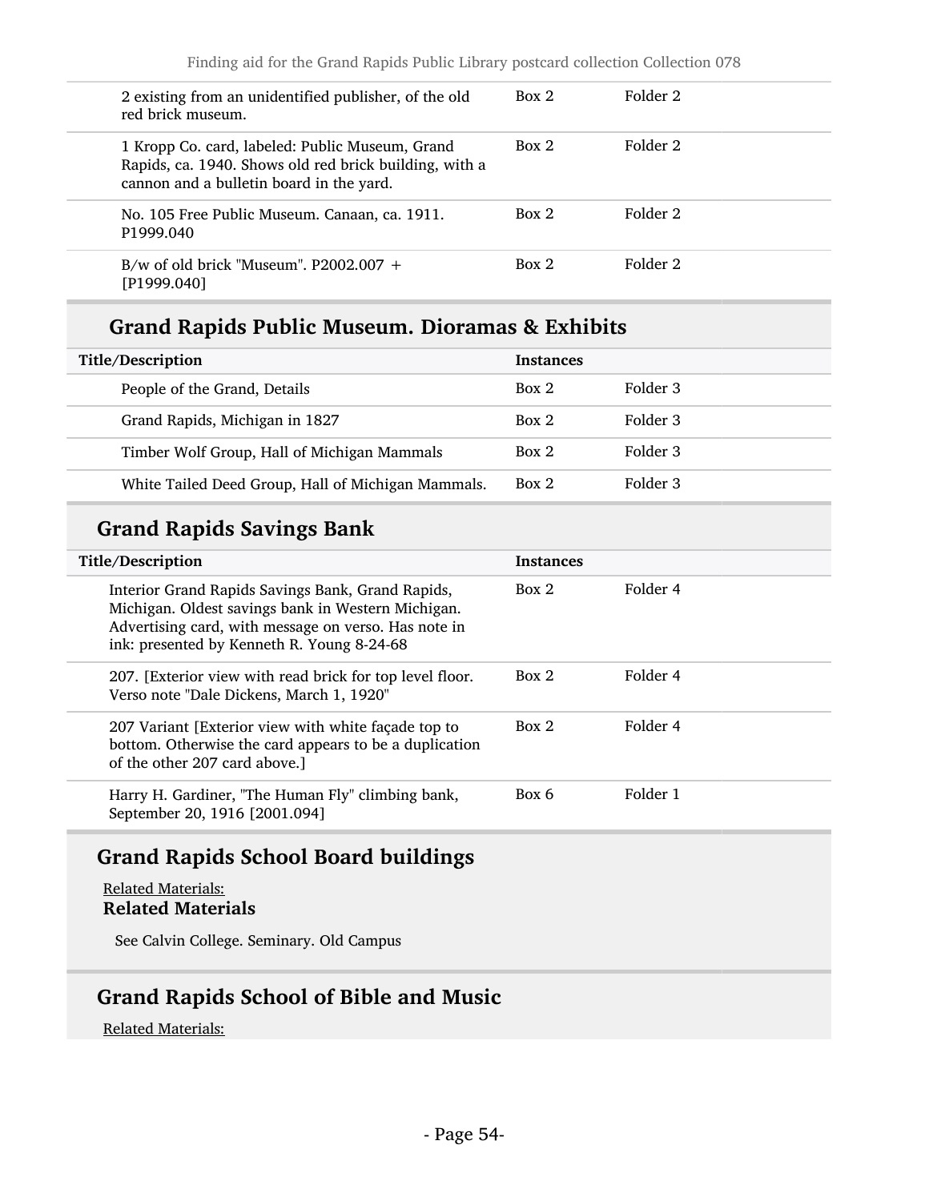| Title/Description | Instances | |
|---|---|---|
| 2 existing from an unidentified publisher, of the old red brick museum. | Box 2 | Folder 2 |
| 1 Kropp Co. card, labeled: Public Museum, Grand Rapids, ca. 1940. Shows old red brick building, with a cannon and a bulletin board in the yard. | Box 2 | Folder 2 |
| No. 105 Free Public Museum. Canaan, ca. 1911. P1999.040 | Box 2 | Folder 2 |
| B/w of old brick "Museum". P2002.007 + [P1999.040] | Box 2 | Folder 2 |

## Grand Rapids Public Museum. Dioramas & Exhibits

| Title/Description | Instances | |
|---|---|---|
| People of the Grand, Details | Box 2 | Folder 3 |
| Grand Rapids, Michigan in 1827 | Box 2 | Folder 3 |
| Timber Wolf Group, Hall of Michigan Mammals | Box 2 | Folder 3 |
| White Tailed Deed Group, Hall of Michigan Mammals. | Box 2 | Folder 3 |

## Grand Rapids Savings Bank

| Title/Description | Instances | |
|---|---|---|
| Interior Grand Rapids Savings Bank, Grand Rapids, Michigan. Oldest savings bank in Western Michigan. Advertising card, with message on verso. Has note in ink: presented by Kenneth R. Young 8-24-68 | Box 2 | Folder 4 |
| 207. [Exterior view with read brick for top level floor. Verso note "Dale Dickens, March 1, 1920" | Box 2 | Folder 4 |
| 207 Variant [Exterior view with white façade top to bottom. Otherwise the card appears to be a duplication of the other 207 card above.] | Box 2 | Folder 4 |
| Harry H. Gardiner, "The Human Fly" climbing bank, September 20, 1916 [2001.094] | Box 6 | Folder 1 |

## Grand Rapids School Board buildings

Related Materials:

**Related Materials**

See Calvin College. Seminary. Old Campus

## Grand Rapids School of Bible and Music

Related Materials: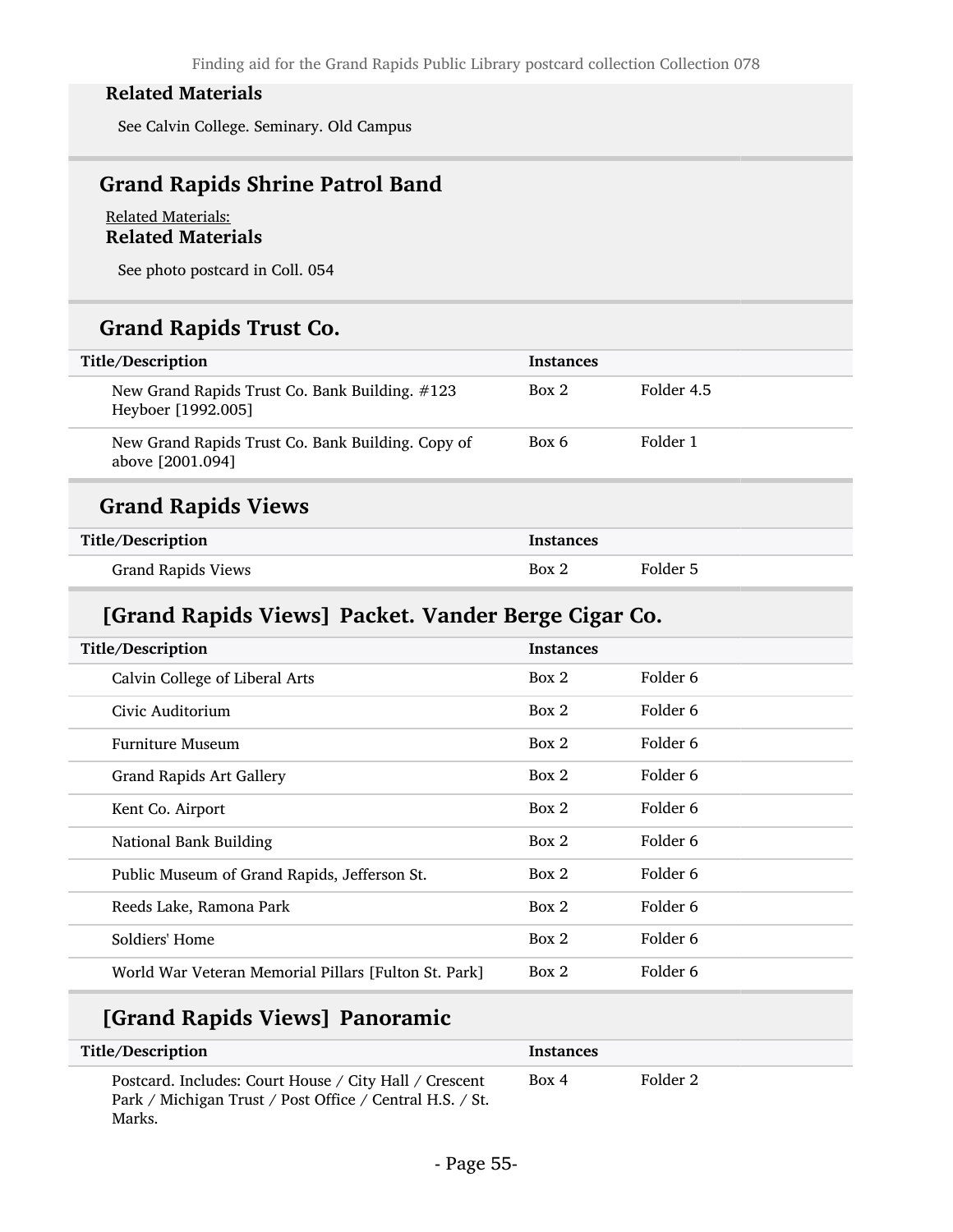**Related Materials**

See Calvin College. Seminary. Old Campus

## Grand Rapids Shrine Patrol Band

Related Materials:

**Related Materials**

See photo postcard in Coll. 054

## Grand Rapids Trust Co.

| Title/Description | Instances | |
|---|---|---|
| New Grand Rapids Trust Co. Bank Building. #123 Heyboer [1992.005] | Box 2 | Folder 4.5 |
| New Grand Rapids Trust Co. Bank Building. Copy of above [2001.094] | Box 6 | Folder 1 |

## Grand Rapids Views

| Title/Description | Instances | |
|---|---|---|
| Grand Rapids Views | Box 2 | Folder 5 |

## [Grand Rapids Views] Packet. Vander Berge Cigar Co.

| Title/Description | Instances | |
|---|---|---|
| Calvin College of Liberal Arts | Box 2 | Folder 6 |
| Civic Auditorium | Box 2 | Folder 6 |
| Furniture Museum | Box 2 | Folder 6 |
| Grand Rapids Art Gallery | Box 2 | Folder 6 |
| Kent Co. Airport | Box 2 | Folder 6 |
| National Bank Building | Box 2 | Folder 6 |
| Public Museum of Grand Rapids, Jefferson St. | Box 2 | Folder 6 |
| Reeds Lake, Ramona Park | Box 2 | Folder 6 |
| Soldiers' Home | Box 2 | Folder 6 |
| World War Veteran Memorial Pillars [Fulton St. Park] | Box 2 | Folder 6 |

## [Grand Rapids Views] Panoramic

| Title/Description | Instances | |
|---|---|---|
| Postcard. Includes: Court House / City Hall / Crescent Park / Michigan Trust / Post Office / Central H.S. / St. Marks. | Box 4 | Folder 2 |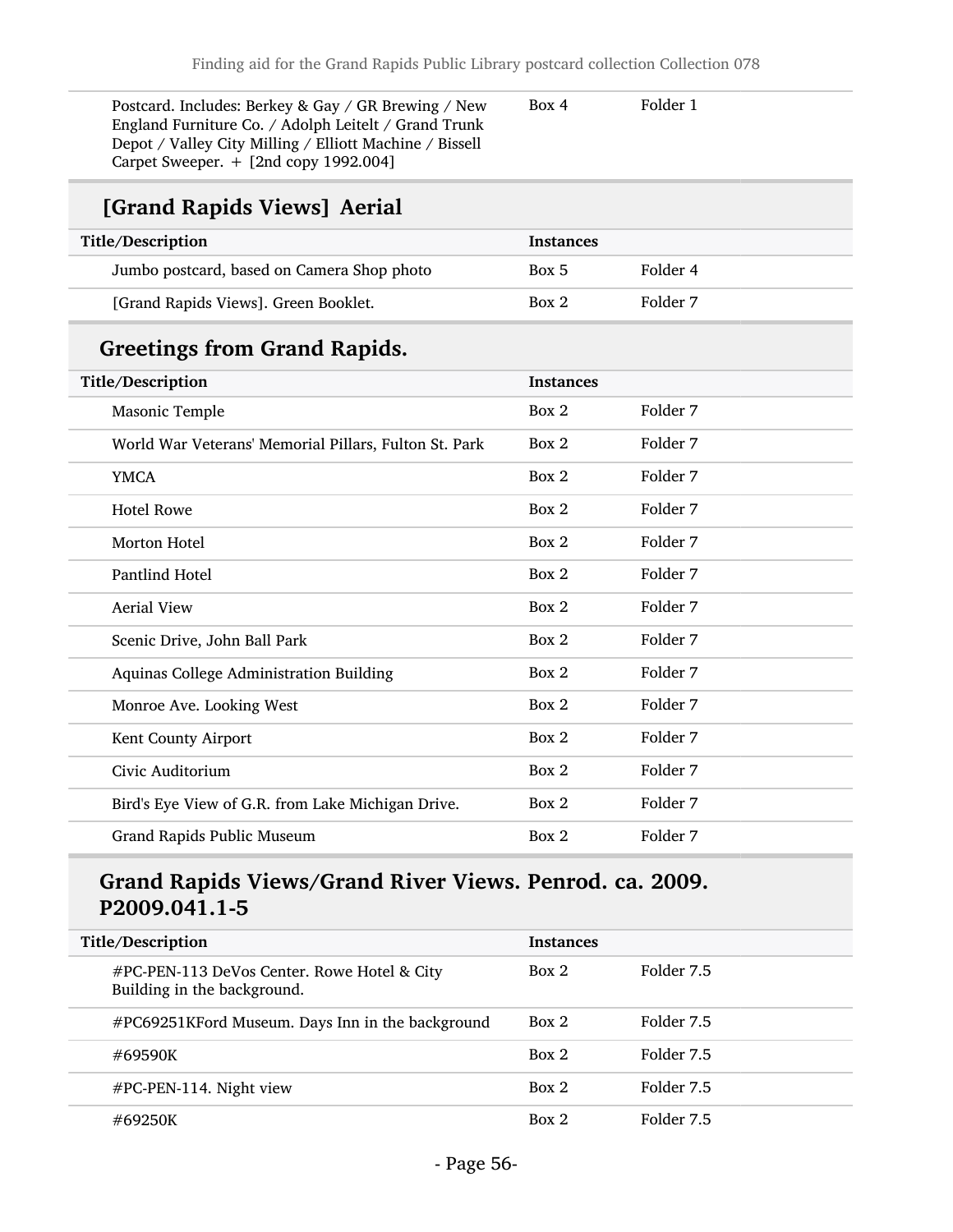| Title/Description | Instances | |
|---|---|---|
| Postcard. Includes: Berkey & Gay / GR Brewing / New England Furniture Co. / Adolph Leitelt / Grand Trunk Depot / Valley City Milling / Elliott Machine / Bissell Carpet Sweeper. + [2nd copy 1992.004] | Box 4 | Folder 1 |

## [Grand Rapids Views] Aerial

| Title/Description | Instances | |
|---|---|---|
| Jumbo postcard, based on Camera Shop photo | Box 5 | Folder 4 |
| [Grand Rapids Views]. Green Booklet. | Box 2 | Folder 7 |

## Greetings from Grand Rapids.

| Title/Description | Instances | |
|---|---|---|
| Masonic Temple | Box 2 | Folder 7 |
| World War Veterans' Memorial Pillars, Fulton St. Park | Box 2 | Folder 7 |
| YMCA | Box 2 | Folder 7 |
| Hotel Rowe | Box 2 | Folder 7 |
| Morton Hotel | Box 2 | Folder 7 |
| Pantlind Hotel | Box 2 | Folder 7 |
| Aerial View | Box 2 | Folder 7 |
| Scenic Drive, John Ball Park | Box 2 | Folder 7 |
| Aquinas College Administration Building | Box 2 | Folder 7 |
| Monroe Ave. Looking West | Box 2 | Folder 7 |
| Kent County Airport | Box 2 | Folder 7 |
| Civic Auditorium | Box 2 | Folder 7 |
| Bird's Eye View of G.R. from Lake Michigan Drive. | Box 2 | Folder 7 |
| Grand Rapids Public Museum | Box 2 | Folder 7 |

## Grand Rapids Views/Grand River Views. Penrod. ca. 2009. P2009.041.1-5

| Title/Description | Instances | |
|---|---|---|
| #PC-PEN-113 DeVos Center. Rowe Hotel & City Building in the background. | Box 2 | Folder 7.5 |
| #PC69251KFord Museum. Days Inn in the background | Box 2 | Folder 7.5 |
| #69590K | Box 2 | Folder 7.5 |
| #PC-PEN-114. Night view | Box 2 | Folder 7.5 |
| #69250K | Box 2 | Folder 7.5 |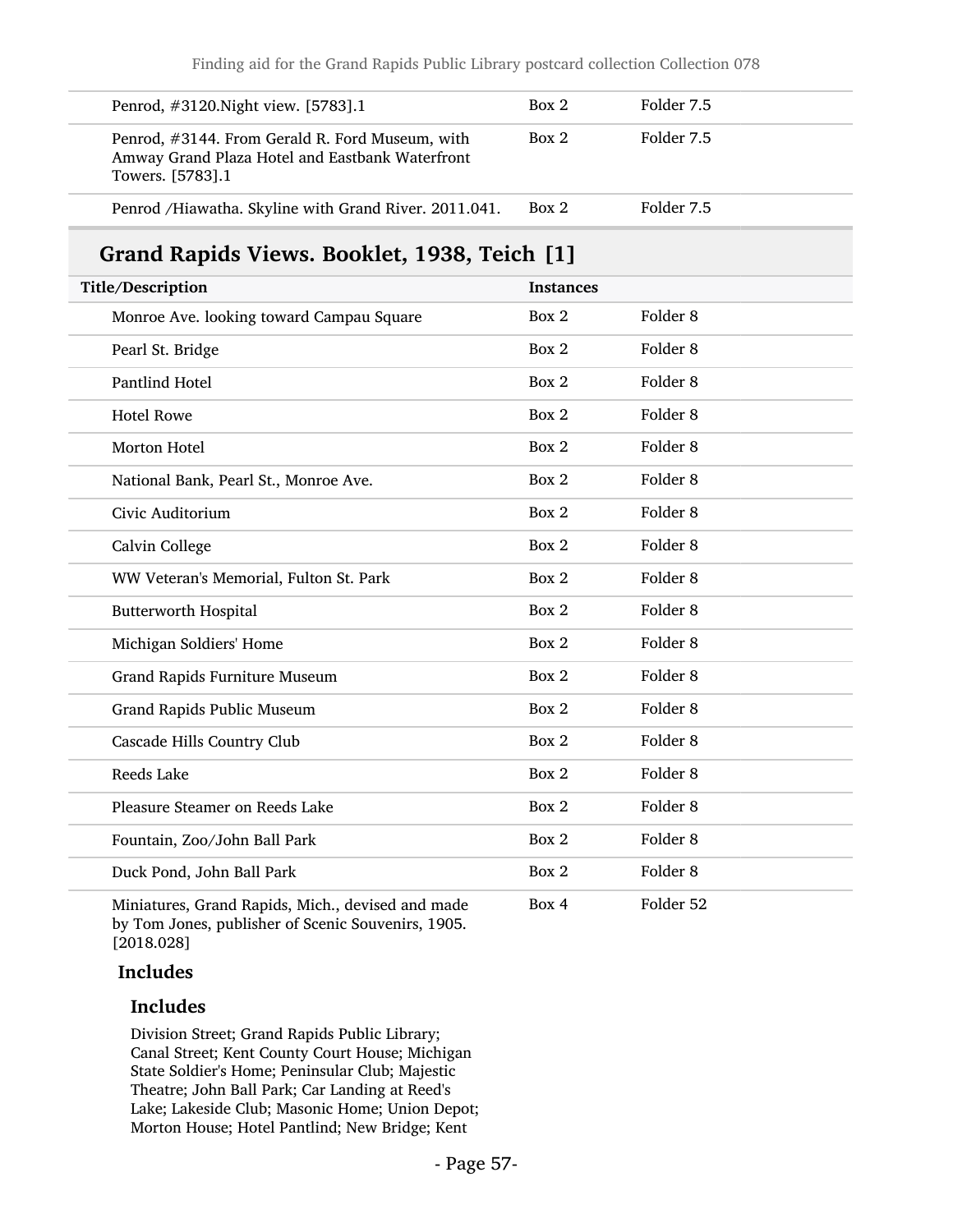| | | |
|---|---|---|
| Penrod, #3120.Night view. [5783].1 | Box 2 | Folder 7.5 |
| Penrod, #3144. From Gerald R. Ford Museum, with Amway Grand Plaza Hotel and Eastbank Waterfront Towers. [5783].1 | Box 2 | Folder 7.5 |
| Penrod /Hiawatha. Skyline with Grand River. 2011.041. | Box 2 | Folder 7.5 |

## Grand Rapids Views. Booklet, 1938, Teich [1]

| Title/Description | Instances | |
|---|---|---|
| Monroe Ave. looking toward Campau Square | Box 2 | Folder 8 |
| Pearl St. Bridge | Box 2 | Folder 8 |
| Pantlind Hotel | Box 2 | Folder 8 |
| Hotel Rowe | Box 2 | Folder 8 |
| Morton Hotel | Box 2 | Folder 8 |
| National Bank, Pearl St., Monroe Ave. | Box 2 | Folder 8 |
| Civic Auditorium | Box 2 | Folder 8 |
| Calvin College | Box 2 | Folder 8 |
| WW Veteran's Memorial, Fulton St. Park | Box 2 | Folder 8 |
| Butterworth Hospital | Box 2 | Folder 8 |
| Michigan Soldiers' Home | Box 2 | Folder 8 |
| Grand Rapids Furniture Museum | Box 2 | Folder 8 |
| Grand Rapids Public Museum | Box 2 | Folder 8 |
| Cascade Hills Country Club | Box 2 | Folder 8 |
| Reeds Lake | Box 2 | Folder 8 |
| Pleasure Steamer on Reeds Lake | Box 2 | Folder 8 |
| Fountain, Zoo/John Ball Park | Box 2 | Folder 8 |
| Duck Pond, John Ball Park | Box 2 | Folder 8 |
| Miniatures, Grand Rapids, Mich., devised and made by Tom Jones, publisher of Scenic Souvenirs, 1905. [2018.028] | Box 4 | Folder 52 |

### Includes

#### Includes

Division Street; Grand Rapids Public Library; Canal Street; Kent County Court House; Michigan State Soldier's Home; Peninsular Club; Majestic Theatre; John Ball Park; Car Landing at Reed's Lake; Lakeside Club; Masonic Home; Union Depot; Morton House; Hotel Pantlind; New Bridge; Kent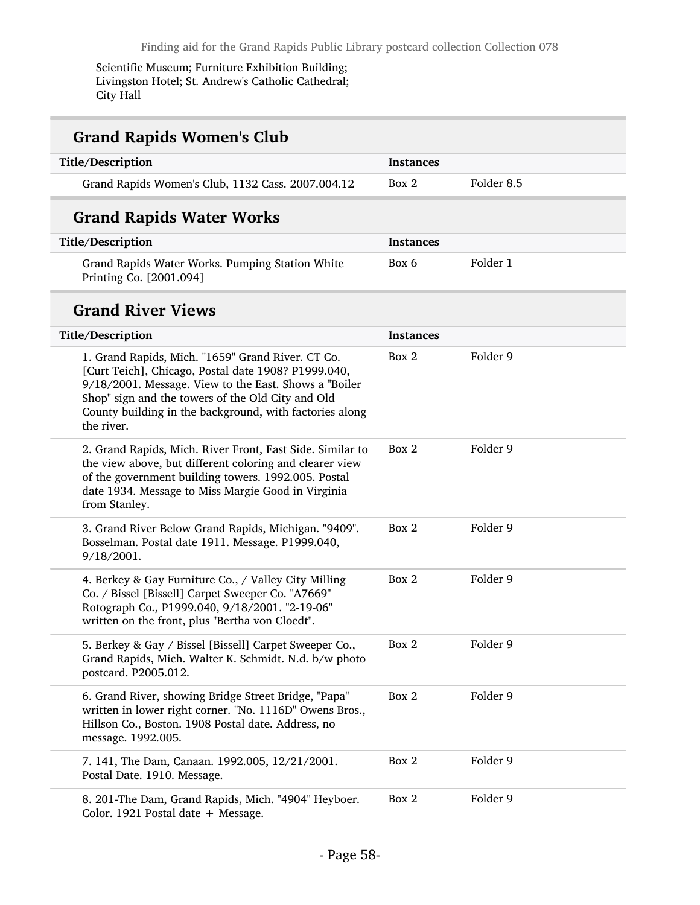Scientific Museum; Furniture Exhibition Building; Livingston Hotel; St. Andrew's Catholic Cathedral; City Hall

## Grand Rapids Women's Club

| Title/Description | Instances | |
| --- | --- | --- |
| Grand Rapids Women's Club, 1132 Cass. 2007.004.12 | Box 2 | Folder 8.5 |

## Grand Rapids Water Works

| Title/Description | Instances | |
| --- | --- | --- |
| Grand Rapids Water Works. Pumping Station White Printing Co. [2001.094] | Box 6 | Folder 1 |

## Grand River Views

| Title/Description | Instances | |
| --- | --- | --- |
| 1. Grand Rapids, Mich. "1659" Grand River. CT Co. [Curt Teich], Chicago, Postal date 1908? P1999.040, 9/18/2001. Message. View to the East. Shows a "Boiler Shop" sign and the towers of the Old City and Old County building in the background, with factories along the river. | Box 2 | Folder 9 |
| 2. Grand Rapids, Mich. River Front, East Side. Similar to the view above, but different coloring and clearer view of the government building towers. 1992.005. Postal date 1934. Message to Miss Margie Good in Virginia from Stanley. | Box 2 | Folder 9 |
| 3. Grand River Below Grand Rapids, Michigan. "9409". Bosselman. Postal date 1911. Message. P1999.040, 9/18/2001. | Box 2 | Folder 9 |
| 4. Berkey & Gay Furniture Co., / Valley City Milling Co. / Bissel [Bissell] Carpet Sweeper Co. "A7669" Rotograph Co., P1999.040, 9/18/2001. "2-19-06" written on the front, plus "Bertha von Cloedt". | Box 2 | Folder 9 |
| 5. Berkey & Gay / Bissel [Bissell] Carpet Sweeper Co., Grand Rapids, Mich. Walter K. Schmidt. N.d. b/w photo postcard. P2005.012. | Box 2 | Folder 9 |
| 6. Grand River, showing Bridge Street Bridge, "Papa" written in lower right corner. "No. 1116D" Owens Bros., Hillson Co., Boston. 1908 Postal date. Address, no message. 1992.005. | Box 2 | Folder 9 |
| 7. 141, The Dam, Canaan. 1992.005, 12/21/2001. Postal Date. 1910. Message. | Box 2 | Folder 9 |
| 8. 201-The Dam, Grand Rapids, Mich. "4904" Heyboer. Color. 1921 Postal date + Message. | Box 2 | Folder 9 |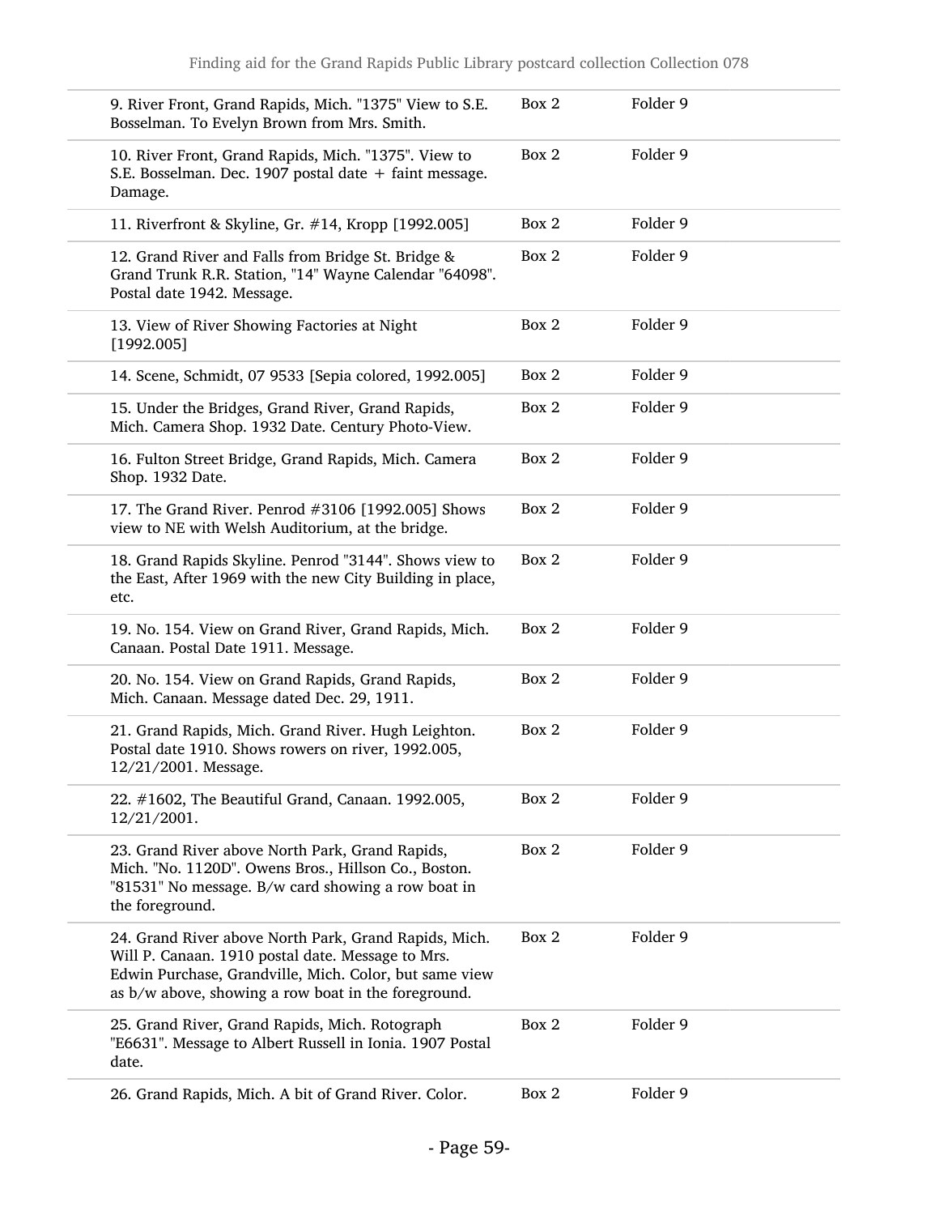| | | |
|---|---|---|
| 9. River Front, Grand Rapids, Mich. "1375" View to S.E. Bosselman. To Evelyn Brown from Mrs. Smith. | Box 2 | Folder 9 |
| 10. River Front, Grand Rapids, Mich. "1375". View to S.E. Bosselman. Dec. 1907 postal date + faint message. Damage. | Box 2 | Folder 9 |
| 11. Riverfront & Skyline, Gr. #14, Kropp [1992.005] | Box 2 | Folder 9 |
| 12. Grand River and Falls from Bridge St. Bridge & Grand Trunk R.R. Station, "14" Wayne Calendar "64098". Postal date 1942. Message. | Box 2 | Folder 9 |
| 13. View of River Showing Factories at Night [1992.005] | Box 2 | Folder 9 |
| 14. Scene, Schmidt, 07 9533 [Sepia colored, 1992.005] | Box 2 | Folder 9 |
| 15. Under the Bridges, Grand River, Grand Rapids, Mich. Camera Shop. 1932 Date. Century Photo-View. | Box 2 | Folder 9 |
| 16. Fulton Street Bridge, Grand Rapids, Mich. Camera Shop. 1932 Date. | Box 2 | Folder 9 |
| 17. The Grand River. Penrod #3106 [1992.005] Shows view to NE with Welsh Auditorium, at the bridge. | Box 2 | Folder 9 |
| 18. Grand Rapids Skyline. Penrod "3144". Shows view to the East, After 1969 with the new City Building in place, etc. | Box 2 | Folder 9 |
| 19. No. 154. View on Grand River, Grand Rapids, Mich. Canaan. Postal Date 1911. Message. | Box 2 | Folder 9 |
| 20. No. 154. View on Grand Rapids, Grand Rapids, Mich. Canaan. Message dated Dec. 29, 1911. | Box 2 | Folder 9 |
| 21. Grand Rapids, Mich. Grand River. Hugh Leighton. Postal date 1910. Shows rowers on river, 1992.005, 12/21/2001. Message. | Box 2 | Folder 9 |
| 22. #1602, The Beautiful Grand, Canaan. 1992.005, 12/21/2001. | Box 2 | Folder 9 |
| 23. Grand River above North Park, Grand Rapids, Mich. "No. 1120D". Owens Bros., Hillson Co., Boston. "81531" No message. B/w card showing a row boat in the foreground. | Box 2 | Folder 9 |
| 24. Grand River above North Park, Grand Rapids, Mich. Will P. Canaan. 1910 postal date. Message to Mrs. Edwin Purchase, Grandville, Mich. Color, but same view as b/w above, showing a row boat in the foreground. | Box 2 | Folder 9 |
| 25. Grand River, Grand Rapids, Mich. Rotograph "E6631". Message to Albert Russell in Ionia. 1907 Postal date. | Box 2 | Folder 9 |
| 26. Grand Rapids, Mich. A bit of Grand River. Color. | Box 2 | Folder 9 |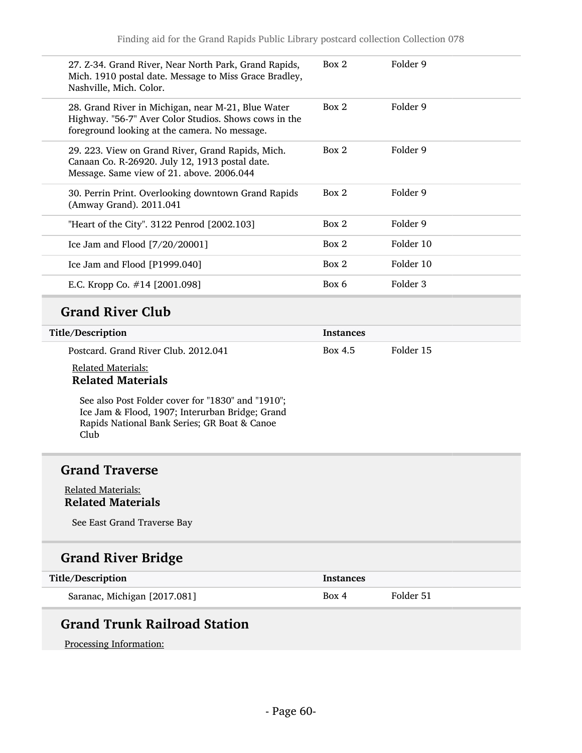| | | |
|---|---|---|
| 27. Z-34. Grand River, Near North Park, Grand Rapids, Mich. 1910 postal date. Message to Miss Grace Bradley, Nashville, Mich. Color. | Box 2 | Folder 9 |
| 28. Grand River in Michigan, near M-21, Blue Water Highway. "56-7" Aver Color Studios. Shows cows in the foreground looking at the camera. No message. | Box 2 | Folder 9 |
| 29. 223. View on Grand River, Grand Rapids, Mich. Canaan Co. R-26920. July 12, 1913 postal date. Message. Same view of 21. above. 2006.044 | Box 2 | Folder 9 |
| 30. Perrin Print. Overlooking downtown Grand Rapids (Amway Grand). 2011.041 | Box 2 | Folder 9 |
| "Heart of the City". 3122 Penrod [2002.103] | Box 2 | Folder 9 |
| Ice Jam and Flood [7/20/20001] | Box 2 | Folder 10 |
| Ice Jam and Flood [P1999.040] | Box 2 | Folder 10 |
| E.C. Kropp Co. #14 [2001.098] | Box 6 | Folder 3 |

## Grand River Club

| Title/Description | Instances | |
|---|---|---|
| Postcard. Grand River Club. 2012.041 | Box 4.5 | Folder 15 |

Related Materials:

**Related Materials**

See also Post Folder cover for "1830" and "1910"; Ice Jam & Flood, 1907; Interurban Bridge; Grand Rapids National Bank Series; GR Boat & Canoe Club

## Grand Traverse

Related Materials:

**Related Materials**

See East Grand Traverse Bay

## Grand River Bridge

| Title/Description | Instances | |
|---|---|---|
| Saranac, Michigan [2017.081] | Box 4 | Folder 51 |

## Grand Trunk Railroad Station

Processing Information: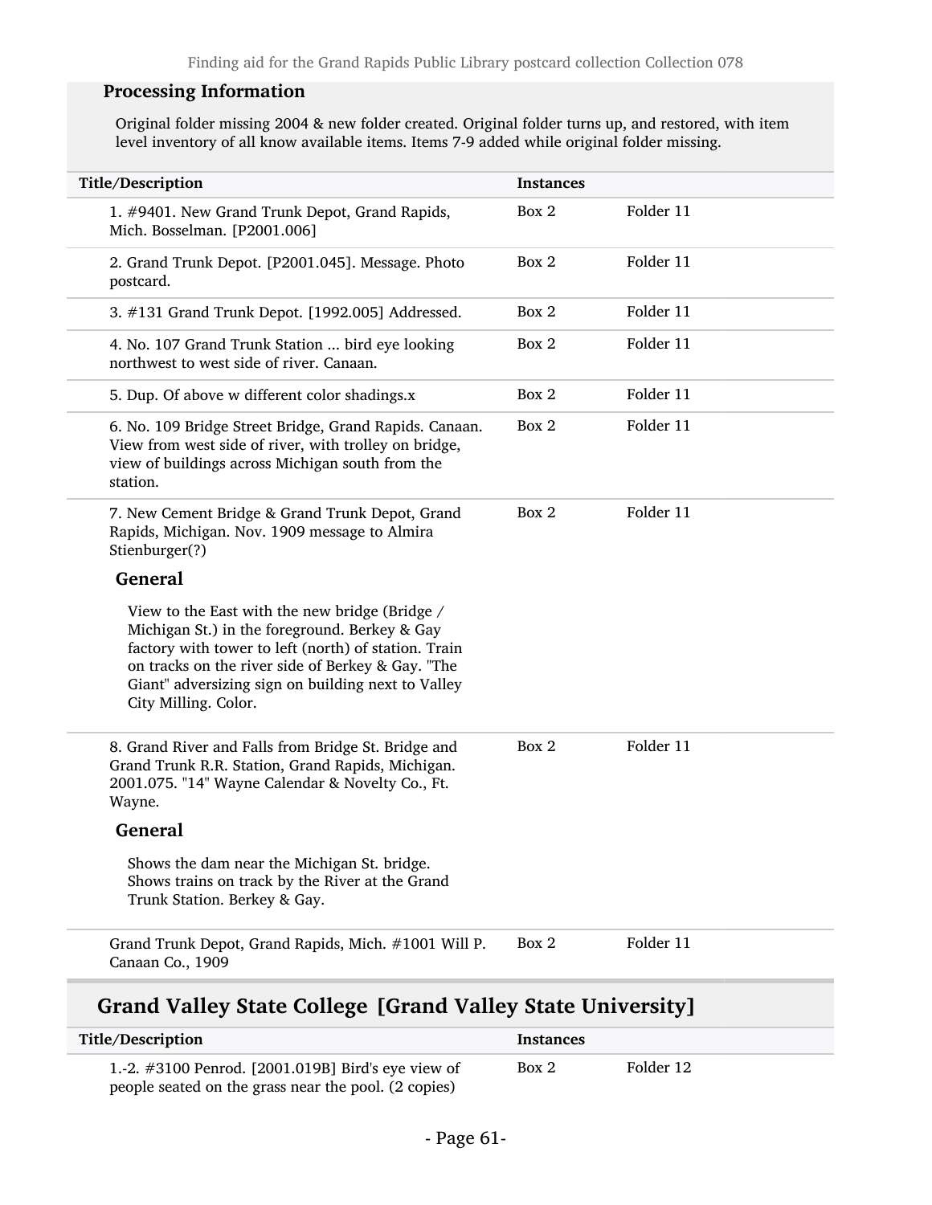### Processing Information

Original folder missing 2004 & new folder created. Original folder turns up, and restored, with item level inventory of all know available items. Items 7-9 added while original folder missing.

| Title/Description | Instances | |
|---|---|---|
| 1. #9401. New Grand Trunk Depot, Grand Rapids, Mich. Bosselman. [P2001.006] | Box 2 | Folder 11 |
| 2. Grand Trunk Depot. [P2001.045]. Message. Photo postcard. | Box 2 | Folder 11 |
| 3. #131 Grand Trunk Depot. [1992.005] Addressed. | Box 2 | Folder 11 |
| 4. No. 107 Grand Trunk Station ... bird eye looking northwest to west side of river. Canaan. | Box 2 | Folder 11 |
| 5. Dup. Of above w different color shadings.x | Box 2 | Folder 11 |
| 6. No. 109 Bridge Street Bridge, Grand Rapids. Canaan. View from west side of river, with trolley on bridge, view of buildings across Michigan south from the station. | Box 2 | Folder 11 |
| 7. New Cement Bridge & Grand Trunk Depot, Grand Rapids, Michigan. Nov. 1909 message to Almira Stienburger(?) **General** View to the East with the new bridge (Bridge / Michigan St.) in the foreground. Berkey & Gay factory with tower to left (north) of station. Train on tracks on the river side of Berkey & Gay. "The Giant" adversizing sign on building next to Valley City Milling. Color. | Box 2 | Folder 11 |
| 8. Grand River and Falls from Bridge St. Bridge and Grand Trunk R.R. Station, Grand Rapids, Michigan. 2001.075. "14" Wayne Calendar & Novelty Co., Ft. Wayne. **General** Shows the dam near the Michigan St. bridge. Shows trains on track by the River at the Grand Trunk Station. Berkey & Gay. | Box 2 | Folder 11 |
| Grand Trunk Depot, Grand Rapids, Mich. #1001 Will P. Canaan Co., 1909 | Box 2 | Folder 11 |

## Grand Valley State College [Grand Valley State University]

| Title/Description | Instances | |
|---|---|---|
| 1.-2. #3100 Penrod. [2001.019B] Bird's eye view of people seated on the grass near the pool. (2 copies) | Box 2 | Folder 12 |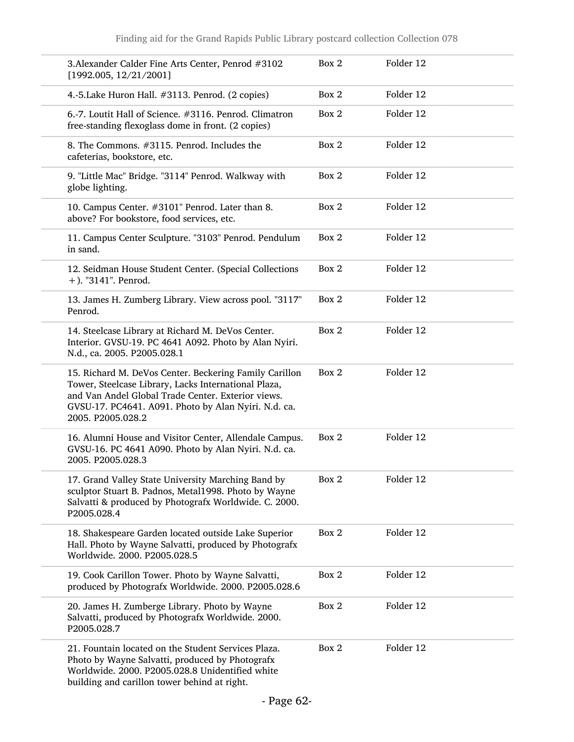| | | |
|---|---|---|
| 3.Alexander Calder Fine Arts Center, Penrod #3102 [1992.005, 12/21/2001] | Box 2 | Folder 12 |
| 4.-5.Lake Huron Hall. #3113. Penrod. (2 copies) | Box 2 | Folder 12 |
| 6.-7. Loutit Hall of Science. #3116. Penrod. Climatron free-standing flexoglass dome in front. (2 copies) | Box 2 | Folder 12 |
| 8. The Commons. #3115. Penrod. Includes the cafeterias, bookstore, etc. | Box 2 | Folder 12 |
| 9. "Little Mac" Bridge. "3114" Penrod. Walkway with globe lighting. | Box 2 | Folder 12 |
| 10. Campus Center. #3101" Penrod. Later than 8. above? For bookstore, food services, etc. | Box 2 | Folder 12 |
| 11. Campus Center Sculpture. "3103" Penrod. Pendulum in sand. | Box 2 | Folder 12 |
| 12. Seidman House Student Center. (Special Collections +). "3141". Penrod. | Box 2 | Folder 12 |
| 13. James H. Zumberg Library. View across pool. "3117" Penrod. | Box 2 | Folder 12 |
| 14. Steelcase Library at Richard M. DeVos Center. Interior. GVSU-19. PC 4641 A092. Photo by Alan Nyiri. N.d., ca. 2005. P2005.028.1 | Box 2 | Folder 12 |
| 15. Richard M. DeVos Center. Beckering Family Carillon Tower, Steelcase Library, Lacks International Plaza, and Van Andel Global Trade Center. Exterior views. GVSU-17. PC4641. A091. Photo by Alan Nyiri. N.d. ca. 2005. P2005.028.2 | Box 2 | Folder 12 |
| 16. Alumni House and Visitor Center, Allendale Campus. GVSU-16. PC 4641 A090. Photo by Alan Nyiri. N.d. ca. 2005. P2005.028.3 | Box 2 | Folder 12 |
| 17. Grand Valley State University Marching Band by sculptor Stuart B. Padnos, Metal1998. Photo by Wayne Salvatti & produced by Photografx Worldwide. C. 2000. P2005.028.4 | Box 2 | Folder 12 |
| 18. Shakespeare Garden located outside Lake Superior Hall. Photo by Wayne Salvatti, produced by Photografx Worldwide. 2000. P2005.028.5 | Box 2 | Folder 12 |
| 19. Cook Carillon Tower. Photo by Wayne Salvatti, produced by Photografx Worldwide. 2000. P2005.028.6 | Box 2 | Folder 12 |
| 20. James H. Zumberge Library. Photo by Wayne Salvatti, produced by Photografx Worldwide. 2000. P2005.028.7 | Box 2 | Folder 12 |
| 21. Fountain located on the Student Services Plaza. Photo by Wayne Salvatti, produced by Photografx Worldwide. 2000. P2005.028.8 Unidentified white building and carillon tower behind at right. | Box 2 | Folder 12 |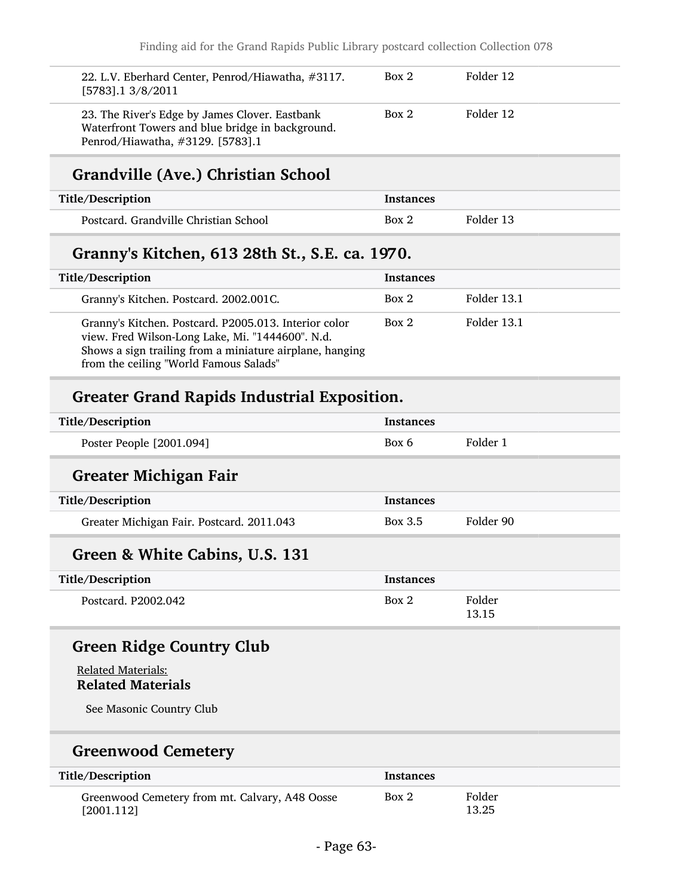| | | |
|---|---|---|
| 22. L.V. Eberhard Center, Penrod/Hiawatha, #3117. [5783].1 3/8/2011 | Box 2 | Folder 12 |
| 23. The River's Edge by James Clover. Eastbank Waterfront Towers and blue bridge in background. Penrod/Hiawatha, #3129. [5783].1 | Box 2 | Folder 12 |

## Grandville (Ave.) Christian School

| Title/Description | Instances | |
|---|---|---|
| Postcard. Grandville Christian School | Box 2 | Folder 13 |

## Granny's Kitchen, 613 28th St., S.E. ca. 1970.

| Title/Description | Instances | |
|---|---|---|
| Granny's Kitchen. Postcard. 2002.001C. | Box 2 | Folder 13.1 |
| Granny's Kitchen. Postcard. P2005.013. Interior color view. Fred Wilson-Long Lake, Mi. "1444600". N.d. Shows a sign trailing from a miniature airplane, hanging from the ceiling "World Famous Salads" | Box 2 | Folder 13.1 |

## Greater Grand Rapids Industrial Exposition.

| Title/Description | Instances | |
|---|---|---|
| Poster People [2001.094] | Box 6 | Folder 1 |

## Greater Michigan Fair

| Title/Description | Instances | |
|---|---|---|
| Greater Michigan Fair. Postcard. 2011.043 | Box 3.5 | Folder 90 |

## Green & White Cabins, U.S. 131

| Title/Description | Instances | |
|---|---|---|
| Postcard. P2002.042 | Box 2 | Folder 13.15 |

## Green Ridge Country Club

Related Materials:

**Related Materials**

See Masonic Country Club

## Greenwood Cemetery

| Title/Description | Instances | |
|---|---|---|
| Greenwood Cemetery from mt. Calvary, A48 Oosse [2001.112] | Box 2 | Folder 13.25 |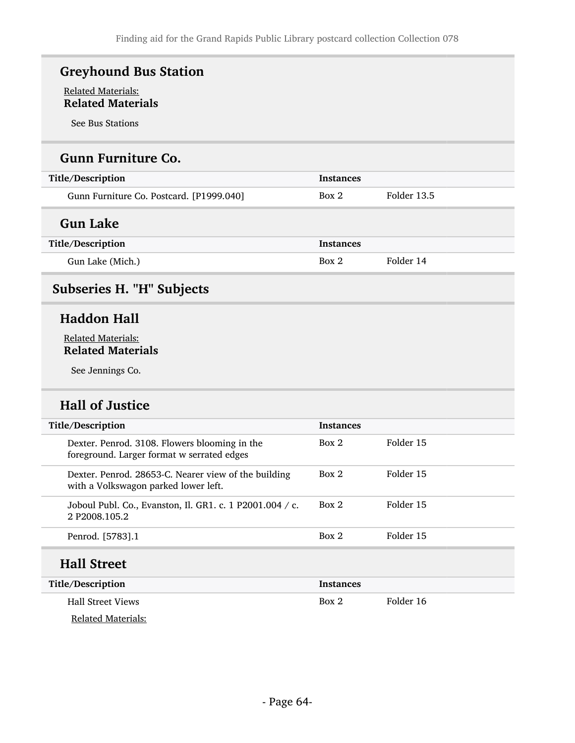### Greyhound Bus Station

Related Materials:

**Related Materials**

See Bus Stations

### Gunn Furniture Co.

| Title/Description | Instances | |
|---|---|---|
| Gunn Furniture Co. Postcard. [P1999.040] | Box 2 | Folder 13.5 |

### Gun Lake

| Title/Description | Instances | |
|---|---|---|
| Gun Lake (Mich.) | Box 2 | Folder 14 |

## Subseries H. "H" Subjects

### Haddon Hall

Related Materials:

**Related Materials**

See Jennings Co.

### Hall of Justice

| Title/Description | Instances | |
|---|---|---|
| Dexter. Penrod. 3108. Flowers blooming in the foreground. Larger format w serrated edges | Box 2 | Folder 15 |
| Dexter. Penrod. 28653-C. Nearer view of the building with a Volkswagon parked lower left. | Box 2 | Folder 15 |
| Joboul Publ. Co., Evanston, Il. GR1. c. 1 P2001.004 / c. 2 P2008.105.2 | Box 2 | Folder 15 |
| Penrod. [5783].1 | Box 2 | Folder 15 |

### Hall Street

| Title/Description | Instances | |
|---|---|---|
| Hall Street Views | Box 2 | Folder 16 |

Related Materials: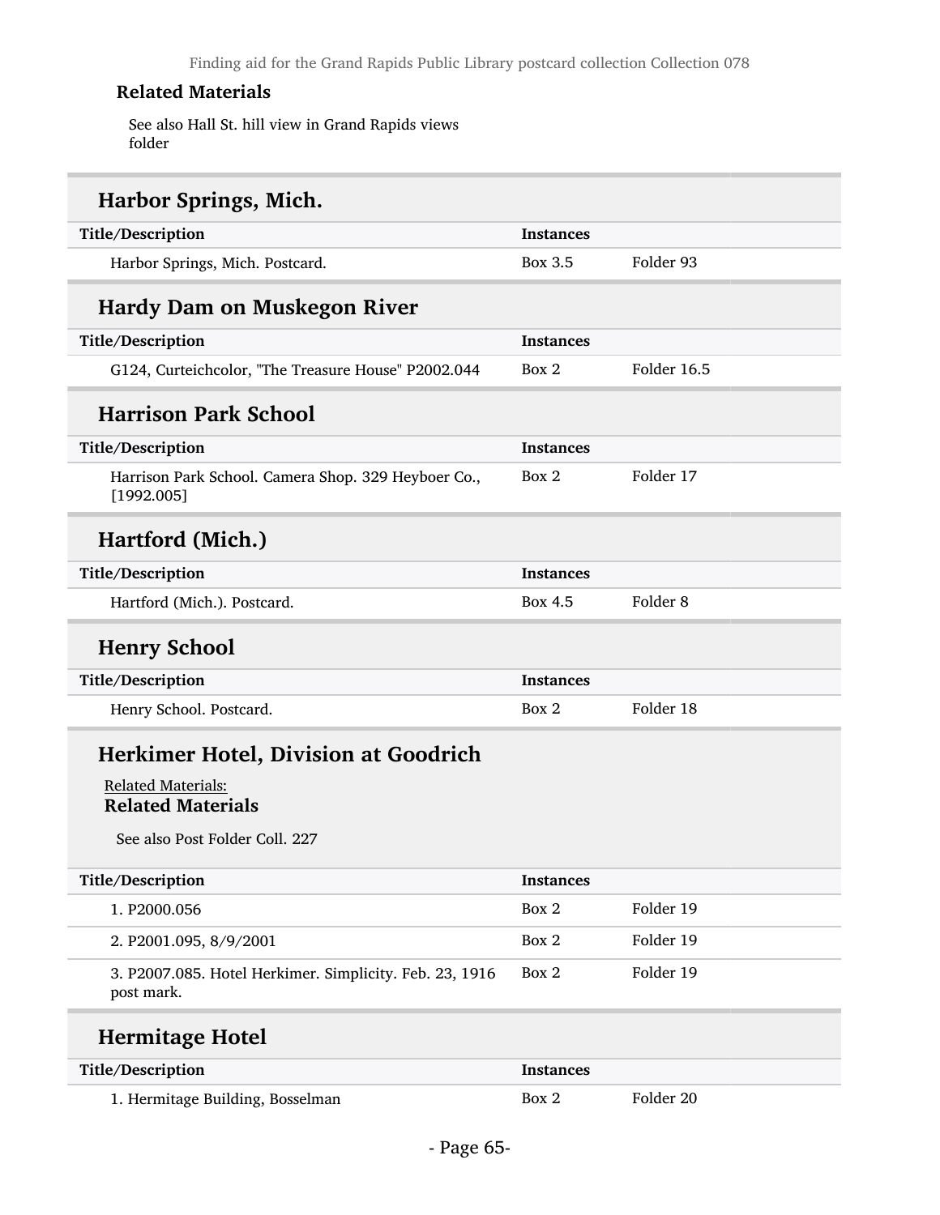**Related Materials**

See also Hall St. hill view in Grand Rapids views folder

## Harbor Springs, Mich.

| Title/Description | Instances | |
|---|---|---|
| Harbor Springs, Mich. Postcard. | Box 3.5 | Folder 93 |

## Hardy Dam on Muskegon River

| Title/Description | Instances | |
|---|---|---|
| G124, Curteichcolor, "The Treasure House" P2002.044 | Box 2 | Folder 16.5 |

## Harrison Park School

| Title/Description | Instances | |
|---|---|---|
| Harrison Park School. Camera Shop. 329 Heyboer Co., [1992.005] | Box 2 | Folder 17 |

## Hartford (Mich.)

| Title/Description | Instances | |
|---|---|---|
| Hartford (Mich.). Postcard. | Box 4.5 | Folder 8 |

## Henry School

| Title/Description | Instances | |
|---|---|---|
| Henry School. Postcard. | Box 2 | Folder 18 |

## Herkimer Hotel, Division at Goodrich

Related Materials:

**Related Materials**

See also Post Folder Coll. 227

| Title/Description | Instances | |
|---|---|---|
| 1. P2000.056 | Box 2 | Folder 19 |
| 2. P2001.095, 8/9/2001 | Box 2 | Folder 19 |
| 3. P2007.085. Hotel Herkimer. Simplicity. Feb. 23, 1916 post mark. | Box 2 | Folder 19 |

## Hermitage Hotel

| Title/Description | Instances | |
|---|---|---|
| 1. Hermitage Building, Bosselman | Box 2 | Folder 20 |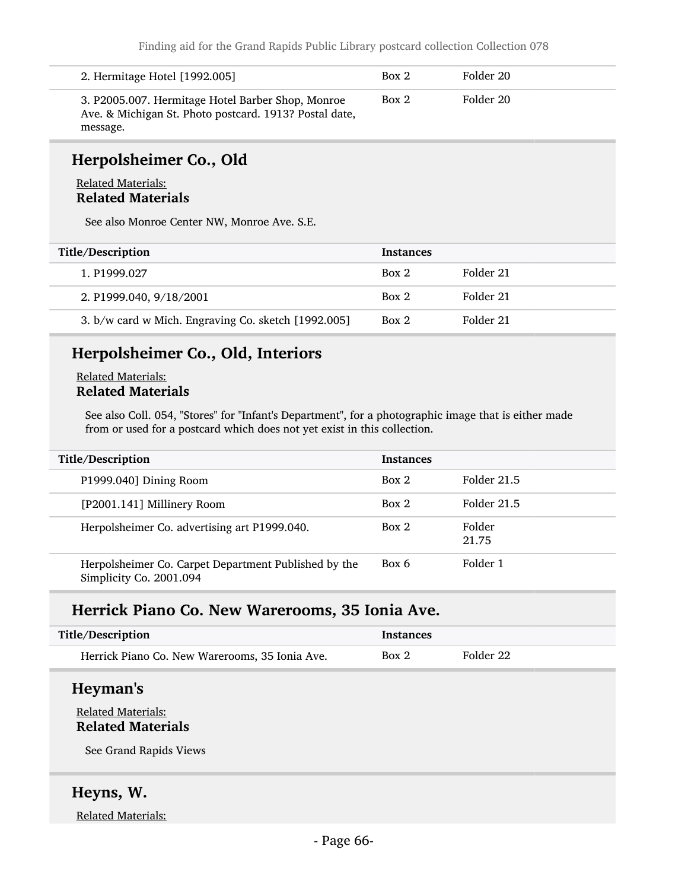| Title/Description | Instances | |
|---|---|---|
| 2. Hermitage Hotel [1992.005] | Box 2 | Folder 20 |
| 3. P2005.007. Hermitage Hotel Barber Shop, Monroe Ave. & Michigan St. Photo postcard. 1913? Postal date, message. | Box 2 | Folder 20 |

## Herpolsheimer Co., Old

Related Materials:

**Related Materials**

See also Monroe Center NW, Monroe Ave. S.E.

| Title/Description | Instances | |
|---|---|---|
| 1. P1999.027 | Box 2 | Folder 21 |
| 2. P1999.040, 9/18/2001 | Box 2 | Folder 21 |
| 3. b/w card w Mich. Engraving Co. sketch [1992.005] | Box 2 | Folder 21 |

## Herpolsheimer Co., Old, Interiors

Related Materials:

**Related Materials**

See also Coll. 054, "Stores" for "Infant's Department", for a photographic image that is either made from or used for a postcard which does not yet exist in this collection.

| Title/Description | Instances | |
|---|---|---|
| P1999.040] Dining Room | Box 2 | Folder 21.5 |
| [P2001.141] Millinery Room | Box 2 | Folder 21.5 |
| Herpolsheimer Co. advertising art P1999.040. | Box 2 | Folder 21.75 |
| Herpolsheimer Co. Carpet Department Published by the Simplicity Co. 2001.094 | Box 6 | Folder 1 |

## Herrick Piano Co. New Warerooms, 35 Ionia Ave.

| Title/Description | Instances | |
|---|---|---|
| Herrick Piano Co. New Warerooms, 35 Ionia Ave. | Box 2 | Folder 22 |

## Heyman's

Related Materials:

**Related Materials**

See Grand Rapids Views

## Heyns, W.

Related Materials: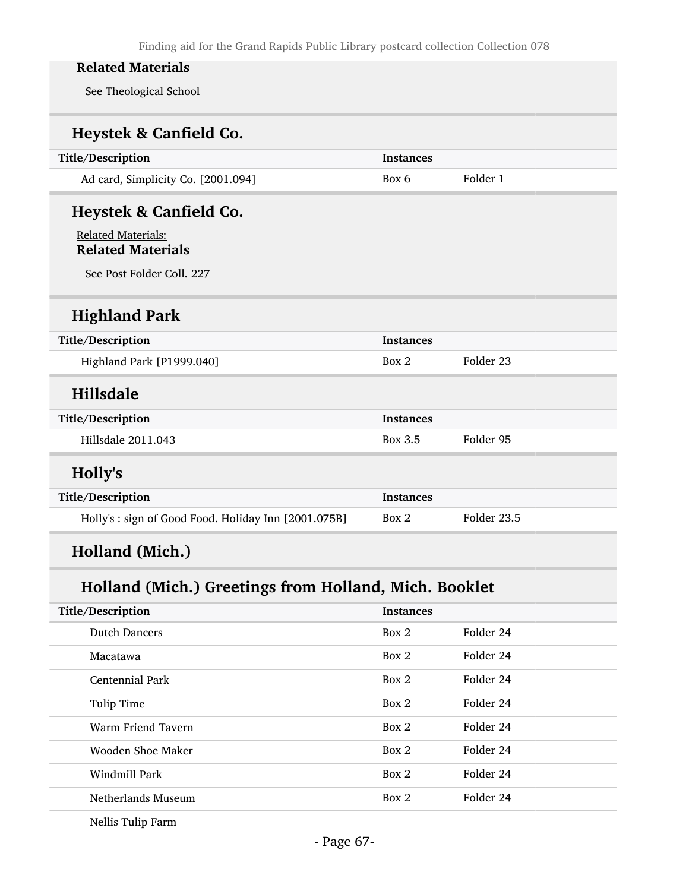**Related Materials**

See Theological School

## Heystek & Canfield Co.

| Title/Description | Instances | |
|---|---|---|
| Ad card, Simplicity Co. [2001.094] | Box 6 | Folder 1 |

## Heystek & Canfield Co.

Related Materials:

**Related Materials**

See Post Folder Coll. 227

## Highland Park

| Title/Description | Instances | |
|---|---|---|
| Highland Park [P1999.040] | Box 2 | Folder 23 |

## Hillsdale

| Title/Description | Instances | |
|---|---|---|
| Hillsdale 2011.043 | Box 3.5 | Folder 95 |

## Holly's

| Title/Description | Instances | |
|---|---|---|
| Holly's : sign of Good Food. Holiday Inn [2001.075B] | Box 2 | Folder 23.5 |

## Holland (Mich.)

### Holland (Mich.) Greetings from Holland, Mich. Booklet

| Title/Description | Instances | |
|---|---|---|
| Dutch Dancers | Box 2 | Folder 24 |
| Macatawa | Box 2 | Folder 24 |
| Centennial Park | Box 2 | Folder 24 |
| Tulip Time | Box 2 | Folder 24 |
| Warm Friend Tavern | Box 2 | Folder 24 |
| Wooden Shoe Maker | Box 2 | Folder 24 |
| Windmill Park | Box 2 | Folder 24 |
| Netherlands Museum | Box 2 | Folder 24 |
| Nellis Tulip Farm | | |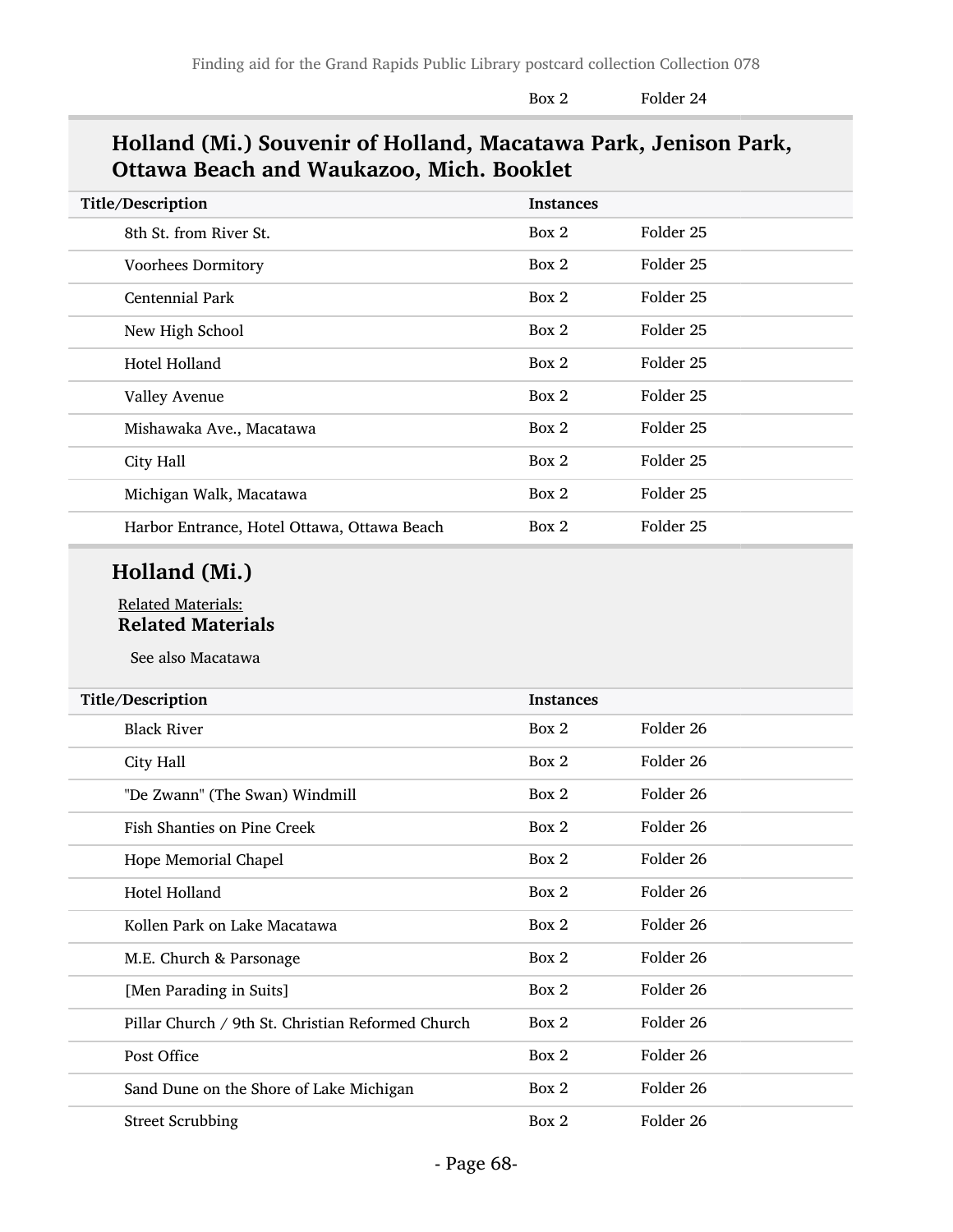| | Box 2 | Folder 24 |
|---|---|---|

## Holland (Mi.) Souvenir of Holland, Macatawa Park, Jenison Park, Ottawa Beach and Waukazoo, Mich. Booklet

| Title/Description | Instances | |
|---|---|---|
| 8th St. from River St. | Box 2 | Folder 25 |
| Voorhees Dormitory | Box 2 | Folder 25 |
| Centennial Park | Box 2 | Folder 25 |
| New High School | Box 2 | Folder 25 |
| Hotel Holland | Box 2 | Folder 25 |
| Valley Avenue | Box 2 | Folder 25 |
| Mishawaka Ave., Macatawa | Box 2 | Folder 25 |
| City Hall | Box 2 | Folder 25 |
| Michigan Walk, Macatawa | Box 2 | Folder 25 |
| Harbor Entrance, Hotel Ottawa, Ottawa Beach | Box 2 | Folder 25 |

## Holland (Mi.)

Related Materials:

**Related Materials**

See also Macatawa

| Title/Description | Instances | |
|---|---|---|
| Black River | Box 2 | Folder 26 |
| City Hall | Box 2 | Folder 26 |
| "De Zwann" (The Swan) Windmill | Box 2 | Folder 26 |
| Fish Shanties on Pine Creek | Box 2 | Folder 26 |
| Hope Memorial Chapel | Box 2 | Folder 26 |
| Hotel Holland | Box 2 | Folder 26 |
| Kollen Park on Lake Macatawa | Box 2 | Folder 26 |
| M.E. Church & Parsonage | Box 2 | Folder 26 |
| [Men Parading in Suits] | Box 2 | Folder 26 |
| Pillar Church / 9th St. Christian Reformed Church | Box 2 | Folder 26 |
| Post Office | Box 2 | Folder 26 |
| Sand Dune on the Shore of Lake Michigan | Box 2 | Folder 26 |
| Street Scrubbing | Box 2 | Folder 26 |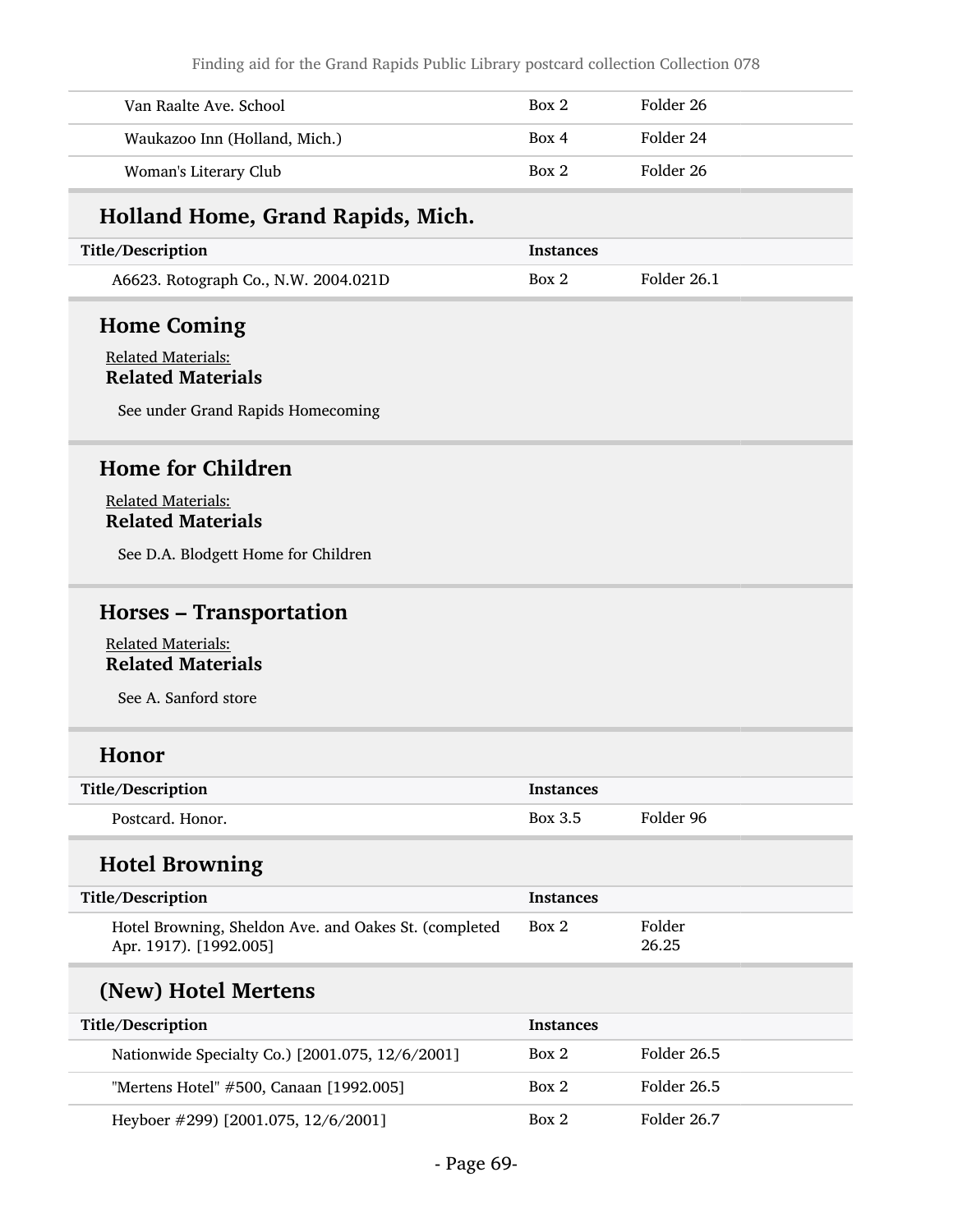| | | |
|---|---|---|
| Van Raalte Ave. School | Box 2 | Folder 26 |
| Waukazoo Inn (Holland, Mich.) | Box 4 | Folder 24 |
| Woman's Literary Club | Box 2 | Folder 26 |

## Holland Home, Grand Rapids, Mich.

| Title/Description | Instances | |
|---|---|---|
| A6623. Rotograph Co., N.W. 2004.021D | Box 2 | Folder 26.1 |

## Home Coming

Related Materials:
**Related Materials**

See under Grand Rapids Homecoming

## Home for Children

Related Materials:
**Related Materials**

See D.A. Blodgett Home for Children

## Horses – Transportation

Related Materials:
**Related Materials**

See A. Sanford store

## Honor

| Title/Description | Instances | |
|---|---|---|
| Postcard. Honor. | Box 3.5 | Folder 96 |

## Hotel Browning

| Title/Description | Instances | |
|---|---|---|
| Hotel Browning, Sheldon Ave. and Oakes St. (completed Apr. 1917). [1992.005] | Box 2 | Folder 26.25 |

## (New) Hotel Mertens

| Title/Description | Instances | |
|---|---|---|
| Nationwide Specialty Co.) [2001.075, 12/6/2001] | Box 2 | Folder 26.5 |
| "Mertens Hotel" #500, Canaan [1992.005] | Box 2 | Folder 26.5 |
| Heyboer #299) [2001.075, 12/6/2001] | Box 2 | Folder 26.7 |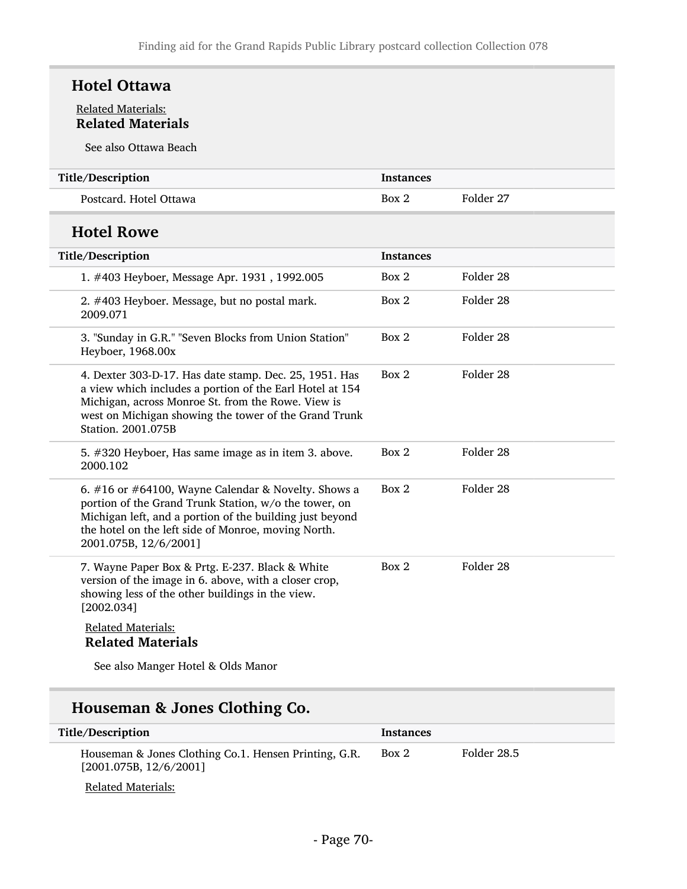## Hotel Ottawa

Related Materials:

**Related Materials**

See also Ottawa Beach

| Title/Description | Instances | |
|---|---|---|
| Postcard. Hotel Ottawa | Box 2 | Folder 27 |

## Hotel Rowe

| Title/Description | Instances | |
|---|---|---|
| 1. #403 Heyboer, Message Apr. 1931 , 1992.005 | Box 2 | Folder 28 |
| 2. #403 Heyboer. Message, but no postal mark. 2009.071 | Box 2 | Folder 28 |
| 3. "Sunday in G.R." "Seven Blocks from Union Station" Heyboer, 1968.00x | Box 2 | Folder 28 |
| 4. Dexter 303-D-17. Has date stamp. Dec. 25, 1951. Has a view which includes a portion of the Earl Hotel at 154 Michigan, across Monroe St. from the Rowe. View is west on Michigan showing the tower of the Grand Trunk Station. 2001.075B | Box 2 | Folder 28 |
| 5. #320 Heyboer, Has same image as in item 3. above. 2000.102 | Box 2 | Folder 28 |
| 6. #16 or #64100, Wayne Calendar & Novelty. Shows a portion of the Grand Trunk Station, w/o the tower, on Michigan left, and a portion of the building just beyond the hotel on the left side of Monroe, moving North. 2001.075B, 12/6/2001] | Box 2 | Folder 28 |
| 7. Wayne Paper Box & Prtg. E-237. Black & White version of the image in 6. above, with a closer crop, showing less of the other buildings in the view. [2002.034] | Box 2 | Folder 28 |

Related Materials:

**Related Materials**

See also Manger Hotel & Olds Manor

## Houseman & Jones Clothing Co.

| Title/Description | Instances | |
|---|---|---|
| Houseman & Jones Clothing Co.1. Hensen Printing, G.R. [2001.075B, 12/6/2001] | Box 2 | Folder 28.5 |

Related Materials: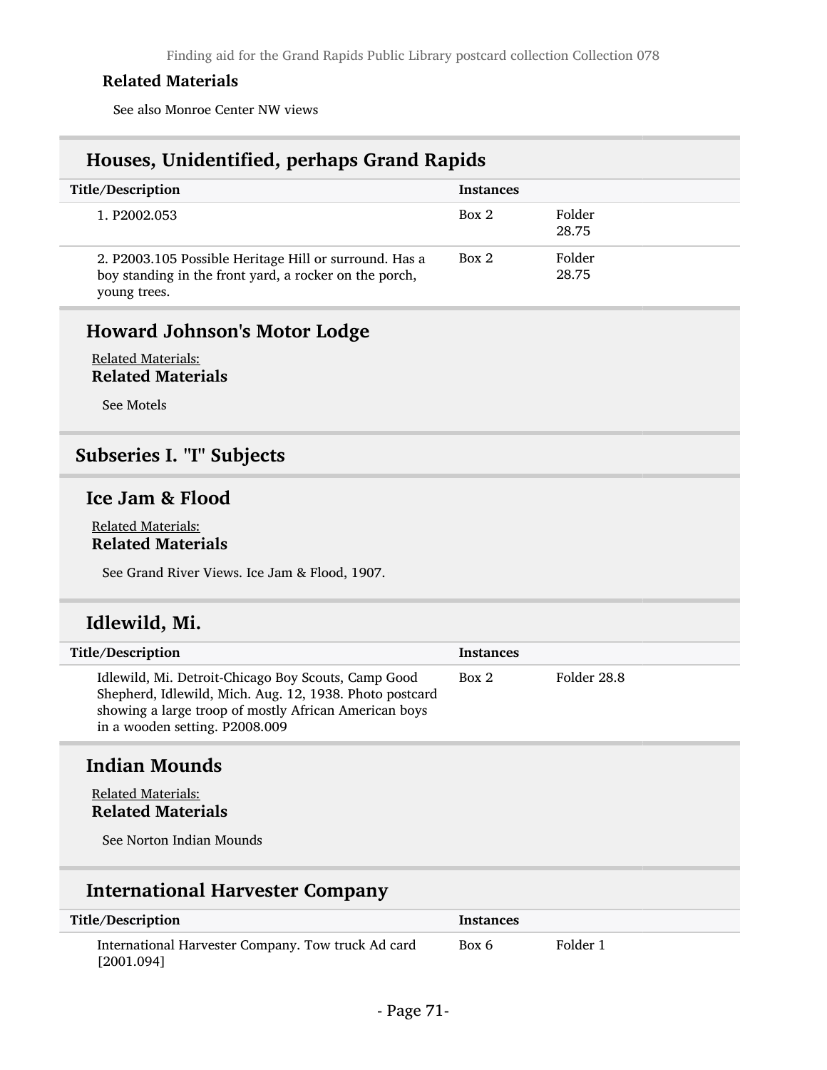#### Related Materials

See also Monroe Center NW views

### Houses, Unidentified, perhaps Grand Rapids

| Title/Description | Instances | |
|---|---|---|
| 1. P2002.053 | Box 2 | Folder 28.75 |
| 2. P2003.105 Possible Heritage Hill or surround. Has a boy standing in the front yard, a rocker on the porch, young trees. | Box 2 | Folder 28.75 |

### Howard Johnson's Motor Lodge

Related Materials:

#### Related Materials

See Motels

## Subseries I. "I" Subjects

### Ice Jam & Flood

Related Materials:

#### Related Materials

See Grand River Views. Ice Jam & Flood, 1907.

### Idlewild, Mi.

| Title/Description | Instances | |
|---|---|---|
| Idlewild, Mi. Detroit-Chicago Boy Scouts, Camp Good Shepherd, Idlewild, Mich. Aug. 12, 1938. Photo postcard showing a large troop of mostly African American boys in a wooden setting. P2008.009 | Box 2 | Folder 28.8 |

### Indian Mounds

Related Materials:

#### Related Materials

See Norton Indian Mounds

### International Harvester Company

| Title/Description | Instances | |
|---|---|---|
| International Harvester Company. Tow truck Ad card [2001.094] | Box 6 | Folder 1 |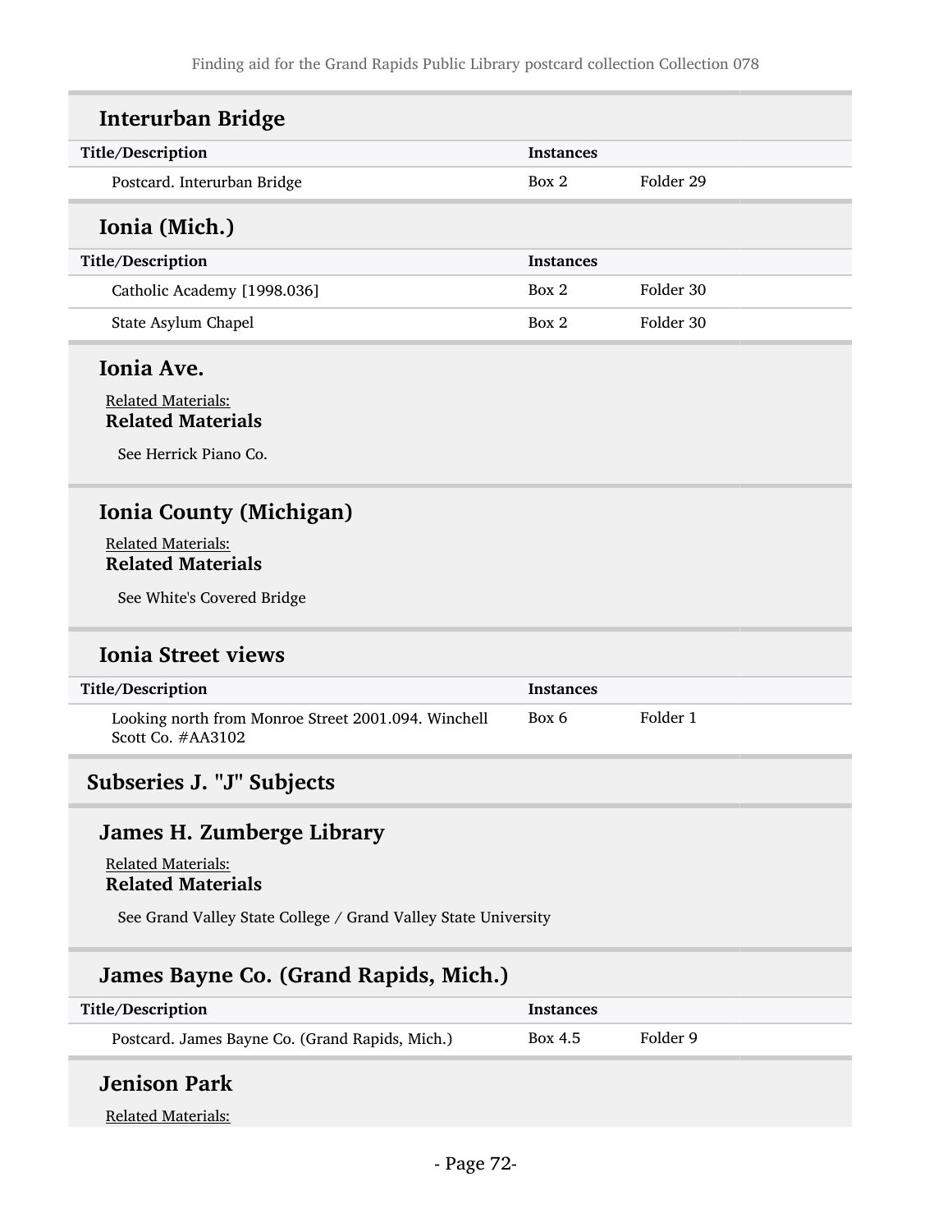## Interurban Bridge

| Title/Description | Instances | |
|---|---|---|
| Postcard. Interurban Bridge | Box 2 | Folder 29 |

## Ionia (Mich.)

| Title/Description | Instances | |
|---|---|---|
| Catholic Academy [1998.036] | Box 2 | Folder 30 |
| State Asylum Chapel | Box 2 | Folder 30 |

## Ionia Ave.

Related Materials:

**Related Materials**

See Herrick Piano Co.

## Ionia County (Michigan)

Related Materials:

**Related Materials**

See White's Covered Bridge

## Ionia Street views

| Title/Description | Instances | |
|---|---|---|
| Looking north from Monroe Street 2001.094. Winchell Scott Co. #AA3102 | Box 6 | Folder 1 |

# Subseries J. "J" Subjects

## James H. Zumberge Library

Related Materials:

**Related Materials**

See Grand Valley State College / Grand Valley State University

## James Bayne Co. (Grand Rapids, Mich.)

| Title/Description | Instances | |
|---|---|---|
| Postcard. James Bayne Co. (Grand Rapids, Mich.) | Box 4.5 | Folder 9 |

## Jenison Park

Related Materials: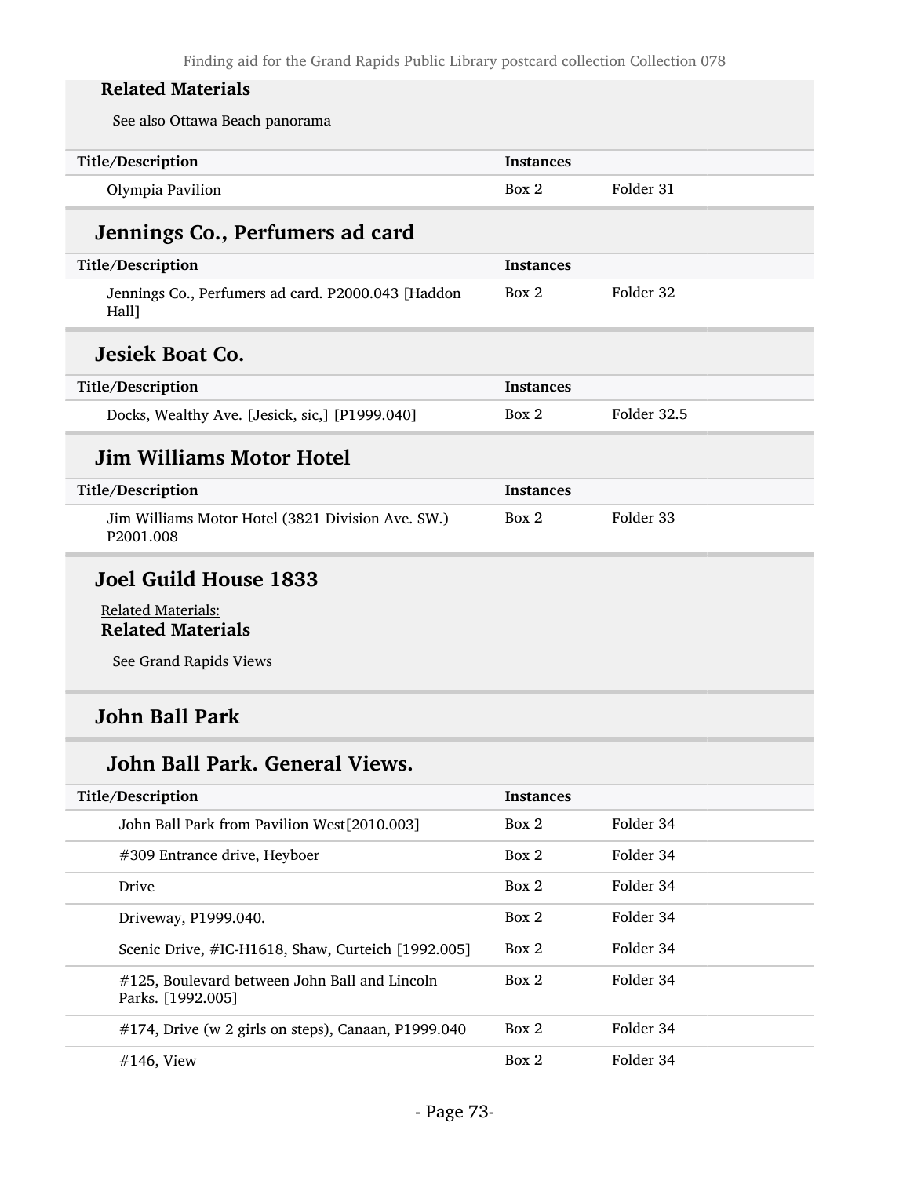**Related Materials**

See also Ottawa Beach panorama

| Title/Description | Instances | |
|---|---|---|
| Olympia Pavilion | Box 2 | Folder 31 |

## Jennings Co., Perfumers ad card

| Title/Description | Instances | |
|---|---|---|
| Jennings Co., Perfumers ad card. P2000.043 [Haddon Hall] | Box 2 | Folder 32 |

## Jesiek Boat Co.

| Title/Description | Instances | |
|---|---|---|
| Docks, Wealthy Ave. [Jesick, sic,] [P1999.040] | Box 2 | Folder 32.5 |

## Jim Williams Motor Hotel

| Title/Description | Instances | |
|---|---|---|
| Jim Williams Motor Hotel (3821 Division Ave. SW.) P2001.008 | Box 2 | Folder 33 |

## Joel Guild House 1833

Related Materials:

**Related Materials**

See Grand Rapids Views

## John Ball Park

### John Ball Park. General Views.

| Title/Description | Instances | |
|---|---|---|
| John Ball Park from Pavilion West[2010.003] | Box 2 | Folder 34 |
| #309 Entrance drive, Heyboer | Box 2 | Folder 34 |
| Drive | Box 2 | Folder 34 |
| Driveway, P1999.040. | Box 2 | Folder 34 |
| Scenic Drive, #IC-H1618, Shaw, Curteich [1992.005] | Box 2 | Folder 34 |
| #125, Boulevard between John Ball and Lincoln Parks. [1992.005] | Box 2 | Folder 34 |
| #174, Drive (w 2 girls on steps), Canaan, P1999.040 | Box 2 | Folder 34 |
| #146, View | Box 2 | Folder 34 |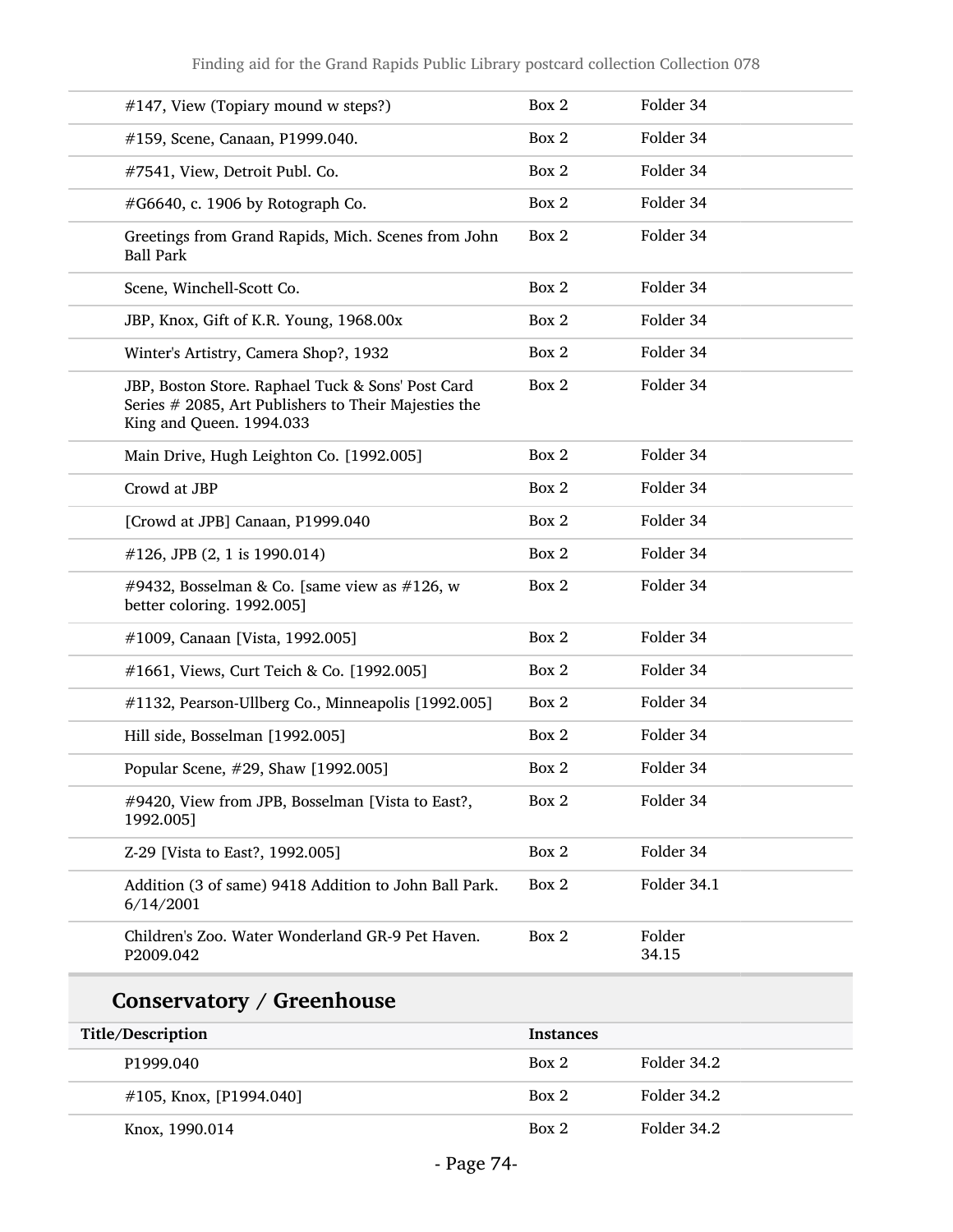| | | |
|---|---|---|
| #147, View (Topiary mound w steps?) | Box 2 | Folder 34 |
| #159, Scene, Canaan, P1999.040. | Box 2 | Folder 34 |
| #7541, View, Detroit Publ. Co. | Box 2 | Folder 34 |
| #G6640, c. 1906 by Rotograph Co. | Box 2 | Folder 34 |
| Greetings from Grand Rapids, Mich. Scenes from John Ball Park | Box 2 | Folder 34 |
| Scene, Winchell-Scott Co. | Box 2 | Folder 34 |
| JBP, Knox, Gift of K.R. Young, 1968.00x | Box 2 | Folder 34 |
| Winter's Artistry, Camera Shop?, 1932 | Box 2 | Folder 34 |
| JBP, Boston Store. Raphael Tuck & Sons' Post Card Series # 2085, Art Publishers to Their Majesties the King and Queen. 1994.033 | Box 2 | Folder 34 |
| Main Drive, Hugh Leighton Co. [1992.005] | Box 2 | Folder 34 |
| Crowd at JBP | Box 2 | Folder 34 |
| [Crowd at JPB] Canaan, P1999.040 | Box 2 | Folder 34 |
| #126, JPB (2, 1 is 1990.014) | Box 2 | Folder 34 |
| #9432, Bosselman & Co. [same view as #126, w better coloring. 1992.005] | Box 2 | Folder 34 |
| #1009, Canaan [Vista, 1992.005] | Box 2 | Folder 34 |
| #1661, Views, Curt Teich & Co. [1992.005] | Box 2 | Folder 34 |
| #1132, Pearson-Ullberg Co., Minneapolis [1992.005] | Box 2 | Folder 34 |
| Hill side, Bosselman [1992.005] | Box 2 | Folder 34 |
| Popular Scene, #29, Shaw [1992.005] | Box 2 | Folder 34 |
| #9420, View from JPB, Bosselman [Vista to East?, 1992.005] | Box 2 | Folder 34 |
| Z-29 [Vista to East?, 1992.005] | Box 2 | Folder 34 |
| Addition (3 of same) 9418 Addition to John Ball Park. 6/14/2001 | Box 2 | Folder 34.1 |
| Children's Zoo. Water Wonderland GR-9 Pet Haven. P2009.042 | Box 2 | Folder 34.15 |

## Conservatory / Greenhouse

| Title/Description | Instances | |
|---|---|---|
| P1999.040 | Box 2 | Folder 34.2 |
| #105, Knox, [P1994.040] | Box 2 | Folder 34.2 |
| Knox, 1990.014 | Box 2 | Folder 34.2 |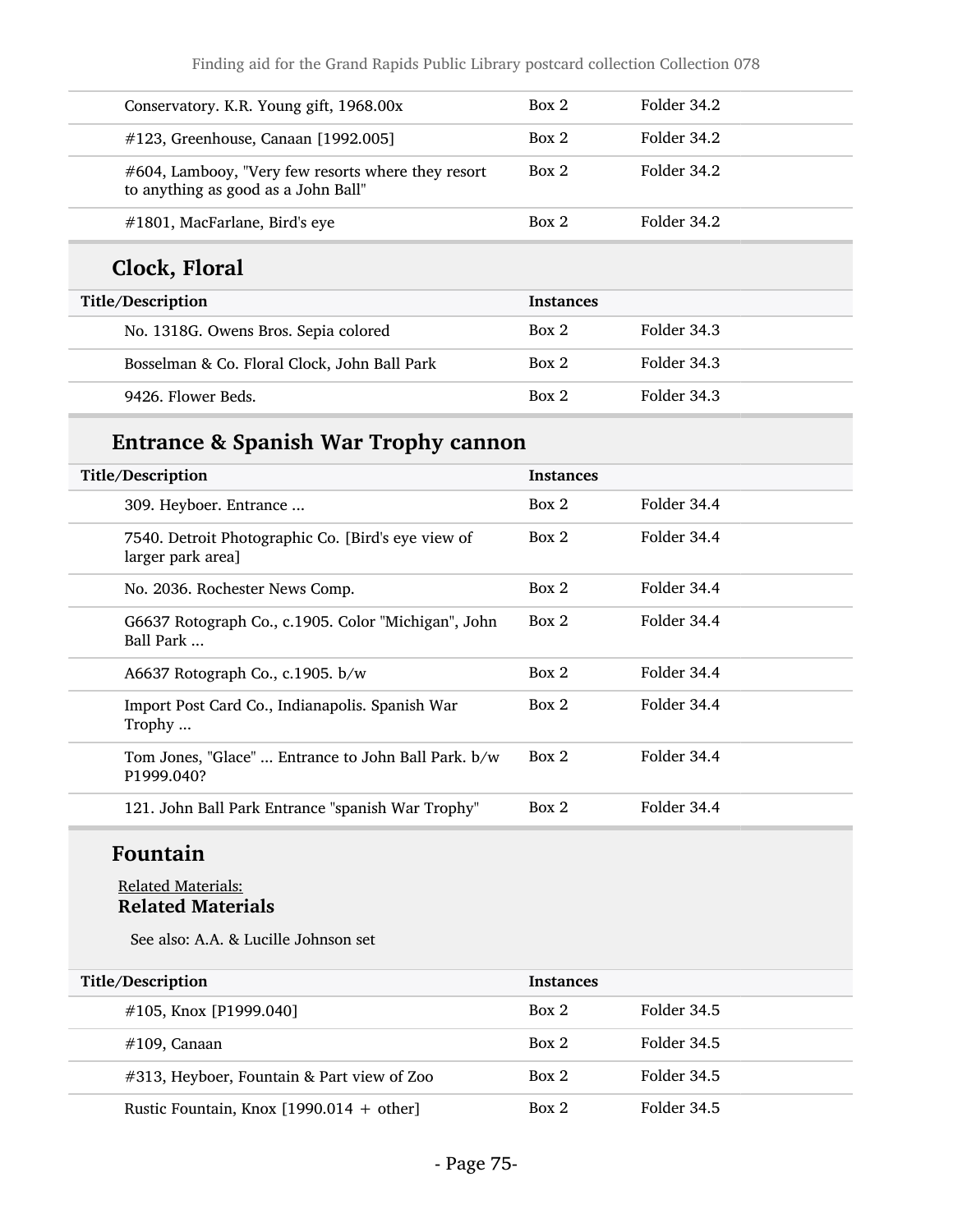| Title/Description | Instances | |
|---|---|---|
| Conservatory. K.R. Young gift, 1968.00x | Box 2 | Folder 34.2 |
| #123, Greenhouse, Canaan [1992.005] | Box 2 | Folder 34.2 |
| #604, Lambooy, "Very few resorts where they resort to anything as good as a John Ball" | Box 2 | Folder 34.2 |
| #1801, MacFarlane, Bird's eye | Box 2 | Folder 34.2 |

### Clock, Floral

| Title/Description | Instances | |
|---|---|---|
| No. 1318G. Owens Bros. Sepia colored | Box 2 | Folder 34.3 |
| Bosselman & Co. Floral Clock, John Ball Park | Box 2 | Folder 34.3 |
| 9426. Flower Beds. | Box 2 | Folder 34.3 |

### Entrance & Spanish War Trophy cannon

| Title/Description | Instances | |
|---|---|---|
| 309. Heyboer. Entrance ... | Box 2 | Folder 34.4 |
| 7540. Detroit Photographic Co. [Bird's eye view of larger park area] | Box 2 | Folder 34.4 |
| No. 2036. Rochester News Comp. | Box 2 | Folder 34.4 |
| G6637 Rotograph Co., c.1905. Color "Michigan", John Ball Park ... | Box 2 | Folder 34.4 |
| A6637 Rotograph Co., c.1905. b/w | Box 2 | Folder 34.4 |
| Import Post Card Co., Indianapolis. Spanish War Trophy ... | Box 2 | Folder 34.4 |
| Tom Jones, "Glace" ... Entrance to John Ball Park. b/w P1999.040? | Box 2 | Folder 34.4 |
| 121. John Ball Park Entrance "spanish War Trophy" | Box 2 | Folder 34.4 |

### Fountain

Related Materials:

**Related Materials**

See also: A.A. & Lucille Johnson set

| Title/Description | Instances | |
|---|---|---|
| #105, Knox [P1999.040] | Box 2 | Folder 34.5 |
| #109, Canaan | Box 2 | Folder 34.5 |
| #313, Heyboer, Fountain & Part view of Zoo | Box 2 | Folder 34.5 |
| Rustic Fountain, Knox [1990.014 + other] | Box 2 | Folder 34.5 |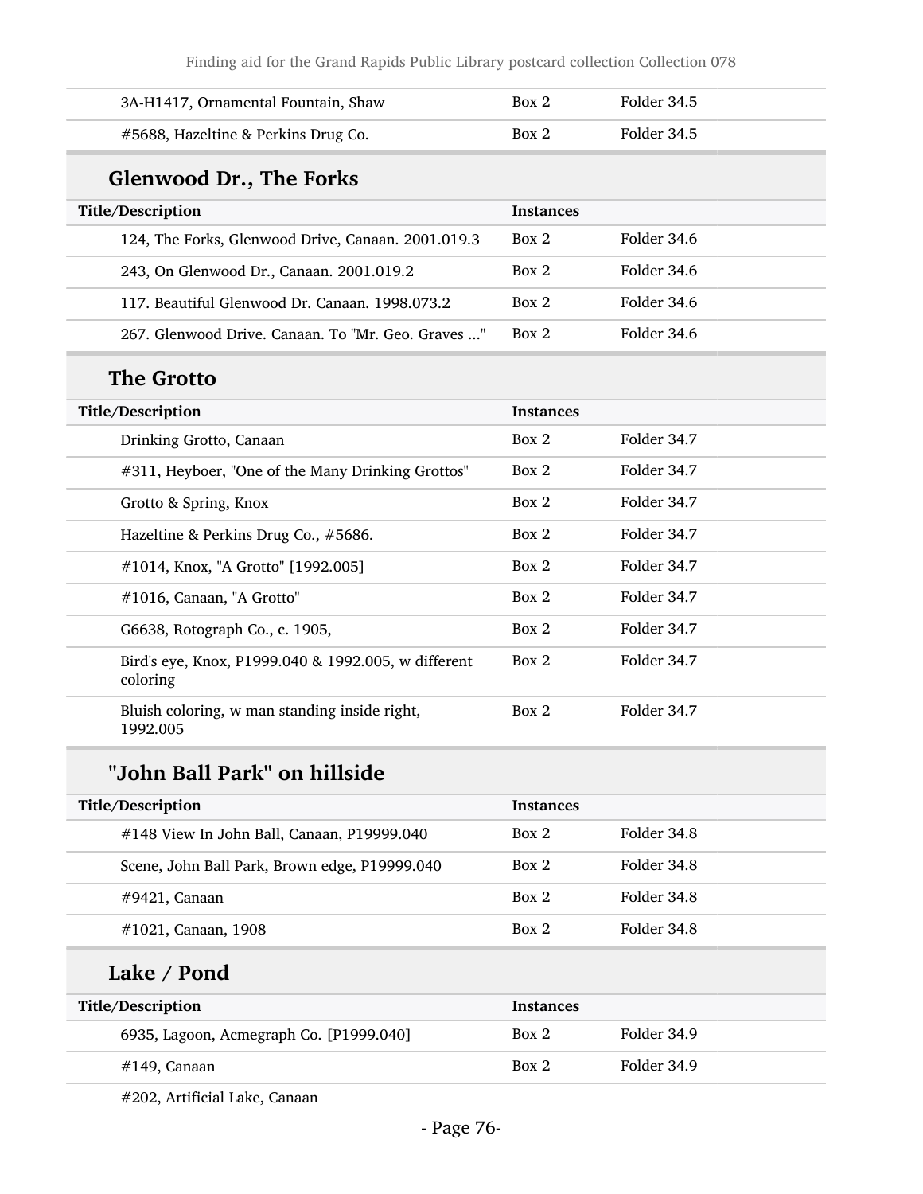| Title/Description | Instances | |
|---|---|---|
| 3A-H1417, Ornamental Fountain, Shaw | Box 2 | Folder 34.5 |
| #5688, Hazeltine & Perkins Drug Co. | Box 2 | Folder 34.5 |

## Glenwood Dr., The Forks

| Title/Description | Instances | |
|---|---|---|
| 124, The Forks, Glenwood Drive, Canaan. 2001.019.3 | Box 2 | Folder 34.6 |
| 243, On Glenwood Dr., Canaan. 2001.019.2 | Box 2 | Folder 34.6 |
| 117. Beautiful Glenwood Dr. Canaan. 1998.073.2 | Box 2 | Folder 34.6 |
| 267. Glenwood Drive. Canaan. To "Mr. Geo. Graves ..." | Box 2 | Folder 34.6 |

## The Grotto

| Title/Description | Instances | |
|---|---|---|
| Drinking Grotto, Canaan | Box 2 | Folder 34.7 |
| #311, Heyboer, "One of the Many Drinking Grottos" | Box 2 | Folder 34.7 |
| Grotto & Spring, Knox | Box 2 | Folder 34.7 |
| Hazeltine & Perkins Drug Co., #5686. | Box 2 | Folder 34.7 |
| #1014, Knox, "A Grotto" [1992.005] | Box 2 | Folder 34.7 |
| #1016, Canaan, "A Grotto" | Box 2 | Folder 34.7 |
| G6638, Rotograph Co., c. 1905, | Box 2 | Folder 34.7 |
| Bird's eye, Knox, P1999.040 & 1992.005, w different coloring | Box 2 | Folder 34.7 |
| Bluish coloring, w man standing inside right, 1992.005 | Box 2 | Folder 34.7 |

## "John Ball Park" on hillside

| Title/Description | Instances | |
|---|---|---|
| #148 View In John Ball, Canaan, P19999.040 | Box 2 | Folder 34.8 |
| Scene, John Ball Park, Brown edge, P19999.040 | Box 2 | Folder 34.8 |
| #9421, Canaan | Box 2 | Folder 34.8 |
| #1021, Canaan, 1908 | Box 2 | Folder 34.8 |

## Lake / Pond

| Title/Description | Instances | |
|---|---|---|
| 6935, Lagoon, Acmegraph Co. [P1999.040] | Box 2 | Folder 34.9 |
| #149, Canaan | Box 2 | Folder 34.9 |
| #202, Artificial Lake, Canaan | | |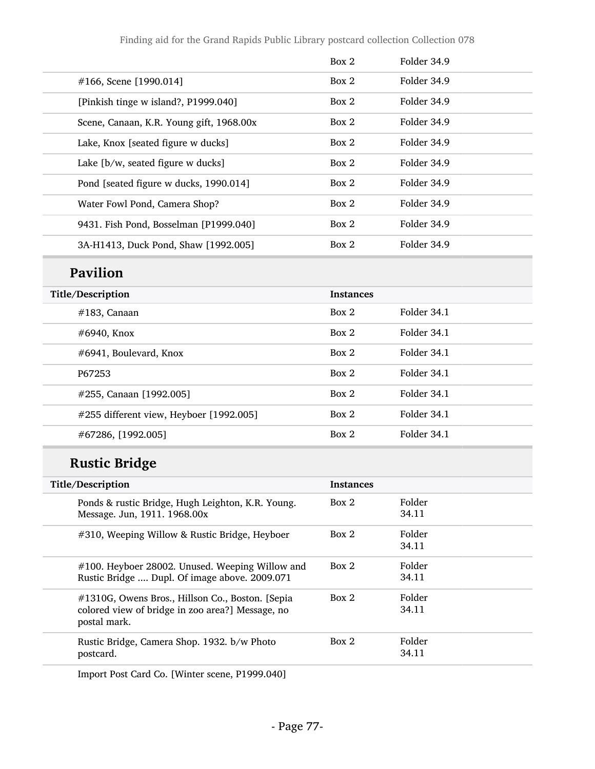| | | |
|---|---|---|
| | Box 2 | Folder 34.9 |
| #166, Scene [1990.014] | Box 2 | Folder 34.9 |
| [Pinkish tinge w island?, P1999.040] | Box 2 | Folder 34.9 |
| Scene, Canaan, K.R. Young gift, 1968.00x | Box 2 | Folder 34.9 |
| Lake, Knox [seated figure w ducks] | Box 2 | Folder 34.9 |
| Lake [b/w, seated figure w ducks] | Box 2 | Folder 34.9 |
| Pond [seated figure w ducks, 1990.014] | Box 2 | Folder 34.9 |
| Water Fowl Pond, Camera Shop? | Box 2 | Folder 34.9 |
| 9431. Fish Pond, Bosselman [P1999.040] | Box 2 | Folder 34.9 |
| 3A-H1413, Duck Pond, Shaw [1992.005] | Box 2 | Folder 34.9 |

## Pavilion

| Title/Description | Instances | |
|---|---|---|
| #183, Canaan | Box 2 | Folder 34.1 |
| #6940, Knox | Box 2 | Folder 34.1 |
| #6941, Boulevard, Knox | Box 2 | Folder 34.1 |
| P67253 | Box 2 | Folder 34.1 |
| #255, Canaan [1992.005] | Box 2 | Folder 34.1 |
| #255 different view, Heyboer [1992.005] | Box 2 | Folder 34.1 |
| #67286, [1992.005] | Box 2 | Folder 34.1 |

## Rustic Bridge

| Title/Description | Instances | |
|---|---|---|
| Ponds & rustic Bridge, Hugh Leighton, K.R. Young. Message. Jun, 1911. 1968.00x | Box 2 | Folder 34.11 |
| #310, Weeping Willow & Rustic Bridge, Heyboer | Box 2 | Folder 34.11 |
| #100. Heyboer 28002. Unused. Weeping Willow and Rustic Bridge .... Dupl. Of image above. 2009.071 | Box 2 | Folder 34.11 |
| #1310G, Owens Bros., Hillson Co., Boston. [Sepia colored view of bridge in zoo area?] Message, no postal mark. | Box 2 | Folder 34.11 |
| Rustic Bridge, Camera Shop. 1932. b/w Photo postcard. | Box 2 | Folder 34.11 |
| Import Post Card Co. [Winter scene, P1999.040] | | |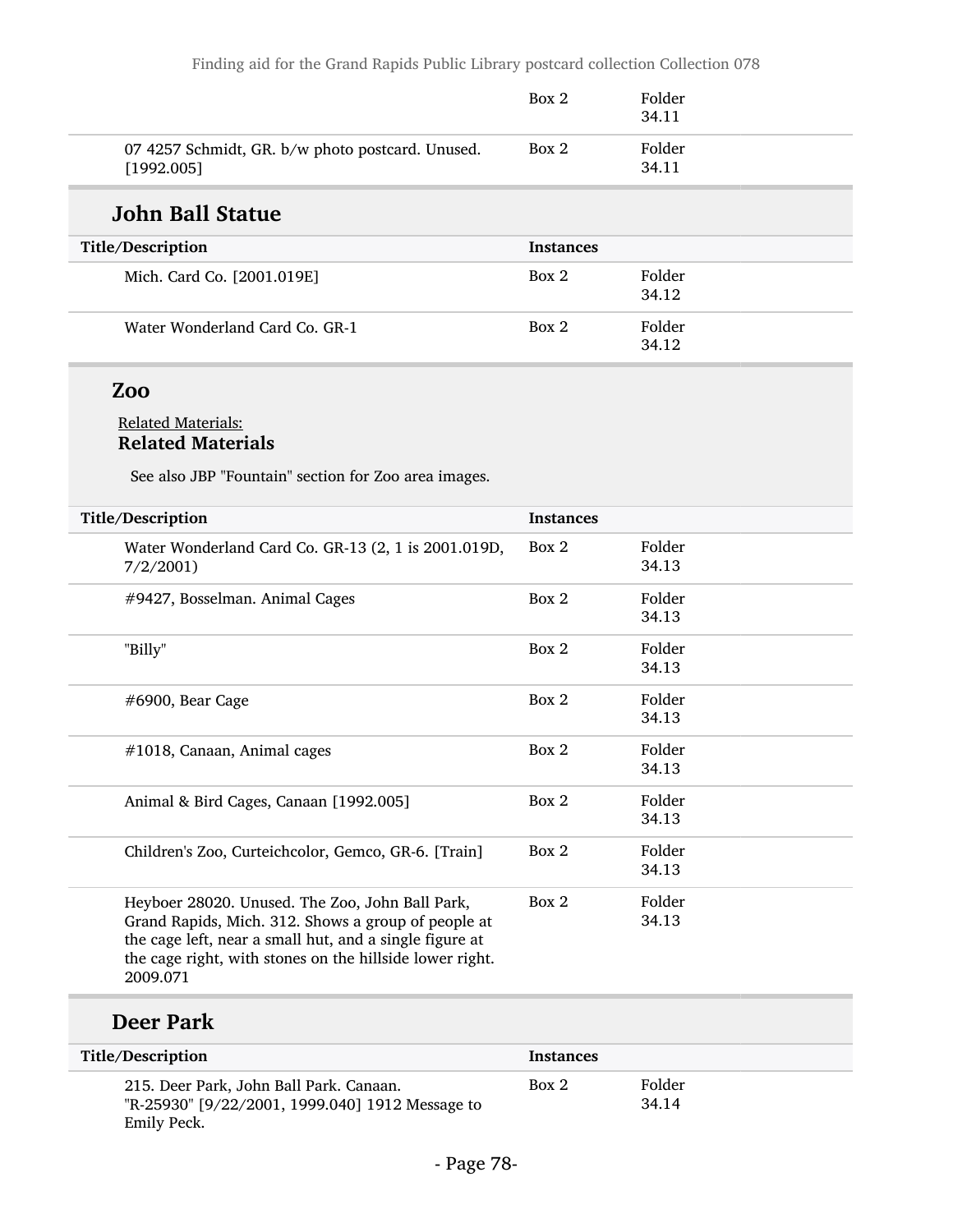| | Box 2 | Folder 34.11 |
|---|---|---|
| 07 4257 Schmidt, GR. b/w photo postcard. Unused. [1992.005] | Box 2 | Folder 34.11 |

## John Ball Statue

| Title/Description | Instances | |
|---|---|---|
| Mich. Card Co. [2001.019E] | Box 2 | Folder 34.12 |
| Water Wonderland Card Co. GR-1 | Box 2 | Folder 34.12 |

## Zoo

Related Materials:

**Related Materials**

See also JBP "Fountain" section for Zoo area images.

| Title/Description | Instances | |
|---|---|---|
| Water Wonderland Card Co. GR-13 (2, 1 is 2001.019D, 7/2/2001) | Box 2 | Folder 34.13 |
| #9427, Bosselman. Animal Cages | Box 2 | Folder 34.13 |
| "Billy" | Box 2 | Folder 34.13 |
| #6900, Bear Cage | Box 2 | Folder 34.13 |
| #1018, Canaan, Animal cages | Box 2 | Folder 34.13 |
| Animal & Bird Cages, Canaan [1992.005] | Box 2 | Folder 34.13 |
| Children's Zoo, Curteichcolor, Gemco, GR-6. [Train] | Box 2 | Folder 34.13 |
| Heyboer 28020. Unused. The Zoo, John Ball Park, Grand Rapids, Mich. 312. Shows a group of people at the cage left, near a small hut, and a single figure at the cage right, with stones on the hillside lower right. 2009.071 | Box 2 | Folder 34.13 |

## Deer Park

| Title/Description | Instances | |
|---|---|---|
| 215. Deer Park, John Ball Park. Canaan. "R-25930" [9/22/2001, 1999.040] 1912 Message to Emily Peck. | Box 2 | Folder 34.14 |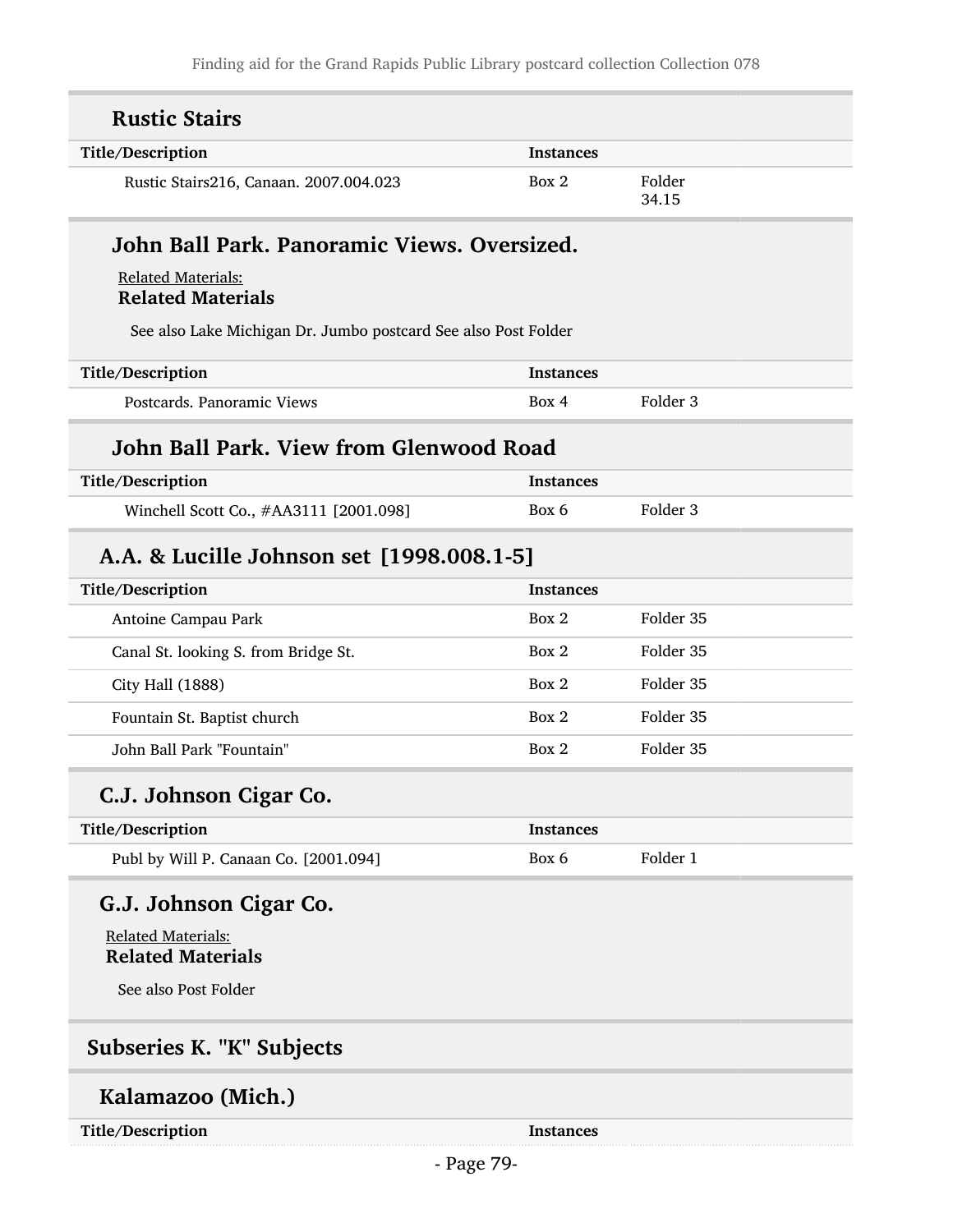## Rustic Stairs

| Title/Description | Instances | |
|---|---|---|
| Rustic Stairs216, Canaan. 2007.004.023 | Box 2 | Folder 34.15 |

## John Ball Park. Panoramic Views. Oversized.

Related Materials:

**Related Materials**

See also Lake Michigan Dr. Jumbo postcard See also Post Folder

| Title/Description | Instances | |
|---|---|---|
| Postcards. Panoramic Views | Box 4 | Folder 3 |

## John Ball Park. View from Glenwood Road

| Title/Description | Instances | |
|---|---|---|
| Winchell Scott Co., #AA3111 [2001.098] | Box 6 | Folder 3 |

## A.A. & Lucille Johnson set [1998.008.1-5]

| Title/Description | Instances | |
|---|---|---|
| Antoine Campau Park | Box 2 | Folder 35 |
| Canal St. looking S. from Bridge St. | Box 2 | Folder 35 |
| City Hall (1888) | Box 2 | Folder 35 |
| Fountain St. Baptist church | Box 2 | Folder 35 |
| John Ball Park "Fountain" | Box 2 | Folder 35 |

## C.J. Johnson Cigar Co.

| Title/Description | Instances | |
|---|---|---|
| Publ by Will P. Canaan Co. [2001.094] | Box 6 | Folder 1 |

## G.J. Johnson Cigar Co.

Related Materials:

**Related Materials**

See also Post Folder

## Subseries K. "K" Subjects

## Kalamazoo (Mich.)

| Title/Description | Instances |
|---|---|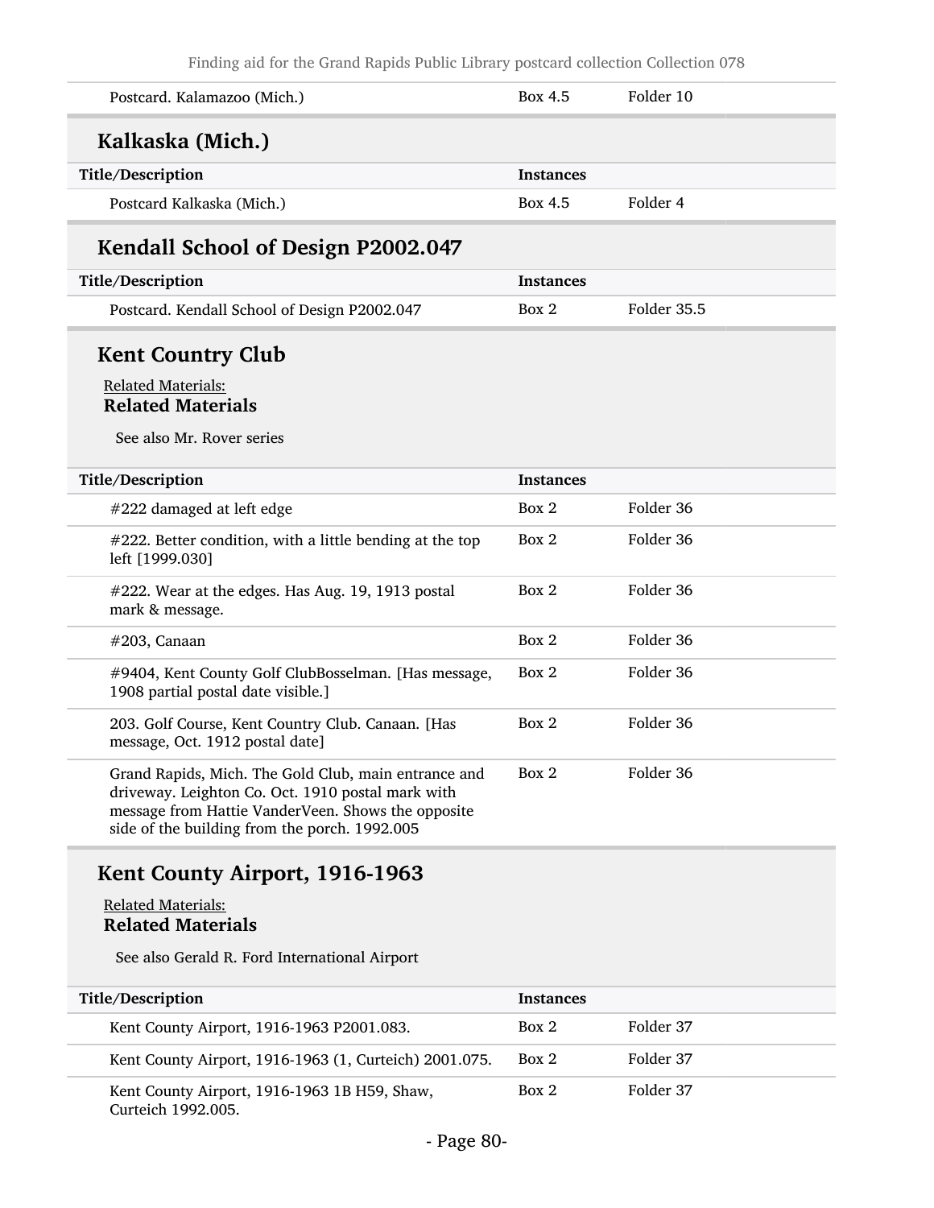| Title/Description | Instances | |
|---|---|---|
| Postcard. Kalamazoo (Mich.) | Box 4.5 | Folder 10 |

## Kalkaska (Mich.)

| Title/Description | Instances | |
|---|---|---|
| Postcard Kalkaska (Mich.) | Box 4.5 | Folder 4 |

## Kendall School of Design P2002.047

| Title/Description | Instances | |
|---|---|---|
| Postcard. Kendall School of Design P2002.047 | Box 2 | Folder 35.5 |

## Kent Country Club

Related Materials:

**Related Materials**

See also Mr. Rover series

| Title/Description | Instances | |
|---|---|---|
| #222 damaged at left edge | Box 2 | Folder 36 |
| #222. Better condition, with a little bending at the top left [1999.030] | Box 2 | Folder 36 |
| #222. Wear at the edges. Has Aug. 19, 1913 postal mark & message. | Box 2 | Folder 36 |
| #203, Canaan | Box 2 | Folder 36 |
| #9404, Kent County Golf ClubBosselman. [Has message, 1908 partial postal date visible.] | Box 2 | Folder 36 |
| 203. Golf Course, Kent Country Club. Canaan. [Has message, Oct. 1912 postal date] | Box 2 | Folder 36 |
| Grand Rapids, Mich. The Gold Club, main entrance and driveway. Leighton Co. Oct. 1910 postal mark with message from Hattie VanderVeen. Shows the opposite side of the building from the porch. 1992.005 | Box 2 | Folder 36 |

## Kent County Airport, 1916-1963

Related Materials:

**Related Materials**

See also Gerald R. Ford International Airport

| Title/Description | Instances | |
|---|---|---|
| Kent County Airport, 1916-1963 P2001.083. | Box 2 | Folder 37 |
| Kent County Airport, 1916-1963 (1, Curteich) 2001.075. | Box 2 | Folder 37 |
| Kent County Airport, 1916-1963 1B H59, Shaw, Curteich 1992.005. | Box 2 | Folder 37 |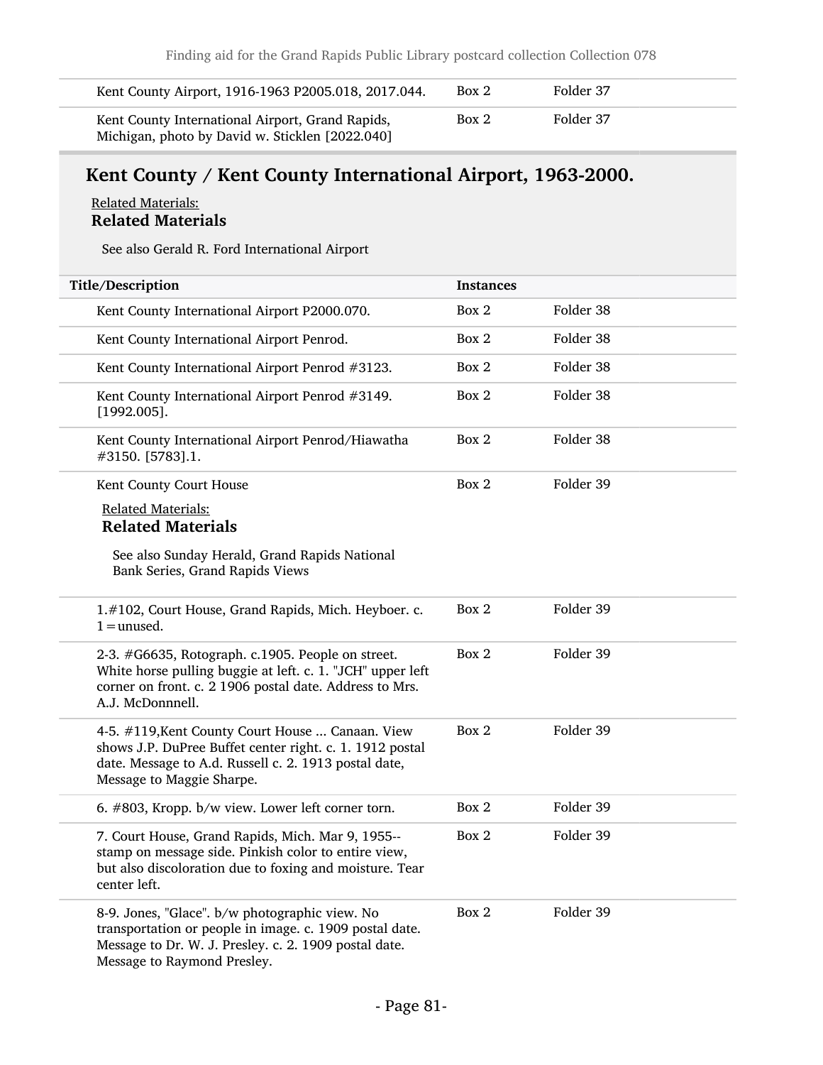| | | |
|---|---|---|
| Kent County Airport, 1916-1963 P2005.018, 2017.044. | Box 2 | Folder 37 |
| Kent County International Airport, Grand Rapids, Michigan, photo by David w. Sticklen [2022.040] | Box 2 | Folder 37 |

## Kent County / Kent County International Airport, 1963-2000.

Related Materials:

**Related Materials**

See also Gerald R. Ford International Airport

| Title/Description | Instances | |
|---|---|---|
| Kent County International Airport P2000.070. | Box 2 | Folder 38 |
| Kent County International Airport Penrod. | Box 2 | Folder 38 |
| Kent County International Airport Penrod #3123. | Box 2 | Folder 38 |
| Kent County International Airport Penrod #3149. [1992.005]. | Box 2 | Folder 38 |
| Kent County International Airport Penrod/Hiawatha #3150. [5783].1. | Box 2 | Folder 38 |
| Kent County Court House<br><br>Related Materials:<br>**Related Materials**<br><br>See also Sunday Herald, Grand Rapids National Bank Series, Grand Rapids Views | Box 2 | Folder 39 |
| 1.#102, Court House, Grand Rapids, Mich. Heyboer. c. 1 = unused. | Box 2 | Folder 39 |
| 2-3. #G6635, Rotograph. c.1905. People on street. White horse pulling buggie at left. c. 1. "JCH" upper left corner on front. c. 2 1906 postal date. Address to Mrs. A.J. McDonnnell. | Box 2 | Folder 39 |
| 4-5. #119,Kent County Court House ... Canaan. View shows J.P. DuPree Buffet center right. c. 1. 1912 postal date. Message to A.d. Russell c. 2. 1913 postal date, Message to Maggie Sharpe. | Box 2 | Folder 39 |
| 6. #803, Kropp. b/w view. Lower left corner torn. | Box 2 | Folder 39 |
| 7. Court House, Grand Rapids, Mich. Mar 9, 1955--stamp on message side. Pinkish color to entire view, but also discoloration due to foxing and moisture. Tear center left. | Box 2 | Folder 39 |
| 8-9. Jones, "Glace". b/w photographic view. No transportation or people in image. c. 1909 postal date. Message to Dr. W. J. Presley. c. 2. 1909 postal date. Message to Raymond Presley. | Box 2 | Folder 39 |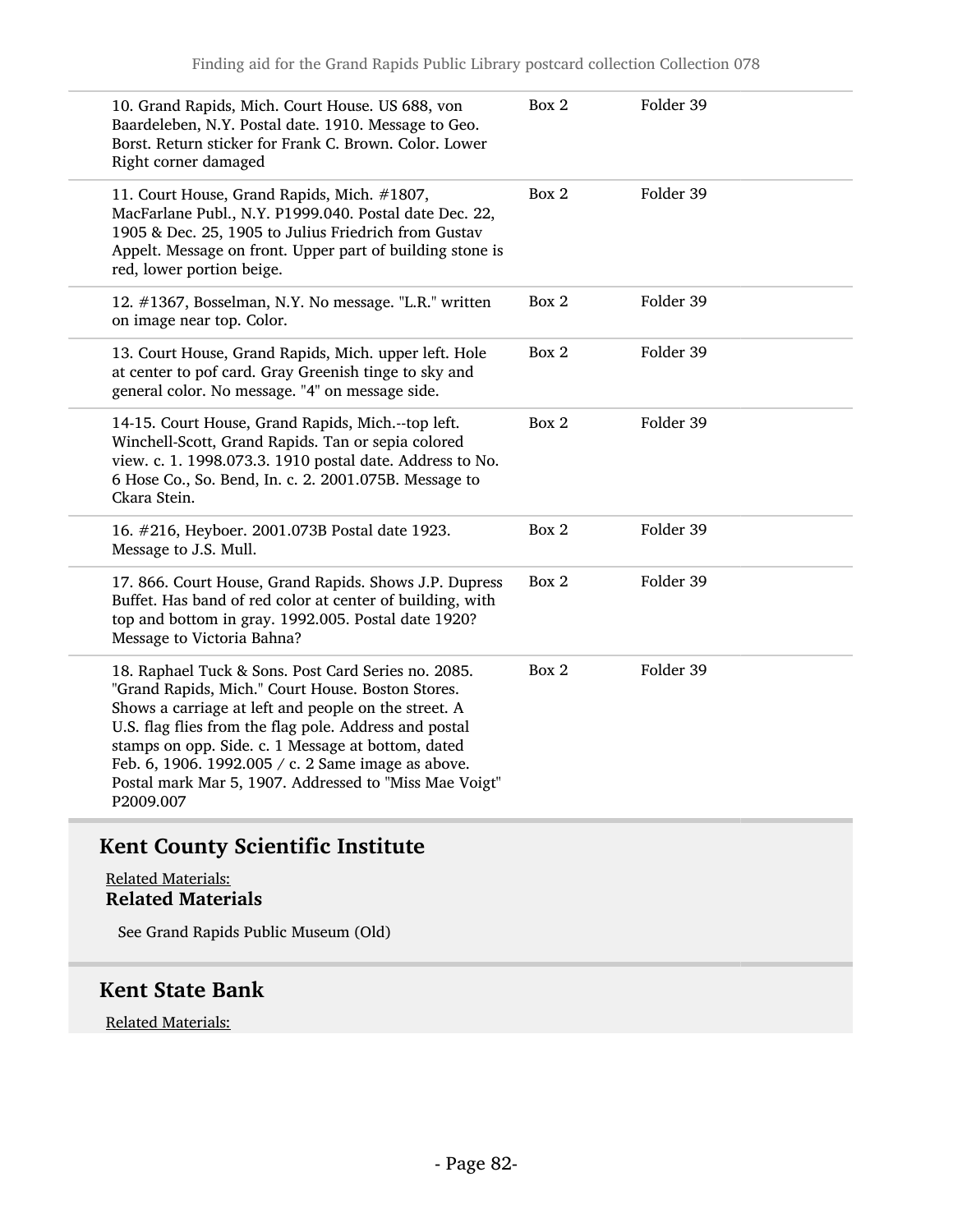| | | |
|---|---|---|
| 10. Grand Rapids, Mich. Court House. US 688, von Baardeleben, N.Y. Postal date. 1910. Message to Geo. Borst. Return sticker for Frank C. Brown. Color. Lower Right corner damaged | Box 2 | Folder 39 |
| 11. Court House, Grand Rapids, Mich. #1807, MacFarlane Publ., N.Y. P1999.040. Postal date Dec. 22, 1905 & Dec. 25, 1905 to Julius Friedrich from Gustav Appelt. Message on front. Upper part of building stone is red, lower portion beige. | Box 2 | Folder 39 |
| 12. #1367, Bosselman, N.Y. No message. "L.R." written on image near top. Color. | Box 2 | Folder 39 |
| 13. Court House, Grand Rapids, Mich. upper left. Hole at center to pof card. Gray Greenish tinge to sky and general color. No message. "4" on message side. | Box 2 | Folder 39 |
| 14-15. Court House, Grand Rapids, Mich.--top left. Winchell-Scott, Grand Rapids. Tan or sepia colored view. c. 1. 1998.073.3. 1910 postal date. Address to No. 6 Hose Co., So. Bend, In. c. 2. 2001.075B. Message to Ckara Stein. | Box 2 | Folder 39 |
| 16. #216, Heyboer. 2001.073B Postal date 1923. Message to J.S. Mull. | Box 2 | Folder 39 |
| 17. 866. Court House, Grand Rapids. Shows J.P. Dupress Buffet. Has band of red color at center of building, with top and bottom in gray. 1992.005. Postal date 1920? Message to Victoria Bahna? | Box 2 | Folder 39 |
| 18. Raphael Tuck & Sons. Post Card Series no. 2085. "Grand Rapids, Mich." Court House. Boston Stores. Shows a carriage at left and people on the street. A U.S. flag flies from the flag pole. Address and postal stamps on opp. Side. c. 1 Message at bottom, dated Feb. 6, 1906. 1992.005 / c. 2 Same image as above. Postal mark Mar 5, 1907. Addressed to "Miss Mae Voigt" P2009.007 | Box 2 | Folder 39 |

## Kent County Scientific Institute

Related Materials:

**Related Materials**

See Grand Rapids Public Museum (Old)

## Kent State Bank

Related Materials: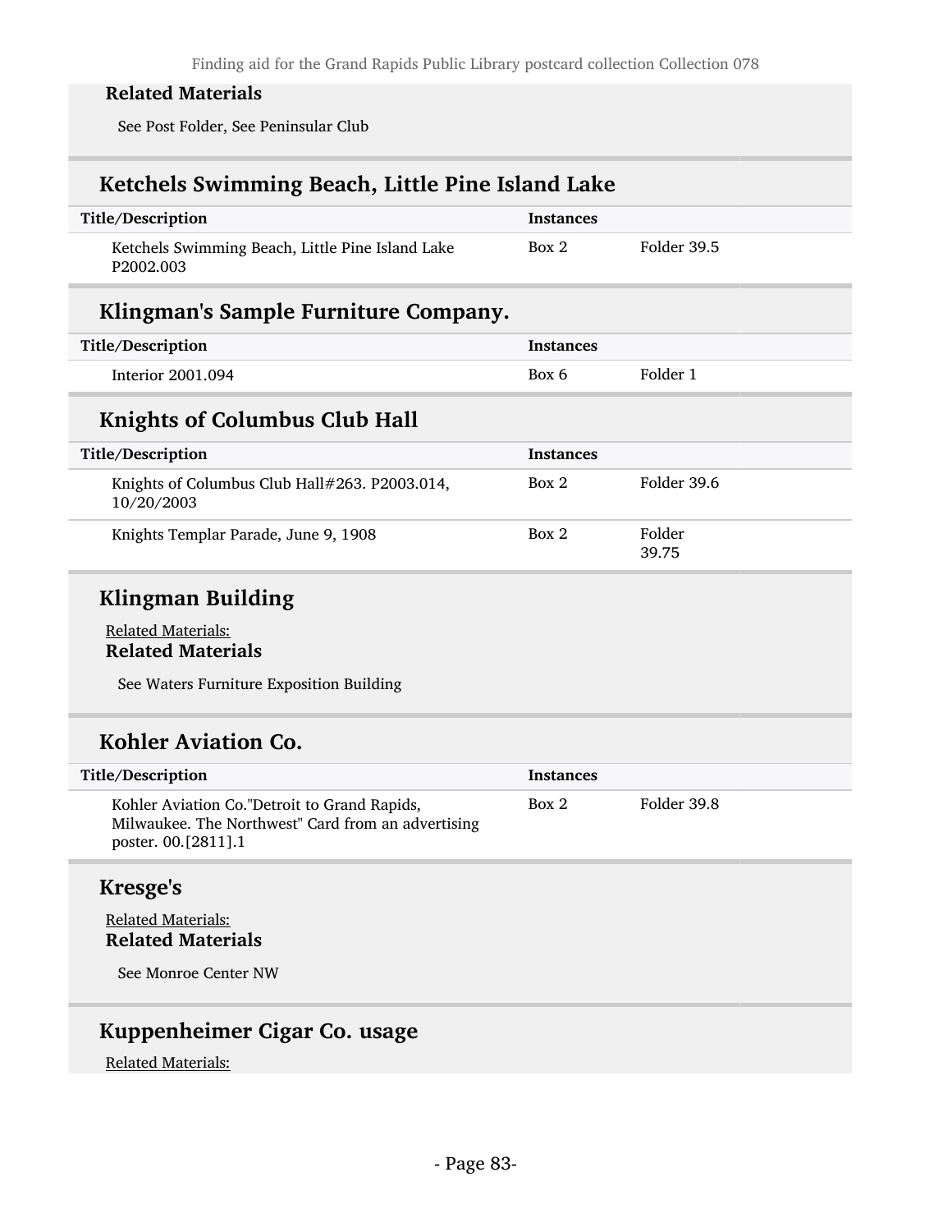### Related Materials

See Post Folder, See Peninsular Club

## Ketchels Swimming Beach, Little Pine Island Lake

| Title/Description | Instances | |
|---|---|---|
| Ketchels Swimming Beach, Little Pine Island Lake P2002.003 | Box 2 | Folder 39.5 |

## Klingman's Sample Furniture Company.

| Title/Description | Instances | |
|---|---|---|
| Interior 2001.094 | Box 6 | Folder 1 |

## Knights of Columbus Club Hall

| Title/Description | Instances | |
|---|---|---|
| Knights of Columbus Club Hall#263. P2003.014, 10/20/2003 | Box 2 | Folder 39.6 |
| Knights Templar Parade, June 9, 1908 | Box 2 | Folder 39.75 |

## Klingman Building

Related Materials:

### Related Materials

See Waters Furniture Exposition Building

## Kohler Aviation Co.

| Title/Description | Instances | |
|---|---|---|
| Kohler Aviation Co."Detroit to Grand Rapids, Milwaukee. The Northwest" Card from an advertising poster. 00.[2811].1 | Box 2 | Folder 39.8 |

## Kresge's

Related Materials:

### Related Materials

See Monroe Center NW

## Kuppenheimer Cigar Co. usage

Related Materials: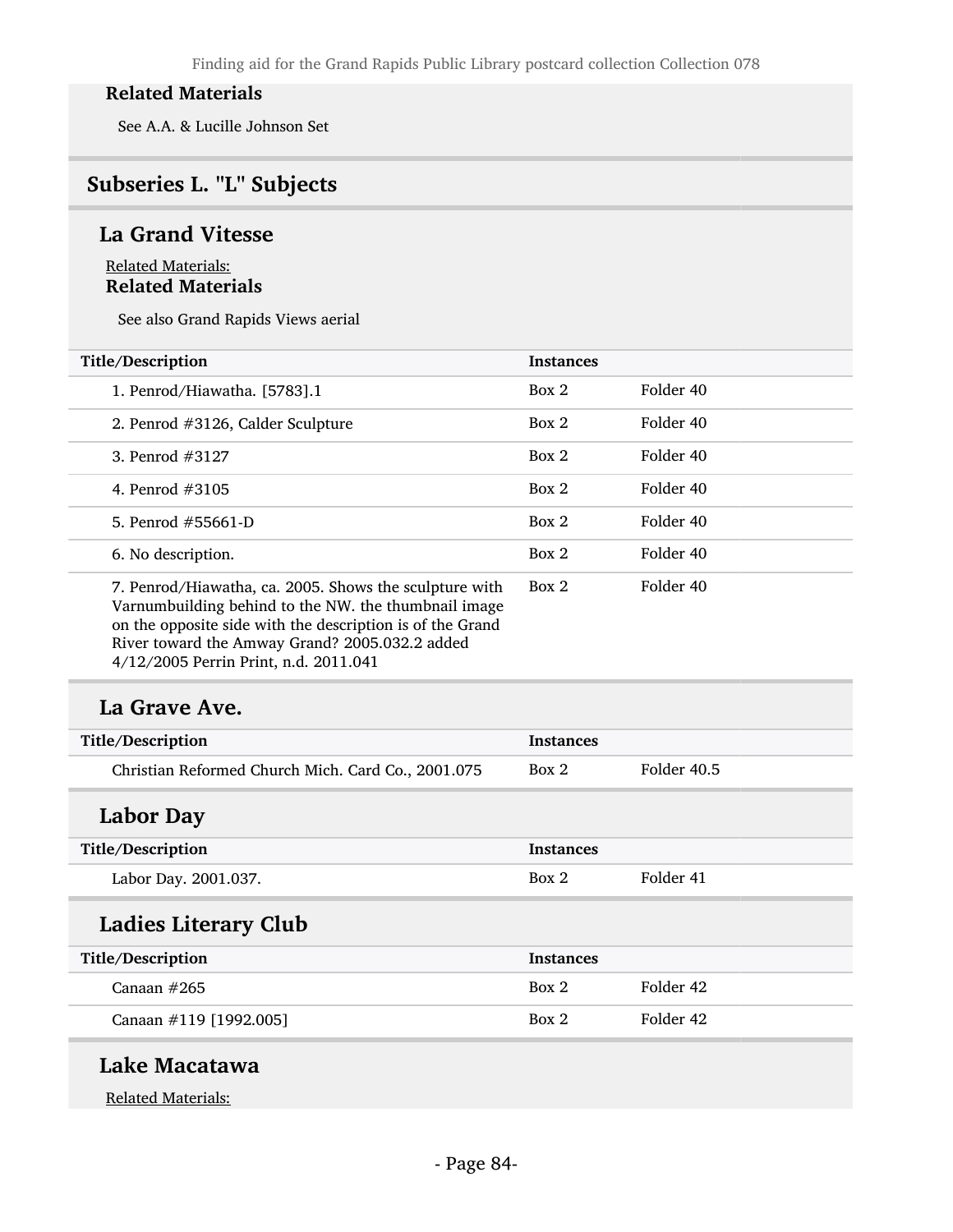**Related Materials**

See A.A. & Lucille Johnson Set

## Subseries L. "L" Subjects

### La Grand Vitesse

Related Materials:

**Related Materials**

See also Grand Rapids Views aerial

| Title/Description | Instances | |
|---|---|---|
| 1. Penrod/Hiawatha. [5783].1 | Box 2 | Folder 40 |
| 2. Penrod #3126, Calder Sculpture | Box 2 | Folder 40 |
| 3. Penrod #3127 | Box 2 | Folder 40 |
| 4. Penrod #3105 | Box 2 | Folder 40 |
| 5. Penrod #55661-D | Box 2 | Folder 40 |
| 6. No description. | Box 2 | Folder 40 |
| 7. Penrod/Hiawatha, ca. 2005. Shows the sculpture with Varnumbuilding behind to the NW. the thumbnail image on the opposite side with the description is of the Grand River toward the Amway Grand? 2005.032.2 added 4/12/2005 Perrin Print, n.d. 2011.041 | Box 2 | Folder 40 |

### La Grave Ave.

| Title/Description | Instances | |
|---|---|---|
| Christian Reformed Church Mich. Card Co., 2001.075 | Box 2 | Folder 40.5 |

### Labor Day

| Title/Description | Instances | |
|---|---|---|
| Labor Day. 2001.037. | Box 2 | Folder 41 |

### Ladies Literary Club

| Title/Description | Instances | |
|---|---|---|
| Canaan #265 | Box 2 | Folder 42 |
| Canaan #119 [1992.005] | Box 2 | Folder 42 |

### Lake Macatawa

Related Materials: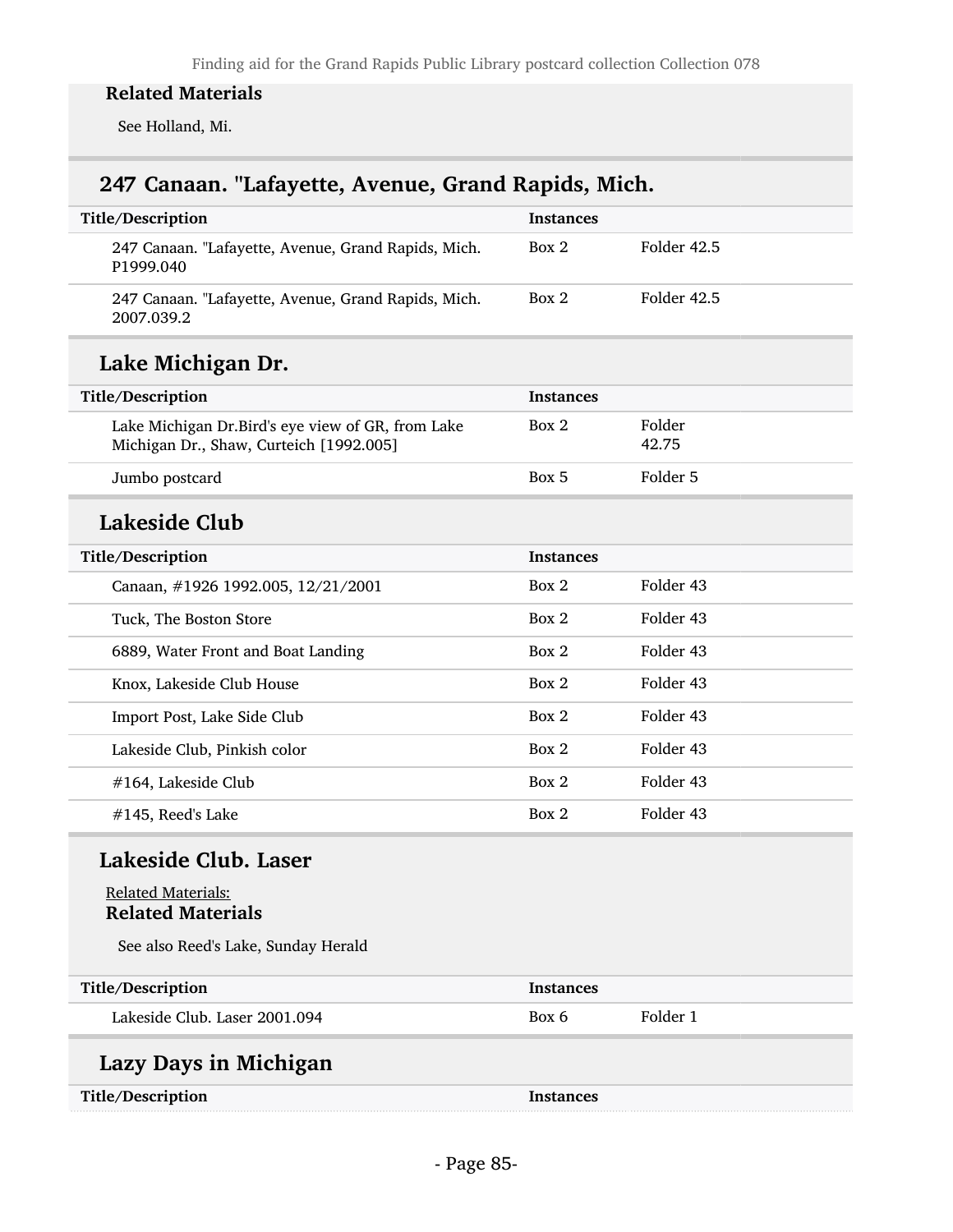### Related Materials

See Holland, Mi.

## 247 Canaan. "Lafayette, Avenue, Grand Rapids, Mich.

| Title/Description | Instances | |
|---|---|---|
| 247 Canaan. "Lafayette, Avenue, Grand Rapids, Mich. P1999.040 | Box 2 | Folder 42.5 |
| 247 Canaan. "Lafayette, Avenue, Grand Rapids, Mich. 2007.039.2 | Box 2 | Folder 42.5 |

## Lake Michigan Dr.

| Title/Description | Instances | |
|---|---|---|
| Lake Michigan Dr.Bird's eye view of GR, from Lake Michigan Dr., Shaw, Curteich [1992.005] | Box 2 | Folder 42.75 |
| Jumbo postcard | Box 5 | Folder 5 |

## Lakeside Club

| Title/Description | Instances | |
|---|---|---|
| Canaan, #1926 1992.005, 12/21/2001 | Box 2 | Folder 43 |
| Tuck, The Boston Store | Box 2 | Folder 43 |
| 6889, Water Front and Boat Landing | Box 2 | Folder 43 |
| Knox, Lakeside Club House | Box 2 | Folder 43 |
| Import Post, Lake Side Club | Box 2 | Folder 43 |
| Lakeside Club, Pinkish color | Box 2 | Folder 43 |
| #164, Lakeside Club | Box 2 | Folder 43 |
| #145, Reed's Lake | Box 2 | Folder 43 |

## Lakeside Club. Laser

Related Materials:

### Related Materials

See also Reed's Lake, Sunday Herald

| Title/Description | Instances | |
|---|---|---|
| Lakeside Club. Laser 2001.094 | Box 6 | Folder 1 |

## Lazy Days in Michigan

| Title/Description | Instances |
|---|---|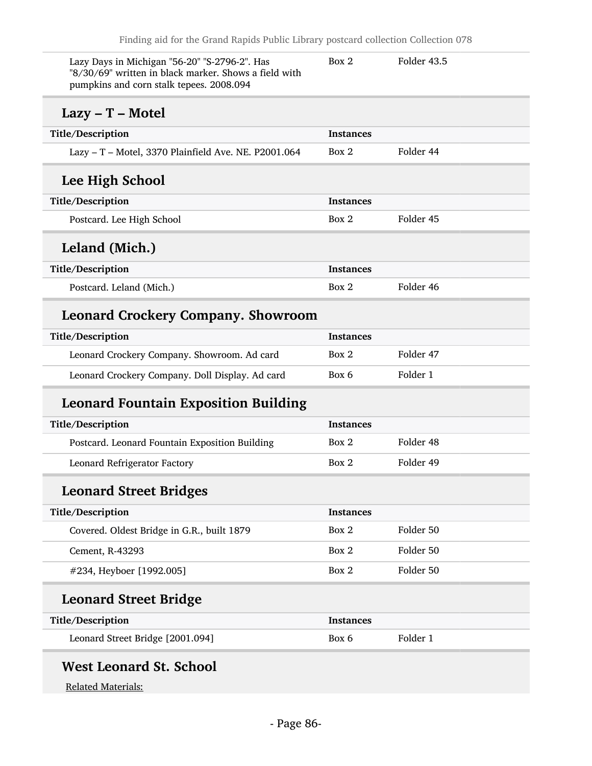| | | |
|---|---|---|
| Lazy Days in Michigan "56-20" "S-2796-2". Has "8/30/69" written in black marker. Shows a field with pumpkins and corn stalk tepees. 2008.094 | Box 2 | Folder 43.5 |

## Lazy – T – Motel

| Title/Description | Instances | |
|---|---|---|
| Lazy – T – Motel, 3370 Plainfield Ave. NE. P2001.064 | Box 2 | Folder 44 |

## Lee High School

| Title/Description | Instances | |
|---|---|---|
| Postcard. Lee High School | Box 2 | Folder 45 |

## Leland (Mich.)

| Title/Description | Instances | |
|---|---|---|
| Postcard. Leland (Mich.) | Box 2 | Folder 46 |

## Leonard Crockery Company. Showroom

| Title/Description | Instances | |
|---|---|---|
| Leonard Crockery Company. Showroom. Ad card | Box 2 | Folder 47 |
| Leonard Crockery Company. Doll Display. Ad card | Box 6 | Folder 1 |

## Leonard Fountain Exposition Building

| Title/Description | Instances | |
|---|---|---|
| Postcard. Leonard Fountain Exposition Building | Box 2 | Folder 48 |
| Leonard Refrigerator Factory | Box 2 | Folder 49 |

## Leonard Street Bridges

| Title/Description | Instances | |
|---|---|---|
| Covered. Oldest Bridge in G.R., built 1879 | Box 2 | Folder 50 |
| Cement, R-43293 | Box 2 | Folder 50 |
| #234, Heyboer [1992.005] | Box 2 | Folder 50 |

## Leonard Street Bridge

| Title/Description | Instances | |
|---|---|---|
| Leonard Street Bridge [2001.094] | Box 6 | Folder 1 |

## West Leonard St. School

Related Materials: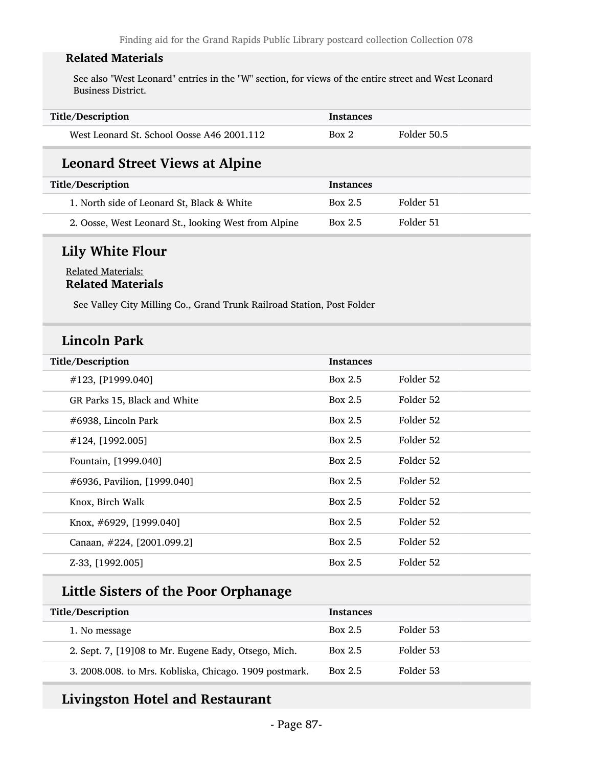**Related Materials**

See also "West Leonard" entries in the "W" section, for views of the entire street and West Leonard Business District.

| Title/Description | Instances | |
|---|---|---|
| West Leonard St. School Oosse A46 2001.112 | Box 2 | Folder 50.5 |

## Leonard Street Views at Alpine

| Title/Description | Instances | |
|---|---|---|
| 1. North side of Leonard St, Black & White | Box 2.5 | Folder 51 |
| 2. Oosse, West Leonard St., looking West from Alpine | Box 2.5 | Folder 51 |

## Lily White Flour

Related Materials:

**Related Materials**

See Valley City Milling Co., Grand Trunk Railroad Station, Post Folder

## Lincoln Park

| Title/Description | Instances | |
|---|---|---|
| #123, [P1999.040] | Box 2.5 | Folder 52 |
| GR Parks 15, Black and White | Box 2.5 | Folder 52 |
| #6938, Lincoln Park | Box 2.5 | Folder 52 |
| #124, [1992.005] | Box 2.5 | Folder 52 |
| Fountain, [1999.040] | Box 2.5 | Folder 52 |
| #6936, Pavilion, [1999.040] | Box 2.5 | Folder 52 |
| Knox, Birch Walk | Box 2.5 | Folder 52 |
| Knox, #6929, [1999.040] | Box 2.5 | Folder 52 |
| Canaan, #224, [2001.099.2] | Box 2.5 | Folder 52 |
| Z-33, [1992.005] | Box 2.5 | Folder 52 |

## Little Sisters of the Poor Orphanage

| Title/Description | Instances | |
|---|---|---|
| 1. No message | Box 2.5 | Folder 53 |
| 2. Sept. 7, [19]08 to Mr. Eugene Eady, Otsego, Mich. | Box 2.5 | Folder 53 |
| 3. 2008.008. to Mrs. Kobliska, Chicago. 1909 postmark. | Box 2.5 | Folder 53 |

## Livingston Hotel and Restaurant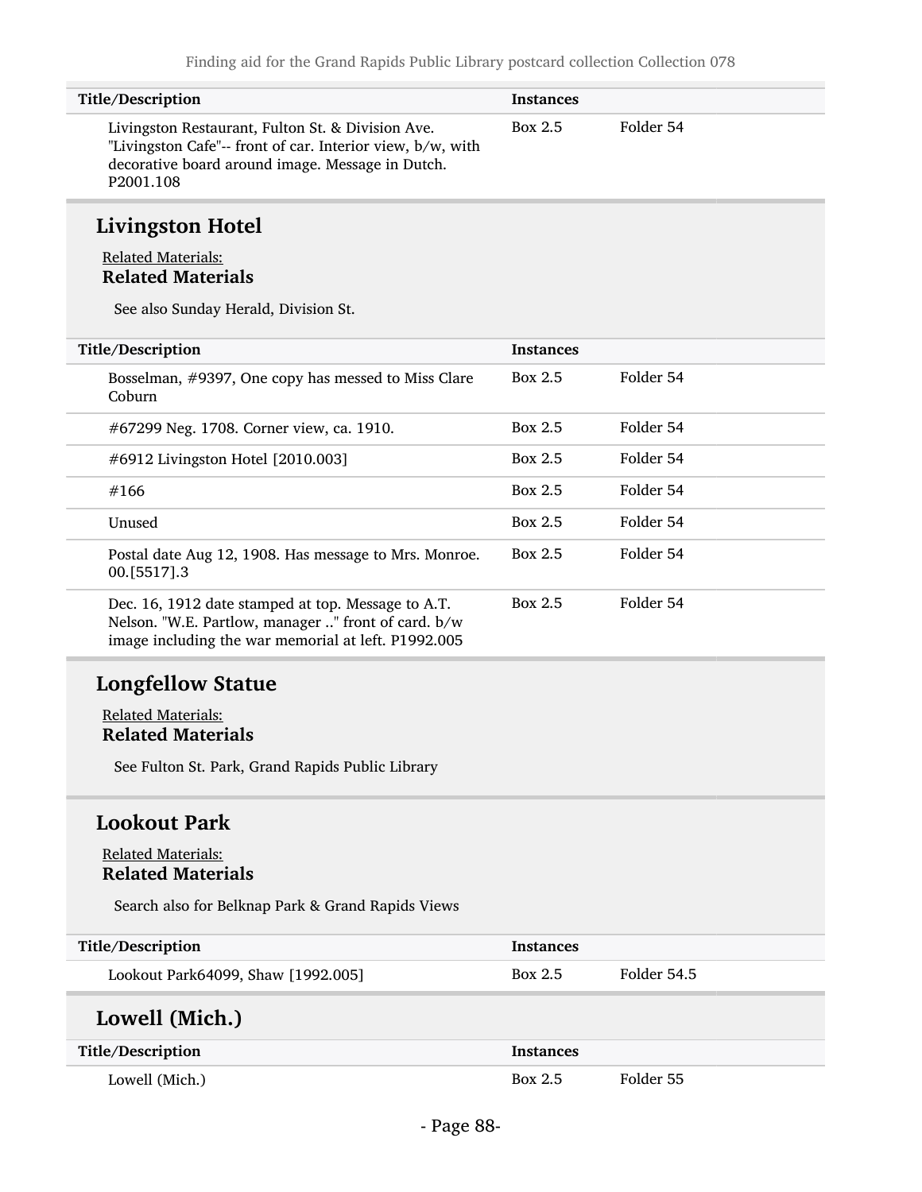| Title/Description | Instances | |
|---|---|---|
| Livingston Restaurant, Fulton St. & Division Ave. "Livingston Cafe"-- front of car. Interior view, b/w, with decorative board around image. Message in Dutch. P2001.108 | Box 2.5 | Folder 54 |

## Livingston Hotel

Related Materials:

**Related Materials**

See also Sunday Herald, Division St.

| Title/Description | Instances | |
|---|---|---|
| Bosselman, #9397, One copy has messed to Miss Clare Coburn | Box 2.5 | Folder 54 |
| #67299 Neg. 1708. Corner view, ca. 1910. | Box 2.5 | Folder 54 |
| #6912 Livingston Hotel [2010.003] | Box 2.5 | Folder 54 |
| #166 | Box 2.5 | Folder 54 |
| Unused | Box 2.5 | Folder 54 |
| Postal date Aug 12, 1908. Has message to Mrs. Monroe. 00.[5517].3 | Box 2.5 | Folder 54 |
| Dec. 16, 1912 date stamped at top. Message to A.T. Nelson. "W.E. Partlow, manager .." front of card. b/w image including the war memorial at left. P1992.005 | Box 2.5 | Folder 54 |

## Longfellow Statue

Related Materials:

**Related Materials**

See Fulton St. Park, Grand Rapids Public Library

## Lookout Park

Related Materials:

**Related Materials**

Search also for Belknap Park & Grand Rapids Views

| Title/Description | Instances | |
|---|---|---|
| Lookout Park64099, Shaw [1992.005] | Box 2.5 | Folder 54.5 |

## Lowell (Mich.)

| Title/Description | Instances | |
|---|---|---|
| Lowell (Mich.) | Box 2.5 | Folder 55 |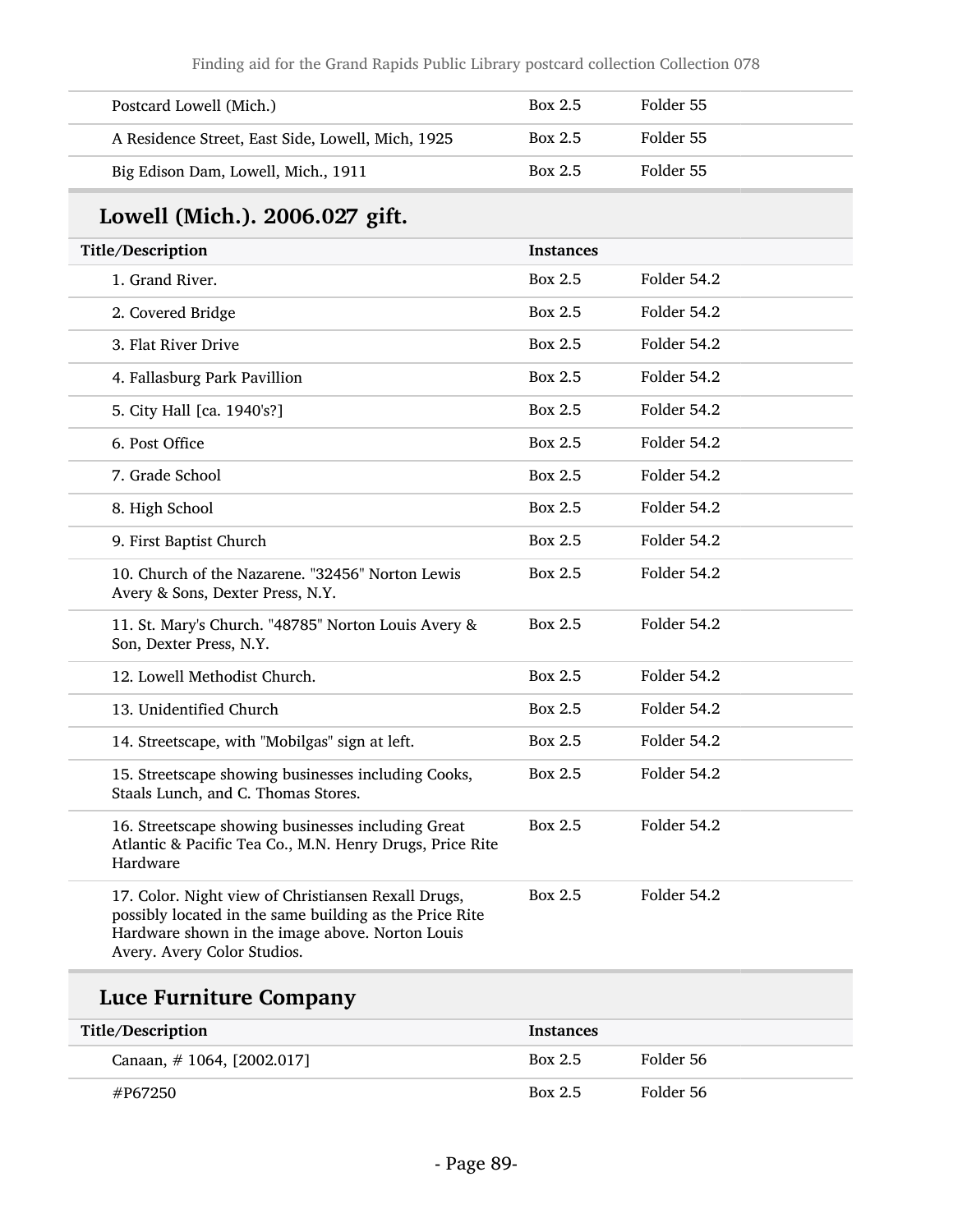| Title/Description | Instances | |
|---|---|---|
| Postcard Lowell (Mich.) | Box 2.5 | Folder 55 |
| A Residence Street, East Side, Lowell, Mich, 1925 | Box 2.5 | Folder 55 |
| Big Edison Dam, Lowell, Mich., 1911 | Box 2.5 | Folder 55 |

## Lowell (Mich.). 2006.027 gift.

| Title/Description | Instances | |
|---|---|---|
| 1. Grand River. | Box 2.5 | Folder 54.2 |
| 2. Covered Bridge | Box 2.5 | Folder 54.2 |
| 3. Flat River Drive | Box 2.5 | Folder 54.2 |
| 4. Fallasburg Park Pavillion | Box 2.5 | Folder 54.2 |
| 5. City Hall [ca. 1940's?] | Box 2.5 | Folder 54.2 |
| 6. Post Office | Box 2.5 | Folder 54.2 |
| 7. Grade School | Box 2.5 | Folder 54.2 |
| 8. High School | Box 2.5 | Folder 54.2 |
| 9. First Baptist Church | Box 2.5 | Folder 54.2 |
| 10. Church of the Nazarene. "32456" Norton Lewis Avery & Sons, Dexter Press, N.Y. | Box 2.5 | Folder 54.2 |
| 11. St. Mary's Church. "48785" Norton Louis Avery & Son, Dexter Press, N.Y. | Box 2.5 | Folder 54.2 |
| 12. Lowell Methodist Church. | Box 2.5 | Folder 54.2 |
| 13. Unidentified Church | Box 2.5 | Folder 54.2 |
| 14. Streetscape, with "Mobilgas" sign at left. | Box 2.5 | Folder 54.2 |
| 15. Streetscape showing businesses including Cooks, Staals Lunch, and C. Thomas Stores. | Box 2.5 | Folder 54.2 |
| 16. Streetscape showing businesses including Great Atlantic & Pacific Tea Co., M.N. Henry Drugs, Price Rite Hardware | Box 2.5 | Folder 54.2 |
| 17. Color. Night view of Christiansen Rexall Drugs, possibly located in the same building as the Price Rite Hardware shown in the image above. Norton Louis Avery. Avery Color Studios. | Box 2.5 | Folder 54.2 |

## Luce Furniture Company

| Title/Description | Instances | |
|---|---|---|
| Canaan, # 1064, [2002.017] | Box 2.5 | Folder 56 |
| #P67250 | Box 2.5 | Folder 56 |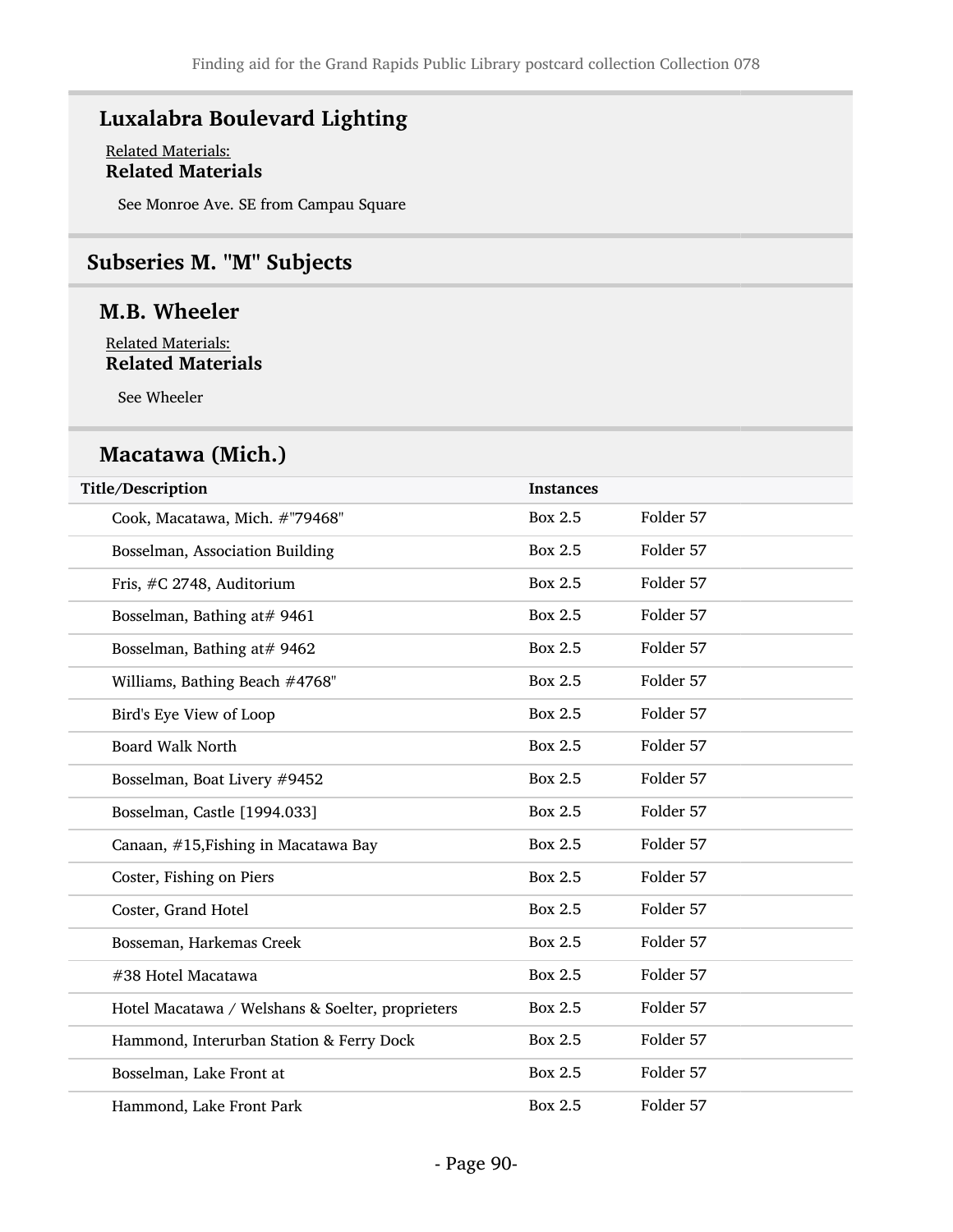### Luxalabra Boulevard Lighting

Related Materials:
**Related Materials**

See Monroe Ave. SE from Campau Square

## Subseries M. "M" Subjects

### M.B. Wheeler

Related Materials:
**Related Materials**

See Wheeler

### Macatawa (Mich.)

| Title/Description | Instances | |
|---|---|---|
| Cook, Macatawa, Mich. #"79468" | Box 2.5 | Folder 57 |
| Bosselman, Association Building | Box 2.5 | Folder 57 |
| Fris, #C 2748, Auditorium | Box 2.5 | Folder 57 |
| Bosselman, Bathing at# 9461 | Box 2.5 | Folder 57 |
| Bosselman, Bathing at# 9462 | Box 2.5 | Folder 57 |
| Williams, Bathing Beach #4768" | Box 2.5 | Folder 57 |
| Bird's Eye View of Loop | Box 2.5 | Folder 57 |
| Board Walk North | Box 2.5 | Folder 57 |
| Bosselman, Boat Livery #9452 | Box 2.5 | Folder 57 |
| Bosselman, Castle [1994.033] | Box 2.5 | Folder 57 |
| Canaan, #15,Fishing in Macatawa Bay | Box 2.5 | Folder 57 |
| Coster, Fishing on Piers | Box 2.5 | Folder 57 |
| Coster, Grand Hotel | Box 2.5 | Folder 57 |
| Bosseman, Harkemas Creek | Box 2.5 | Folder 57 |
| #38 Hotel Macatawa | Box 2.5 | Folder 57 |
| Hotel Macatawa / Welshans & Soelter, proprieters | Box 2.5 | Folder 57 |
| Hammond, Interurban Station & Ferry Dock | Box 2.5 | Folder 57 |
| Bosselman, Lake Front at | Box 2.5 | Folder 57 |
| Hammond, Lake Front Park | Box 2.5 | Folder 57 |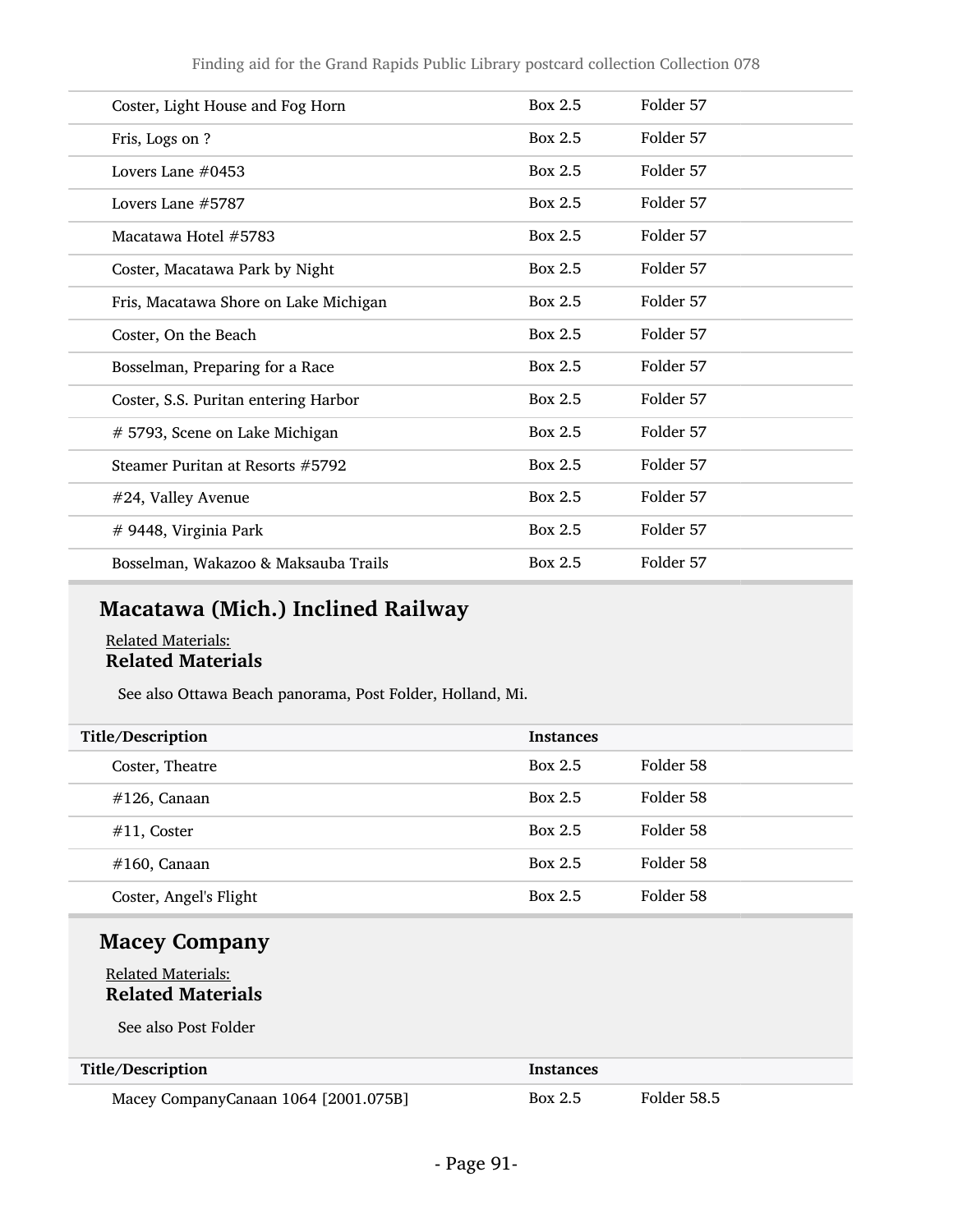| | | |
|---|---|---|
| Coster, Light House and Fog Horn | Box 2.5 | Folder 57 |
| Fris, Logs on ? | Box 2.5 | Folder 57 |
| Lovers Lane #0453 | Box 2.5 | Folder 57 |
| Lovers Lane #5787 | Box 2.5 | Folder 57 |
| Macatawa Hotel #5783 | Box 2.5 | Folder 57 |
| Coster, Macatawa Park by Night | Box 2.5 | Folder 57 |
| Fris, Macatawa Shore on Lake Michigan | Box 2.5 | Folder 57 |
| Coster, On the Beach | Box 2.5 | Folder 57 |
| Bosselman, Preparing for a Race | Box 2.5 | Folder 57 |
| Coster, S.S. Puritan entering Harbor | Box 2.5 | Folder 57 |
| # 5793, Scene on Lake Michigan | Box 2.5 | Folder 57 |
| Steamer Puritan at Resorts #5792 | Box 2.5 | Folder 57 |
| #24, Valley Avenue | Box 2.5 | Folder 57 |
| # 9448, Virginia Park | Box 2.5 | Folder 57 |
| Bosselman, Wakazoo & Maksauba Trails | Box 2.5 | Folder 57 |

## Macatawa (Mich.) Inclined Railway

Related Materials:

**Related Materials**

See also Ottawa Beach panorama, Post Folder, Holland, Mi.

| Title/Description | Instances | |
|---|---|---|
| Coster, Theatre | Box 2.5 | Folder 58 |
| #126, Canaan | Box 2.5 | Folder 58 |
| #11, Coster | Box 2.5 | Folder 58 |
| #160, Canaan | Box 2.5 | Folder 58 |
| Coster, Angel's Flight | Box 2.5 | Folder 58 |

## Macey Company

Related Materials:

**Related Materials**

See also Post Folder

| Title/Description | Instances | |
|---|---|---|
| Macey CompanyCanaan 1064 [2001.075B] | Box 2.5 | Folder 58.5 |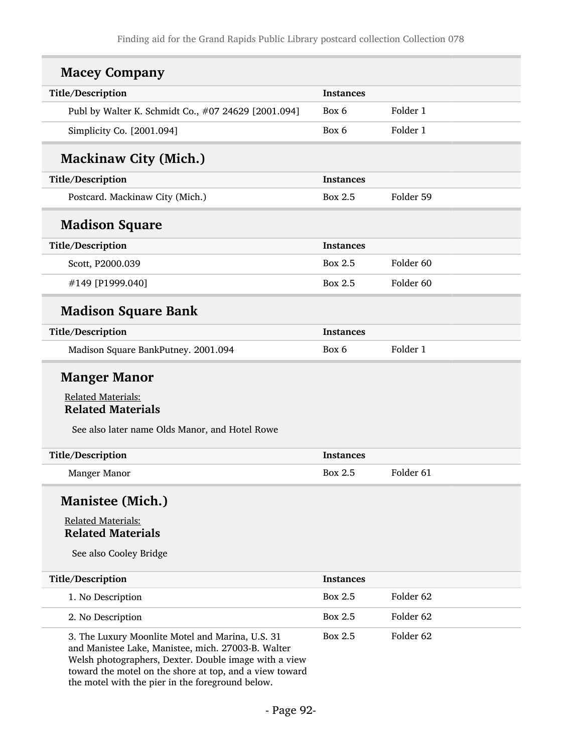## Macey Company

| Title/Description | Instances | |
|---|---|---|
| Publ by Walter K. Schmidt Co., #07 24629 [2001.094] | Box 6 | Folder 1 |
| Simplicity Co. [2001.094] | Box 6 | Folder 1 |

## Mackinaw City (Mich.)

| Title/Description | Instances | |
|---|---|---|
| Postcard. Mackinaw City (Mich.) | Box 2.5 | Folder 59 |

## Madison Square

| Title/Description | Instances | |
|---|---|---|
| Scott, P2000.039 | Box 2.5 | Folder 60 |
| #149 [P1999.040] | Box 2.5 | Folder 60 |

## Madison Square Bank

| Title/Description | Instances | |
|---|---|---|
| Madison Square BankPutney. 2001.094 | Box 6 | Folder 1 |

## Manger Manor

Related Materials:

### Related Materials

See also later name Olds Manor, and Hotel Rowe

| Title/Description | Instances | |
|---|---|---|
| Manger Manor | Box 2.5 | Folder 61 |

## Manistee (Mich.)

Related Materials:

### Related Materials

See also Cooley Bridge

| Title/Description | Instances | |
|---|---|---|
| 1. No Description | Box 2.5 | Folder 62 |
| 2. No Description | Box 2.5 | Folder 62 |
| 3. The Luxury Moonlite Motel and Marina, U.S. 31 and Manistee Lake, Manistee, mich. 27003-B. Walter Welsh photographers, Dexter. Double image with a view toward the motel on the shore at top, and a view toward the motel with the pier in the foreground below. | Box 2.5 | Folder 62 |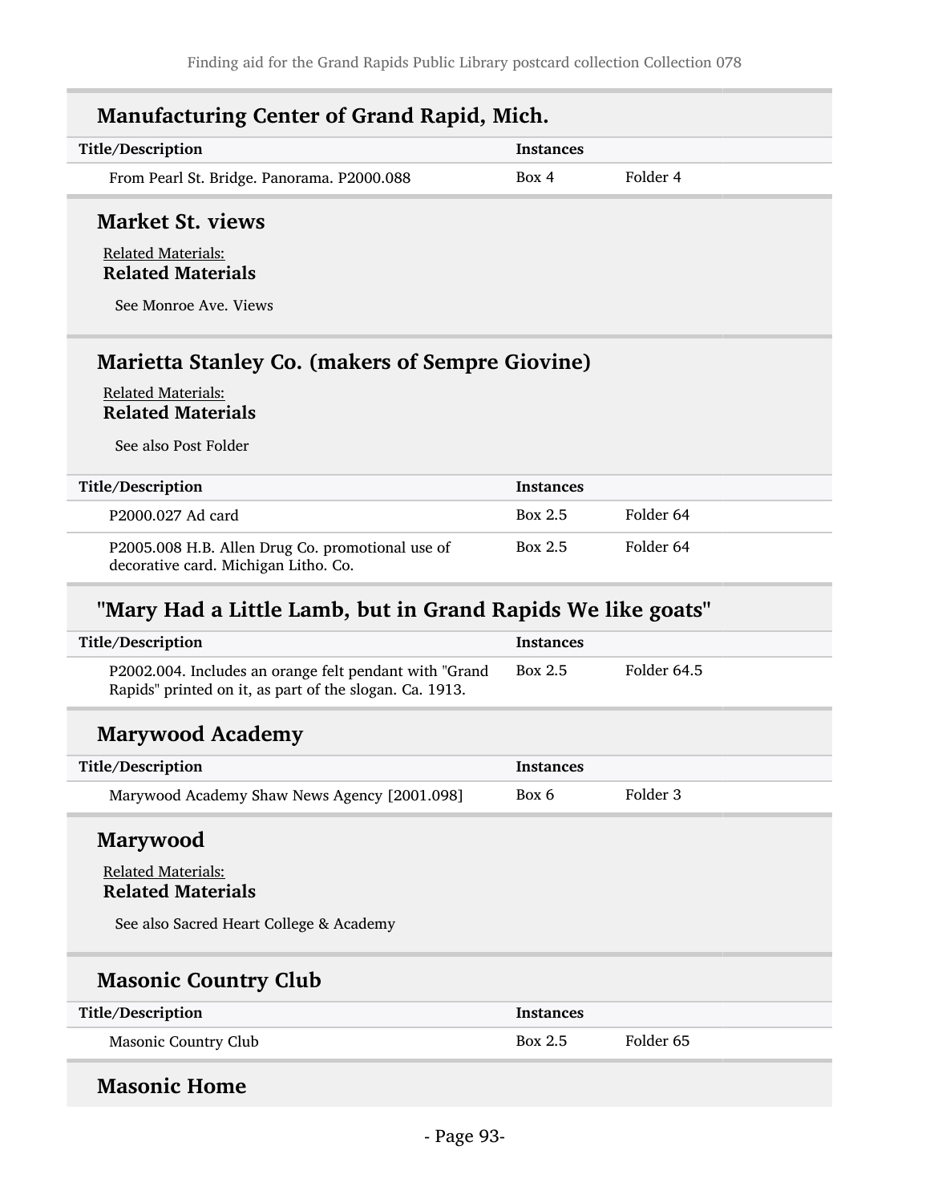## Manufacturing Center of Grand Rapid, Mich.

| Title/Description | Instances | |
|---|---|---|
| From Pearl St. Bridge. Panorama. P2000.088 | Box 4 | Folder 4 |

## Market St. views

Related Materials:

### Related Materials

See Monroe Ave. Views

## Marietta Stanley Co. (makers of Sempre Giovine)

Related Materials:

### Related Materials

See also Post Folder

| Title/Description | Instances | |
|---|---|---|
| P2000.027 Ad card | Box 2.5 | Folder 64 |
| P2005.008 H.B. Allen Drug Co. promotional use of decorative card. Michigan Litho. Co. | Box 2.5 | Folder 64 |

## "Mary Had a Little Lamb, but in Grand Rapids We like goats"

| Title/Description | Instances | |
|---|---|---|
| P2002.004. Includes an orange felt pendant with "Grand Rapids" printed on it, as part of the slogan. Ca. 1913. | Box 2.5 | Folder 64.5 |

## Marywood Academy

| Title/Description | Instances | |
|---|---|---|
| Marywood Academy Shaw News Agency [2001.098] | Box 6 | Folder 3 |

## Marywood

Related Materials:

### Related Materials

See also Sacred Heart College & Academy

## Masonic Country Club

| Title/Description | Instances | |
|---|---|---|
| Masonic Country Club | Box 2.5 | Folder 65 |

## Masonic Home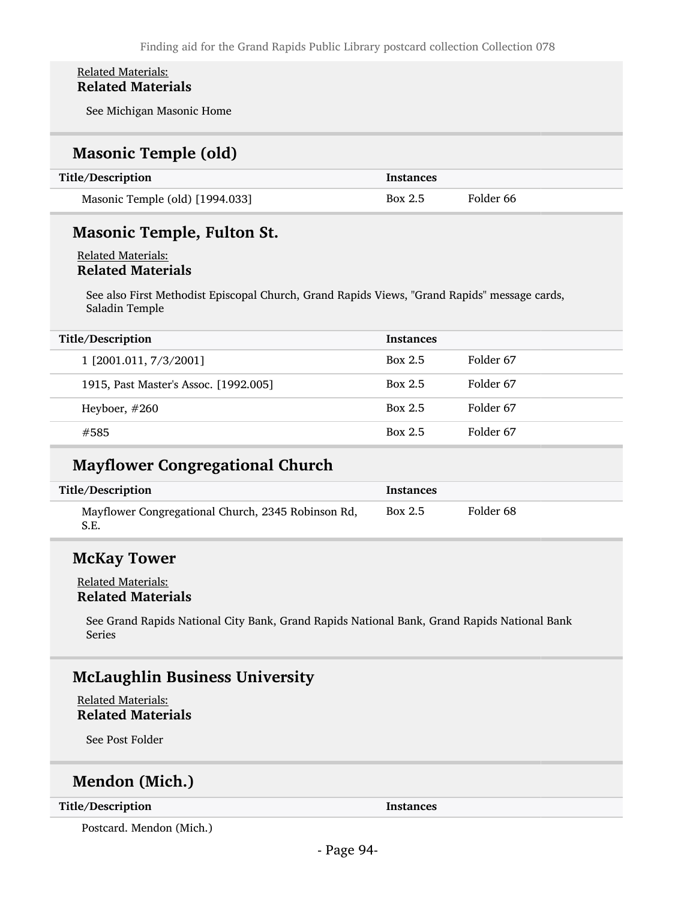Related Materials:
**Related Materials**

See Michigan Masonic Home

## Masonic Temple (old)

| Title/Description | Instances | |
|---|---|---|
| Masonic Temple (old) [1994.033] | Box 2.5 | Folder 66 |

## Masonic Temple, Fulton St.

Related Materials:
**Related Materials**

See also First Methodist Episcopal Church, Grand Rapids Views, "Grand Rapids" message cards, Saladin Temple

| Title/Description | Instances | |
|---|---|---|
| 1 [2001.011, 7/3/2001] | Box 2.5 | Folder 67 |
| 1915, Past Master's Assoc. [1992.005] | Box 2.5 | Folder 67 |
| Heyboer, #260 | Box 2.5 | Folder 67 |
| #585 | Box 2.5 | Folder 67 |

## Mayflower Congregational Church

| Title/Description | Instances | |
|---|---|---|
| Mayflower Congregational Church, 2345 Robinson Rd, S.E. | Box 2.5 | Folder 68 |

## McKay Tower

Related Materials:
**Related Materials**

See Grand Rapids National City Bank, Grand Rapids National Bank, Grand Rapids National Bank Series

## McLaughlin Business University

Related Materials:
**Related Materials**

See Post Folder

## Mendon (Mich.)

| Title/Description | Instances |
|---|---|
| Postcard. Mendon (Mich.) | |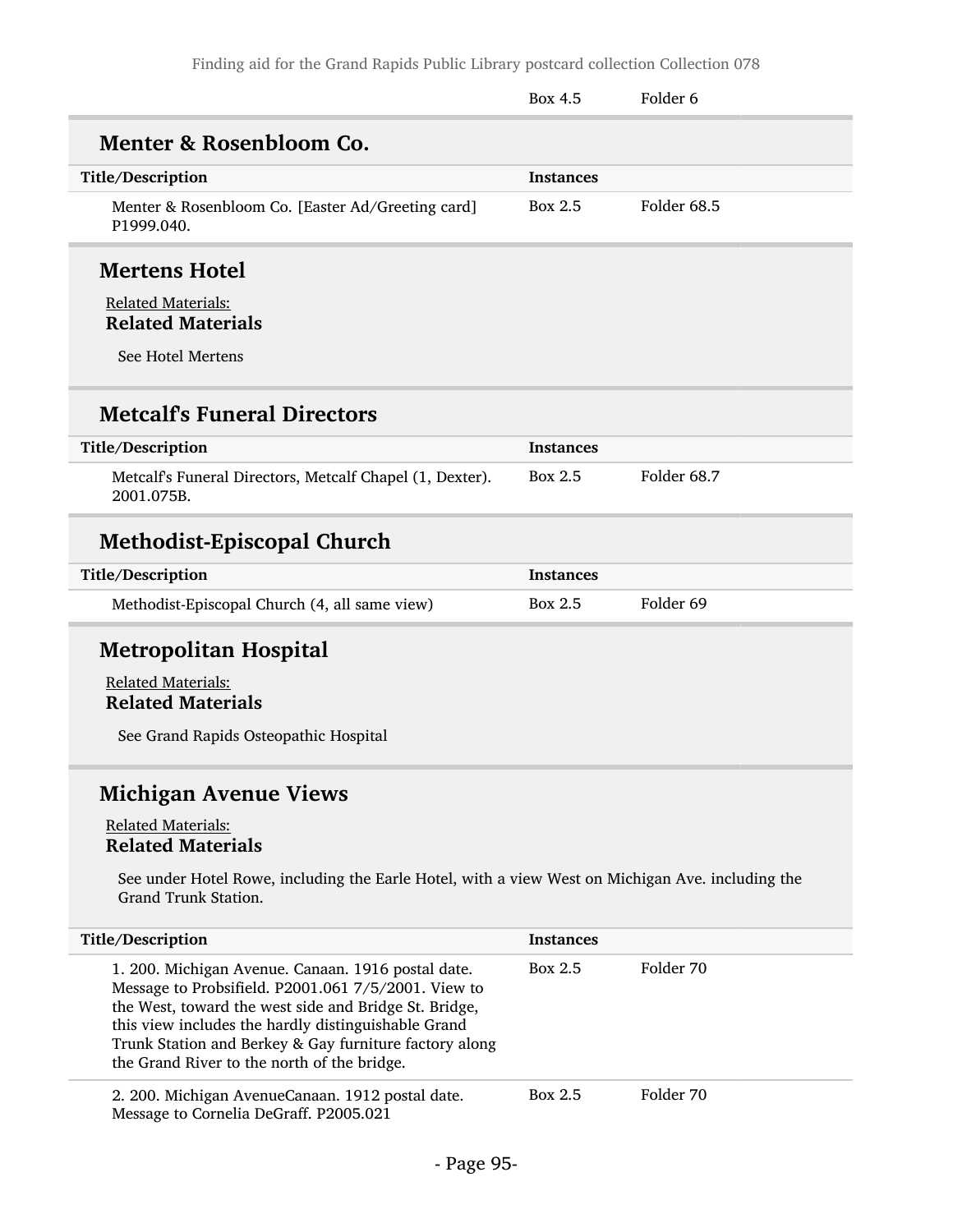| | Box 4.5 | Folder 6 |
|---|---|---|

## Menter & Rosenbloom Co.

| Title/Description | Instances | |
|---|---|---|
| Menter & Rosenbloom Co. [Easter Ad/Greeting card] P1999.040. | Box 2.5 | Folder 68.5 |

## Mertens Hotel

Related Materials:

**Related Materials**

See Hotel Mertens

## Metcalf's Funeral Directors

| Title/Description | Instances | |
|---|---|---|
| Metcalf's Funeral Directors, Metcalf Chapel (1, Dexter). 2001.075B. | Box 2.5 | Folder 68.7 |

## Methodist-Episcopal Church

| Title/Description | Instances | |
|---|---|---|
| Methodist-Episcopal Church (4, all same view) | Box 2.5 | Folder 69 |

## Metropolitan Hospital

Related Materials:

**Related Materials**

See Grand Rapids Osteopathic Hospital

## Michigan Avenue Views

Related Materials:

**Related Materials**

See under Hotel Rowe, including the Earle Hotel, with a view West on Michigan Ave. including the Grand Trunk Station.

| Title/Description | Instances | |
|---|---|---|
| 1. 200. Michigan Avenue. Canaan. 1916 postal date. Message to Probsifield. P2001.061 7/5/2001. View to the West, toward the west side and Bridge St. Bridge, this view includes the hardly distinguishable Grand Trunk Station and Berkey & Gay furniture factory along the Grand River to the north of the bridge. | Box 2.5 | Folder 70 |
| 2. 200. Michigan AvenueCanaan. 1912 postal date. Message to Cornelia DeGraff. P2005.021 | Box 2.5 | Folder 70 |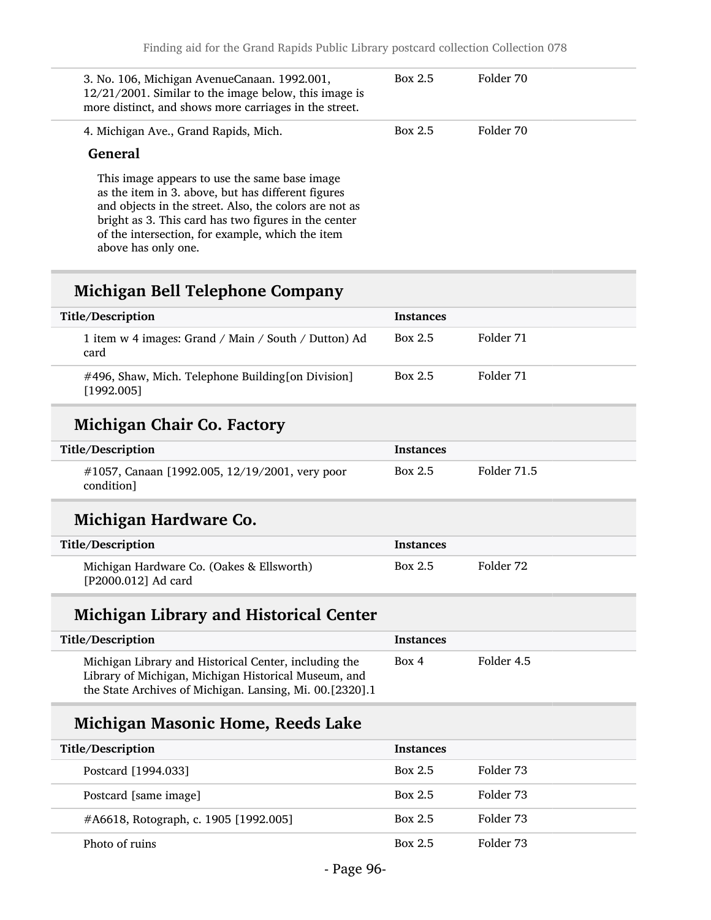| Title/Description | Instances | |
|---|---|---|
| 3. No. 106, Michigan AvenueCanaan. 1992.001, 12/21/2001. Similar to the image below, this image is more distinct, and shows more carriages in the street. | Box 2.5 | Folder 70 |
| 4. Michigan Ave., Grand Rapids, Mich. | Box 2.5 | Folder 70 |

**General**

This image appears to use the same base image as the item in 3. above, but has different figures and objects in the street. Also, the colors are not as bright as 3. This card has two figures in the center of the intersection, for example, which the item above has only one.

## Michigan Bell Telephone Company

| Title/Description | Instances | |
|---|---|---|
| 1 item w 4 images: Grand / Main / South / Dutton) Ad card | Box 2.5 | Folder 71 |
| #496, Shaw, Mich. Telephone Building[on Division] [1992.005] | Box 2.5 | Folder 71 |

## Michigan Chair Co. Factory

| Title/Description | Instances | |
|---|---|---|
| #1057, Canaan [1992.005, 12/19/2001, very poor condition] | Box 2.5 | Folder 71.5 |

## Michigan Hardware Co.

| Title/Description | Instances | |
|---|---|---|
| Michigan Hardware Co. (Oakes & Ellsworth) [P2000.012] Ad card | Box 2.5 | Folder 72 |

## Michigan Library and Historical Center

| Title/Description | Instances | |
|---|---|---|
| Michigan Library and Historical Center, including the Library of Michigan, Michigan Historical Museum, and the State Archives of Michigan. Lansing, Mi. 00.[2320].1 | Box 4 | Folder 4.5 |

## Michigan Masonic Home, Reeds Lake

| Title/Description | Instances | |
|---|---|---|
| Postcard [1994.033] | Box 2.5 | Folder 73 |
| Postcard [same image] | Box 2.5 | Folder 73 |
| #A6618, Rotograph, c. 1905 [1992.005] | Box 2.5 | Folder 73 |
| Photo of ruins | Box 2.5 | Folder 73 |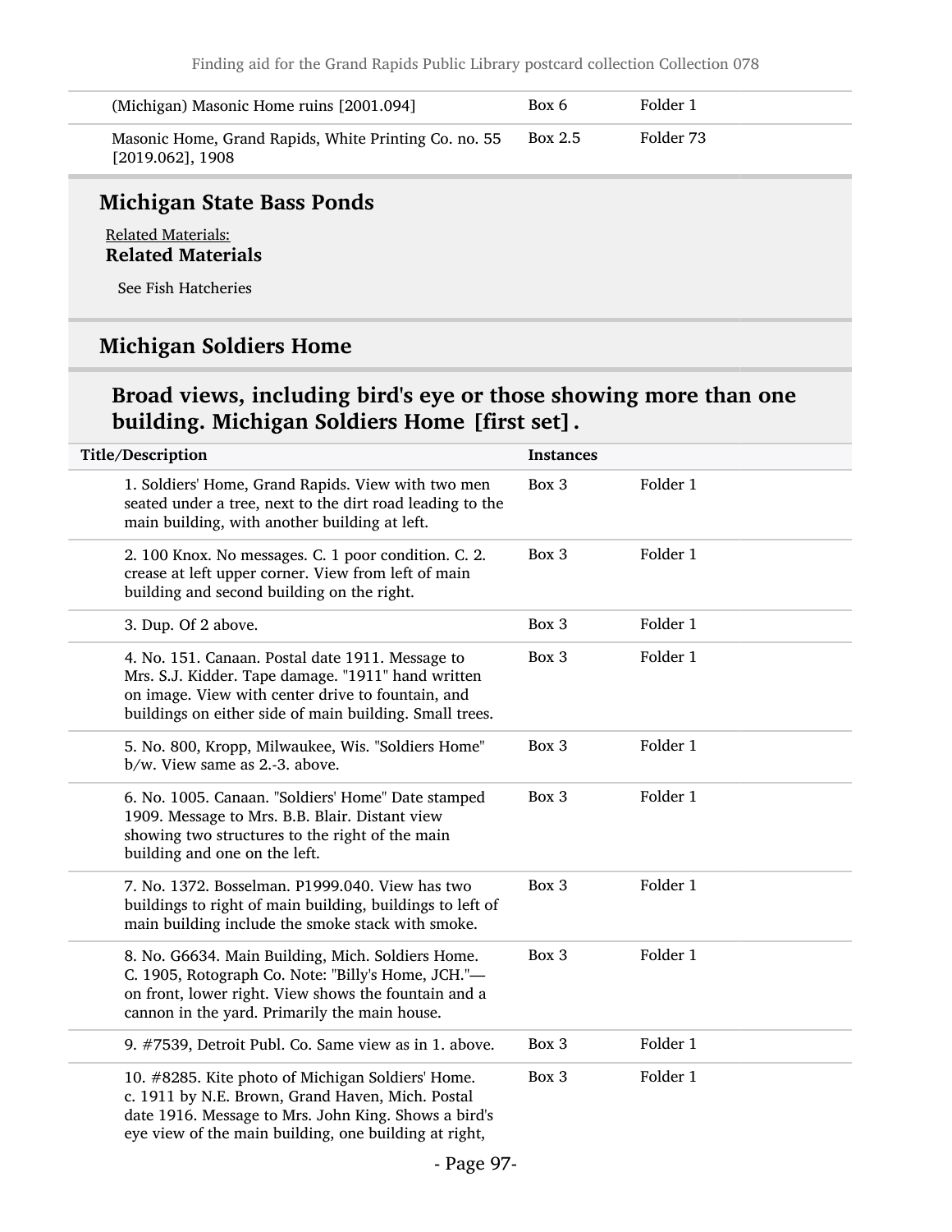| | | |
|---|---|---|
| (Michigan) Masonic Home ruins [2001.094] | Box 6 | Folder 1 |
| Masonic Home, Grand Rapids, White Printing Co. no. 55 [2019.062], 1908 | Box 2.5 | Folder 73 |

## Michigan State Bass Ponds

Related Materials:

**Related Materials**

See Fish Hatcheries

## Michigan Soldiers Home

### Broad views, including bird's eye or those showing more than one building. Michigan Soldiers Home [first set] .

| Title/Description | Instances | |
|---|---|---|
| 1. Soldiers' Home, Grand Rapids. View with two men seated under a tree, next to the dirt road leading to the main building, with another building at left. | Box 3 | Folder 1 |
| 2. 100 Knox. No messages. C. 1 poor condition. C. 2. crease at left upper corner. View from left of main building and second building on the right. | Box 3 | Folder 1 |
| 3. Dup. Of 2 above. | Box 3 | Folder 1 |
| 4. No. 151. Canaan. Postal date 1911. Message to Mrs. S.J. Kidder. Tape damage. "1911" hand written on image. View with center drive to fountain, and buildings on either side of main building. Small trees. | Box 3 | Folder 1 |
| 5. No. 800, Kropp, Milwaukee, Wis. "Soldiers Home" b/w. View same as 2.-3. above. | Box 3 | Folder 1 |
| 6. No. 1005. Canaan. "Soldiers' Home" Date stamped 1909. Message to Mrs. B.B. Blair. Distant view showing two structures to the right of the main building and one on the left. | Box 3 | Folder 1 |
| 7. No. 1372. Bosselman. P1999.040. View has two buildings to right of main building, buildings to left of main building include the smoke stack with smoke. | Box 3 | Folder 1 |
| 8. No. G6634. Main Building, Mich. Soldiers Home. C. 1905, Rotograph Co. Note: "Billy's Home, JCH."— on front, lower right. View shows the fountain and a cannon in the yard. Primarily the main house. | Box 3 | Folder 1 |
| 9. #7539, Detroit Publ. Co. Same view as in 1. above. | Box 3 | Folder 1 |
| 10. #8285. Kite photo of Michigan Soldiers' Home. c. 1911 by N.E. Brown, Grand Haven, Mich. Postal date 1916. Message to Mrs. John King. Shows a bird's eye view of the main building, one building at right, | Box 3 | Folder 1 |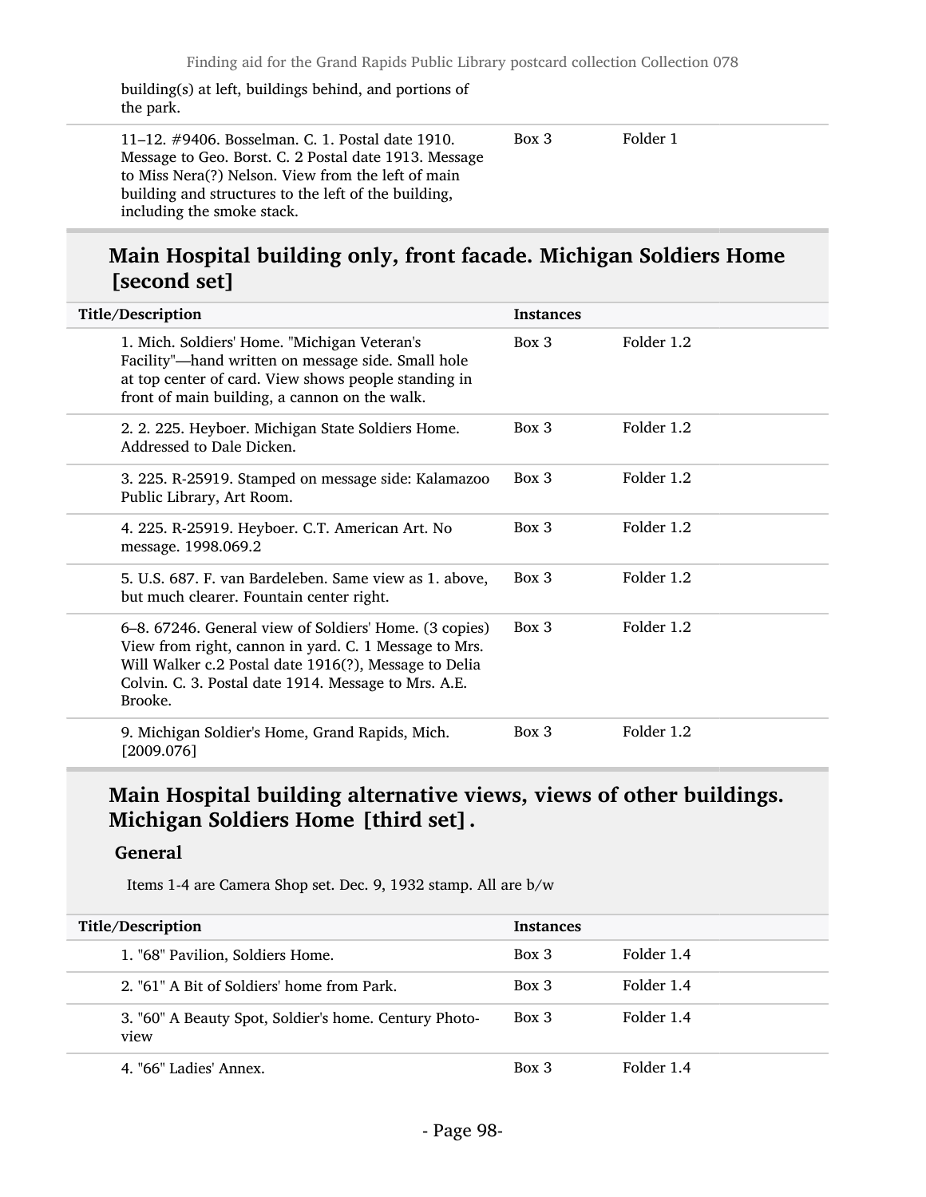building(s) at left, buildings behind, and portions of the park.

| | | |
|---|---|---|
| 11–12. #9406. Bosselman. C. 1. Postal date 1910. Message to Geo. Borst. C. 2 Postal date 1913. Message to Miss Nera(?) Nelson. View from the left of main building and structures to the left of the building, including the smoke stack. | Box 3 | Folder 1 |

## Main Hospital building only, front facade. Michigan Soldiers Home [second set]

| Title/Description | Instances | |
|---|---|---|
| 1. Mich. Soldiers' Home. "Michigan Veteran's Facility"—hand written on message side. Small hole at top center of card. View shows people standing in front of main building, a cannon on the walk. | Box 3 | Folder 1.2 |
| 2. 2. 225. Heyboer. Michigan State Soldiers Home. Addressed to Dale Dicken. | Box 3 | Folder 1.2 |
| 3. 225. R-25919. Stamped on message side: Kalamazoo Public Library, Art Room. | Box 3 | Folder 1.2 |
| 4. 225. R-25919. Heyboer. C.T. American Art. No message. 1998.069.2 | Box 3 | Folder 1.2 |
| 5. U.S. 687. F. van Bardeleben. Same view as 1. above, but much clearer. Fountain center right. | Box 3 | Folder 1.2 |
| 6–8. 67246. General view of Soldiers' Home. (3 copies) View from right, cannon in yard. C. 1 Message to Mrs. Will Walker c.2 Postal date 1916(?), Message to Delia Colvin. C. 3. Postal date 1914. Message to Mrs. A.E. Brooke. | Box 3 | Folder 1.2 |
| 9. Michigan Soldier's Home, Grand Rapids, Mich. [2009.076] | Box 3 | Folder 1.2 |

## Main Hospital building alternative views, views of other buildings. Michigan Soldiers Home [third set].

### General

Items 1-4 are Camera Shop set. Dec. 9, 1932 stamp. All are b/w

| Title/Description | Instances | |
|---|---|---|
| 1. "68" Pavilion, Soldiers Home. | Box 3 | Folder 1.4 |
| 2. "61" A Bit of Soldiers' home from Park. | Box 3 | Folder 1.4 |
| 3. "60" A Beauty Spot, Soldier's home. Century Photo-view | Box 3 | Folder 1.4 |
| 4. "66" Ladies' Annex. | Box 3 | Folder 1.4 |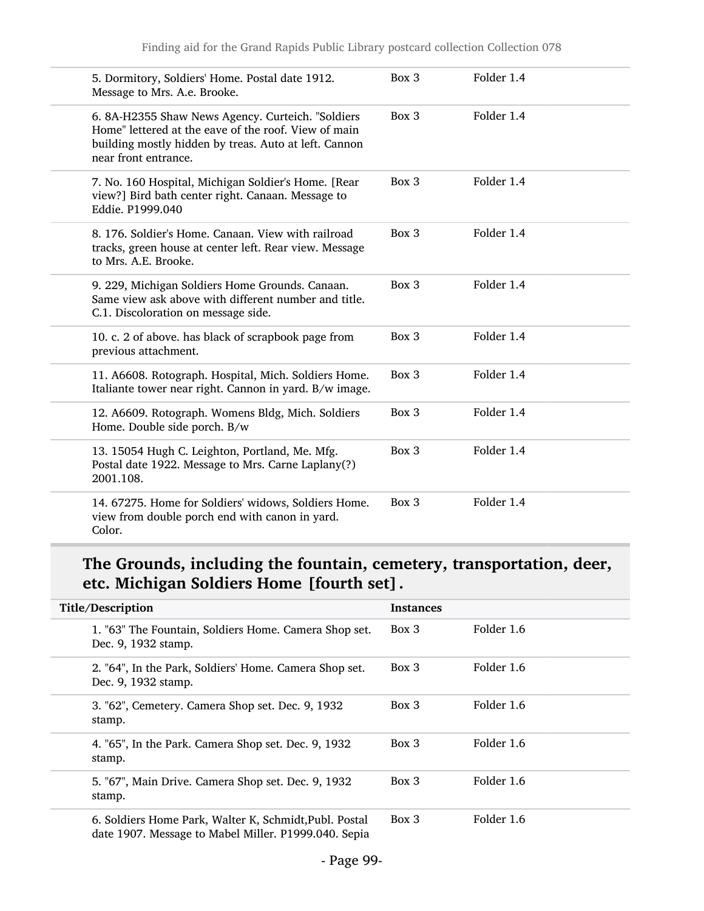| | | |
|---|---|---|
| 5. Dormitory, Soldiers' Home. Postal date 1912. Message to Mrs. A.e. Brooke. | Box 3 | Folder 1.4 |
| 6. 8A-H2355 Shaw News Agency. Curteich. "Soldiers Home" lettered at the eave of the roof. View of main building mostly hidden by treas. Auto at left. Cannon near front entrance. | Box 3 | Folder 1.4 |
| 7. No. 160 Hospital, Michigan Soldier's Home. [Rear view?] Bird bath center right. Canaan. Message to Eddie. P1999.040 | Box 3 | Folder 1.4 |
| 8. 176. Soldier's Home. Canaan. View with railroad tracks, green house at center left. Rear view. Message to Mrs. A.E. Brooke. | Box 3 | Folder 1.4 |
| 9. 229, Michigan Soldiers Home Grounds. Canaan. Same view ask above with different number and title. C.1. Discoloration on message side. | Box 3 | Folder 1.4 |
| 10. c. 2 of above. has black of scrapbook page from previous attachment. | Box 3 | Folder 1.4 |
| 11. A6608. Rotograph. Hospital, Mich. Soldiers Home. Italiante tower near right. Cannon in yard. B/w image. | Box 3 | Folder 1.4 |
| 12. A6609. Rotograph. Womens Bldg, Mich. Soldiers Home. Double side porch. B/w | Box 3 | Folder 1.4 |
| 13. 15054 Hugh C. Leighton, Portland, Me. Mfg. Postal date 1922. Message to Mrs. Carne Laplany(?) 2001.108. | Box 3 | Folder 1.4 |
| 14. 67275. Home for Soldiers' widows, Soldiers Home. view from double porch end with canon in yard. Color. | Box 3 | Folder 1.4 |

## The Grounds, including the fountain, cemetery, transportation, deer, etc. Michigan Soldiers Home [fourth set] .

| Title/Description | Instances | |
|---|---|---|
| 1. "63" The Fountain, Soldiers Home. Camera Shop set. Dec. 9, 1932 stamp. | Box 3 | Folder 1.6 |
| 2. "64", In the Park, Soldiers' Home. Camera Shop set. Dec. 9, 1932 stamp. | Box 3 | Folder 1.6 |
| 3. "62", Cemetery. Camera Shop set. Dec. 9, 1932 stamp. | Box 3 | Folder 1.6 |
| 4. "65", In the Park. Camera Shop set. Dec. 9, 1932 stamp. | Box 3 | Folder 1.6 |
| 5. "67", Main Drive. Camera Shop set. Dec. 9, 1932 stamp. | Box 3 | Folder 1.6 |
| 6. Soldiers Home Park, Walter K, Schmidt,Publ. Postal date 1907. Message to Mabel Miller. P1999.040. Sepia | Box 3 | Folder 1.6 |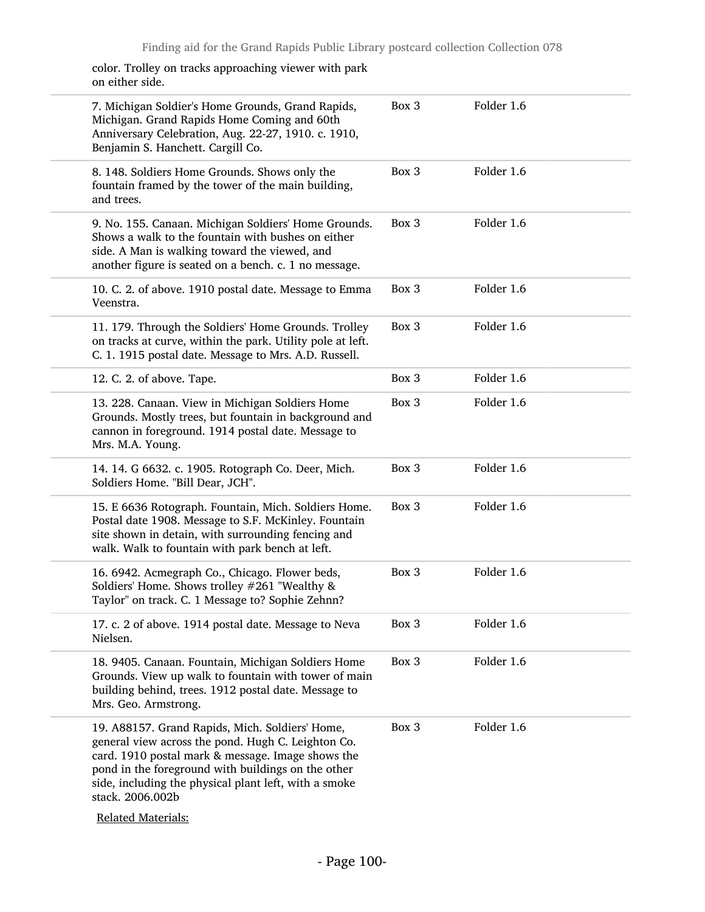color. Trolley on tracks approaching viewer with park on either side.

| | | |
|---|---|---|
| 7. Michigan Soldier's Home Grounds, Grand Rapids, Michigan. Grand Rapids Home Coming and 60th Anniversary Celebration, Aug. 22-27, 1910. c. 1910, Benjamin S. Hanchett. Cargill Co. | Box 3 | Folder 1.6 |
| 8. 148. Soldiers Home Grounds. Shows only the fountain framed by the tower of the main building, and trees. | Box 3 | Folder 1.6 |
| 9. No. 155. Canaan. Michigan Soldiers' Home Grounds. Shows a walk to the fountain with bushes on either side. A Man is walking toward the viewed, and another figure is seated on a bench. c. 1 no message. | Box 3 | Folder 1.6 |
| 10. C. 2. of above. 1910 postal date. Message to Emma Veenstra. | Box 3 | Folder 1.6 |
| 11. 179. Through the Soldiers' Home Grounds. Trolley on tracks at curve, within the park. Utility pole at left. C. 1. 1915 postal date. Message to Mrs. A.D. Russell. | Box 3 | Folder 1.6 |
| 12. C. 2. of above. Tape. | Box 3 | Folder 1.6 |
| 13. 228. Canaan. View in Michigan Soldiers Home Grounds. Mostly trees, but fountain in background and cannon in foreground. 1914 postal date. Message to Mrs. M.A. Young. | Box 3 | Folder 1.6 |
| 14. 14. G 6632. c. 1905. Rotograph Co. Deer, Mich. Soldiers Home. "Bill Dear, JCH". | Box 3 | Folder 1.6 |
| 15. E 6636 Rotograph. Fountain, Mich. Soldiers Home. Postal date 1908. Message to S.F. McKinley. Fountain site shown in detain, with surrounding fencing and walk. Walk to fountain with park bench at left. | Box 3 | Folder 1.6 |
| 16. 6942. Acmegraph Co., Chicago. Flower beds, Soldiers' Home. Shows trolley #261 "Wealthy & Taylor" on track. C. 1 Message to? Sophie Zehnn? | Box 3 | Folder 1.6 |
| 17. c. 2 of above. 1914 postal date. Message to Neva Nielsen. | Box 3 | Folder 1.6 |
| 18. 9405. Canaan. Fountain, Michigan Soldiers Home Grounds. View up walk to fountain with tower of main building behind, trees. 1912 postal date. Message to Mrs. Geo. Armstrong. | Box 3 | Folder 1.6 |
| 19. A88157. Grand Rapids, Mich. Soldiers' Home, general view across the pond. Hugh C. Leighton Co. card. 1910 postal mark & message. Image shows the pond in the foreground with buildings on the other side, including the physical plant left, with a smoke stack. 2006.002b | Box 3 | Folder 1.6 |

Related Materials: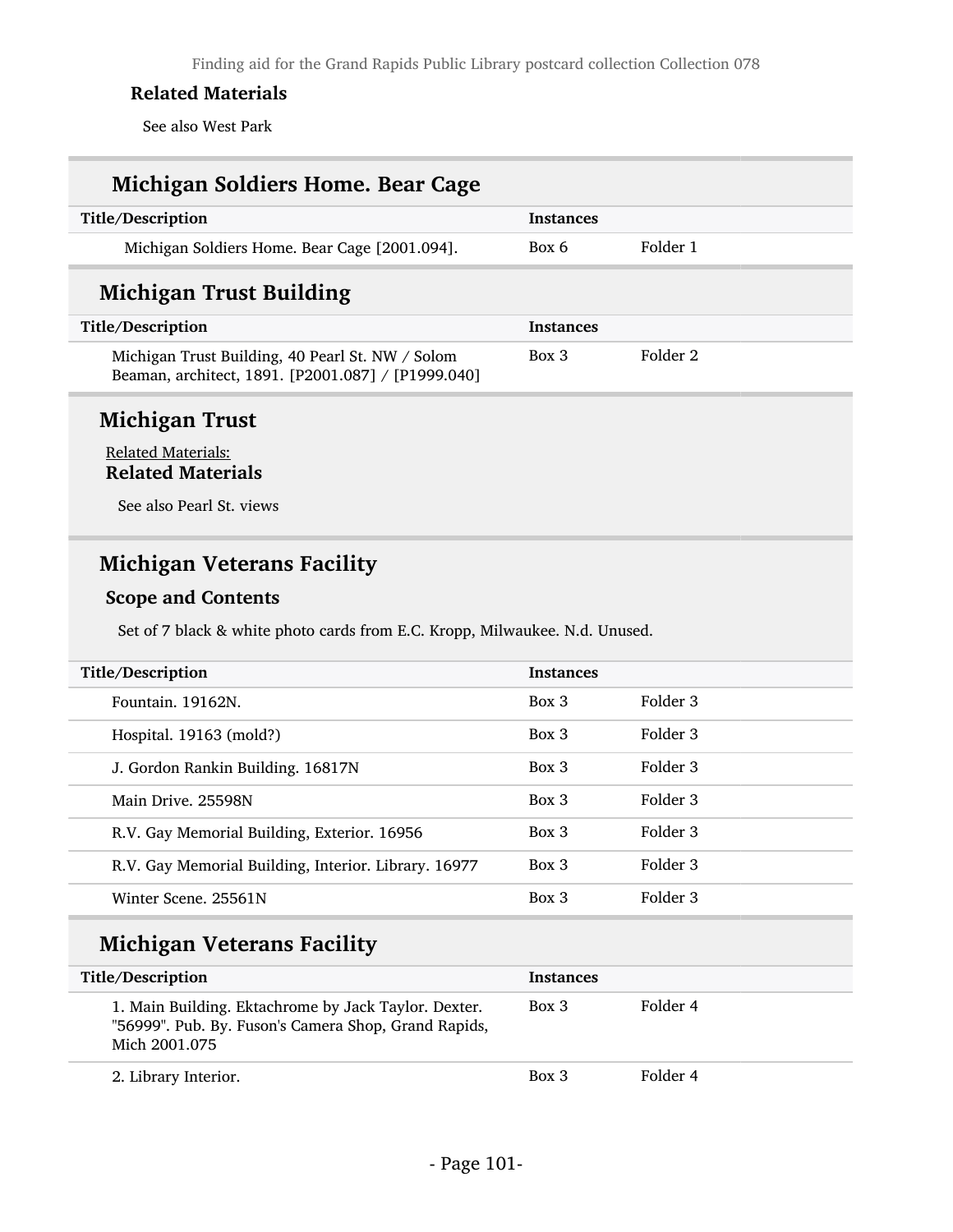### Related Materials

See also West Park

## Michigan Soldiers Home. Bear Cage

| Title/Description | Instances | |
|---|---|---|
| Michigan Soldiers Home. Bear Cage [2001.094]. | Box 6 | Folder 1 |

## Michigan Trust Building

| Title/Description | Instances | |
|---|---|---|
| Michigan Trust Building, 40 Pearl St. NW / Solom Beaman, architect, 1891. [P2001.087] / [P1999.040] | Box 3 | Folder 2 |

## Michigan Trust

Related Materials:

### Related Materials

See also Pearl St. views

## Michigan Veterans Facility

### Scope and Contents

Set of 7 black & white photo cards from E.C. Kropp, Milwaukee. N.d. Unused.

| Title/Description | Instances | |
|---|---|---|
| Fountain. 19162N. | Box 3 | Folder 3 |
| Hospital. 19163 (mold?) | Box 3 | Folder 3 |
| J. Gordon Rankin Building. 16817N | Box 3 | Folder 3 |
| Main Drive. 25598N | Box 3 | Folder 3 |
| R.V. Gay Memorial Building, Exterior. 16956 | Box 3 | Folder 3 |
| R.V. Gay Memorial Building, Interior. Library. 16977 | Box 3 | Folder 3 |
| Winter Scene. 25561N | Box 3 | Folder 3 |

## Michigan Veterans Facility

| Title/Description | Instances | |
|---|---|---|
| 1. Main Building. Ektachrome by Jack Taylor. Dexter. "56999". Pub. By. Fuson's Camera Shop, Grand Rapids, Mich 2001.075 | Box 3 | Folder 4 |
| 2. Library Interior. | Box 3 | Folder 4 |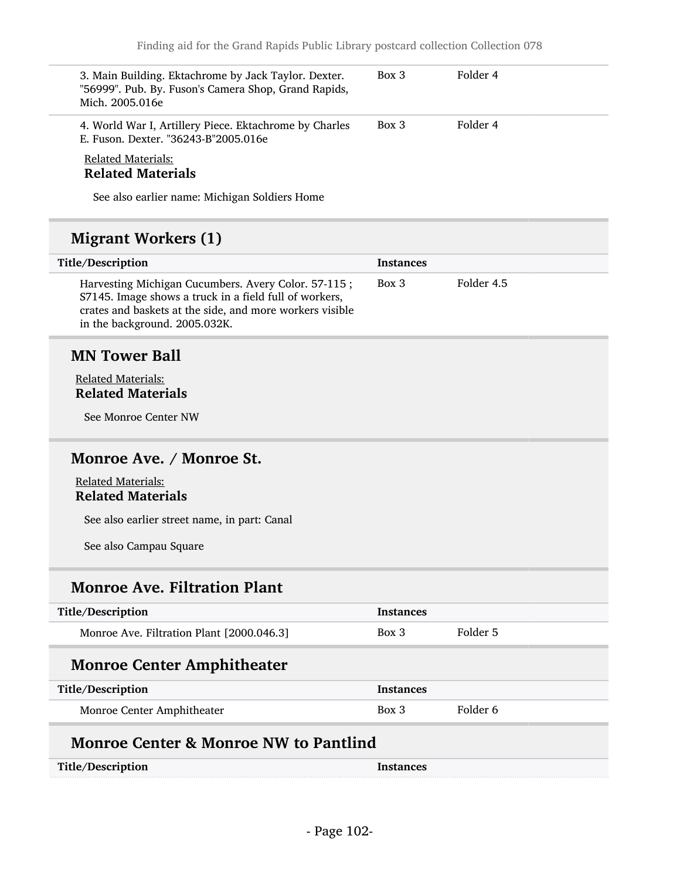| Title/Description | Instances | |
|---|---|---|
| 3. Main Building. Ektachrome by Jack Taylor. Dexter. "56999". Pub. By. Fuson's Camera Shop, Grand Rapids, Mich. 2005.016e | Box 3 | Folder 4 |
| 4. World War I, Artillery Piece. Ektachrome by Charles E. Fuson. Dexter. "36243-B"2005.016e | Box 3 | Folder 4 |

Related Materials:

**Related Materials**

See also earlier name: Michigan Soldiers Home

## Migrant Workers (1)

| Title/Description | Instances | |
|---|---|---|
| Harvesting Michigan Cucumbers. Avery Color. 57-115 ; S7145. Image shows a truck in a field full of workers, crates and baskets at the side, and more workers visible in the background. 2005.032K. | Box 3 | Folder 4.5 |

## MN Tower Ball

Related Materials:

**Related Materials**

See Monroe Center NW

## Monroe Ave. / Monroe St.

Related Materials:

**Related Materials**

See also earlier street name, in part: Canal

See also Campau Square

## Monroe Ave. Filtration Plant

| Title/Description | Instances | |
|---|---|---|
| Monroe Ave. Filtration Plant [2000.046.3] | Box 3 | Folder 5 |

## Monroe Center Amphitheater

| Title/Description | Instances | |
|---|---|---|
| Monroe Center Amphitheater | Box 3 | Folder 6 |

## Monroe Center & Monroe NW to Pantlind

| Title/Description | Instances |
|---|---|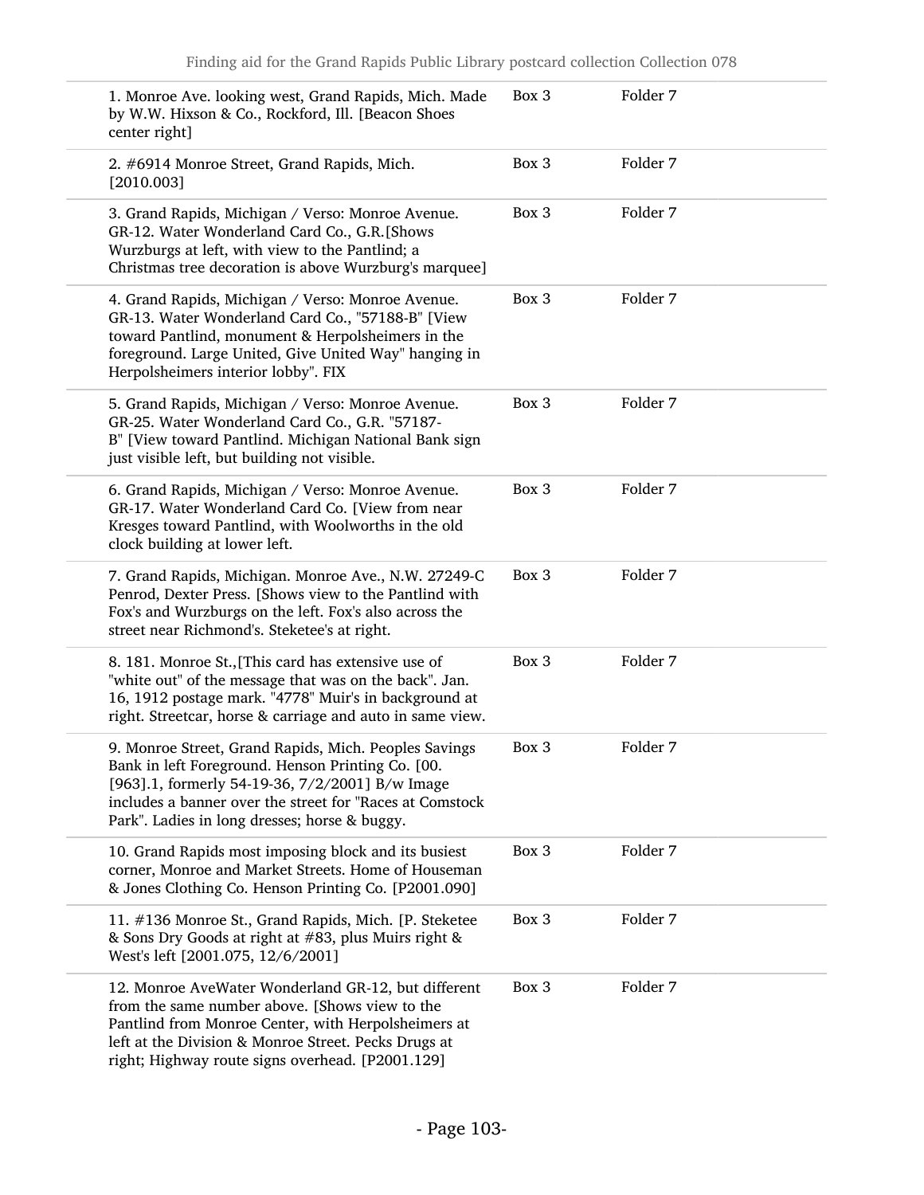| | | |
|---|---|---|
| 1. Monroe Ave. looking west, Grand Rapids, Mich. Made by W.W. Hixson & Co., Rockford, Ill. [Beacon Shoes center right] | Box 3 | Folder 7 |
| 2. #6914 Monroe Street, Grand Rapids, Mich. [2010.003] | Box 3 | Folder 7 |
| 3. Grand Rapids, Michigan / Verso: Monroe Avenue. GR-12. Water Wonderland Card Co., G.R.[Shows Wurzburgs at left, with view to the Pantlind; a Christmas tree decoration is above Wurzburg's marquee] | Box 3 | Folder 7 |
| 4. Grand Rapids, Michigan / Verso: Monroe Avenue. GR-13. Water Wonderland Card Co., "57188-B" [View toward Pantlind, monument & Herpolsheimers in the foreground. Large United, Give United Way" hanging in Herpolsheimers interior lobby". FIX | Box 3 | Folder 7 |
| 5. Grand Rapids, Michigan / Verso: Monroe Avenue. GR-25. Water Wonderland Card Co., G.R. "57187-B" [View toward Pantlind. Michigan National Bank sign just visible left, but building not visible. | Box 3 | Folder 7 |
| 6. Grand Rapids, Michigan / Verso: Monroe Avenue. GR-17. Water Wonderland Card Co. [View from near Kresges toward Pantlind, with Woolworths in the old clock building at lower left. | Box 3 | Folder 7 |
| 7. Grand Rapids, Michigan. Monroe Ave., N.W. 27249-C Penrod, Dexter Press. [Shows view to the Pantlind with Fox's and Wurzburgs on the left. Fox's also across the street near Richmond's. Steketee's at right. | Box 3 | Folder 7 |
| 8. 181. Monroe St.,[This card has extensive use of "white out" of the message that was on the back". Jan. 16, 1912 postage mark. "4778" Muir's in background at right. Streetcar, horse & carriage and auto in same view. | Box 3 | Folder 7 |
| 9. Monroe Street, Grand Rapids, Mich. Peoples Savings Bank in left Foreground. Henson Printing Co. [00.[963].1, formerly 54-19-36, 7/2/2001] B/w Image includes a banner over the street for "Races at Comstock Park". Ladies in long dresses; horse & buggy. | Box 3 | Folder 7 |
| 10. Grand Rapids most imposing block and its busiest corner, Monroe and Market Streets. Home of Houseman & Jones Clothing Co. Henson Printing Co. [P2001.090] | Box 3 | Folder 7 |
| 11. #136 Monroe St., Grand Rapids, Mich. [P. Steketee & Sons Dry Goods at right at #83, plus Muirs right & West's left [2001.075, 12/6/2001] | Box 3 | Folder 7 |
| 12. Monroe AveWater Wonderland GR-12, but different from the same number above. [Shows view to the Pantlind from Monroe Center, with Herpolsheimers at left at the Division & Monroe Street. Pecks Drugs at right; Highway route signs overhead. [P2001.129] | Box 3 | Folder 7 |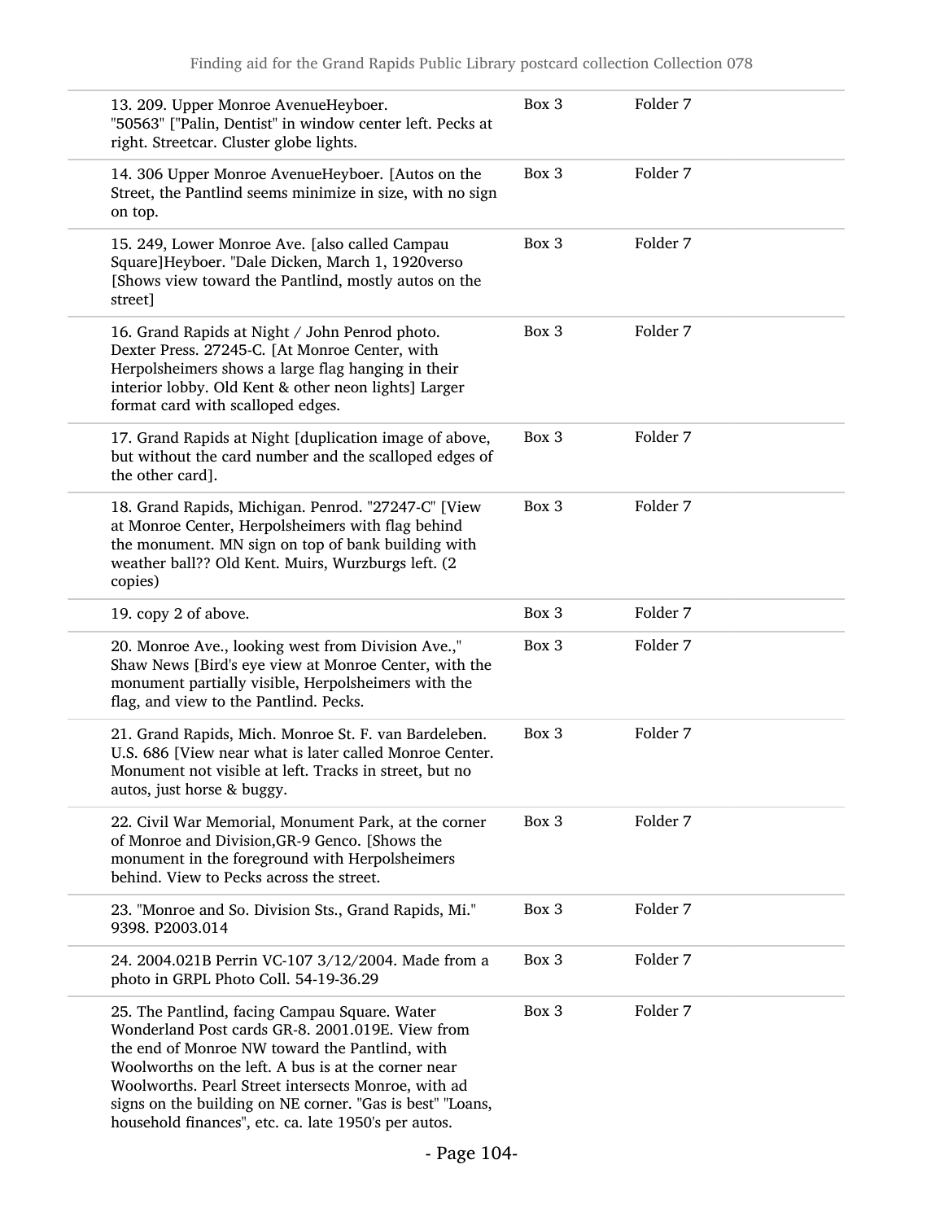| | | |
|---|---|---|
| 13. 209. Upper Monroe AvenueHeyboer. "50563" ["Palin, Dentist" in window center left. Pecks at right. Streetcar. Cluster globe lights. | Box 3 | Folder 7 |
| 14. 306 Upper Monroe AvenueHeyboer. [Autos on the Street, the Pantlind seems minimize in size, with no sign on top. | Box 3 | Folder 7 |
| 15. 249, Lower Monroe Ave. [also called Campau Square]Heyboer. "Dale Dicken, March 1, 1920verso [Shows view toward the Pantlind, mostly autos on the street] | Box 3 | Folder 7 |
| 16. Grand Rapids at Night / John Penrod photo. Dexter Press. 27245-C. [At Monroe Center, with Herpolsheimers shows a large flag hanging in their interior lobby. Old Kent & other neon lights] Larger format card with scalloped edges. | Box 3 | Folder 7 |
| 17. Grand Rapids at Night [duplication image of above, but without the card number and the scalloped edges of the other card]. | Box 3 | Folder 7 |
| 18. Grand Rapids, Michigan. Penrod. "27247-C" [View at Monroe Center, Herpolsheimers with flag behind the monument. MN sign on top of bank building with weather ball?? Old Kent. Muirs, Wurzburgs left. (2 copies) | Box 3 | Folder 7 |
| 19. copy 2 of above. | Box 3 | Folder 7 |
| 20. Monroe Ave., looking west from Division Ave.," Shaw News [Bird's eye view at Monroe Center, with the monument partially visible, Herpolsheimers with the flag, and view to the Pantlind. Pecks. | Box 3 | Folder 7 |
| 21. Grand Rapids, Mich. Monroe St. F. van Bardeleben. U.S. 686 [View near what is later called Monroe Center. Monument not visible at left. Tracks in street, but no autos, just horse & buggy. | Box 3 | Folder 7 |
| 22. Civil War Memorial, Monument Park, at the corner of Monroe and Division,GR-9 Genco. [Shows the monument in the foreground with Herpolsheimers behind. View to Pecks across the street. | Box 3 | Folder 7 |
| 23. "Monroe and So. Division Sts., Grand Rapids, Mi." 9398. P2003.014 | Box 3 | Folder 7 |
| 24. 2004.021B Perrin VC-107 3/12/2004. Made from a photo in GRPL Photo Coll. 54-19-36.29 | Box 3 | Folder 7 |
| 25. The Pantlind, facing Campau Square. Water Wonderland Post cards GR-8. 2001.019E. View from the end of Monroe NW toward the Pantlind, with Woolworths on the left. A bus is at the corner near Woolworths. Pearl Street intersects Monroe, with ad signs on the building on NE corner. "Gas is best" "Loans, household finances", etc. ca. late 1950's per autos. | Box 3 | Folder 7 |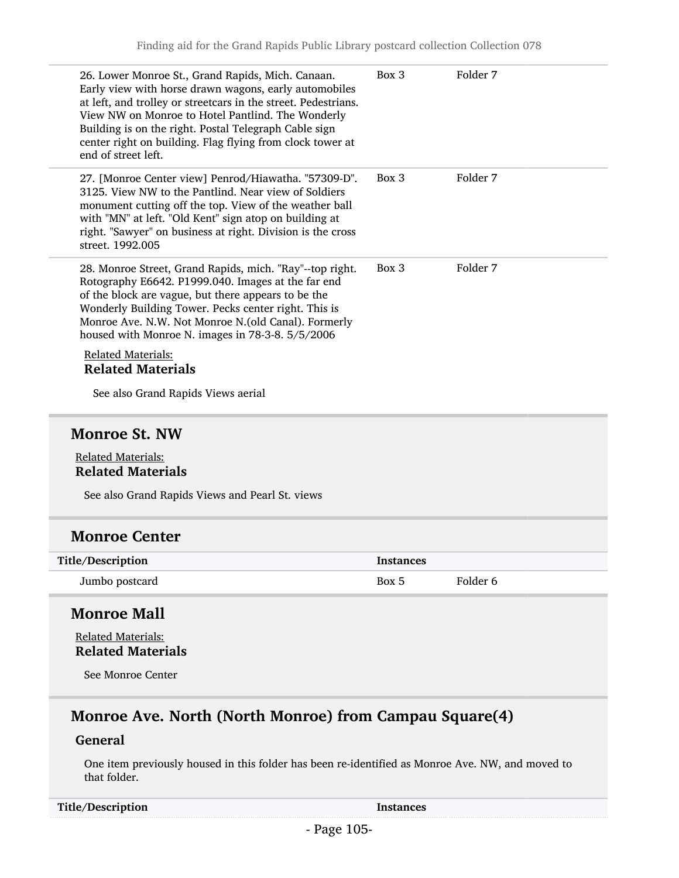| | | |
|---|---|---|
| 26. Lower Monroe St., Grand Rapids, Mich. Canaan. Early view with horse drawn wagons, early automobiles at left, and trolley or streetcars in the street. Pedestrians. View NW on Monroe to Hotel Pantlind. The Wonderly Building is on the right. Postal Telegraph Cable sign center right on building. Flag flying from clock tower at end of street left. | Box 3 | Folder 7 |
| 27. [Monroe Center view] Penrod/Hiawatha. "57309-D". 3125. View NW to the Pantlind. Near view of Soldiers monument cutting off the top. View of the weather ball with "MN" at left. "Old Kent" sign atop on building at right. "Sawyer" on business at right. Division is the cross street. 1992.005 | Box 3 | Folder 7 |
| 28. Monroe Street, Grand Rapids, mich. "Ray"--top right. Rotography E6642. P1999.040. Images at the far end of the block are vague, but there appears to be the Wonderly Building Tower. Pecks center right. This is Monroe Ave. N.W. Not Monroe N.(old Canal). Formerly housed with Monroe N. images in 78-3-8. 5/5/2006 | Box 3 | Folder 7 |

Related Materials:

**Related Materials**

See also Grand Rapids Views aerial

## Monroe St. NW

Related Materials:

**Related Materials**

See also Grand Rapids Views and Pearl St. views

## Monroe Center

| Title/Description | Instances | |
|---|---|---|
| Jumbo postcard | Box 5 | Folder 6 |

## Monroe Mall

Related Materials:

**Related Materials**

See Monroe Center

## Monroe Ave. North (North Monroe) from Campau Square(4)

### General

One item previously housed in this folder has been re-identified as Monroe Ave. NW, and moved to that folder.

| Title/Description | Instances |
|---|---|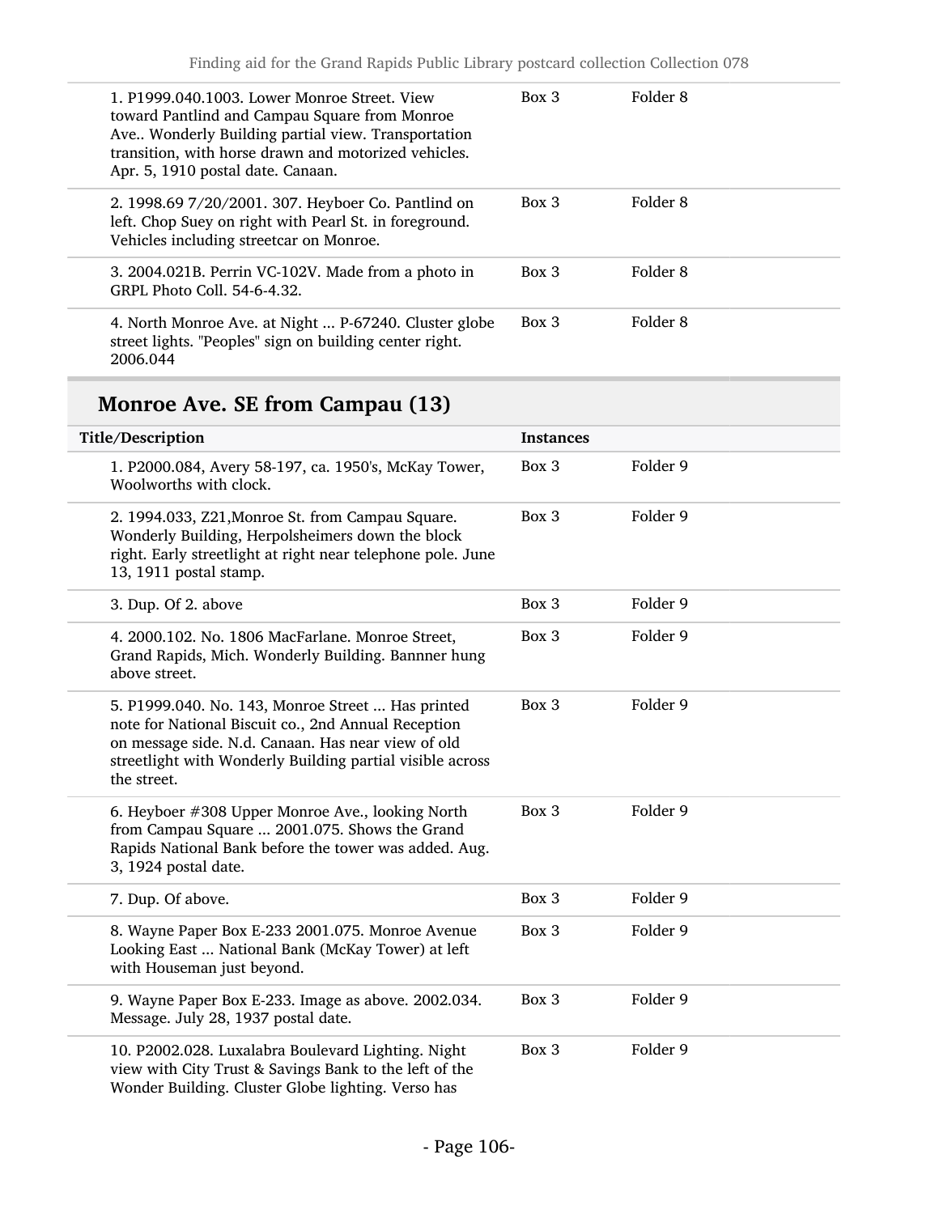| | | |
|---|---|---|
| 1. P1999.040.1003. Lower Monroe Street. View toward Pantlind and Campau Square from Monroe Ave.. Wonderly Building partial view. Transportation transition, with horse drawn and motorized vehicles. Apr. 5, 1910 postal date. Canaan. | Box 3 | Folder 8 |
| 2. 1998.69 7/20/2001. 307. Heyboer Co. Pantlind on left. Chop Suey on right with Pearl St. in foreground. Vehicles including streetcar on Monroe. | Box 3 | Folder 8 |
| 3. 2004.021B. Perrin VC-102V. Made from a photo in GRPL Photo Coll. 54-6-4.32. | Box 3 | Folder 8 |
| 4. North Monroe Ave. at Night ... P-67240. Cluster globe street lights. "Peoples" sign on building center right. 2006.044 | Box 3 | Folder 8 |

## Monroe Ave. SE from Campau (13)

| Title/Description | Instances | |
|---|---|---|
| 1. P2000.084, Avery 58-197, ca. 1950's, McKay Tower, Woolworths with clock. | Box 3 | Folder 9 |
| 2. 1994.033, Z21,Monroe St. from Campau Square. Wonderly Building, Herpolsheimers down the block right. Early streetlight at right near telephone pole. June 13, 1911 postal stamp. | Box 3 | Folder 9 |
| 3. Dup. Of 2. above | Box 3 | Folder 9 |
| 4. 2000.102. No. 1806 MacFarlane. Monroe Street, Grand Rapids, Mich. Wonderly Building. Bannner hung above street. | Box 3 | Folder 9 |
| 5. P1999.040. No. 143, Monroe Street ... Has printed note for National Biscuit co., 2nd Annual Reception on message side. N.d. Canaan. Has near view of old streetlight with Wonderly Building partial visible across the street. | Box 3 | Folder 9 |
| 6. Heyboer #308 Upper Monroe Ave., looking North from Campau Square ... 2001.075. Shows the Grand Rapids National Bank before the tower was added. Aug. 3, 1924 postal date. | Box 3 | Folder 9 |
| 7. Dup. Of above. | Box 3 | Folder 9 |
| 8. Wayne Paper Box E-233 2001.075. Monroe Avenue Looking East ... National Bank (McKay Tower) at left with Houseman just beyond. | Box 3 | Folder 9 |
| 9. Wayne Paper Box E-233. Image as above. 2002.034. Message. July 28, 1937 postal date. | Box 3 | Folder 9 |
| 10. P2002.028. Luxalabra Boulevard Lighting. Night view with City Trust & Savings Bank to the left of the Wonder Building. Cluster Globe lighting. Verso has | Box 3 | Folder 9 |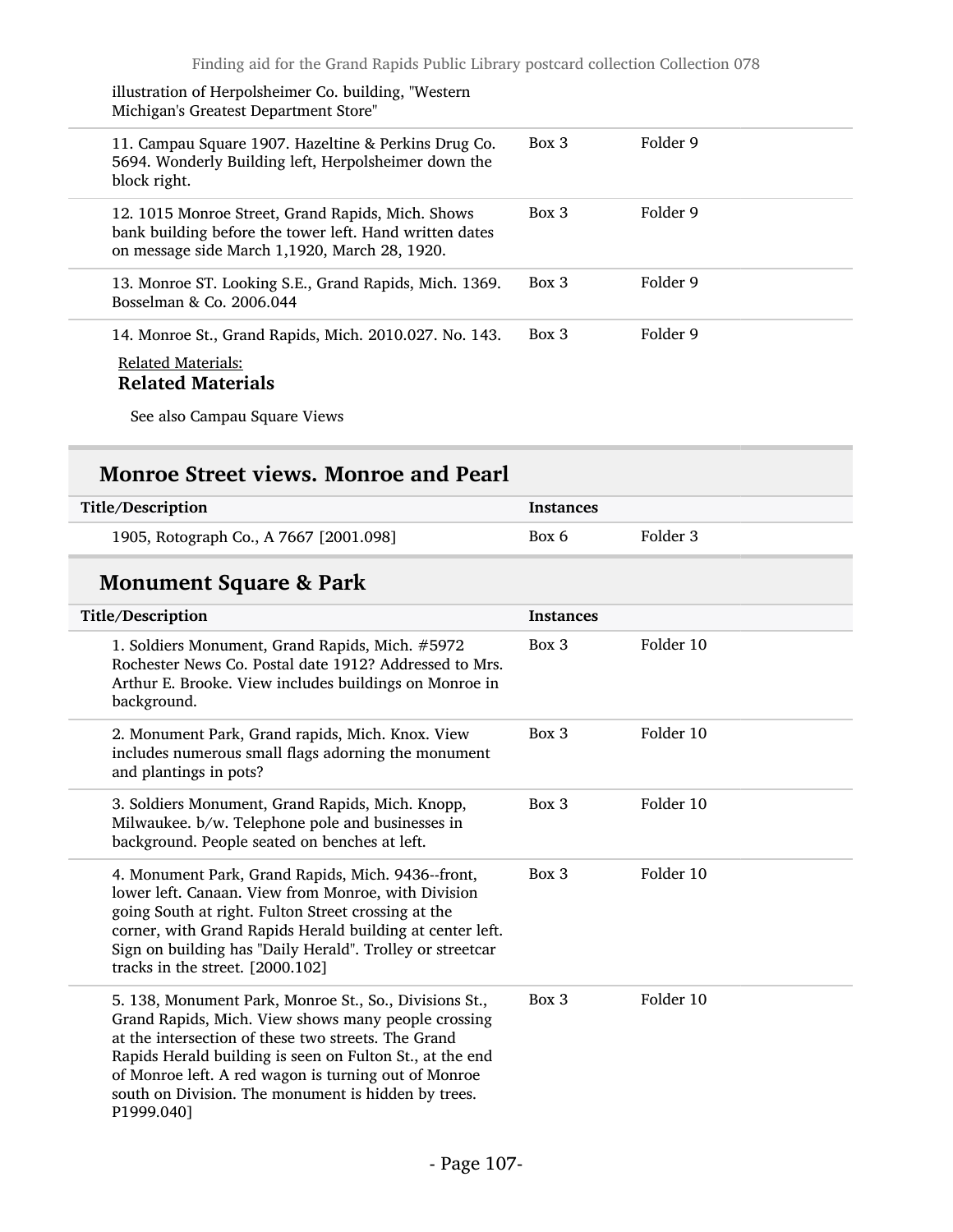illustration of Herpolsheimer Co. building, "Western Michigan's Greatest Department Store"

| Title/Description | Instances | |
|---|---|---|
| 11. Campau Square 1907. Hazeltine & Perkins Drug Co. 5694. Wonderly Building left, Herpolsheimer down the block right. | Box 3 | Folder 9 |
| 12. 1015 Monroe Street, Grand Rapids, Mich. Shows bank building before the tower left. Hand written dates on message side March 1,1920, March 28, 1920. | Box 3 | Folder 9 |
| 13. Monroe ST. Looking S.E., Grand Rapids, Mich. 1369. Bosselman & Co. 2006.044 | Box 3 | Folder 9 |
| 14. Monroe St., Grand Rapids, Mich. 2010.027. No. 143. | Box 3 | Folder 9 |

Related Materials:

**Related Materials**

See also Campau Square Views

## Monroe Street views. Monroe and Pearl

| Title/Description | Instances | |
|---|---|---|
| 1905, Rotograph Co., A 7667 [2001.098] | Box 6 | Folder 3 |

## Monument Square & Park

| Title/Description | Instances | |
|---|---|---|
| 1. Soldiers Monument, Grand Rapids, Mich. #5972 Rochester News Co. Postal date 1912? Addressed to Mrs. Arthur E. Brooke. View includes buildings on Monroe in background. | Box 3 | Folder 10 |
| 2. Monument Park, Grand rapids, Mich. Knox. View includes numerous small flags adorning the monument and plantings in pots? | Box 3 | Folder 10 |
| 3. Soldiers Monument, Grand Rapids, Mich. Knopp, Milwaukee. b/w. Telephone pole and businesses in background. People seated on benches at left. | Box 3 | Folder 10 |
| 4. Monument Park, Grand Rapids, Mich. 9436--front, lower left. Canaan. View from Monroe, with Division going South at right. Fulton Street crossing at the corner, with Grand Rapids Herald building at center left. Sign on building has "Daily Herald". Trolley or streetcar tracks in the street. [2000.102] | Box 3 | Folder 10 |
| 5. 138, Monument Park, Monroe St., So., Divisions St., Grand Rapids, Mich. View shows many people crossing at the intersection of these two streets. The Grand Rapids Herald building is seen on Fulton St., at the end of Monroe left. A red wagon is turning out of Monroe south on Division. The monument is hidden by trees. P1999.040] | Box 3 | Folder 10 |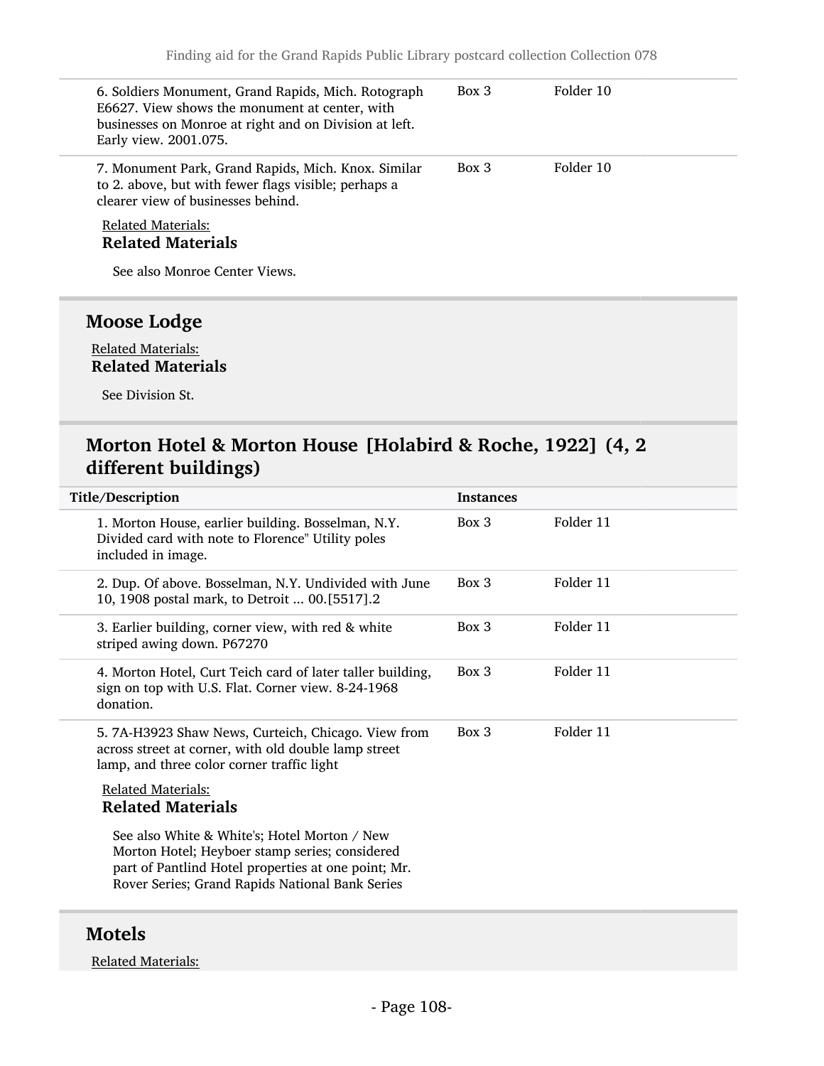| Title/Description | Instances | |
|---|---|---|
| 6. Soldiers Monument, Grand Rapids, Mich. Rotograph E6627. View shows the monument at center, with businesses on Monroe at right and on Division at left. Early view. 2001.075. | Box 3 | Folder 10 |
| 7. Monument Park, Grand Rapids, Mich. Knox. Similar to 2. above, but with fewer flags visible; perhaps a clearer view of businesses behind. | Box 3 | Folder 10 |

Related Materials:

**Related Materials**

See also Monroe Center Views.

## Moose Lodge

Related Materials:

**Related Materials**

See Division St.

## Morton Hotel & Morton House [Holabird & Roche, 1922] (4, 2 different buildings)

| Title/Description | Instances | |
|---|---|---|
| 1. Morton House, earlier building. Bosselman, N.Y. Divided card with note to Florence" Utility poles included in image. | Box 3 | Folder 11 |
| 2. Dup. Of above. Bosselman, N.Y. Undivided with June 10, 1908 postal mark, to Detroit ... 00.[5517].2 | Box 3 | Folder 11 |
| 3. Earlier building, corner view, with red & white striped awing down. P67270 | Box 3 | Folder 11 |
| 4. Morton Hotel, Curt Teich card of later taller building, sign on top with U.S. Flat. Corner view. 8-24-1968 donation. | Box 3 | Folder 11 |
| 5. 7A-H3923 Shaw News, Curteich, Chicago. View from across street at corner, with old double lamp street lamp, and three color corner traffic light | Box 3 | Folder 11 |

Related Materials:

**Related Materials**

See also White & White's; Hotel Morton / New Morton Hotel; Heyboer stamp series; considered part of Pantlind Hotel properties at one point; Mr. Rover Series; Grand Rapids National Bank Series

## Motels

Related Materials: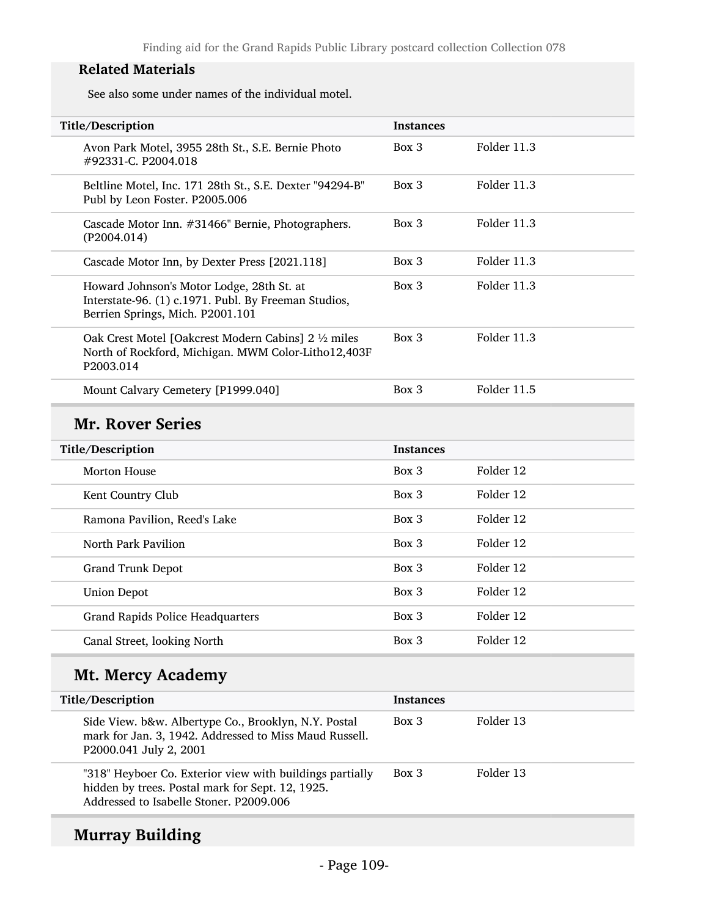### Related Materials

See also some under names of the individual motel.

| Title/Description | Instances | |
|---|---|---|
| Avon Park Motel, 3955 28th St., S.E. Bernie Photo #92331-C. P2004.018 | Box 3 | Folder 11.3 |
| Beltline Motel, Inc. 171 28th St., S.E. Dexter "94294-B" Publ by Leon Foster. P2005.006 | Box 3 | Folder 11.3 |
| Cascade Motor Inn. #31466" Bernie, Photographers. (P2004.014) | Box 3 | Folder 11.3 |
| Cascade Motor Inn, by Dexter Press [2021.118] | Box 3 | Folder 11.3 |
| Howard Johnson's Motor Lodge, 28th St. at Interstate-96. (1) c.1971. Publ. By Freeman Studios, Berrien Springs, Mich. P2001.101 | Box 3 | Folder 11.3 |
| Oak Crest Motel [Oakcrest Modern Cabins] 2 ½ miles North of Rockford, Michigan. MWM Color-Litho12,403F P2003.014 | Box 3 | Folder 11.3 |
| Mount Calvary Cemetery [P1999.040] | Box 3 | Folder 11.5 |

## Mr. Rover Series

| Title/Description | Instances | |
|---|---|---|
| Morton House | Box 3 | Folder 12 |
| Kent Country Club | Box 3 | Folder 12 |
| Ramona Pavilion, Reed's Lake | Box 3 | Folder 12 |
| North Park Pavilion | Box 3 | Folder 12 |
| Grand Trunk Depot | Box 3 | Folder 12 |
| Union Depot | Box 3 | Folder 12 |
| Grand Rapids Police Headquarters | Box 3 | Folder 12 |
| Canal Street, looking North | Box 3 | Folder 12 |

## Mt. Mercy Academy

| Title/Description | Instances | |
|---|---|---|
| Side View. b&w. Albertype Co., Brooklyn, N.Y. Postal mark for Jan. 3, 1942. Addressed to Miss Maud Russell. P2000.041 July 2, 2001 | Box 3 | Folder 13 |
| "318" Heyboer Co. Exterior view with buildings partially hidden by trees. Postal mark for Sept. 12, 1925. Addressed to Isabelle Stoner. P2009.006 | Box 3 | Folder 13 |

## Murray Building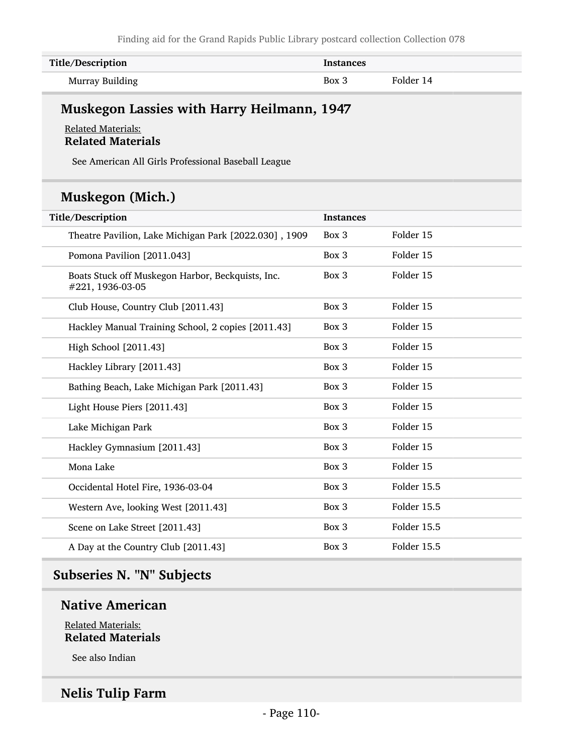| Title/Description | Instances | |
|---|---|---|
| Murray Building | Box 3 | Folder 14 |

### Muskegon Lassies with Harry Heilmann, 1947

Related Materials:

**Related Materials**

See American All Girls Professional Baseball League

### Muskegon (Mich.)

| Title/Description | Instances | |
|---|---|---|
| Theatre Pavilion, Lake Michigan Park [2022.030] , 1909 | Box 3 | Folder 15 |
| Pomona Pavilion [2011.043] | Box 3 | Folder 15 |
| Boats Stuck off Muskegon Harbor, Beckquists, Inc. #221, 1936-03-05 | Box 3 | Folder 15 |
| Club House, Country Club [2011.43] | Box 3 | Folder 15 |
| Hackley Manual Training School, 2 copies [2011.43] | Box 3 | Folder 15 |
| High School [2011.43] | Box 3 | Folder 15 |
| Hackley Library [2011.43] | Box 3 | Folder 15 |
| Bathing Beach, Lake Michigan Park [2011.43] | Box 3 | Folder 15 |
| Light House Piers [2011.43] | Box 3 | Folder 15 |
| Lake Michigan Park | Box 3 | Folder 15 |
| Hackley Gymnasium [2011.43] | Box 3 | Folder 15 |
| Mona Lake | Box 3 | Folder 15 |
| Occidental Hotel Fire, 1936-03-04 | Box 3 | Folder 15.5 |
| Western Ave, looking West [2011.43] | Box 3 | Folder 15.5 |
| Scene on Lake Street [2011.43] | Box 3 | Folder 15.5 |
| A Day at the Country Club [2011.43] | Box 3 | Folder 15.5 |

## Subseries N. "N" Subjects

### Native American

Related Materials:

**Related Materials**

See also Indian

### Nelis Tulip Farm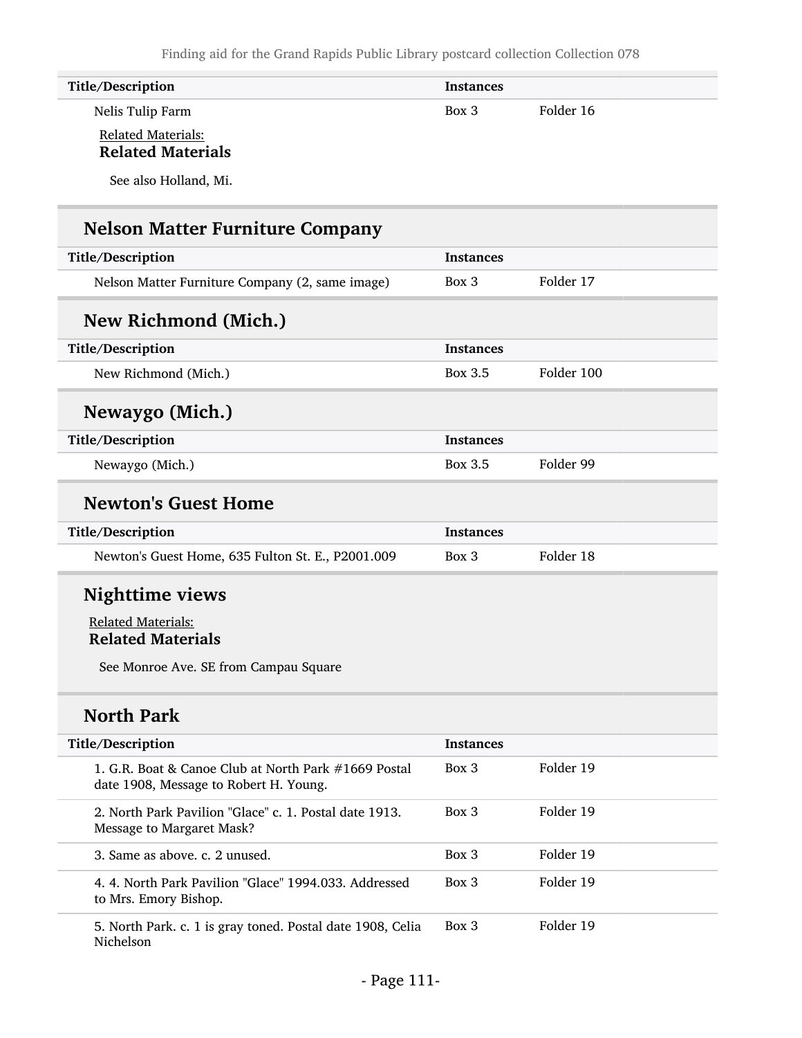| Title/Description | Instances | |
|---|---|---|
| Nelis Tulip Farm | Box 3 | Folder 16 |

Related Materials:
**Related Materials**

See also Holland, Mi.

## Nelson Matter Furniture Company

| Title/Description | Instances | |
|---|---|---|
| Nelson Matter Furniture Company (2, same image) | Box 3 | Folder 17 |

## New Richmond (Mich.)

| Title/Description | Instances | |
|---|---|---|
| New Richmond (Mich.) | Box 3.5 | Folder 100 |

## Newaygo (Mich.)

| Title/Description | Instances | |
|---|---|---|
| Newaygo (Mich.) | Box 3.5 | Folder 99 |

## Newton's Guest Home

| Title/Description | Instances | |
|---|---|---|
| Newton's Guest Home, 635 Fulton St. E., P2001.009 | Box 3 | Folder 18 |

## Nighttime views

Related Materials:
**Related Materials**

See Monroe Ave. SE from Campau Square

## North Park

| Title/Description | Instances | |
|---|---|---|
| 1. G.R. Boat & Canoe Club at North Park #1669 Postal date 1908, Message to Robert H. Young. | Box 3 | Folder 19 |
| 2. North Park Pavilion "Glace" c. 1. Postal date 1913. Message to Margaret Mask? | Box 3 | Folder 19 |
| 3. Same as above. c. 2 unused. | Box 3 | Folder 19 |
| 4. 4. North Park Pavilion "Glace" 1994.033. Addressed to Mrs. Emory Bishop. | Box 3 | Folder 19 |
| 5. North Park. c. 1 is gray toned. Postal date 1908, Celia Nichelson | Box 3 | Folder 19 |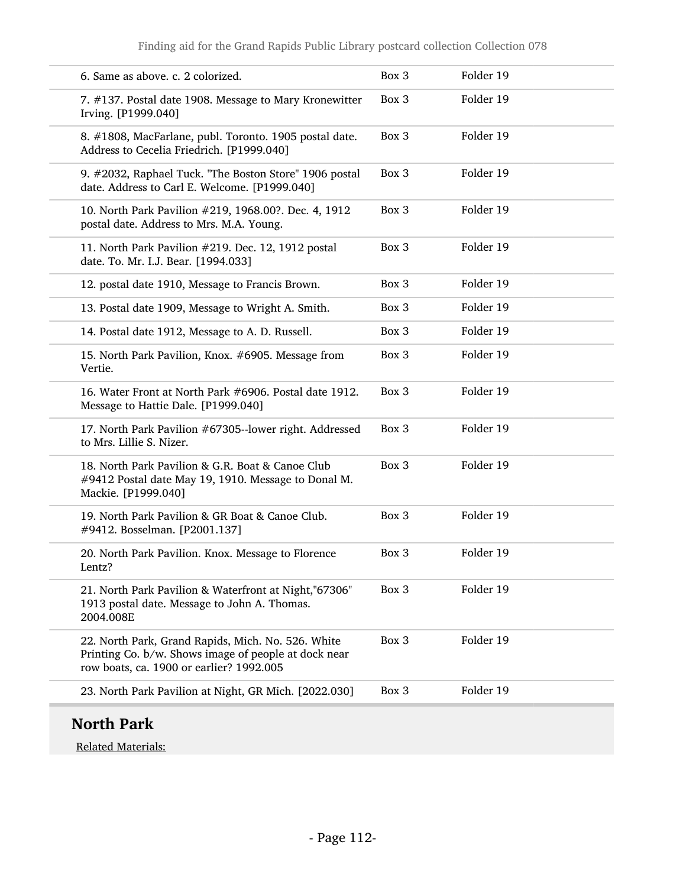| | | |
|---|---|---|
| 6. Same as above. c. 2 colorized. | Box 3 | Folder 19 |
| 7. #137. Postal date 1908. Message to Mary Kronewitter Irving. [P1999.040] | Box 3 | Folder 19 |
| 8. #1808, MacFarlane, publ. Toronto. 1905 postal date. Address to Cecelia Friedrich. [P1999.040] | Box 3 | Folder 19 |
| 9. #2032, Raphael Tuck. "The Boston Store" 1906 postal date. Address to Carl E. Welcome. [P1999.040] | Box 3 | Folder 19 |
| 10. North Park Pavilion #219, 1968.00?. Dec. 4, 1912 postal date. Address to Mrs. M.A. Young. | Box 3 | Folder 19 |
| 11. North Park Pavilion #219. Dec. 12, 1912 postal date. To. Mr. I.J. Bear. [1994.033] | Box 3 | Folder 19 |
| 12. postal date 1910, Message to Francis Brown. | Box 3 | Folder 19 |
| 13. Postal date 1909, Message to Wright A. Smith. | Box 3 | Folder 19 |
| 14. Postal date 1912, Message to A. D. Russell. | Box 3 | Folder 19 |
| 15. North Park Pavilion, Knox. #6905. Message from Vertie. | Box 3 | Folder 19 |
| 16. Water Front at North Park #6906. Postal date 1912. Message to Hattie Dale. [P1999.040] | Box 3 | Folder 19 |
| 17. North Park Pavilion #67305--lower right. Addressed to Mrs. Lillie S. Nizer. | Box 3 | Folder 19 |
| 18. North Park Pavilion & G.R. Boat & Canoe Club #9412 Postal date May 19, 1910. Message to Donal M. Mackie. [P1999.040] | Box 3 | Folder 19 |
| 19. North Park Pavilion & GR Boat & Canoe Club. #9412. Bosselman. [P2001.137] | Box 3 | Folder 19 |
| 20. North Park Pavilion. Knox. Message to Florence Lentz? | Box 3 | Folder 19 |
| 21. North Park Pavilion & Waterfront at Night,"67306" 1913 postal date. Message to John A. Thomas. 2004.008E | Box 3 | Folder 19 |
| 22. North Park, Grand Rapids, Mich. No. 526. White Printing Co. b/w. Shows image of people at dock near row boats, ca. 1900 or earlier? 1992.005 | Box 3 | Folder 19 |
| 23. North Park Pavilion at Night, GR Mich. [2022.030] | Box 3 | Folder 19 |

## North Park

Related Materials: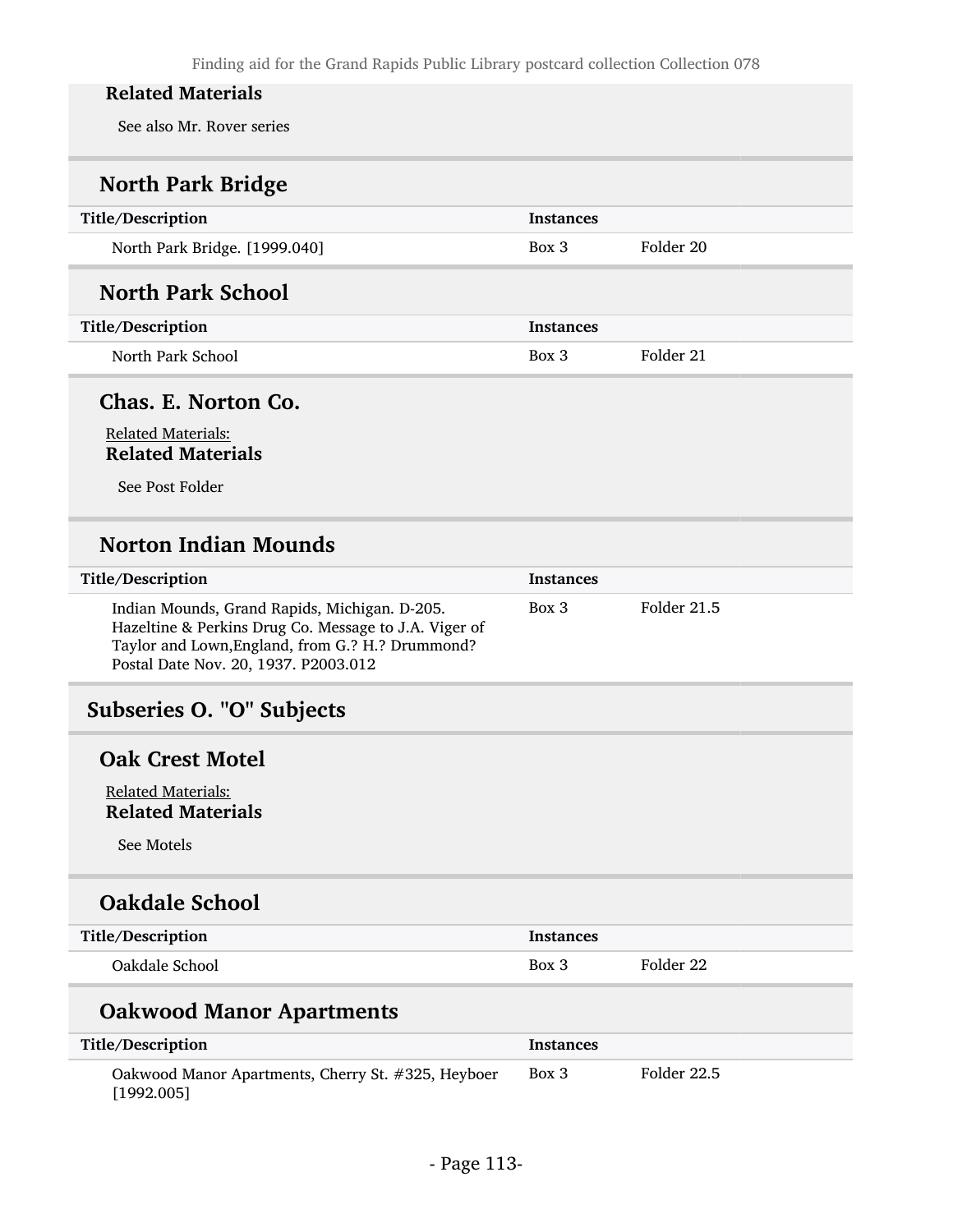**Related Materials**

See also Mr. Rover series

### North Park Bridge

| Title/Description | Instances | |
|---|---|---|
| North Park Bridge. [1999.040] | Box 3 | Folder 20 |

### North Park School

| Title/Description | Instances | |
|---|---|---|
| North Park School | Box 3 | Folder 21 |

### Chas. E. Norton Co.

Related Materials:

**Related Materials**

See Post Folder

### Norton Indian Mounds

| Title/Description | Instances | |
|---|---|---|
| Indian Mounds, Grand Rapids, Michigan. D-205. Hazeltine & Perkins Drug Co. Message to J.A. Viger of Taylor and Lown,England, from G.? H.? Drummond? Postal Date Nov. 20, 1937. P2003.012 | Box 3 | Folder 21.5 |

## Subseries O. "O" Subjects

### Oak Crest Motel

Related Materials:

**Related Materials**

See Motels

### Oakdale School

| Title/Description | Instances | |
|---|---|---|
| Oakdale School | Box 3 | Folder 22 |

### Oakwood Manor Apartments

| Title/Description | Instances | |
|---|---|---|
| Oakwood Manor Apartments, Cherry St. #325, Heyboer [1992.005] | Box 3 | Folder 22.5 |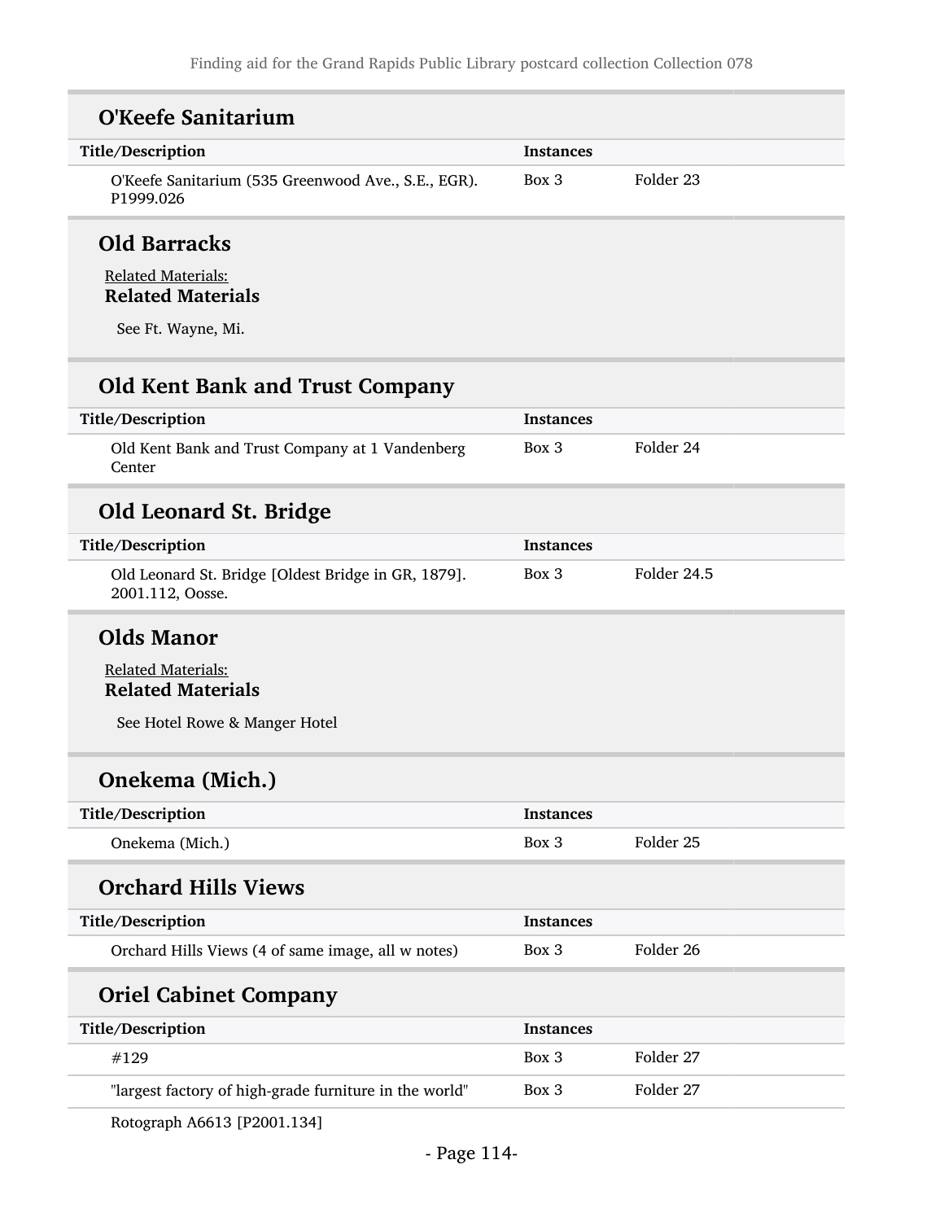## O'Keefe Sanitarium

| Title/Description | Instances | |
|---|---|---|
| O'Keefe Sanitarium (535 Greenwood Ave., S.E., EGR). P1999.026 | Box 3 | Folder 23 |

## Old Barracks

Related Materials:

**Related Materials**

See Ft. Wayne, Mi.

## Old Kent Bank and Trust Company

| Title/Description | Instances | |
|---|---|---|
| Old Kent Bank and Trust Company at 1 Vandenberg Center | Box 3 | Folder 24 |

## Old Leonard St. Bridge

| Title/Description | Instances | |
|---|---|---|
| Old Leonard St. Bridge [Oldest Bridge in GR, 1879]. 2001.112, Oosse. | Box 3 | Folder 24.5 |

## Olds Manor

Related Materials:

**Related Materials**

See Hotel Rowe & Manger Hotel

## Onekema (Mich.)

| Title/Description | Instances | |
|---|---|---|
| Onekema (Mich.) | Box 3 | Folder 25 |

## Orchard Hills Views

| Title/Description | Instances | |
|---|---|---|
| Orchard Hills Views (4 of same image, all w notes) | Box 3 | Folder 26 |

## Oriel Cabinet Company

| Title/Description | Instances | |
|---|---|---|
| #129 | Box 3 | Folder 27 |
| "largest factory of high-grade furniture in the world" | Box 3 | Folder 27 |

Rotograph A6613 [P2001.134]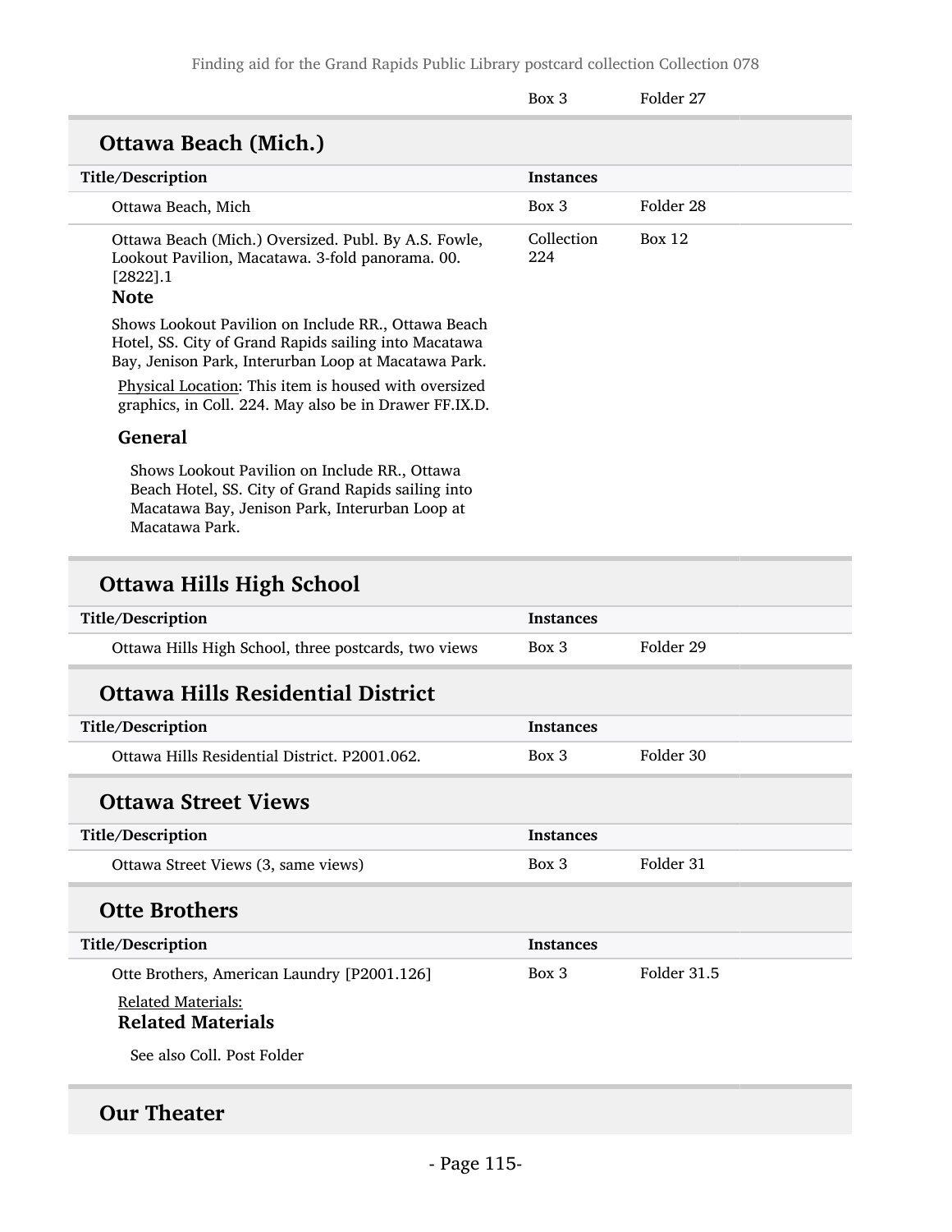| | Box 3 | Folder 27 |
|---|---|---|

## Ottawa Beach (Mich.)

| Title/Description | Instances | |
|---|---|---|
| Ottawa Beach, Mich | Box 3 | Folder 28 |
| Ottawa Beach (Mich.) Oversized. Publ. By A.S. Fowle, Lookout Pavilion, Macatawa. 3-fold panorama. 00. [2822].1 | Collection 224 | Box 12 |

**Note**

Shows Lookout Pavilion on Include RR., Ottawa Beach Hotel, SS. City of Grand Rapids sailing into Macatawa Bay, Jenison Park, Interurban Loop at Macatawa Park.

Physical Location: This item is housed with oversized graphics, in Coll. 224. May also be in Drawer FF.IX.D.

**General**

Shows Lookout Pavilion on Include RR., Ottawa Beach Hotel, SS. City of Grand Rapids sailing into Macatawa Bay, Jenison Park, Interurban Loop at Macatawa Park.

## Ottawa Hills High School

| Title/Description | Instances | |
|---|---|---|
| Ottawa Hills High School, three postcards, two views | Box 3 | Folder 29 |

## Ottawa Hills Residential District

| Title/Description | Instances | |
|---|---|---|
| Ottawa Hills Residential District. P2001.062. | Box 3 | Folder 30 |

## Ottawa Street Views

| Title/Description | Instances | |
|---|---|---|
| Ottawa Street Views (3, same views) | Box 3 | Folder 31 |

## Otte Brothers

| Title/Description | Instances | |
|---|---|---|
| Otte Brothers, American Laundry [P2001.126] | Box 3 | Folder 31.5 |

Related Materials:

**Related Materials**

See also Coll. Post Folder

## Our Theater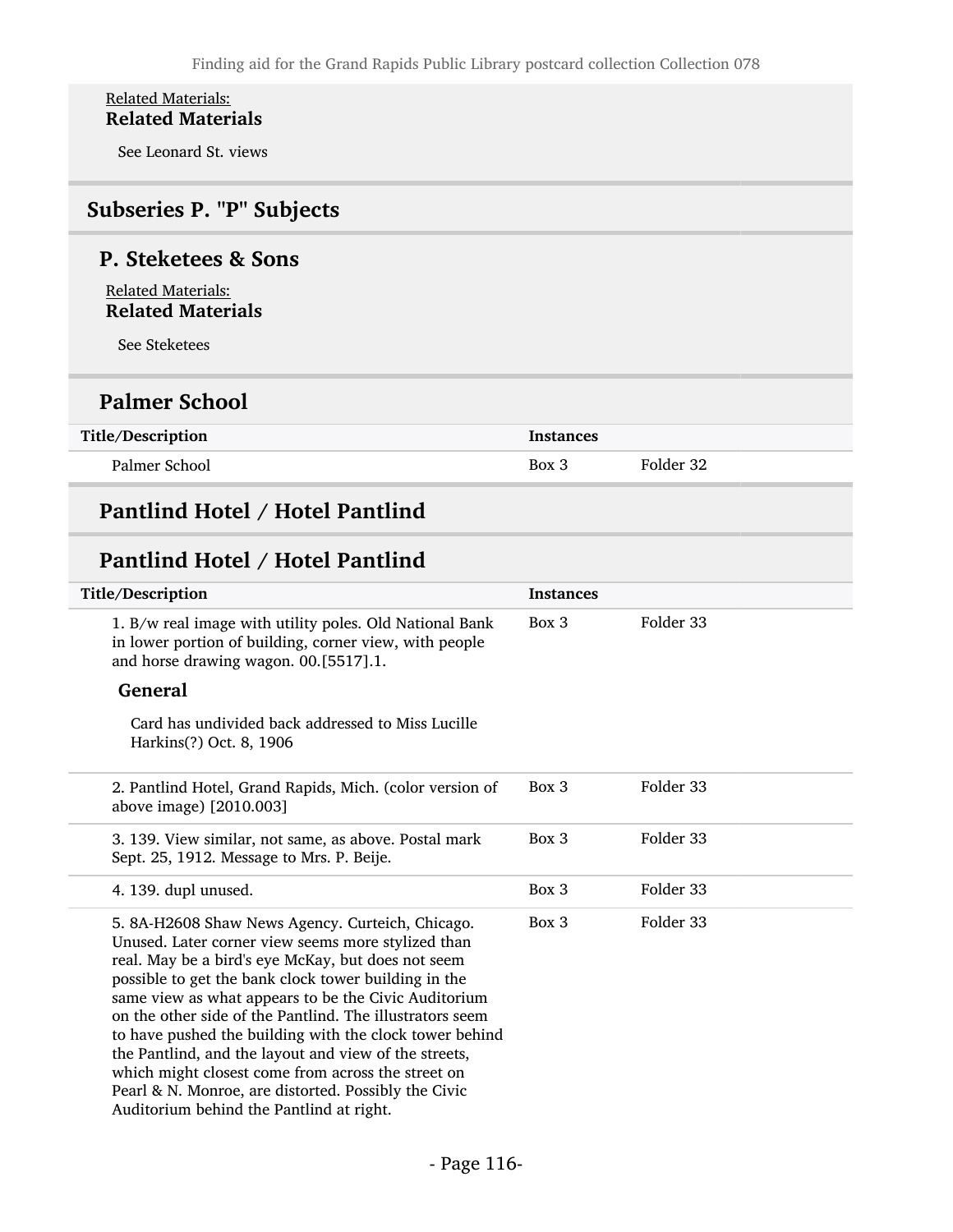Related Materials:
**Related Materials**

See Leonard St. views

## Subseries P. "P" Subjects

### P. Steketees & Sons

Related Materials:
**Related Materials**

See Steketees

### Palmer School

| Title/Description | Instances | |
|---|---|---|
| Palmer School | Box 3 | Folder 32 |

### Pantlind Hotel / Hotel Pantlind

### Pantlind Hotel / Hotel Pantlind

| Title/Description | Instances | |
|---|---|---|
| 1. B/w real image with utility poles. Old National Bank in lower portion of building, corner view, with people and horse drawing wagon. 00.[5517].1.<br><br>**General**<br><br>Card has undivided back addressed to Miss Lucille Harkins(?) Oct. 8, 1906 | Box 3 | Folder 33 |
| 2. Pantlind Hotel, Grand Rapids, Mich. (color version of above image) [2010.003] | Box 3 | Folder 33 |
| 3. 139. View similar, not same, as above. Postal mark Sept. 25, 1912. Message to Mrs. P. Beije. | Box 3 | Folder 33 |
| 4. 139. dupl unused. | Box 3 | Folder 33 |
| 5. 8A-H2608 Shaw News Agency. Curteich, Chicago. Unused. Later corner view seems more stylized than real. May be a bird's eye McKay, but does not seem possible to get the bank clock tower building in the same view as what appears to be the Civic Auditorium on the other side of the Pantlind. The illustrators seem to have pushed the building with the clock tower behind the Pantlind, and the layout and view of the streets, which might closest come from across the street on Pearl & N. Monroe, are distorted. Possibly the Civic Auditorium behind the Pantlind at right. | Box 3 | Folder 33 |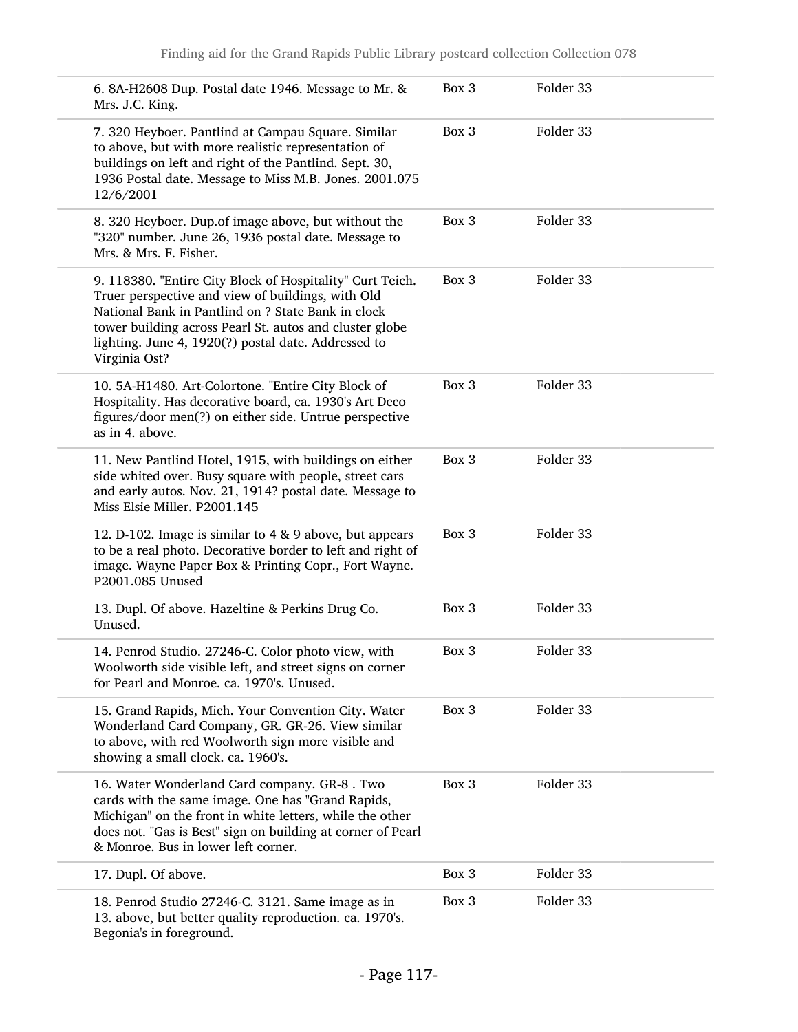| | | |
|---|---|---|
| 6. 8A-H2608 Dup. Postal date 1946. Message to Mr. & Mrs. J.C. King. | Box 3 | Folder 33 |
| 7. 320 Heyboer. Pantlind at Campau Square. Similar to above, but with more realistic representation of buildings on left and right of the Pantlind. Sept. 30, 1936 Postal date. Message to Miss M.B. Jones. 2001.075 12/6/2001 | Box 3 | Folder 33 |
| 8. 320 Heyboer. Dup.of image above, but without the "320" number. June 26, 1936 postal date. Message to Mrs. & Mrs. F. Fisher. | Box 3 | Folder 33 |
| 9. 118380. "Entire City Block of Hospitality" Curt Teich. Truer perspective and view of buildings, with Old National Bank in Pantlind on ? State Bank in clock tower building across Pearl St. autos and cluster globe lighting. June 4, 1920(?) postal date. Addressed to Virginia Ost? | Box 3 | Folder 33 |
| 10. 5A-H1480. Art-Colortone. "Entire City Block of Hospitality. Has decorative board, ca. 1930's Art Deco figures/door men(?) on either side. Untrue perspective as in 4. above. | Box 3 | Folder 33 |
| 11. New Pantlind Hotel, 1915, with buildings on either side whited over. Busy square with people, street cars and early autos. Nov. 21, 1914? postal date. Message to Miss Elsie Miller. P2001.145 | Box 3 | Folder 33 |
| 12. D-102. Image is similar to 4 & 9 above, but appears to be a real photo. Decorative border to left and right of image. Wayne Paper Box & Printing Copr., Fort Wayne. P2001.085 Unused | Box 3 | Folder 33 |
| 13. Dupl. Of above. Hazeltine & Perkins Drug Co. Unused. | Box 3 | Folder 33 |
| 14. Penrod Studio. 27246-C. Color photo view, with Woolworth side visible left, and street signs on corner for Pearl and Monroe. ca. 1970's. Unused. | Box 3 | Folder 33 |
| 15. Grand Rapids, Mich. Your Convention City. Water Wonderland Card Company, GR. GR-26. View similar to above, with red Woolworth sign more visible and showing a small clock. ca. 1960's. | Box 3 | Folder 33 |
| 16. Water Wonderland Card company. GR-8 . Two cards with the same image. One has "Grand Rapids, Michigan" on the front in white letters, while the other does not. "Gas is Best" sign on building at corner of Pearl & Monroe. Bus in lower left corner. | Box 3 | Folder 33 |
| 17. Dupl. Of above. | Box 3 | Folder 33 |
| 18. Penrod Studio 27246-C. 3121. Same image as in 13. above, but better quality reproduction. ca. 1970's. Begonia's in foreground. | Box 3 | Folder 33 |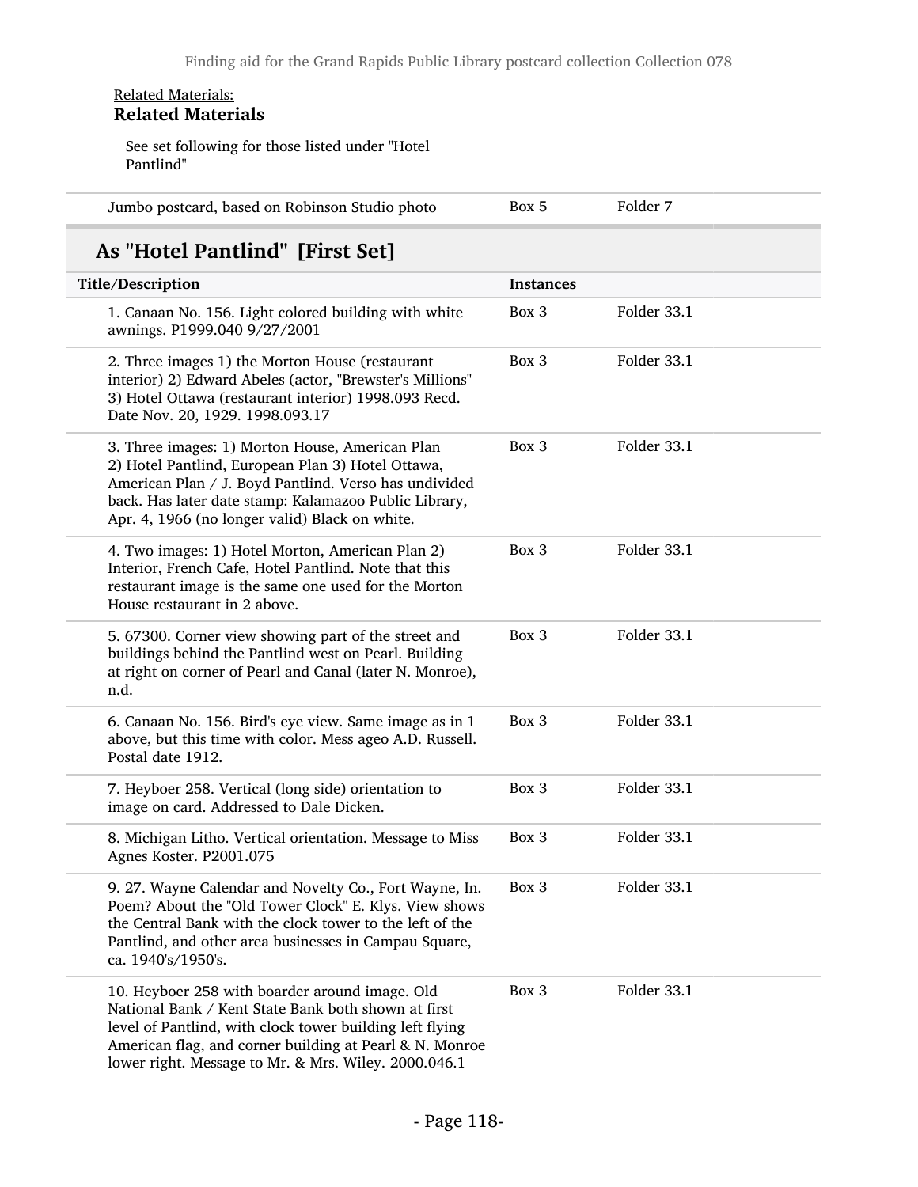Related Materials:

**Related Materials**

See set following for those listed under "Hotel Pantlind"

| | | |
|---|---|---|
| Jumbo postcard, based on Robinson Studio photo | Box 5 | Folder 7 |

## As "Hotel Pantlind" [First Set]

| Title/Description | Instances | |
|---|---|---|
| 1. Canaan No. 156. Light colored building with white awnings. P1999.040 9/27/2001 | Box 3 | Folder 33.1 |
| 2. Three images 1) the Morton House (restaurant interior) 2) Edward Abeles (actor, "Brewster's Millions" 3) Hotel Ottawa (restaurant interior) 1998.093 Recd. Date Nov. 20, 1929. 1998.093.17 | Box 3 | Folder 33.1 |
| 3. Three images: 1) Morton House, American Plan 2) Hotel Pantlind, European Plan 3) Hotel Ottawa, American Plan / J. Boyd Pantlind. Verso has undivided back. Has later date stamp: Kalamazoo Public Library, Apr. 4, 1966 (no longer valid) Black on white. | Box 3 | Folder 33.1 |
| 4. Two images: 1) Hotel Morton, American Plan 2) Interior, French Cafe, Hotel Pantlind. Note that this restaurant image is the same one used for the Morton House restaurant in 2 above. | Box 3 | Folder 33.1 |
| 5. 67300. Corner view showing part of the street and buildings behind the Pantlind west on Pearl. Building at right on corner of Pearl and Canal (later N. Monroe), n.d. | Box 3 | Folder 33.1 |
| 6. Canaan No. 156. Bird's eye view. Same image as in 1 above, but this time with color. Mess ageo A.D. Russell. Postal date 1912. | Box 3 | Folder 33.1 |
| 7. Heyboer 258. Vertical (long side) orientation to image on card. Addressed to Dale Dicken. | Box 3 | Folder 33.1 |
| 8. Michigan Litho. Vertical orientation. Message to Miss Agnes Koster. P2001.075 | Box 3 | Folder 33.1 |
| 9. 27. Wayne Calendar and Novelty Co., Fort Wayne, In. Poem? About the "Old Tower Clock" E. Klys. View shows the Central Bank with the clock tower to the left of the Pantlind, and other area businesses in Campau Square, ca. 1940's/1950's. | Box 3 | Folder 33.1 |
| 10. Heyboer 258 with boarder around image. Old National Bank / Kent State Bank both shown at first level of Pantlind, with clock tower building left flying American flag, and corner building at Pearl & N. Monroe lower right. Message to Mr. & Mrs. Wiley. 2000.046.1 | Box 3 | Folder 33.1 |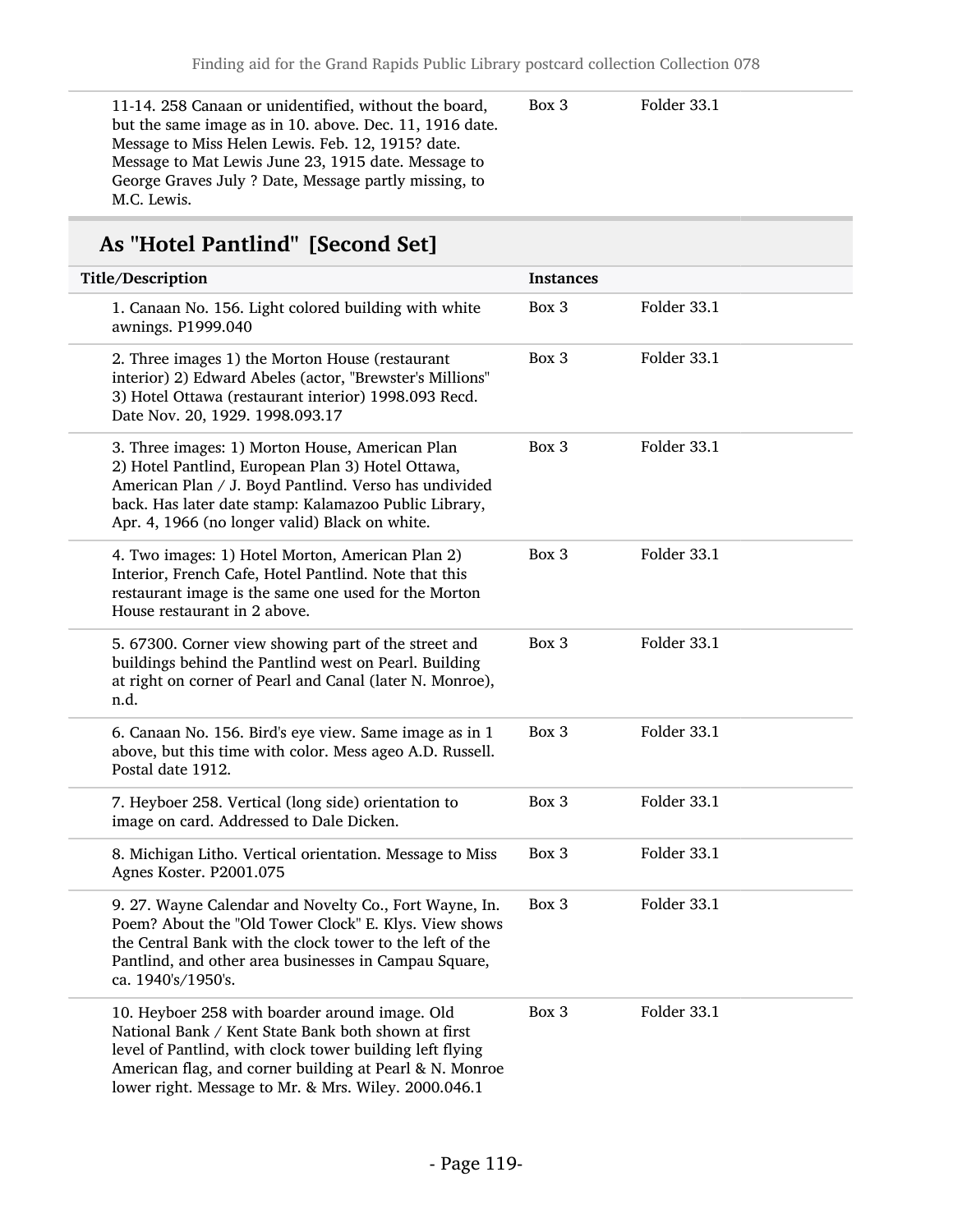| | | |
|---|---|---|
| 11-14. 258 Canaan or unidentified, without the board, but the same image as in 10. above. Dec. 11, 1916 date. Message to Miss Helen Lewis. Feb. 12, 1915? date. Message to Mat Lewis June 23, 1915 date. Message to George Graves July ? Date, Message partly missing, to M.C. Lewis. | Box 3 | Folder 33.1 |

## As "Hotel Pantlind" [Second Set]

| Title/Description | Instances | |
|---|---|---|
| 1. Canaan No. 156. Light colored building with white awnings. P1999.040 | Box 3 | Folder 33.1 |
| 2. Three images 1) the Morton House (restaurant interior) 2) Edward Abeles (actor, "Brewster's Millions" 3) Hotel Ottawa (restaurant interior) 1998.093 Recd. Date Nov. 20, 1929. 1998.093.17 | Box 3 | Folder 33.1 |
| 3. Three images: 1) Morton House, American Plan 2) Hotel Pantlind, European Plan 3) Hotel Ottawa, American Plan / J. Boyd Pantlind. Verso has undivided back. Has later date stamp: Kalamazoo Public Library, Apr. 4, 1966 (no longer valid) Black on white. | Box 3 | Folder 33.1 |
| 4. Two images: 1) Hotel Morton, American Plan 2) Interior, French Cafe, Hotel Pantlind. Note that this restaurant image is the same one used for the Morton House restaurant in 2 above. | Box 3 | Folder 33.1 |
| 5. 67300. Corner view showing part of the street and buildings behind the Pantlind west on Pearl. Building at right on corner of Pearl and Canal (later N. Monroe), n.d. | Box 3 | Folder 33.1 |
| 6. Canaan No. 156. Bird's eye view. Same image as in 1 above, but this time with color. Mess ageo A.D. Russell. Postal date 1912. | Box 3 | Folder 33.1 |
| 7. Heyboer 258. Vertical (long side) orientation to image on card. Addressed to Dale Dicken. | Box 3 | Folder 33.1 |
| 8. Michigan Litho. Vertical orientation. Message to Miss Agnes Koster. P2001.075 | Box 3 | Folder 33.1 |
| 9. 27. Wayne Calendar and Novelty Co., Fort Wayne, In. Poem? About the "Old Tower Clock" E. Klys. View shows the Central Bank with the clock tower to the left of the Pantlind, and other area businesses in Campau Square, ca. 1940's/1950's. | Box 3 | Folder 33.1 |
| 10. Heyboer 258 with boarder around image. Old National Bank / Kent State Bank both shown at first level of Pantlind, with clock tower building left flying American flag, and corner building at Pearl & N. Monroe lower right. Message to Mr. & Mrs. Wiley. 2000.046.1 | Box 3 | Folder 33.1 |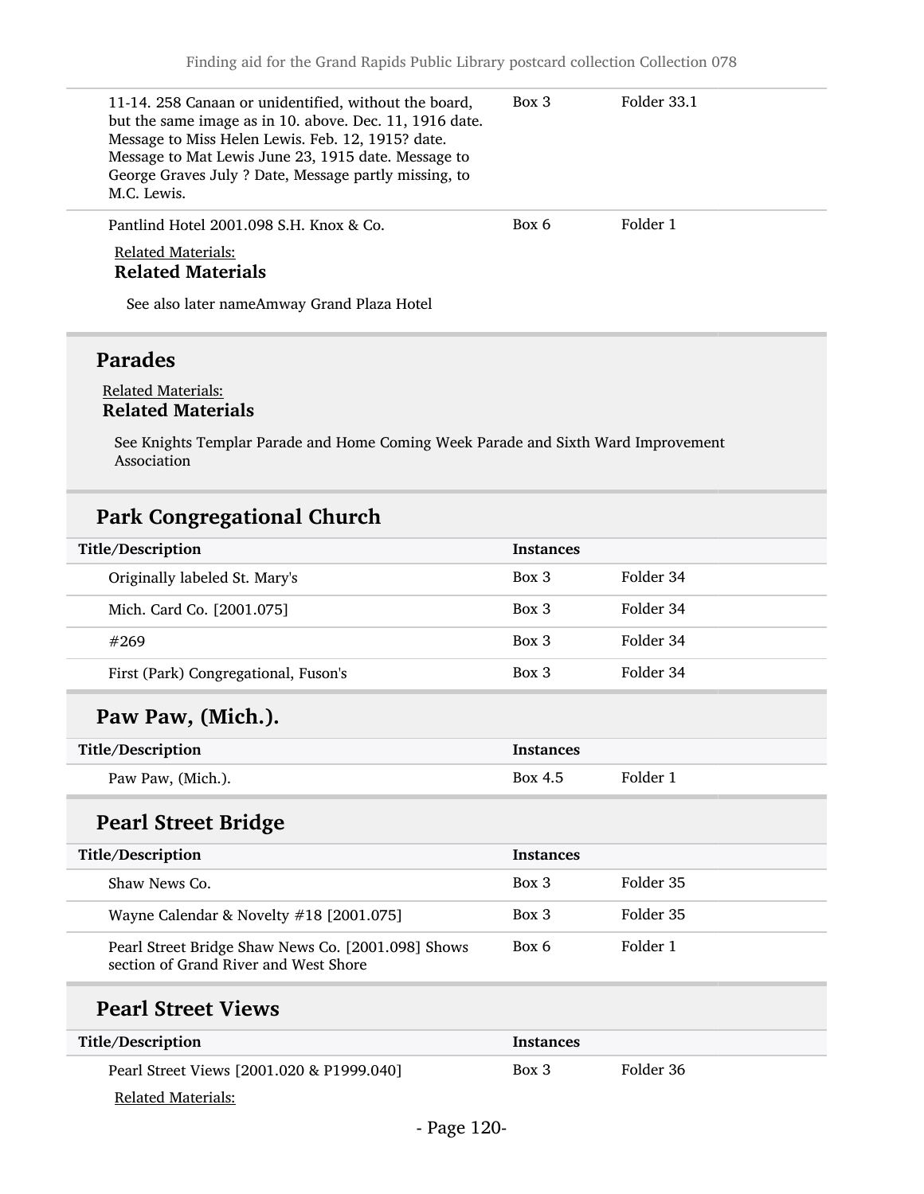| | | |
|---|---|---|
| 11-14. 258 Canaan or unidentified, without the board, but the same image as in 10. above. Dec. 11, 1916 date. Message to Miss Helen Lewis. Feb. 12, 1915? date. Message to Mat Lewis June 23, 1915 date. Message to George Graves July ? Date, Message partly missing, to M.C. Lewis. | Box 3 | Folder 33.1 |
| Pantlind Hotel 2001.098 S.H. Knox & Co. | Box 6 | Folder 1 |

Related Materials:

**Related Materials**

See also later nameAmway Grand Plaza Hotel

## Parades

Related Materials:

**Related Materials**

See Knights Templar Parade and Home Coming Week Parade and Sixth Ward Improvement Association

## Park Congregational Church

| Title/Description | Instances | |
|---|---|---|
| Originally labeled St. Mary's | Box 3 | Folder 34 |
| Mich. Card Co. [2001.075] | Box 3 | Folder 34 |
| #269 | Box 3 | Folder 34 |
| First (Park) Congregational, Fuson's | Box 3 | Folder 34 |

## Paw Paw, (Mich.).

| Title/Description | Instances | |
|---|---|---|
| Paw Paw, (Mich.). | Box 4.5 | Folder 1 |

## Pearl Street Bridge

| Title/Description | Instances | |
|---|---|---|
| Shaw News Co. | Box 3 | Folder 35 |
| Wayne Calendar & Novelty #18 [2001.075] | Box 3 | Folder 35 |
| Pearl Street Bridge Shaw News Co. [2001.098] Shows section of Grand River and West Shore | Box 6 | Folder 1 |

## Pearl Street Views

| Title/Description | Instances | |
|---|---|---|
| Pearl Street Views [2001.020 & P1999.040] | Box 3 | Folder 36 |

Related Materials: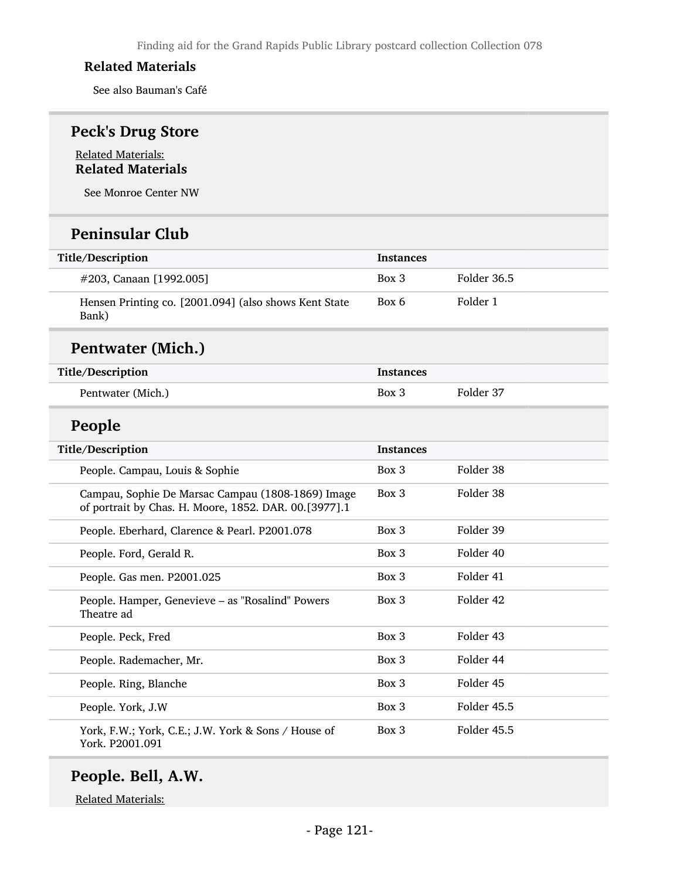**Related Materials**

See also Bauman's Café

## Peck's Drug Store

Related Materials:

**Related Materials**

See Monroe Center NW

## Peninsular Club

| Title/Description | Instances | |
|---|---|---|
| #203, Canaan [1992.005] | Box 3 | Folder 36.5 |
| Hensen Printing co. [2001.094] (also shows Kent State Bank) | Box 6 | Folder 1 |

## Pentwater (Mich.)

| Title/Description | Instances | |
|---|---|---|
| Pentwater (Mich.) | Box 3 | Folder 37 |

## People

| Title/Description | Instances | |
|---|---|---|
| People. Campau, Louis & Sophie | Box 3 | Folder 38 |
| Campau, Sophie De Marsac Campau (1808-1869) Image of portrait by Chas. H. Moore, 1852. DAR. 00.[3977].1 | Box 3 | Folder 38 |
| People. Eberhard, Clarence & Pearl. P2001.078 | Box 3 | Folder 39 |
| People. Ford, Gerald R. | Box 3 | Folder 40 |
| People. Gas men. P2001.025 | Box 3 | Folder 41 |
| People. Hamper, Genevieve – as "Rosalind" Powers Theatre ad | Box 3 | Folder 42 |
| People. Peck, Fred | Box 3 | Folder 43 |
| People. Rademacher, Mr. | Box 3 | Folder 44 |
| People. Ring, Blanche | Box 3 | Folder 45 |
| People. York, J.W | Box 3 | Folder 45.5 |
| York, F.W.; York, C.E.; J.W. York & Sons / House of York. P2001.091 | Box 3 | Folder 45.5 |

## People. Bell, A.W.

Related Materials: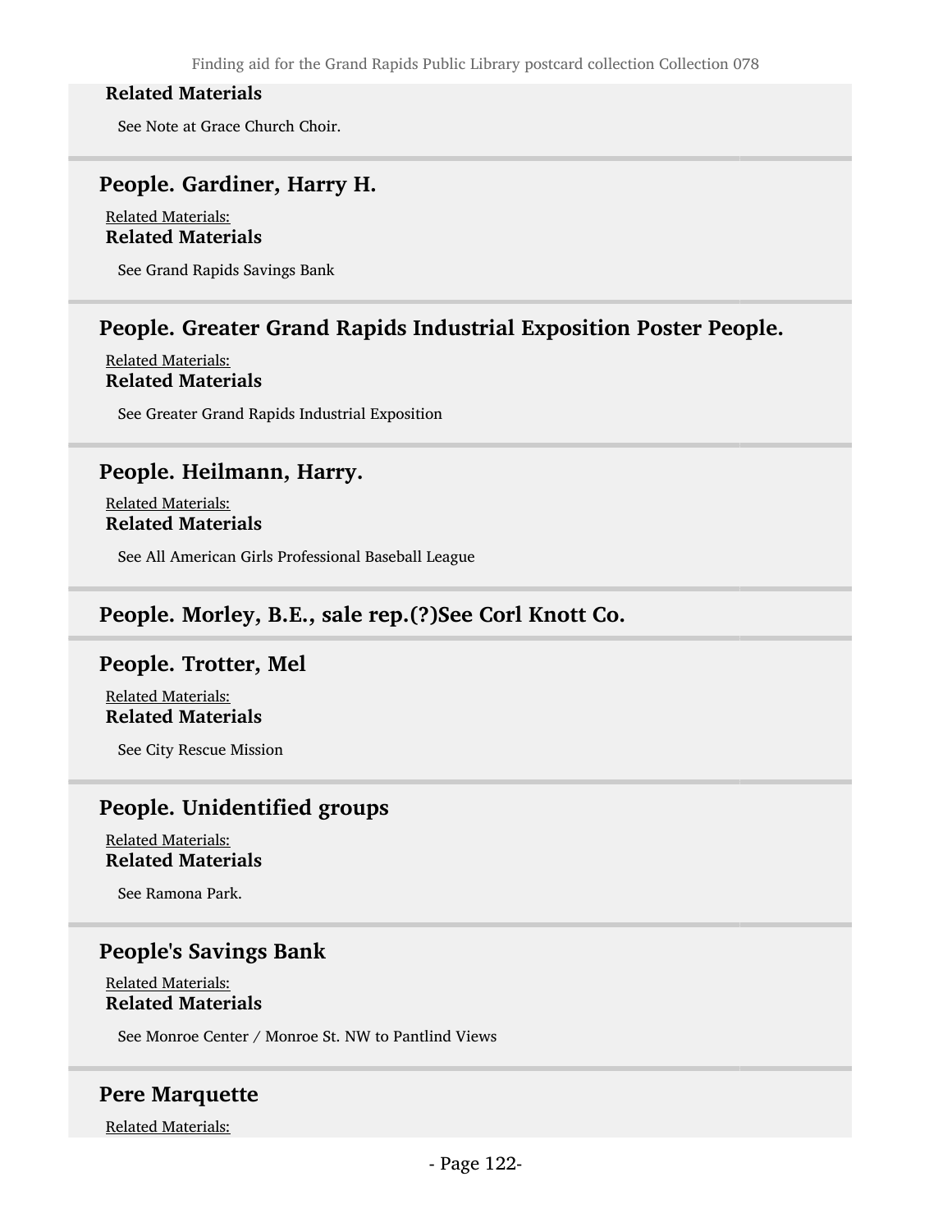**Related Materials**

See Note at Grace Church Choir.

## People. Gardiner, Harry H.

Related Materials:

**Related Materials**

See Grand Rapids Savings Bank

## People. Greater Grand Rapids Industrial Exposition Poster People.

Related Materials:

**Related Materials**

See Greater Grand Rapids Industrial Exposition

## People. Heilmann, Harry.

Related Materials:

**Related Materials**

See All American Girls Professional Baseball League

## People. Morley, B.E., sale rep.(?)See Corl Knott Co.

## People. Trotter, Mel

Related Materials:

**Related Materials**

See City Rescue Mission

## People. Unidentified groups

Related Materials:

**Related Materials**

See Ramona Park.

## People's Savings Bank

Related Materials:

**Related Materials**

See Monroe Center / Monroe St. NW to Pantlind Views

## Pere Marquette

Related Materials: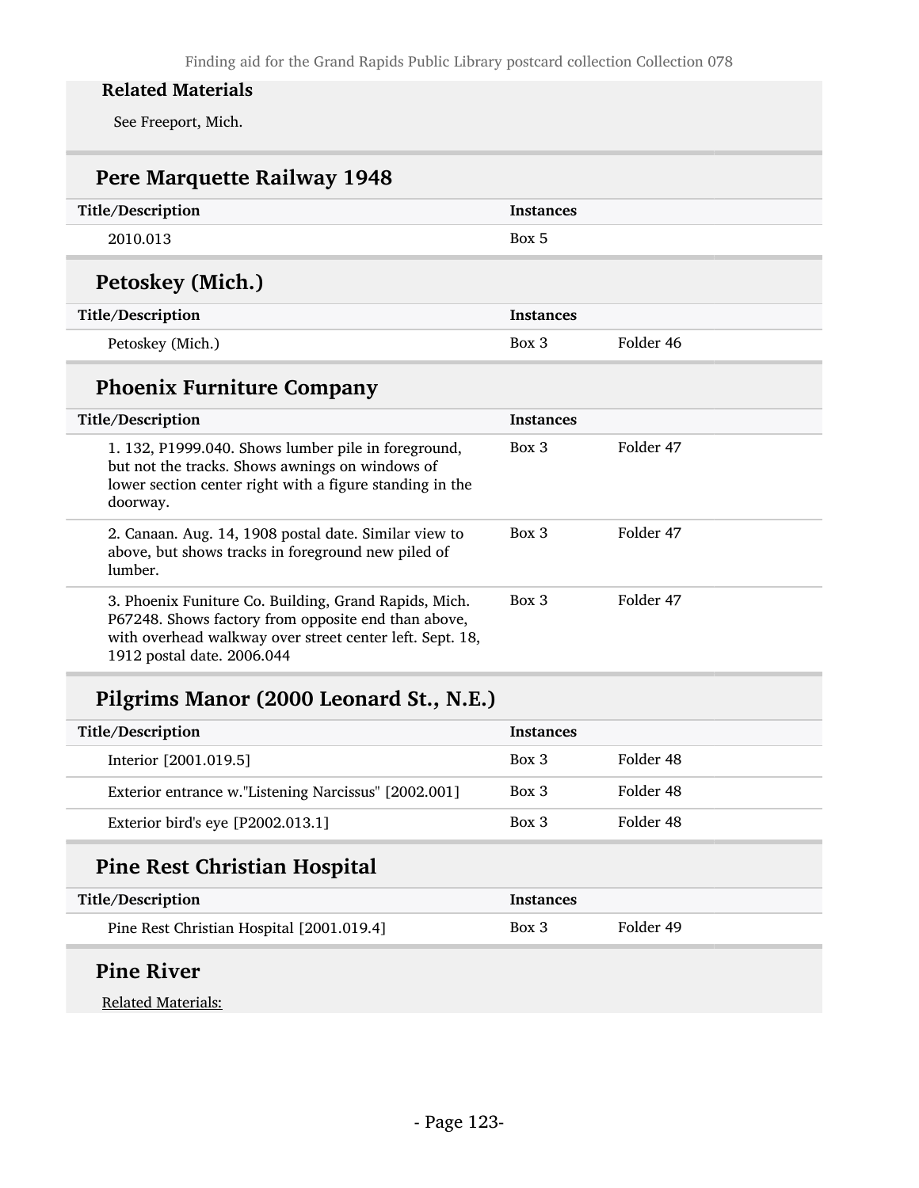### Related Materials

See Freeport, Mich.

## Pere Marquette Railway 1948

| Title/Description | Instances | |
|---|---|---|
| 2010.013 | Box 5 | |

## Petoskey (Mich.)

| Title/Description | Instances | |
|---|---|---|
| Petoskey (Mich.) | Box 3 | Folder 46 |

## Phoenix Furniture Company

| Title/Description | Instances | |
|---|---|---|
| 1. 132, P1999.040. Shows lumber pile in foreground, but not the tracks. Shows awnings on windows of lower section center right with a figure standing in the doorway. | Box 3 | Folder 47 |
| 2. Canaan. Aug. 14, 1908 postal date. Similar view to above, but shows tracks in foreground new piled of lumber. | Box 3 | Folder 47 |
| 3. Phoenix Funiture Co. Building, Grand Rapids, Mich. P67248. Shows factory from opposite end than above, with overhead walkway over street center left. Sept. 18, 1912 postal date. 2006.044 | Box 3 | Folder 47 |

## Pilgrims Manor (2000 Leonard St., N.E.)

| Title/Description | Instances | |
|---|---|---|
| Interior [2001.019.5] | Box 3 | Folder 48 |
| Exterior entrance w."Listening Narcissus" [2002.001] | Box 3 | Folder 48 |
| Exterior bird's eye [P2002.013.1] | Box 3 | Folder 48 |

## Pine Rest Christian Hospital

| Title/Description | Instances | |
|---|---|---|
| Pine Rest Christian Hospital [2001.019.4] | Box 3 | Folder 49 |

## Pine River

Related Materials: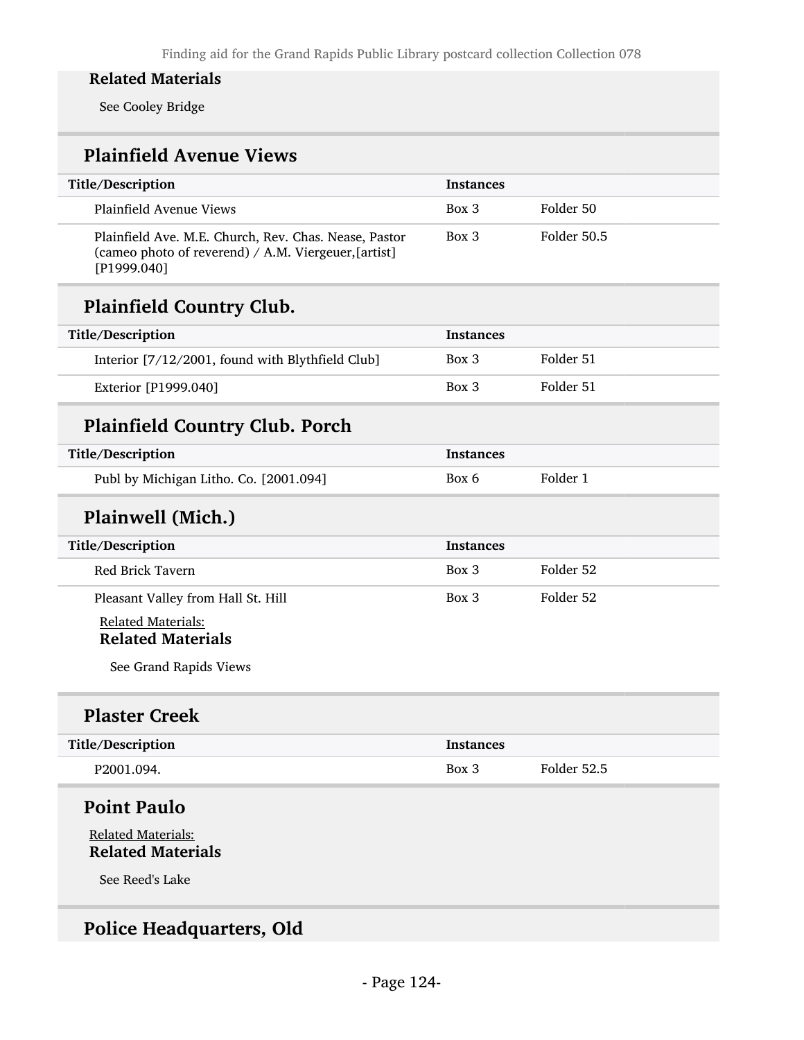#### Related Materials

See Cooley Bridge

## Plainfield Avenue Views

| Title/Description | Instances | |
|---|---|---|
| Plainfield Avenue Views | Box 3 | Folder 50 |
| Plainfield Ave. M.E. Church, Rev. Chas. Nease, Pastor (cameo photo of reverend) / A.M. Viergeuer,[artist] [P1999.040] | Box 3 | Folder 50.5 |

## Plainfield Country Club.

| Title/Description | Instances | |
|---|---|---|
| Interior [7/12/2001, found with Blythfield Club] | Box 3 | Folder 51 |
| Exterior [P1999.040] | Box 3 | Folder 51 |

## Plainfield Country Club. Porch

| Title/Description | Instances | |
|---|---|---|
| Publ by Michigan Litho. Co. [2001.094] | Box 6 | Folder 1 |

## Plainwell (Mich.)

| Title/Description | Instances | |
|---|---|---|
| Red Brick Tavern | Box 3 | Folder 52 |
| Pleasant Valley from Hall St. Hill | Box 3 | Folder 52 |

Related Materials:

#### Related Materials

See Grand Rapids Views

## Plaster Creek

| Title/Description | Instances | |
|---|---|---|
| P2001.094. | Box 3 | Folder 52.5 |

## Point Paulo

Related Materials:

#### Related Materials

See Reed's Lake

## Police Headquarters, Old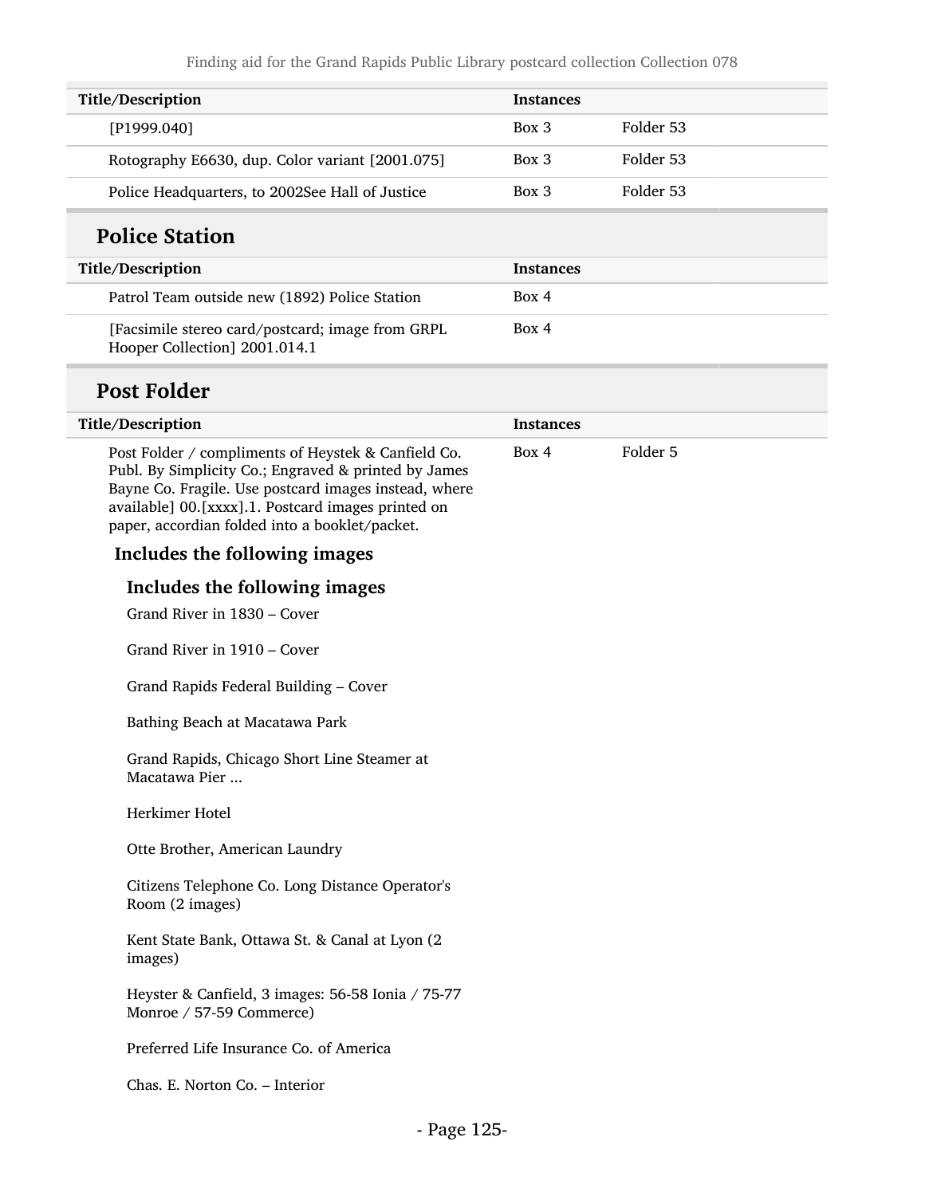| Title/Description | Instances | |
|---|---|---|
| [P1999.040] | Box 3 | Folder 53 |
| Rotography E6630, dup. Color variant [2001.075] | Box 3 | Folder 53 |
| Police Headquarters, to 2002See Hall of Justice | Box 3 | Folder 53 |

## Police Station

| Title/Description | Instances |
|---|---|
| Patrol Team outside new (1892) Police Station | Box 4 |
| [Facsimile stereo card/postcard; image from GRPL Hooper Collection] 2001.014.1 | Box 4 |

## Post Folder

| Title/Description | Instances | |
|---|---|---|
| Post Folder / compliments of Heystek & Canfield Co. Publ. By Simplicity Co.; Engraved & printed by James Bayne Co. Fragile. Use postcard images instead, where available] 00.[xxxx].1. Postcard images printed on paper, accordian folded into a booklet/packet. | Box 4 | Folder 5 |

### Includes the following images

#### Includes the following images

Grand River in 1830 – Cover

Grand River in 1910 – Cover

Grand Rapids Federal Building – Cover

Bathing Beach at Macatawa Park

Grand Rapids, Chicago Short Line Steamer at Macatawa Pier ...

Herkimer Hotel

Otte Brother, American Laundry

Citizens Telephone Co. Long Distance Operator's Room (2 images)

Kent State Bank, Ottawa St. & Canal at Lyon (2 images)

Heyster & Canfield, 3 images: 56-58 Ionia / 75-77 Monroe / 57-59 Commerce)

Preferred Life Insurance Co. of America

Chas. E. Norton Co. – Interior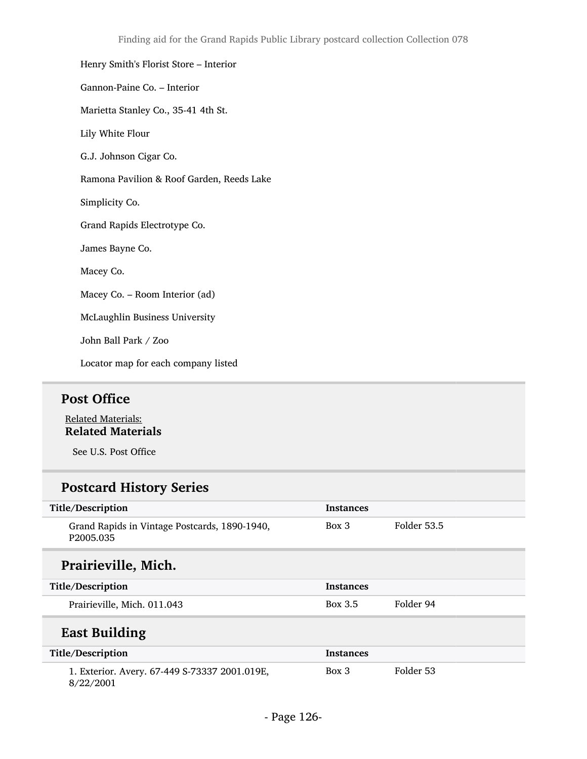Henry Smith's Florist Store – Interior

Gannon-Paine Co. – Interior

Marietta Stanley Co., 35-41 4th St.

Lily White Flour

G.J. Johnson Cigar Co.

Ramona Pavilion & Roof Garden, Reeds Lake

Simplicity Co.

Grand Rapids Electrotype Co.

James Bayne Co.

Macey Co.

Macey Co. – Room Interior (ad)

McLaughlin Business University

John Ball Park / Zoo

Locator map for each company listed

## Post Office

Related Materials:

**Related Materials**

See U.S. Post Office

## Postcard History Series

| Title/Description | Instances | |
|---|---|---|
| Grand Rapids in Vintage Postcards, 1890-1940, P2005.035 | Box 3 | Folder 53.5 |

## Prairieville, Mich.

| Title/Description | Instances | |
|---|---|---|
| Prairieville, Mich. 011.043 | Box 3.5 | Folder 94 |

## East Building

| Title/Description | Instances | |
|---|---|---|
| 1. Exterior. Avery. 67-449 S-73337 2001.019E, 8/22/2001 | Box 3 | Folder 53 |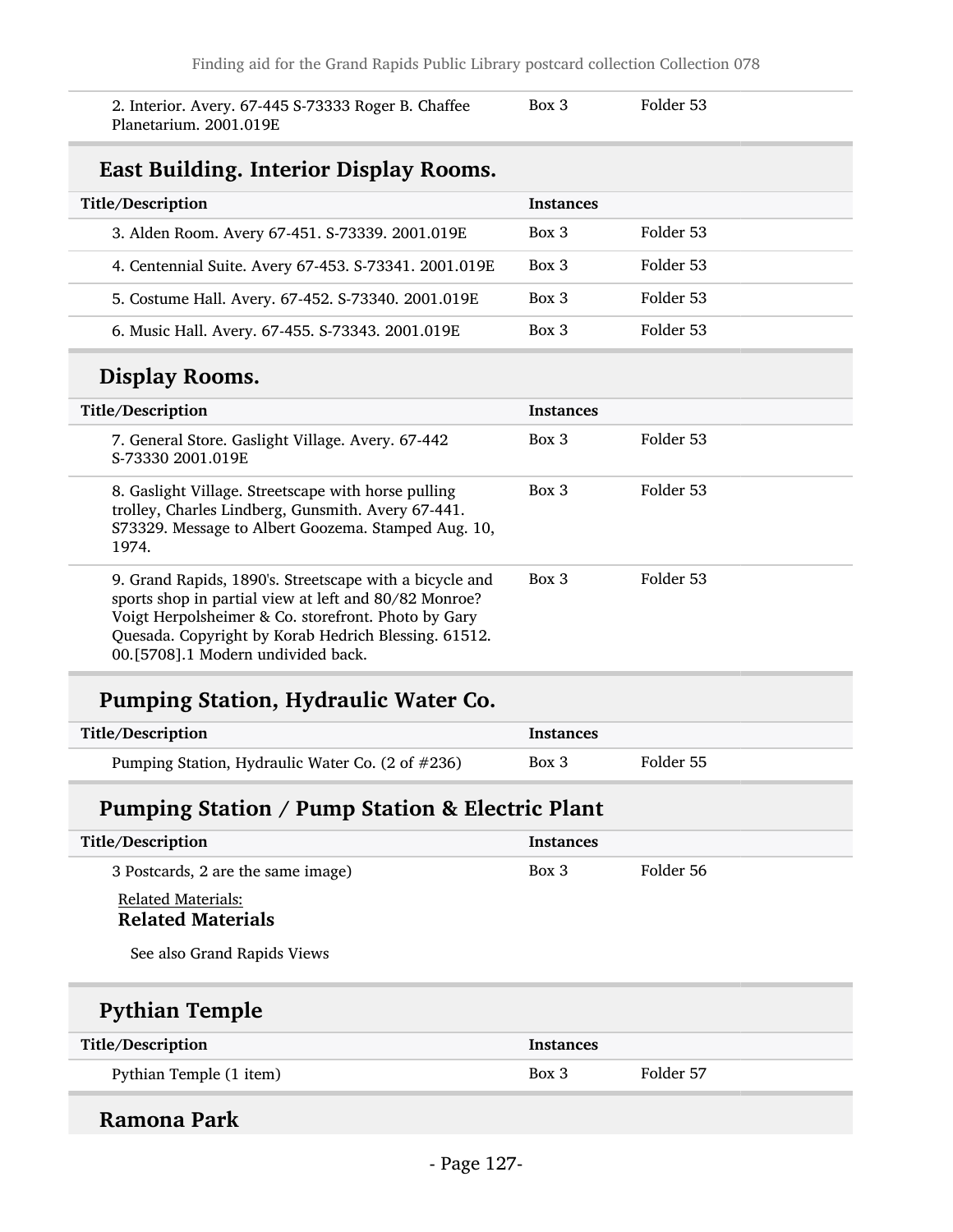| Title/Description | Instances | |
|---|---|---|
| 2. Interior. Avery. 67-445 S-73333 Roger B. Chaffee Planetarium. 2001.019E | Box 3 | Folder 53 |

## East Building. Interior Display Rooms.

| Title/Description | Instances | |
|---|---|---|
| 3. Alden Room. Avery 67-451. S-73339. 2001.019E | Box 3 | Folder 53 |
| 4. Centennial Suite. Avery 67-453. S-73341. 2001.019E | Box 3 | Folder 53 |
| 5. Costume Hall. Avery. 67-452. S-73340. 2001.019E | Box 3 | Folder 53 |
| 6. Music Hall. Avery. 67-455. S-73343. 2001.019E | Box 3 | Folder 53 |

## Display Rooms.

| Title/Description | Instances | |
|---|---|---|
| 7. General Store. Gaslight Village. Avery. 67-442 S-73330 2001.019E | Box 3 | Folder 53 |
| 8. Gaslight Village. Streetscape with horse pulling trolley, Charles Lindberg, Gunsmith. Avery 67-441. S73329. Message to Albert Goozema. Stamped Aug. 10, 1974. | Box 3 | Folder 53 |
| 9. Grand Rapids, 1890's. Streetscape with a bicycle and sports shop in partial view at left and 80/82 Monroe? Voigt Herpolsheimer & Co. storefront. Photo by Gary Quesada. Copyright by Korab Hedrich Blessing. 61512. 00.[5708].1 Modern undivided back. | Box 3 | Folder 53 |

## Pumping Station, Hydraulic Water Co.

| Title/Description | Instances | |
|---|---|---|
| Pumping Station, Hydraulic Water Co. (2 of #236) | Box 3 | Folder 55 |

## Pumping Station / Pump Station & Electric Plant

| Title/Description | Instances | |
|---|---|---|
| 3 Postcards, 2 are the same image) | Box 3 | Folder 56 |

Related Materials:

**Related Materials**

See also Grand Rapids Views

## Pythian Temple

| Title/Description | Instances | |
|---|---|---|
| Pythian Temple (1 item) | Box 3 | Folder 57 |

## Ramona Park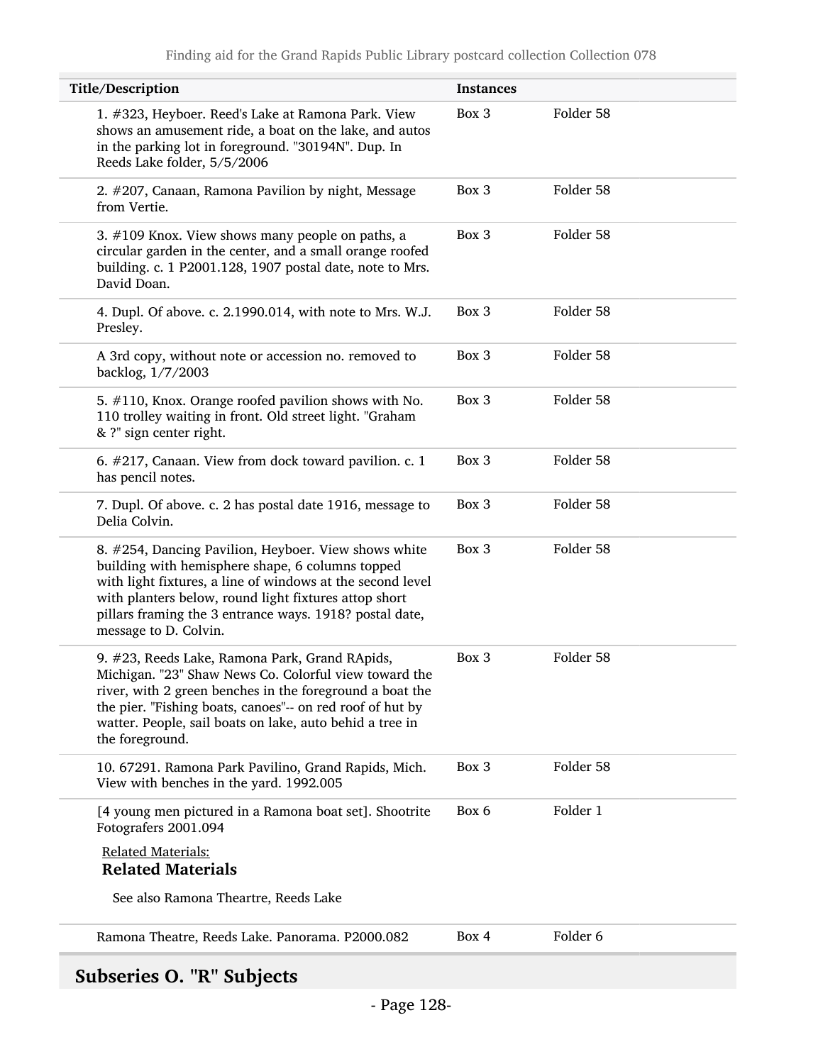| Title/Description | Instances | |
|---|---|---|
| 1. #323, Heyboer. Reed's Lake at Ramona Park. View shows an amusement ride, a boat on the lake, and autos in the parking lot in foreground. "30194N". Dup. In Reeds Lake folder, 5/5/2006 | Box 3 | Folder 58 |
| 2. #207, Canaan, Ramona Pavilion by night, Message from Vertie. | Box 3 | Folder 58 |
| 3. #109 Knox. View shows many people on paths, a circular garden in the center, and a small orange roofed building. c. 1 P2001.128, 1907 postal date, note to Mrs. David Doan. | Box 3 | Folder 58 |
| 4. Dupl. Of above. c. 2.1990.014, with note to Mrs. W.J. Presley. | Box 3 | Folder 58 |
| A 3rd copy, without note or accession no. removed to backlog, 1/7/2003 | Box 3 | Folder 58 |
| 5. #110, Knox. Orange roofed pavilion shows with No. 110 trolley waiting in front. Old street light. "Graham & ?" sign center right. | Box 3 | Folder 58 |
| 6. #217, Canaan. View from dock toward pavilion. c. 1 has pencil notes. | Box 3 | Folder 58 |
| 7. Dupl. Of above. c. 2 has postal date 1916, message to Delia Colvin. | Box 3 | Folder 58 |
| 8. #254, Dancing Pavilion, Heyboer. View shows white building with hemisphere shape, 6 columns topped with light fixtures, a line of windows at the second level with planters below, round light fixtures attop short pillars framing the 3 entrance ways. 1918? postal date, message to D. Colvin. | Box 3 | Folder 58 |
| 9. #23, Reeds Lake, Ramona Park, Grand RApids, Michigan. "23" Shaw News Co. Colorful view toward the river, with 2 green benches in the foreground a boat the the pier. "Fishing boats, canoes"-- on red roof of hut by watter. People, sail boats on lake, auto behid a tree in the foreground. | Box 3 | Folder 58 |
| 10. 67291. Ramona Park Pavilino, Grand Rapids, Mich. View with benches in the yard. 1992.005 | Box 3 | Folder 58 |
| [4 young men pictured in a Ramona boat set]. Shootrite Fotografers 2001.094 | Box 6 | Folder 1 |

Related Materials:

**Related Materials**

See also Ramona Theartre, Reeds Lake

| Title/Description | Instances | |
|---|---|---|
| Ramona Theatre, Reeds Lake. Panorama. P2000.082 | Box 4 | Folder 6 |

## Subseries O. "R" Subjects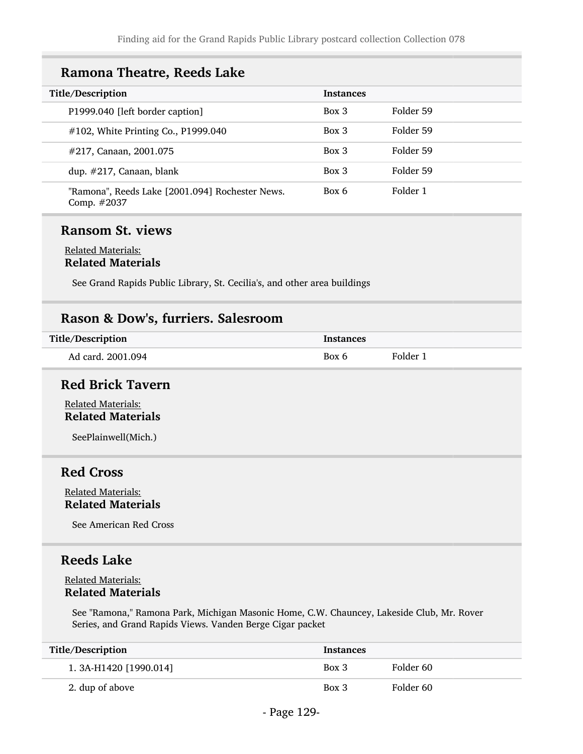## Ramona Theatre, Reeds Lake

| Title/Description | Instances | |
|---|---|---|
| P1999.040 [left border caption] | Box 3 | Folder 59 |
| #102, White Printing Co., P1999.040 | Box 3 | Folder 59 |
| #217, Canaan, 2001.075 | Box 3 | Folder 59 |
| dup. #217, Canaan, blank | Box 3 | Folder 59 |
| "Ramona", Reeds Lake [2001.094] Rochester News. Comp. #2037 | Box 6 | Folder 1 |

## Ransom St. views

Related Materials:

**Related Materials**

See Grand Rapids Public Library, St. Cecilia's, and other area buildings

## Rason & Dow's, furriers. Salesroom

| Title/Description | Instances | |
|---|---|---|
| Ad card. 2001.094 | Box 6 | Folder 1 |

## Red Brick Tavern

Related Materials:

**Related Materials**

SeePlainwell(Mich.)

## Red Cross

Related Materials:

**Related Materials**

See American Red Cross

## Reeds Lake

Related Materials:

**Related Materials**

See "Ramona," Ramona Park, Michigan Masonic Home, C.W. Chauncey, Lakeside Club, Mr. Rover Series, and Grand Rapids Views. Vanden Berge Cigar packet

| Title/Description | Instances | |
|---|---|---|
| 1. 3A-H1420 [1990.014] | Box 3 | Folder 60 |
| 2. dup of above | Box 3 | Folder 60 |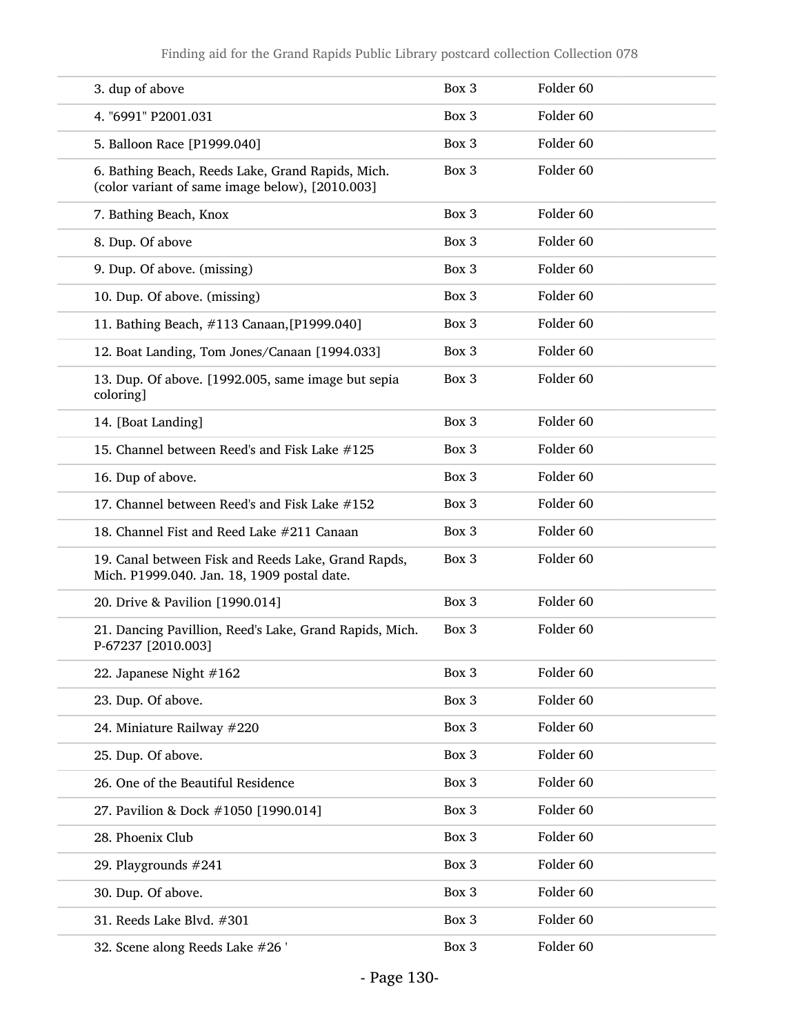| | | |
|---|---|---|
| 3. dup of above | Box 3 | Folder 60 |
| 4. "6991" P2001.031 | Box 3 | Folder 60 |
| 5. Balloon Race [P1999.040] | Box 3 | Folder 60 |
| 6. Bathing Beach, Reeds Lake, Grand Rapids, Mich. (color variant of same image below), [2010.003] | Box 3 | Folder 60 |
| 7. Bathing Beach, Knox | Box 3 | Folder 60 |
| 8. Dup. Of above | Box 3 | Folder 60 |
| 9. Dup. Of above. (missing) | Box 3 | Folder 60 |
| 10. Dup. Of above. (missing) | Box 3 | Folder 60 |
| 11. Bathing Beach, #113 Canaan,[P1999.040] | Box 3 | Folder 60 |
| 12. Boat Landing, Tom Jones/Canaan [1994.033] | Box 3 | Folder 60 |
| 13. Dup. Of above. [1992.005, same image but sepia coloring] | Box 3 | Folder 60 |
| 14. [Boat Landing] | Box 3 | Folder 60 |
| 15. Channel between Reed's and Fisk Lake #125 | Box 3 | Folder 60 |
| 16. Dup of above. | Box 3 | Folder 60 |
| 17. Channel between Reed's and Fisk Lake #152 | Box 3 | Folder 60 |
| 18. Channel Fist and Reed Lake #211 Canaan | Box 3 | Folder 60 |
| 19. Canal between Fisk and Reeds Lake, Grand Rapds, Mich. P1999.040. Jan. 18, 1909 postal date. | Box 3 | Folder 60 |
| 20. Drive & Pavilion [1990.014] | Box 3 | Folder 60 |
| 21. Dancing Pavillion, Reed's Lake, Grand Rapids, Mich. P-67237 [2010.003] | Box 3 | Folder 60 |
| 22. Japanese Night #162 | Box 3 | Folder 60 |
| 23. Dup. Of above. | Box 3 | Folder 60 |
| 24. Miniature Railway #220 | Box 3 | Folder 60 |
| 25. Dup. Of above. | Box 3 | Folder 60 |
| 26. One of the Beautiful Residence | Box 3 | Folder 60 |
| 27. Pavilion & Dock #1050 [1990.014] | Box 3 | Folder 60 |
| 28. Phoenix Club | Box 3 | Folder 60 |
| 29. Playgrounds #241 | Box 3 | Folder 60 |
| 30. Dup. Of above. | Box 3 | Folder 60 |
| 31. Reeds Lake Blvd. #301 | Box 3 | Folder 60 |
| 32. Scene along Reeds Lake #26 ' | Box 3 | Folder 60 |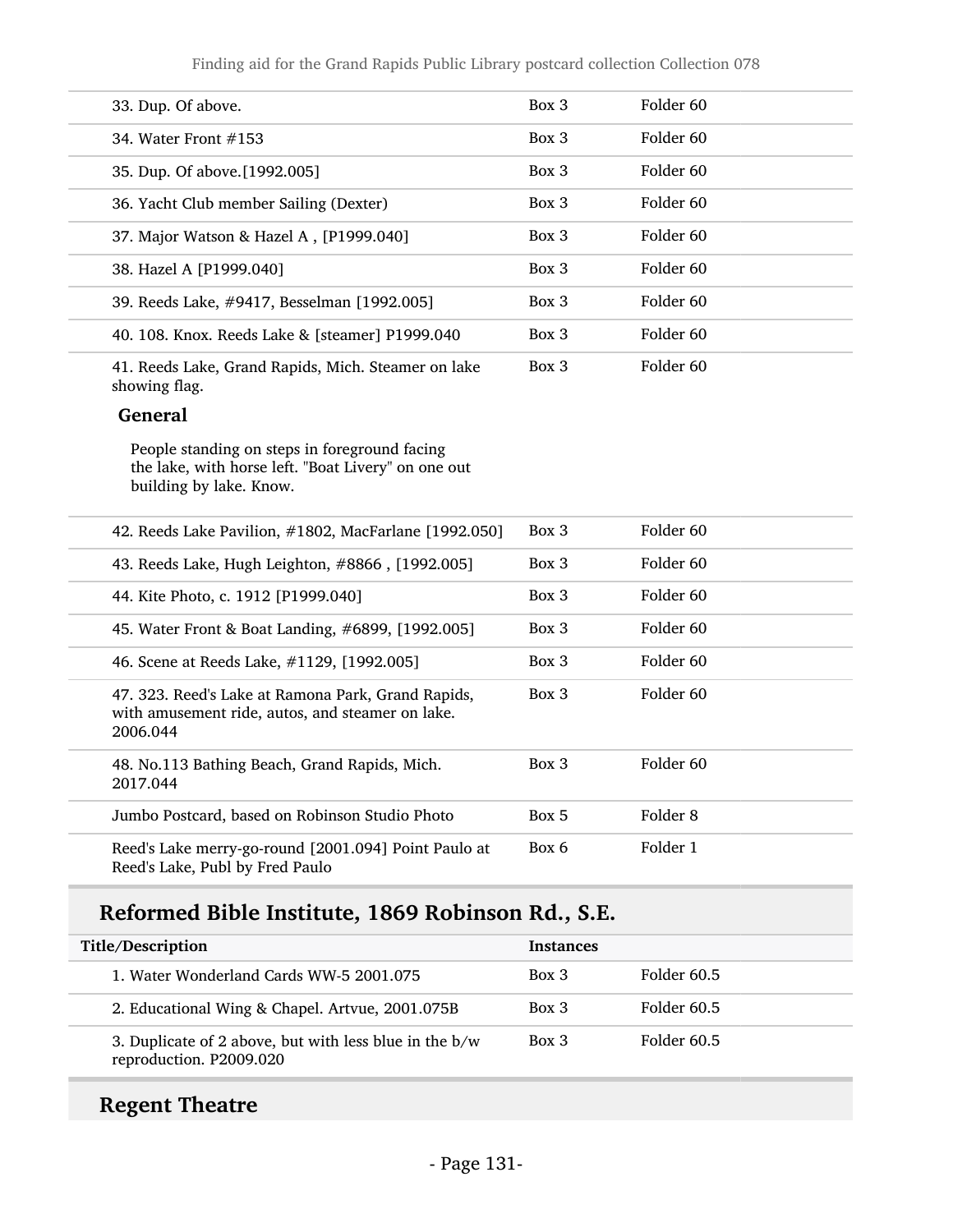| | | |
|---|---|---|
| 33. Dup. Of above. | Box 3 | Folder 60 |
| 34. Water Front #153 | Box 3 | Folder 60 |
| 35. Dup. Of above.[1992.005] | Box 3 | Folder 60 |
| 36. Yacht Club member Sailing (Dexter) | Box 3 | Folder 60 |
| 37. Major Watson & Hazel A , [P1999.040] | Box 3 | Folder 60 |
| 38. Hazel A [P1999.040] | Box 3 | Folder 60 |
| 39. Reeds Lake, #9417, Besselman [1992.005] | Box 3 | Folder 60 |
| 40. 108. Knox. Reeds Lake & [steamer] P1999.040 | Box 3 | Folder 60 |
| 41. Reeds Lake, Grand Rapids, Mich. Steamer on lake showing flag.<br>**General**<br>People standing on steps in foreground facing the lake, with horse left. "Boat Livery" on one out building by lake. Know. | Box 3 | Folder 60 |
| 42. Reeds Lake Pavilion, #1802, MacFarlane [1992.050] | Box 3 | Folder 60 |
| 43. Reeds Lake, Hugh Leighton, #8866 , [1992.005] | Box 3 | Folder 60 |
| 44. Kite Photo, c. 1912 [P1999.040] | Box 3 | Folder 60 |
| 45. Water Front & Boat Landing, #6899, [1992.005] | Box 3 | Folder 60 |
| 46. Scene at Reeds Lake, #1129, [1992.005] | Box 3 | Folder 60 |
| 47. 323. Reed's Lake at Ramona Park, Grand Rapids, with amusement ride, autos, and steamer on lake. 2006.044 | Box 3 | Folder 60 |
| 48. No.113 Bathing Beach, Grand Rapids, Mich. 2017.044 | Box 3 | Folder 60 |
| Jumbo Postcard, based on Robinson Studio Photo | Box 5 | Folder 8 |
| Reed's Lake merry-go-round [2001.094] Point Paulo at Reed's Lake, Publ by Fred Paulo | Box 6 | Folder 1 |

## Reformed Bible Institute, 1869 Robinson Rd., S.E.

| Title/Description | Instances | |
|---|---|---|
| 1. Water Wonderland Cards WW-5 2001.075 | Box 3 | Folder 60.5 |
| 2. Educational Wing & Chapel. Artvue, 2001.075B | Box 3 | Folder 60.5 |
| 3. Duplicate of 2 above, but with less blue in the b/w reproduction. P2009.020 | Box 3 | Folder 60.5 |

## Regent Theatre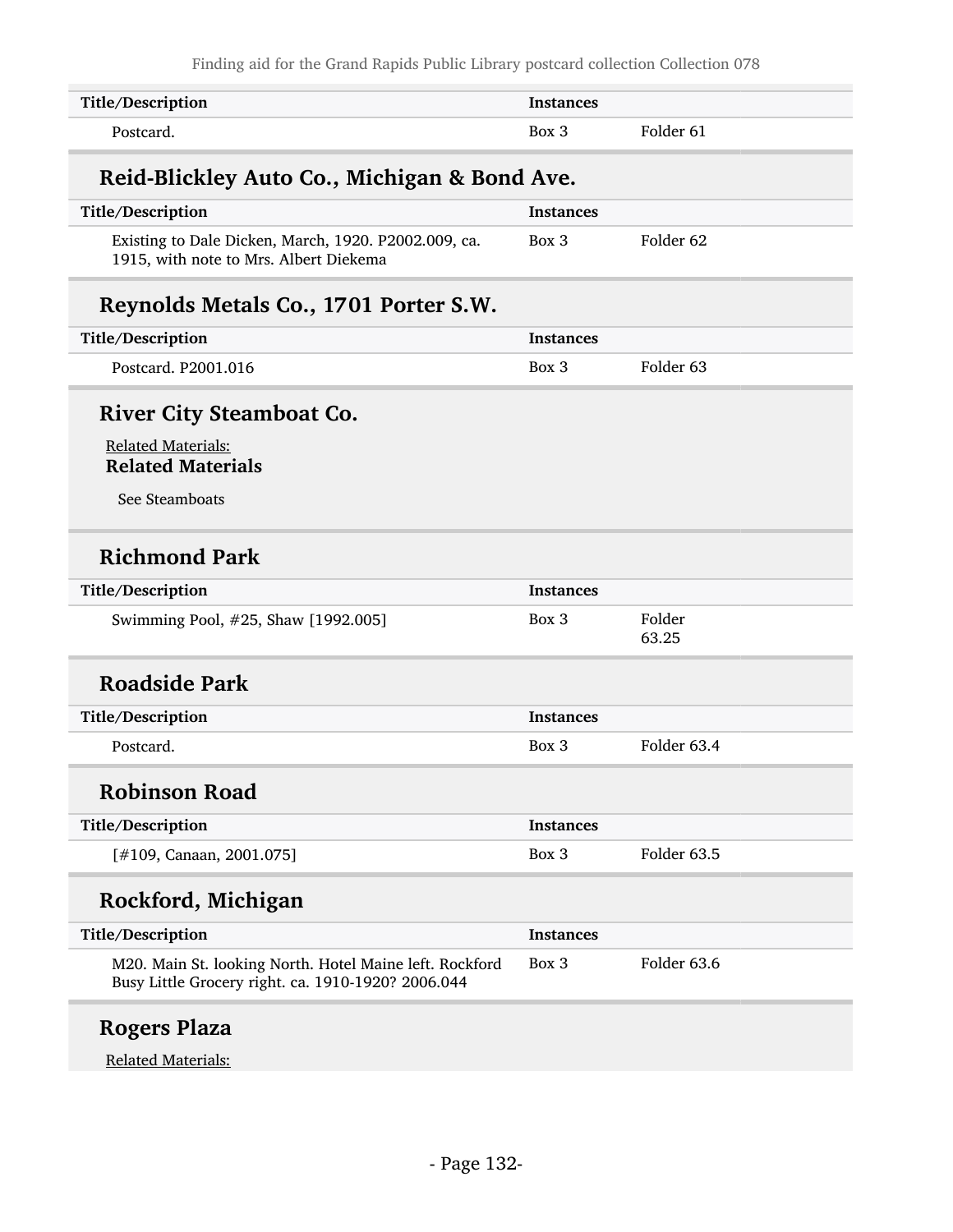| Title/Description | Instances | |
|---|---|---|
| Postcard. | Box 3 | Folder 61 |

## Reid-Blickley Auto Co., Michigan & Bond Ave.

| Title/Description | Instances | |
|---|---|---|
| Existing to Dale Dicken, March, 1920. P2002.009, ca. 1915, with note to Mrs. Albert Diekema | Box 3 | Folder 62 |

## Reynolds Metals Co., 1701 Porter S.W.

| Title/Description | Instances | |
|---|---|---|
| Postcard. P2001.016 | Box 3 | Folder 63 |

## River City Steamboat Co.

Related Materials:

**Related Materials**

See Steamboats

## Richmond Park

| Title/Description | Instances | |
|---|---|---|
| Swimming Pool, #25, Shaw [1992.005] | Box 3 | Folder 63.25 |

## Roadside Park

| Title/Description | Instances | |
|---|---|---|
| Postcard. | Box 3 | Folder 63.4 |

## Robinson Road

| Title/Description | Instances | |
|---|---|---|
| [#109, Canaan, 2001.075] | Box 3 | Folder 63.5 |

## Rockford, Michigan

| Title/Description | Instances | |
|---|---|---|
| M20. Main St. looking North. Hotel Maine left. Rockford Busy Little Grocery right. ca. 1910-1920? 2006.044 | Box 3 | Folder 63.6 |

## Rogers Plaza

Related Materials: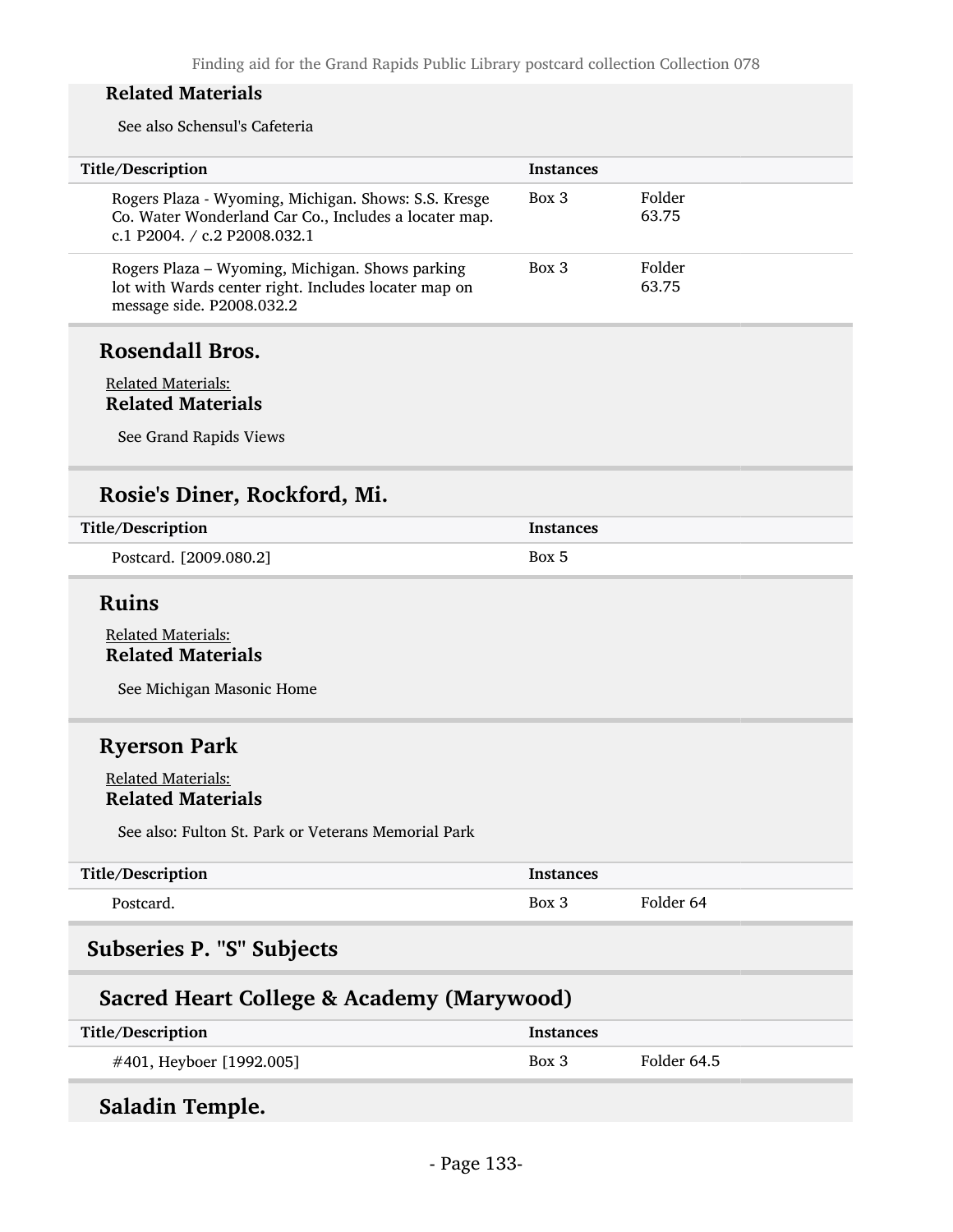**Related Materials**

See also Schensul's Cafeteria

| Title/Description | Instances | |
|---|---|---|
| Rogers Plaza - Wyoming, Michigan. Shows: S.S. Kresge Co. Water Wonderland Car Co., Includes a locater map. c.1 P2004. / c.2 P2008.032.1 | Box 3 | Folder 63.75 |
| Rogers Plaza – Wyoming, Michigan. Shows parking lot with Wards center right. Includes locater map on message side. P2008.032.2 | Box 3 | Folder 63.75 |

### Rosendall Bros.

Related Materials:

**Related Materials**

See Grand Rapids Views

### Rosie's Diner, Rockford, Mi.

| Title/Description | Instances |
|---|---|
| Postcard. [2009.080.2] | Box 5 |

### Ruins

Related Materials:

**Related Materials**

See Michigan Masonic Home

### Ryerson Park

Related Materials:

**Related Materials**

See also: Fulton St. Park or Veterans Memorial Park

| Title/Description | Instances | |
|---|---|---|
| Postcard. | Box 3 | Folder 64 |

## Subseries P. "S" Subjects

### Sacred Heart College & Academy (Marywood)

| Title/Description | Instances | |
|---|---|---|
| #401, Heyboer [1992.005] | Box 3 | Folder 64.5 |

### Saladin Temple.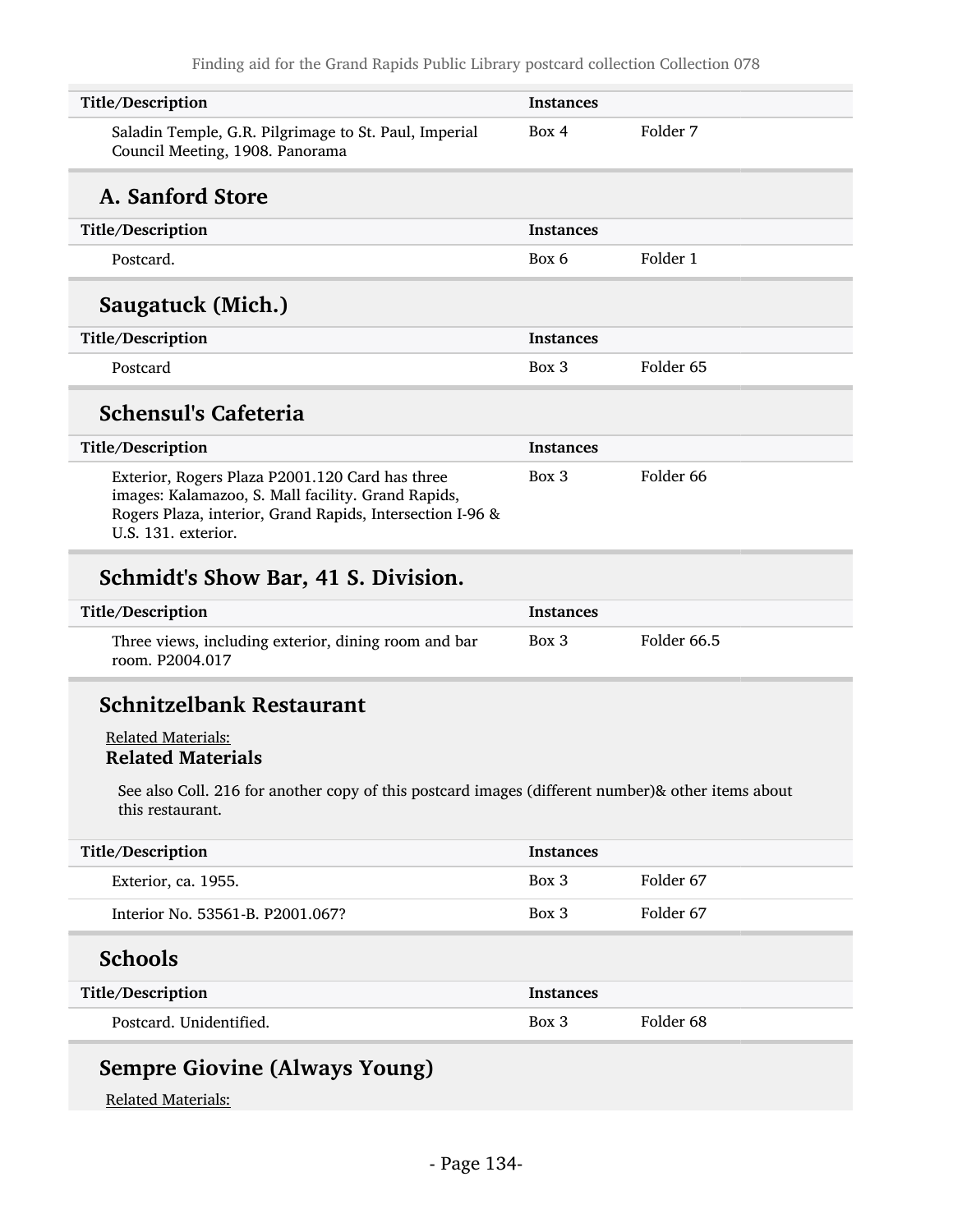| Title/Description | Instances | |
|---|---|---|
| Saladin Temple, G.R. Pilgrimage to St. Paul, Imperial Council Meeting, 1908. Panorama | Box 4 | Folder 7 |

## A. Sanford Store

| Title/Description | Instances | |
|---|---|---|
| Postcard. | Box 6 | Folder 1 |

## Saugatuck (Mich.)

| Title/Description | Instances | |
|---|---|---|
| Postcard | Box 3 | Folder 65 |

## Schensul's Cafeteria

| Title/Description | Instances | |
|---|---|---|
| Exterior, Rogers Plaza P2001.120 Card has three images: Kalamazoo, S. Mall facility. Grand Rapids, Rogers Plaza, interior, Grand Rapids, Intersection I-96 & U.S. 131. exterior. | Box 3 | Folder 66 |

## Schmidt's Show Bar, 41 S. Division.

| Title/Description | Instances | |
|---|---|---|
| Three views, including exterior, dining room and bar room. P2004.017 | Box 3 | Folder 66.5 |

## Schnitzelbank Restaurant

Related Materials:

**Related Materials**

See also Coll. 216 for another copy of this postcard images (different number)& other items about this restaurant.

| Title/Description | Instances | |
|---|---|---|
| Exterior, ca. 1955. | Box 3 | Folder 67 |
| Interior No. 53561-B. P2001.067? | Box 3 | Folder 67 |

## Schools

| Title/Description | Instances | |
|---|---|---|
| Postcard. Unidentified. | Box 3 | Folder 68 |

## Sempre Giovine (Always Young)

Related Materials: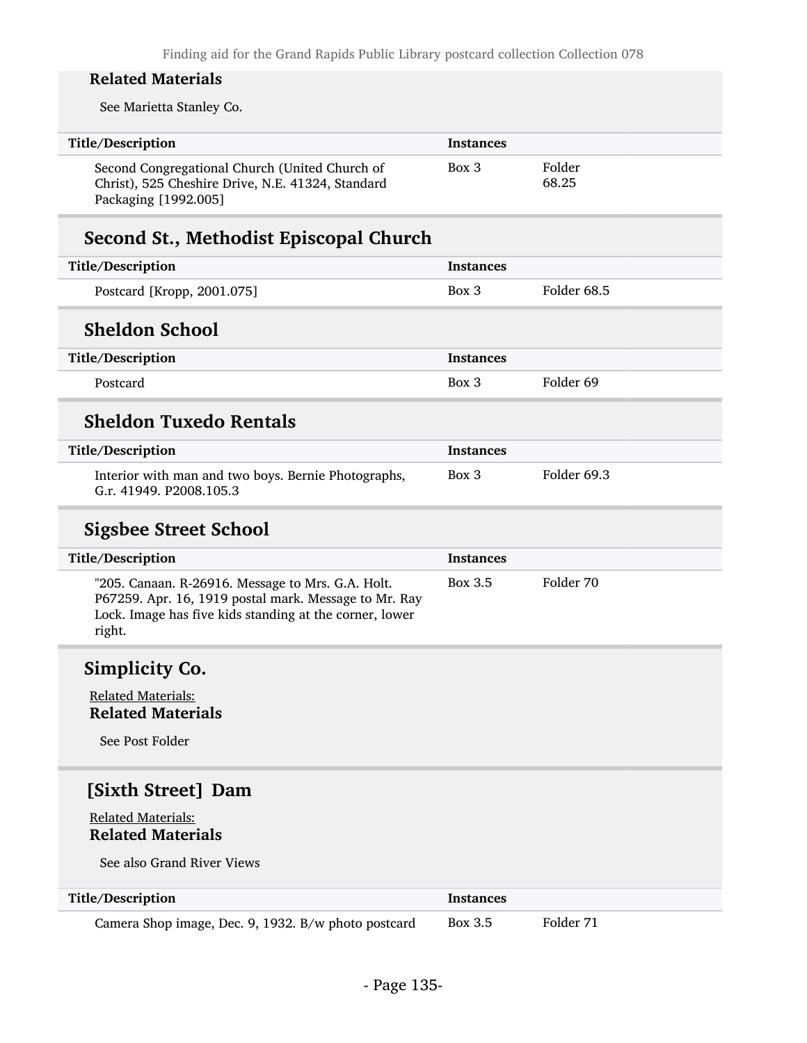**Related Materials**

See Marietta Stanley Co.

| Title/Description | Instances | |
| --- | --- | --- |
| Second Congregational Church (United Church of Christ), 525 Cheshire Drive, N.E. 41324, Standard Packaging [1992.005] | Box 3 | Folder 68.25 |

## Second St., Methodist Episcopal Church

| Title/Description | Instances | |
| --- | --- | --- |
| Postcard [Kropp, 2001.075] | Box 3 | Folder 68.5 |

## Sheldon School

| Title/Description | Instances | |
| --- | --- | --- |
| Postcard | Box 3 | Folder 69 |

## Sheldon Tuxedo Rentals

| Title/Description | Instances | |
| --- | --- | --- |
| Interior with man and two boys. Bernie Photographs, G.r. 41949. P2008.105.3 | Box 3 | Folder 69.3 |

## Sigsbee Street School

| Title/Description | Instances | |
| --- | --- | --- |
| "205. Canaan. R-26916. Message to Mrs. G.A. Holt. P67259. Apr. 16, 1919 postal mark. Message to Mr. Ray Lock. Image has five kids standing at the corner, lower right. | Box 3.5 | Folder 70 |

## Simplicity Co.

Related Materials:

**Related Materials**

See Post Folder

## [Sixth Street] Dam

Related Materials:

**Related Materials**

See also Grand River Views

| Title/Description | Instances | |
| --- | --- | --- |
| Camera Shop image, Dec. 9, 1932. B/w photo postcard | Box 3.5 | Folder 71 |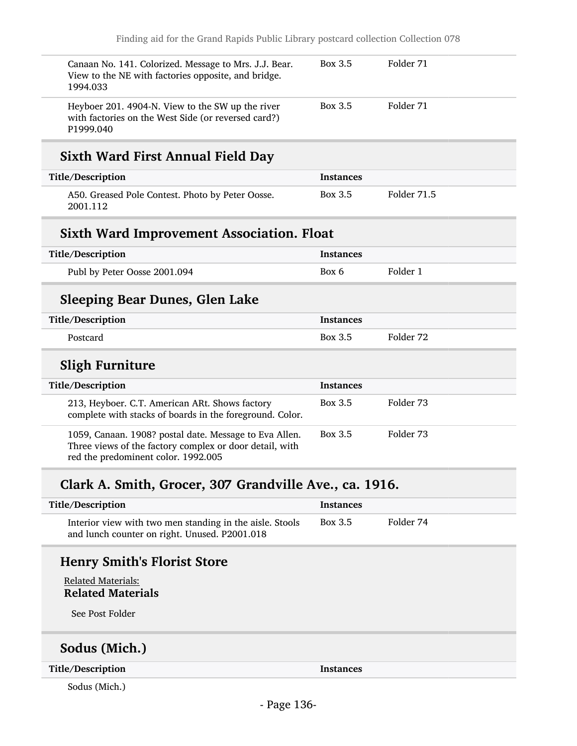| Title/Description | Instances | |
|---|---|---|
| Canaan No. 141. Colorized. Message to Mrs. J.J. Bear. View to the NE with factories opposite, and bridge. 1994.033 | Box 3.5 | Folder 71 |
| Heyboer 201. 4904-N. View to the SW up the river with factories on the West Side (or reversed card?) P1999.040 | Box 3.5 | Folder 71 |

## Sixth Ward First Annual Field Day

| Title/Description | Instances | |
|---|---|---|
| A50. Greased Pole Contest. Photo by Peter Oosse. 2001.112 | Box 3.5 | Folder 71.5 |

## Sixth Ward Improvement Association. Float

| Title/Description | Instances | |
|---|---|---|
| Publ by Peter Oosse 2001.094 | Box 6 | Folder 1 |

## Sleeping Bear Dunes, Glen Lake

| Title/Description | Instances | |
|---|---|---|
| Postcard | Box 3.5 | Folder 72 |

## Sligh Furniture

| Title/Description | Instances | |
|---|---|---|
| 213, Heyboer. C.T. American ARt. Shows factory complete with stacks of boards in the foreground. Color. | Box 3.5 | Folder 73 |
| 1059, Canaan. 1908? postal date. Message to Eva Allen. Three views of the factory complex or door detail, with red the predominent color. 1992.005 | Box 3.5 | Folder 73 |

## Clark A. Smith, Grocer, 307 Grandville Ave., ca. 1916.

| Title/Description | Instances | |
|---|---|---|
| Interior view with two men standing in the aisle. Stools and lunch counter on right. Unused. P2001.018 | Box 3.5 | Folder 74 |

## Henry Smith's Florist Store

Related Materials:

**Related Materials**

See Post Folder

## Sodus (Mich.)

| Title/Description | Instances |
|---|---|
| Sodus (Mich.) | |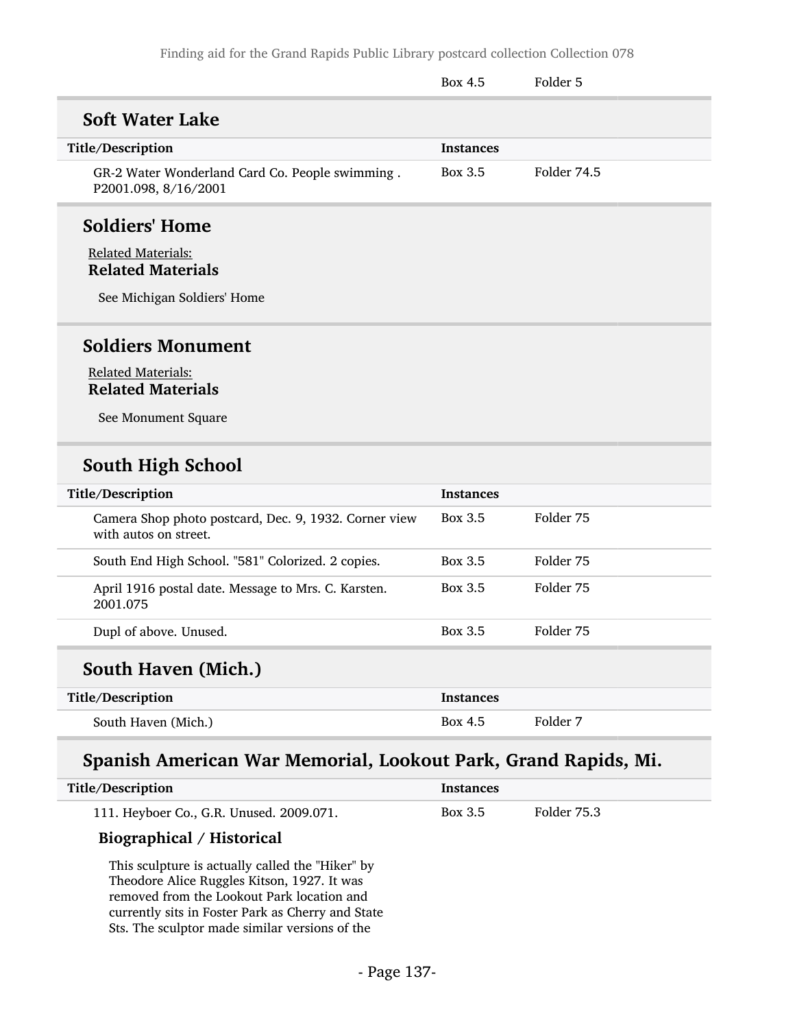| | Box 4.5 | Folder 5 |
|---|---|---|

## Soft Water Lake

| Title/Description | Instances | |
|---|---|---|
| GR-2 Water Wonderland Card Co. People swimming . P2001.098, 8/16/2001 | Box 3.5 | Folder 74.5 |

## Soldiers' Home

Related Materials:

**Related Materials**

See Michigan Soldiers' Home

## Soldiers Monument

Related Materials:

**Related Materials**

See Monument Square

## South High School

| Title/Description | Instances | |
|---|---|---|
| Camera Shop photo postcard, Dec. 9, 1932. Corner view with autos on street. | Box 3.5 | Folder 75 |
| South End High School. "581" Colorized. 2 copies. | Box 3.5 | Folder 75 |
| April 1916 postal date. Message to Mrs. C. Karsten. 2001.075 | Box 3.5 | Folder 75 |
| Dupl of above. Unused. | Box 3.5 | Folder 75 |

## South Haven (Mich.)

| Title/Description | Instances | |
|---|---|---|
| South Haven (Mich.) | Box 4.5 | Folder 7 |

## Spanish American War Memorial, Lookout Park, Grand Rapids, Mi.

| Title/Description | Instances | |
|---|---|---|
| 111. Heyboer Co., G.R. Unused. 2009.071. | Box 3.5 | Folder 75.3 |

### Biographical / Historical

This sculpture is actually called the "Hiker" by Theodore Alice Ruggles Kitson, 1927. It was removed from the Lookout Park location and currently sits in Foster Park as Cherry and State Sts. The sculptor made similar versions of the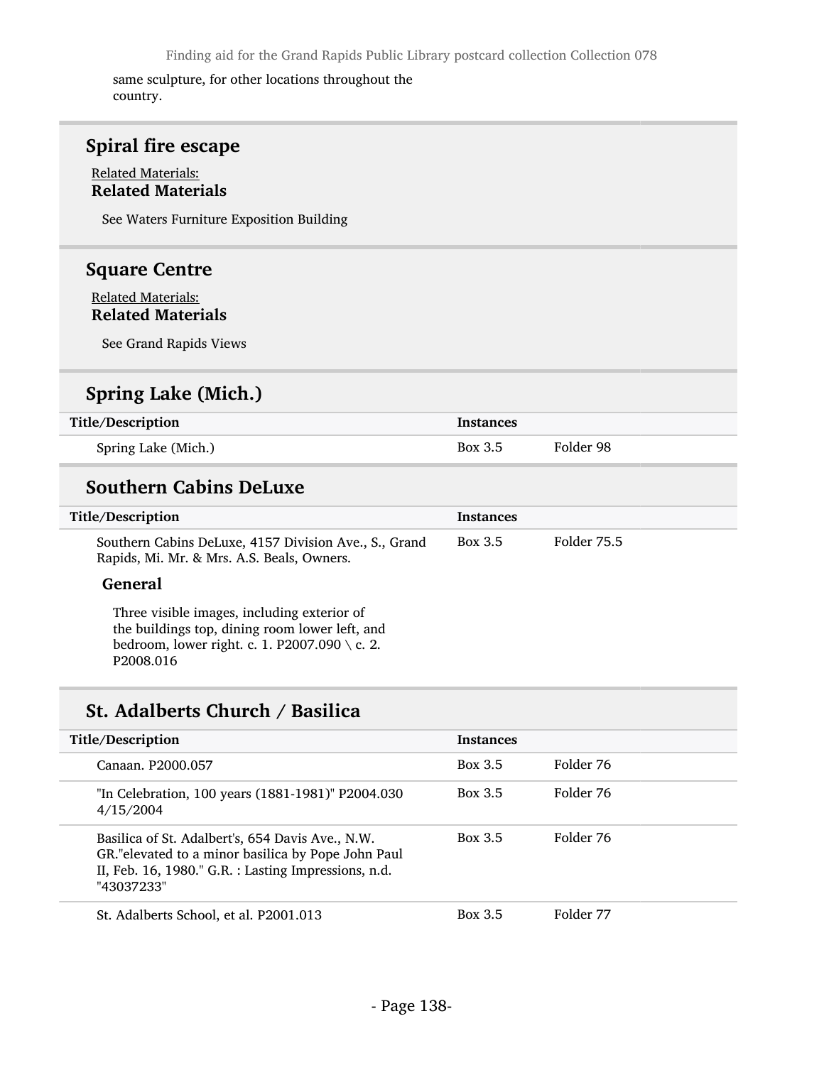same sculpture, for other locations throughout the country.

## Spiral fire escape

Related Materials:

**Related Materials**

See Waters Furniture Exposition Building

## Square Centre

Related Materials:

**Related Materials**

See Grand Rapids Views

## Spring Lake (Mich.)

| Title/Description | Instances | |
|---|---|---|
| Spring Lake (Mich.) | Box 3.5 | Folder 98 |

## Southern Cabins DeLuxe

| Title/Description | Instances | |
|---|---|---|
| Southern Cabins DeLuxe, 4157 Division Ave., S., Grand Rapids, Mi. Mr. & Mrs. A.S. Beals, Owners. | Box 3.5 | Folder 75.5 |

**General**

Three visible images, including exterior of the buildings top, dining room lower left, and bedroom, lower right. c. 1. P2007.090 \ c. 2. P2008.016

## St. Adalberts Church / Basilica

| Title/Description | Instances | |
|---|---|---|
| Canaan. P2000.057 | Box 3.5 | Folder 76 |
| "In Celebration, 100 years (1881-1981)" P2004.030 4/15/2004 | Box 3.5 | Folder 76 |
| Basilica of St. Adalbert's, 654 Davis Ave., N.W. GR."elevated to a minor basilica by Pope John Paul II, Feb. 16, 1980." G.R. : Lasting Impressions, n.d. "43037233" | Box 3.5 | Folder 76 |
| St. Adalberts School, et al. P2001.013 | Box 3.5 | Folder 77 |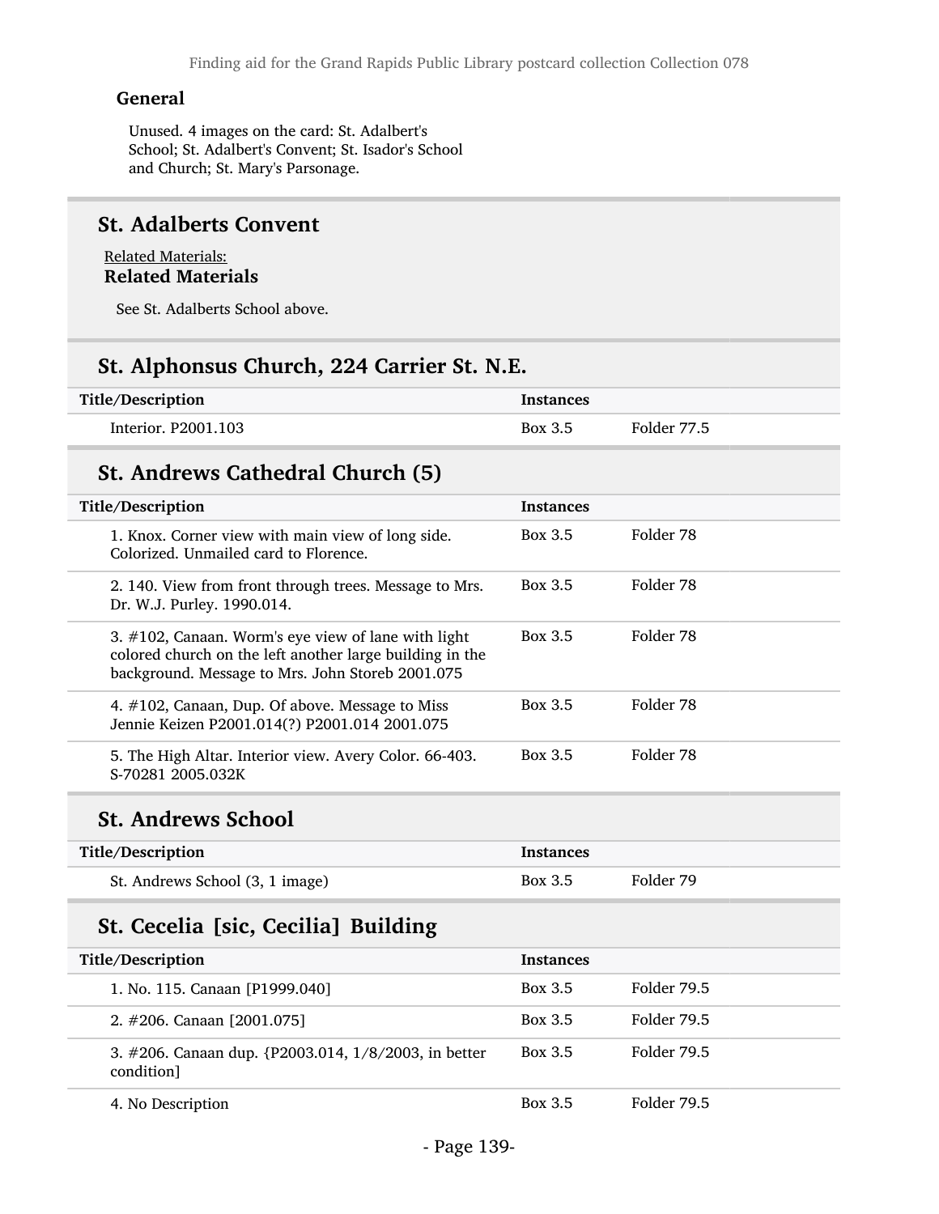### General

Unused. 4 images on the card: St. Adalbert's School; St. Adalbert's Convent; St. Isador's School and Church; St. Mary's Parsonage.

## St. Adalberts Convent

Related Materials:

### Related Materials

See St. Adalberts School above.

## St. Alphonsus Church, 224 Carrier St. N.E.

| Title/Description | Instances | |
|---|---|---|
| Interior. P2001.103 | Box 3.5 | Folder 77.5 |

## St. Andrews Cathedral Church (5)

| Title/Description | Instances | |
|---|---|---|
| 1. Knox. Corner view with main view of long side. Colorized. Unmailed card to Florence. | Box 3.5 | Folder 78 |
| 2. 140. View from front through trees. Message to Mrs. Dr. W.J. Purley. 1990.014. | Box 3.5 | Folder 78 |
| 3. #102, Canaan. Worm's eye view of lane with light colored church on the left another large building in the background. Message to Mrs. John Storeb 2001.075 | Box 3.5 | Folder 78 |
| 4. #102, Canaan, Dup. Of above. Message to Miss Jennie Keizen P2001.014(?) P2001.014 2001.075 | Box 3.5 | Folder 78 |
| 5. The High Altar. Interior view. Avery Color. 66-403. S-70281 2005.032K | Box 3.5 | Folder 78 |

## St. Andrews School

| Title/Description | Instances | |
|---|---|---|
| St. Andrews School (3, 1 image) | Box 3.5 | Folder 79 |

## St. Cecelia [sic, Cecilia] Building

| Title/Description | Instances | |
|---|---|---|
| 1. No. 115. Canaan [P1999.040] | Box 3.5 | Folder 79.5 |
| 2. #206. Canaan [2001.075] | Box 3.5 | Folder 79.5 |
| 3. #206. Canaan dup. {P2003.014, 1/8/2003, in better condition] | Box 3.5 | Folder 79.5 |
| 4. No Description | Box 3.5 | Folder 79.5 |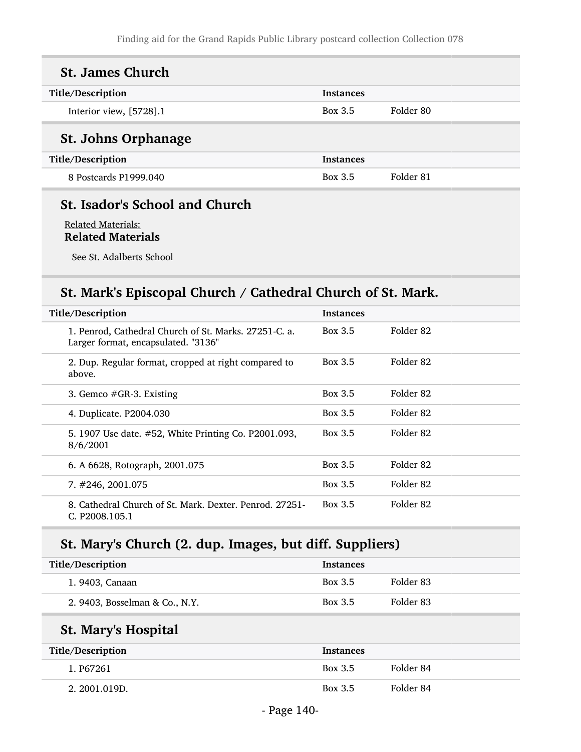## St. James Church

| Title/Description | Instances | |
|---|---|---|
| Interior view, [5728].1 | Box 3.5 | Folder 80 |

## St. Johns Orphanage

| Title/Description | Instances | |
|---|---|---|
| 8 Postcards P1999.040 | Box 3.5 | Folder 81 |

## St. Isador's School and Church

Related Materials:

**Related Materials**

See St. Adalberts School

## St. Mark's Episcopal Church / Cathedral Church of St. Mark.

| Title/Description | Instances | |
|---|---|---|
| 1. Penrod, Cathedral Church of St. Marks. 27251-C. a. Larger format, encapsulated. "3136" | Box 3.5 | Folder 82 |
| 2. Dup. Regular format, cropped at right compared to above. | Box 3.5 | Folder 82 |
| 3. Gemco #GR-3. Existing | Box 3.5 | Folder 82 |
| 4. Duplicate. P2004.030 | Box 3.5 | Folder 82 |
| 5. 1907 Use date. #52, White Printing Co. P2001.093, 8/6/2001 | Box 3.5 | Folder 82 |
| 6. A 6628, Rotograph, 2001.075 | Box 3.5 | Folder 82 |
| 7. #246, 2001.075 | Box 3.5 | Folder 82 |
| 8. Cathedral Church of St. Mark. Dexter. Penrod. 27251-C. P2008.105.1 | Box 3.5 | Folder 82 |

## St. Mary's Church (2. dup. Images, but diff. Suppliers)

| Title/Description | Instances | |
|---|---|---|
| 1. 9403, Canaan | Box 3.5 | Folder 83 |
| 2. 9403, Bosselman & Co., N.Y. | Box 3.5 | Folder 83 |

## St. Mary's Hospital

| Title/Description | Instances | |
|---|---|---|
| 1. P67261 | Box 3.5 | Folder 84 |
| 2. 2001.019D. | Box 3.5 | Folder 84 |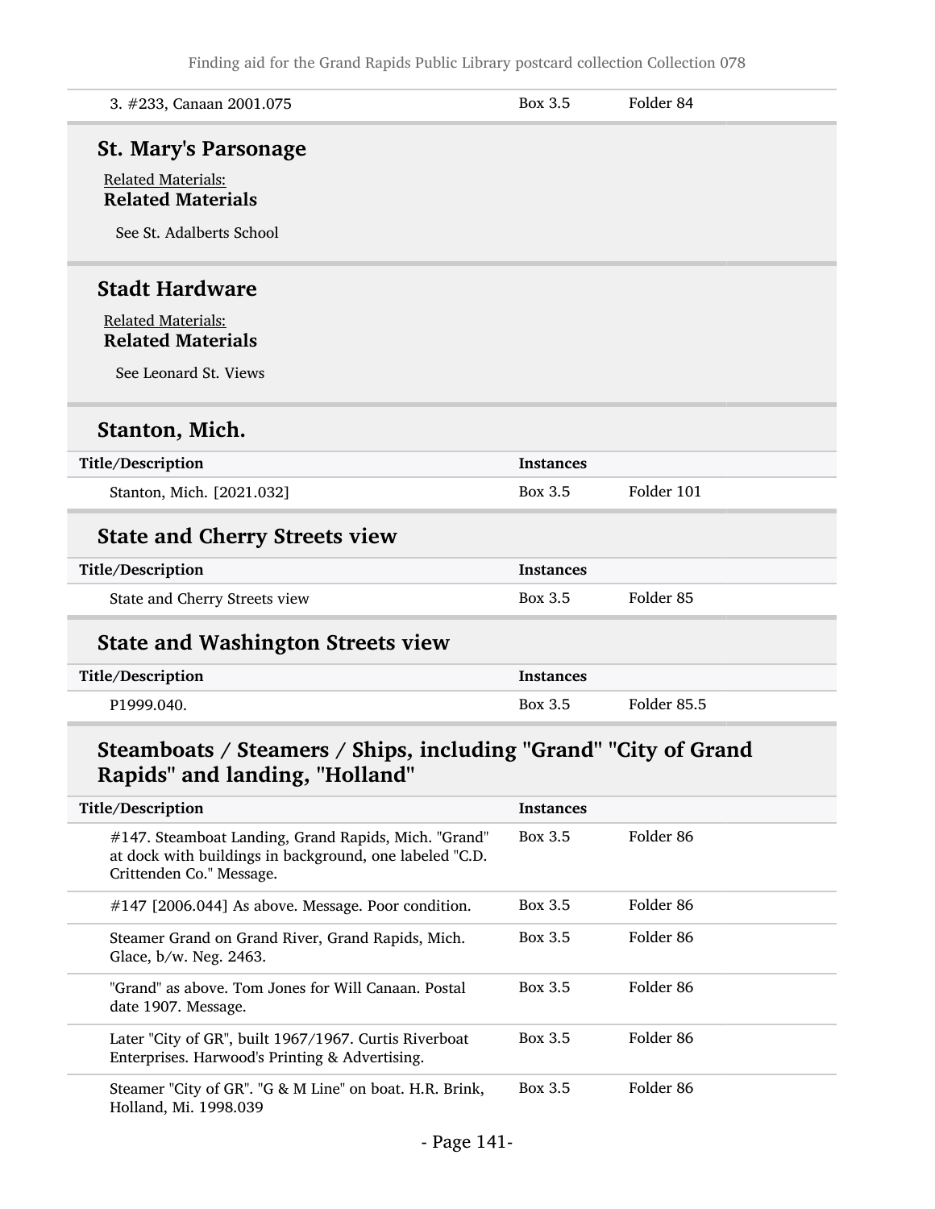| | | |
|---|---|---|
| 3. #233, Canaan 2001.075 | Box 3.5 | Folder 84 |

## St. Mary's Parsonage

Related Materials:

**Related Materials**

See St. Adalberts School

## Stadt Hardware

Related Materials:

**Related Materials**

See Leonard St. Views

## Stanton, Mich.

| Title/Description | Instances | |
|---|---|---|
| Stanton, Mich. [2021.032] | Box 3.5 | Folder 101 |

## State and Cherry Streets view

| Title/Description | Instances | |
|---|---|---|
| State and Cherry Streets view | Box 3.5 | Folder 85 |

## State and Washington Streets view

| Title/Description | Instances | |
|---|---|---|
| P1999.040. | Box 3.5 | Folder 85.5 |

## Steamboats / Steamers / Ships, including "Grand" "City of Grand Rapids" and landing, "Holland"

| Title/Description | Instances | |
|---|---|---|
| #147. Steamboat Landing, Grand Rapids, Mich. "Grand" at dock with buildings in background, one labeled "C.D. Crittenden Co." Message. | Box 3.5 | Folder 86 |
| #147 [2006.044] As above. Message. Poor condition. | Box 3.5 | Folder 86 |
| Steamer Grand on Grand River, Grand Rapids, Mich. Glace, b/w. Neg. 2463. | Box 3.5 | Folder 86 |
| "Grand" as above. Tom Jones for Will Canaan. Postal date 1907. Message. | Box 3.5 | Folder 86 |
| Later "City of GR", built 1967/1967. Curtis Riverboat Enterprises. Harwood's Printing & Advertising. | Box 3.5 | Folder 86 |
| Steamer "City of GR". "G & M Line" on boat. H.R. Brink, Holland, Mi. 1998.039 | Box 3.5 | Folder 86 |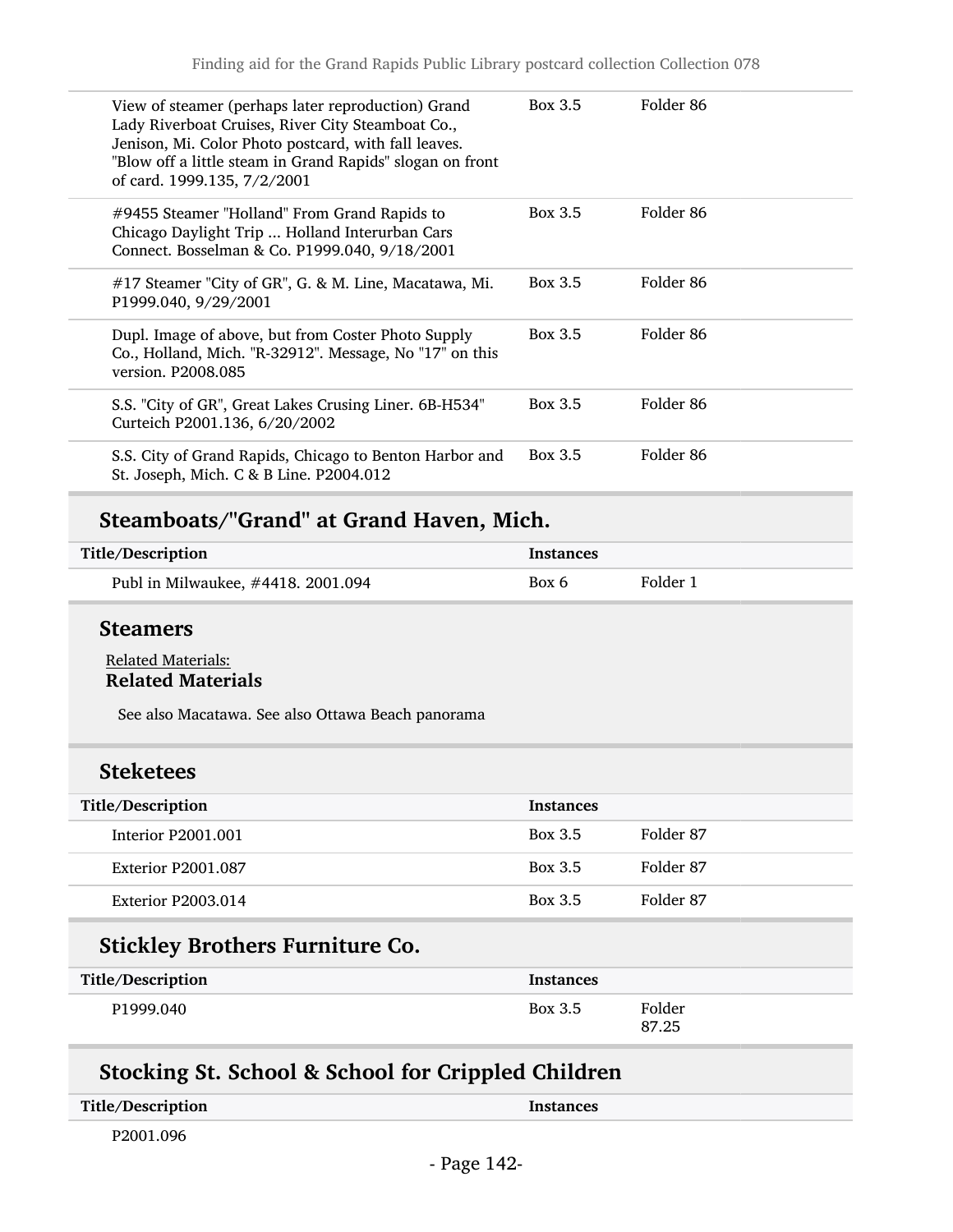| | | |
|---|---|---|
| View of steamer (perhaps later reproduction) Grand Lady Riverboat Cruises, River City Steamboat Co., Jenison, Mi. Color Photo postcard, with fall leaves. "Blow off a little steam in Grand Rapids" slogan on front of card. 1999.135, 7/2/2001 | Box 3.5 | Folder 86 |
| #9455 Steamer "Holland" From Grand Rapids to Chicago Daylight Trip ... Holland Interurban Cars Connect. Bosselman & Co. P1999.040, 9/18/2001 | Box 3.5 | Folder 86 |
| #17 Steamer "City of GR", G. & M. Line, Macatawa, Mi. P1999.040, 9/29/2001 | Box 3.5 | Folder 86 |
| Dupl. Image of above, but from Coster Photo Supply Co., Holland, Mich. "R-32912". Message, No "17" on this version. P2008.085 | Box 3.5 | Folder 86 |
| S.S. "City of GR", Great Lakes Crusing Liner. 6B-H534" Curteich P2001.136, 6/20/2002 | Box 3.5 | Folder 86 |
| S.S. City of Grand Rapids, Chicago to Benton Harbor and St. Joseph, Mich. C & B Line. P2004.012 | Box 3.5 | Folder 86 |

## Steamboats/"Grand" at Grand Haven, Mich.

| Title/Description | Instances | |
|---|---|---|
| Publ in Milwaukee, #4418. 2001.094 | Box 6 | Folder 1 |

## Steamers

Related Materials:

**Related Materials**

See also Macatawa. See also Ottawa Beach panorama

## Steketees

| Title/Description | Instances | |
|---|---|---|
| Interior P2001.001 | Box 3.5 | Folder 87 |
| Exterior P2001.087 | Box 3.5 | Folder 87 |
| Exterior P2003.014 | Box 3.5 | Folder 87 |

## Stickley Brothers Furniture Co.

| Title/Description | Instances | |
|---|---|---|
| P1999.040 | Box 3.5 | Folder 87.25 |

## Stocking St. School & School for Crippled Children

| Title/Description | Instances | |
|---|---|---|
| P2001.096 | | |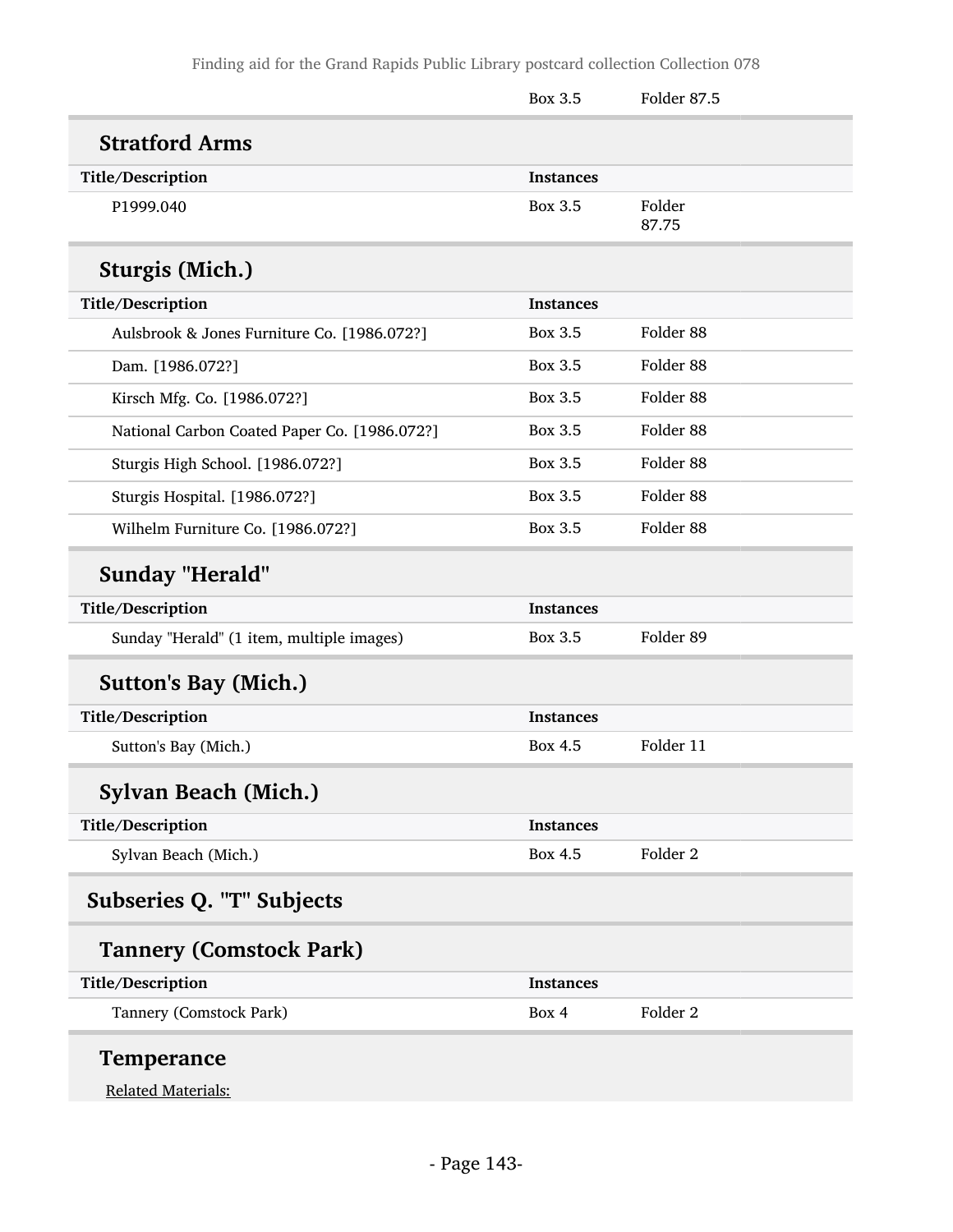| | Box 3.5 | Folder 87.5 |
|---|---|---|

### Stratford Arms

| Title/Description | Instances | |
|---|---|---|
| P1999.040 | Box 3.5 | Folder 87.75 |

### Sturgis (Mich.)

| Title/Description | Instances | |
|---|---|---|
| Aulsbrook & Jones Furniture Co. [1986.072?] | Box 3.5 | Folder 88 |
| Dam. [1986.072?] | Box 3.5 | Folder 88 |
| Kirsch Mfg. Co. [1986.072?] | Box 3.5 | Folder 88 |
| National Carbon Coated Paper Co. [1986.072?] | Box 3.5 | Folder 88 |
| Sturgis High School. [1986.072?] | Box 3.5 | Folder 88 |
| Sturgis Hospital. [1986.072?] | Box 3.5 | Folder 88 |
| Wilhelm Furniture Co. [1986.072?] | Box 3.5 | Folder 88 |

### Sunday "Herald"

| Title/Description | Instances | |
|---|---|---|
| Sunday "Herald" (1 item, multiple images) | Box 3.5 | Folder 89 |

### Sutton's Bay (Mich.)

| Title/Description | Instances | |
|---|---|---|
| Sutton's Bay (Mich.) | Box 4.5 | Folder 11 |

### Sylvan Beach (Mich.)

| Title/Description | Instances | |
|---|---|---|
| Sylvan Beach (Mich.) | Box 4.5 | Folder 2 |

## Subseries Q. "T" Subjects

### Tannery (Comstock Park)

| Title/Description | Instances | |
|---|---|---|
| Tannery (Comstock Park) | Box 4 | Folder 2 |

### Temperance

Related Materials: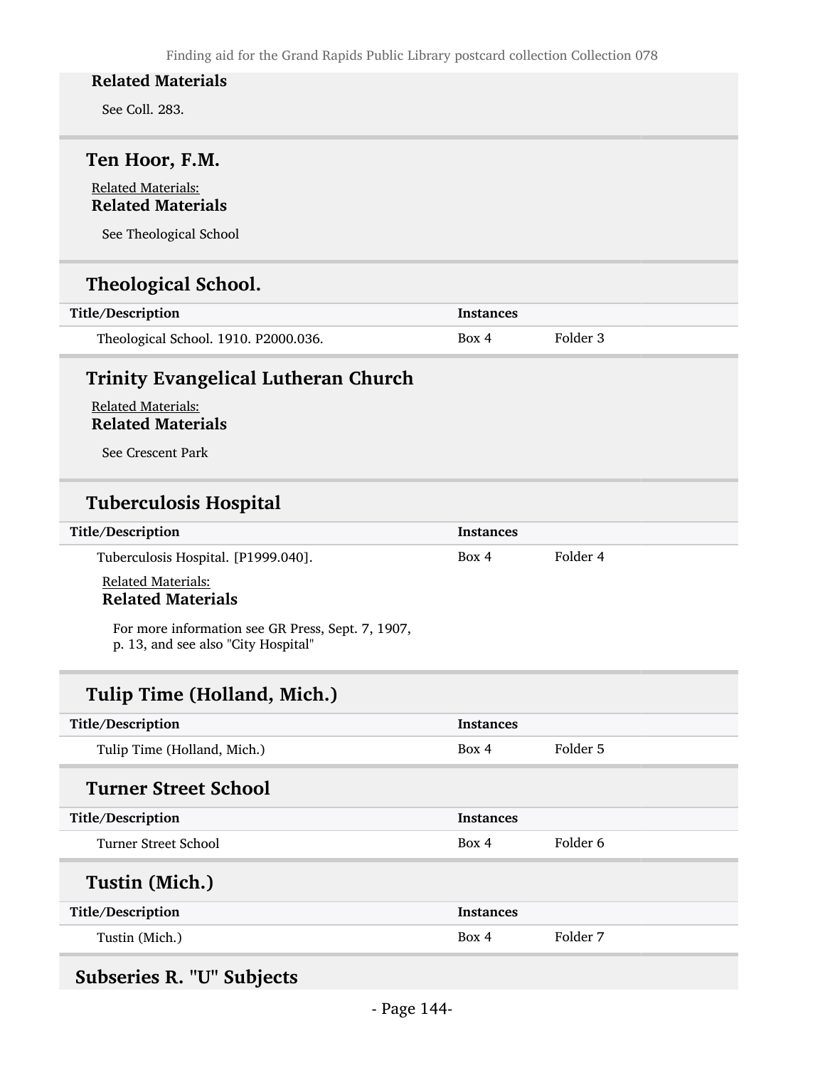**Related Materials**

See Coll. 283.

### Ten Hoor, F.M.

Related Materials:

**Related Materials**

See Theological School

### Theological School.

| Title/Description | Instances | |
|---|---|---|
| Theological School. 1910. P2000.036. | Box 4 | Folder 3 |

### Trinity Evangelical Lutheran Church

Related Materials:

**Related Materials**

See Crescent Park

### Tuberculosis Hospital

| Title/Description | Instances | |
|---|---|---|
| Tuberculosis Hospital. [P1999.040]. | Box 4 | Folder 4 |

Related Materials:

**Related Materials**

For more information see GR Press, Sept. 7, 1907, p. 13, and see also "City Hospital"

### Tulip Time (Holland, Mich.)

| Title/Description | Instances | |
|---|---|---|
| Tulip Time (Holland, Mich.) | Box 4 | Folder 5 |

### Turner Street School

| Title/Description | Instances | |
|---|---|---|
| Turner Street School | Box 4 | Folder 6 |

### Tustin (Mich.)

| Title/Description | Instances | |
|---|---|---|
| Tustin (Mich.) | Box 4 | Folder 7 |

## Subseries R. "U" Subjects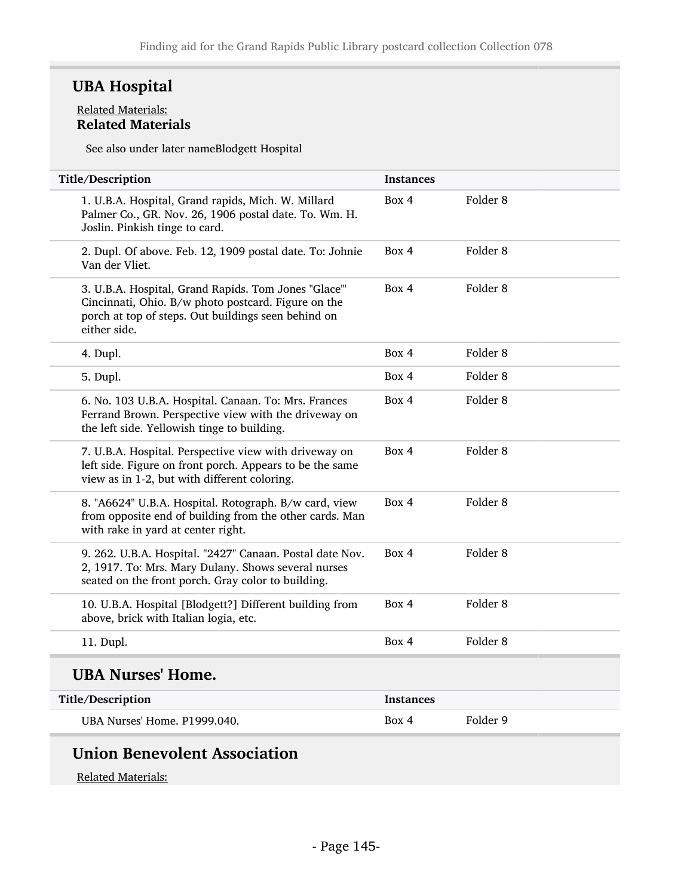## UBA Hospital

Related Materials:

**Related Materials**

See also under later nameBlodgett Hospital

| Title/Description | Instances | |
|---|---|---|
| 1. U.B.A. Hospital, Grand rapids, Mich. W. Millard Palmer Co., GR. Nov. 26, 1906 postal date. To. Wm. H. Joslin. Pinkish tinge to card. | Box 4 | Folder 8 |
| 2. Dupl. Of above. Feb. 12, 1909 postal date. To: Johnie Van der Vliet. | Box 4 | Folder 8 |
| 3. U.B.A. Hospital, Grand Rapids. Tom Jones "Glace'" Cincinnati, Ohio. B/w photo postcard. Figure on the porch at top of steps. Out buildings seen behind on either side. | Box 4 | Folder 8 |
| 4. Dupl. | Box 4 | Folder 8 |
| 5. Dupl. | Box 4 | Folder 8 |
| 6. No. 103 U.B.A. Hospital. Canaan. To: Mrs. Frances Ferrand Brown. Perspective view with the driveway on the left side. Yellowish tinge to building. | Box 4 | Folder 8 |
| 7. U.B.A. Hospital. Perspective view with driveway on left side. Figure on front porch. Appears to be the same view as in 1-2, but with different coloring. | Box 4 | Folder 8 |
| 8. "A6624" U.B.A. Hospital. Rotograph. B/w card, view from opposite end of building from the other cards. Man with rake in yard at center right. | Box 4 | Folder 8 |
| 9. 262. U.B.A. Hospital. "2427" Canaan. Postal date Nov. 2, 1917. To: Mrs. Mary Dulany. Shows several nurses seated on the front porch. Gray color to building. | Box 4 | Folder 8 |
| 10. U.B.A. Hospital [Blodgett?] Different building from above, brick with Italian logia, etc. | Box 4 | Folder 8 |
| 11. Dupl. | Box 4 | Folder 8 |

## UBA Nurses' Home.

| Title/Description | Instances | |
|---|---|---|
| UBA Nurses' Home. P1999.040. | Box 4 | Folder 9 |

## Union Benevolent Association

Related Materials: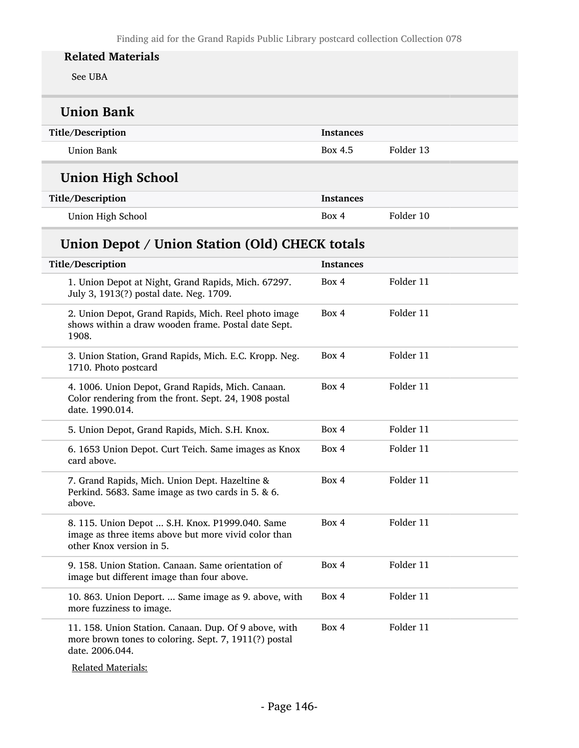#### Related Materials

See UBA

## Union Bank

| Title/Description | Instances | |
|---|---|---|
| Union Bank | Box 4.5 | Folder 13 |

## Union High School

| Title/Description | Instances | |
|---|---|---|
| Union High School | Box 4 | Folder 10 |

## Union Depot / Union Station (Old) CHECK totals

| Title/Description | Instances | |
|---|---|---|
| 1. Union Depot at Night, Grand Rapids, Mich. 67297. July 3, 1913(?) postal date. Neg. 1709. | Box 4 | Folder 11 |
| 2. Union Depot, Grand Rapids, Mich. Reel photo image shows within a draw wooden frame. Postal date Sept. 1908. | Box 4 | Folder 11 |
| 3. Union Station, Grand Rapids, Mich. E.C. Kropp. Neg. 1710. Photo postcard | Box 4 | Folder 11 |
| 4. 1006. Union Depot, Grand Rapids, Mich. Canaan. Color rendering from the front. Sept. 24, 1908 postal date. 1990.014. | Box 4 | Folder 11 |
| 5. Union Depot, Grand Rapids, Mich. S.H. Knox. | Box 4 | Folder 11 |
| 6. 1653 Union Depot. Curt Teich. Same images as Knox card above. | Box 4 | Folder 11 |
| 7. Grand Rapids, Mich. Union Dept. Hazeltine & Perkind. 5683. Same image as two cards in 5. & 6. above. | Box 4 | Folder 11 |
| 8. 115. Union Depot ... S.H. Knox. P1999.040. Same image as three items above but more vivid color than other Knox version in 5. | Box 4 | Folder 11 |
| 9. 158. Union Station. Canaan. Same orientation of image but different image than four above. | Box 4 | Folder 11 |
| 10. 863. Union Deport. ... Same image as 9. above, with more fuzziness to image. | Box 4 | Folder 11 |
| 11. 158. Union Station. Canaan. Dup. Of 9 above, with more brown tones to coloring. Sept. 7, 1911(?) postal date. 2006.044. | Box 4 | Folder 11 |

Related Materials: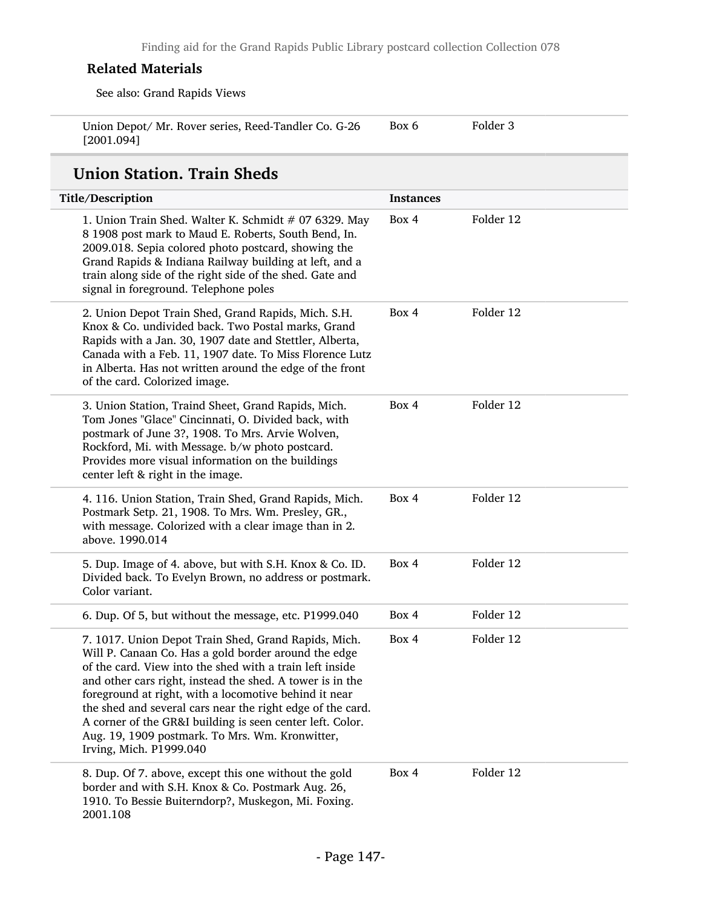### Related Materials

See also: Grand Rapids Views

| | | |
|---|---|---|
| Union Depot/ Mr. Rover series, Reed-Tandler Co. G-26 [2001.094] | Box 6 | Folder 3 |

## Union Station. Train Sheds

| Title/Description | Instances | |
|---|---|---|
| 1. Union Train Shed. Walter K. Schmidt # 07 6329. May 8 1908 post mark to Maud E. Roberts, South Bend, In. 2009.018. Sepia colored photo postcard, showing the Grand Rapids & Indiana Railway building at left, and a train along side of the right side of the shed. Gate and signal in foreground. Telephone poles | Box 4 | Folder 12 |
| 2. Union Depot Train Shed, Grand Rapids, Mich. S.H. Knox & Co. undivided back. Two Postal marks, Grand Rapids with a Jan. 30, 1907 date and Stettler, Alberta, Canada with a Feb. 11, 1907 date. To Miss Florence Lutz in Alberta. Has not written around the edge of the front of the card. Colorized image. | Box 4 | Folder 12 |
| 3. Union Station, Traind Sheet, Grand Rapids, Mich. Tom Jones "Glace" Cincinnati, O. Divided back, with postmark of June 3?, 1908. To Mrs. Arvie Wolven, Rockford, Mi. with Message. b/w photo postcard. Provides more visual information on the buildings center left & right in the image. | Box 4 | Folder 12 |
| 4. 116. Union Station, Train Shed, Grand Rapids, Mich. Postmark Setp. 21, 1908. To Mrs. Wm. Presley, GR., with message. Colorized with a clear image than in 2. above. 1990.014 | Box 4 | Folder 12 |
| 5. Dup. Image of 4. above, but with S.H. Knox & Co. ID. Divided back. To Evelyn Brown, no address or postmark. Color variant. | Box 4 | Folder 12 |
| 6. Dup. Of 5, but without the message, etc. P1999.040 | Box 4 | Folder 12 |
| 7. 1017. Union Depot Train Shed, Grand Rapids, Mich. Will P. Canaan Co. Has a gold border around the edge of the card. View into the shed with a train left inside and other cars right, instead the shed. A tower is in the foreground at right, with a locomotive behind it near the shed and several cars near the right edge of the card. A corner of the GR&I building is seen center left. Color. Aug. 19, 1909 postmark. To Mrs. Wm. Kronwitter, Irving, Mich. P1999.040 | Box 4 | Folder 12 |
| 8. Dup. Of 7. above, except this one without the gold border and with S.H. Knox & Co. Postmark Aug. 26, 1910. To Bessie Buiterndorp?, Muskegon, Mi. Foxing. 2001.108 | Box 4 | Folder 12 |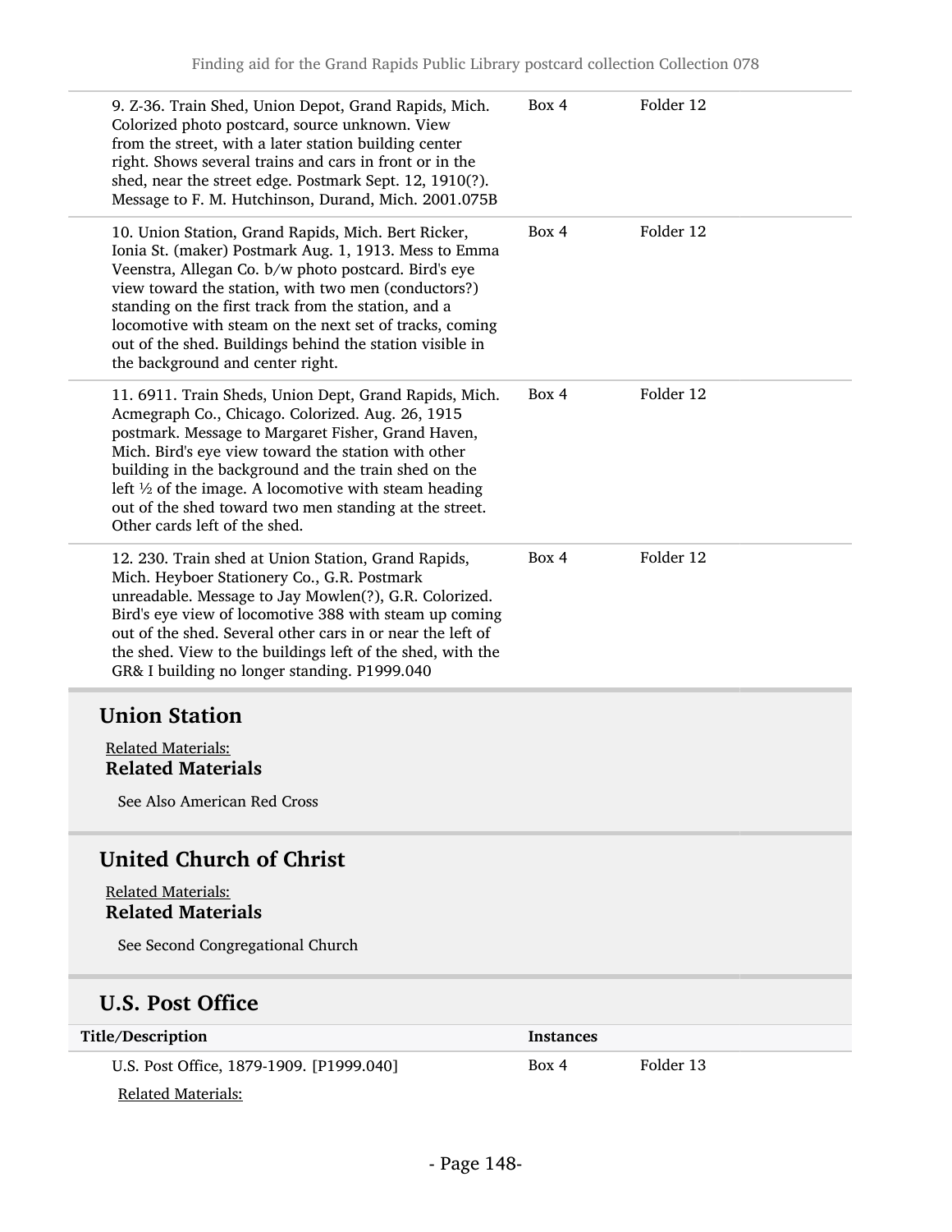| | | |
|---|---|---|
| 9. Z-36. Train Shed, Union Depot, Grand Rapids, Mich. Colorized photo postcard, source unknown. View from the street, with a later station building center right. Shows several trains and cars in front or in the shed, near the street edge. Postmark Sept. 12, 1910(?). Message to F. M. Hutchinson, Durand, Mich. 2001.075B | Box 4 | Folder 12 |
| 10. Union Station, Grand Rapids, Mich. Bert Ricker, Ionia St. (maker) Postmark Aug. 1, 1913. Mess to Emma Veenstra, Allegan Co. b/w photo postcard. Bird's eye view toward the station, with two men (conductors?) standing on the first track from the station, and a locomotive with steam on the next set of tracks, coming out of the shed. Buildings behind the station visible in the background and center right. | Box 4 | Folder 12 |
| 11. 6911. Train Sheds, Union Dept, Grand Rapids, Mich. Acmegraph Co., Chicago. Colorized. Aug. 26, 1915 postmark. Message to Margaret Fisher, Grand Haven, Mich. Bird's eye view toward the station with other building in the background and the train shed on the left ½ of the image. A locomotive with steam heading out of the shed toward two men standing at the street. Other cards left of the shed. | Box 4 | Folder 12 |
| 12. 230. Train shed at Union Station, Grand Rapids, Mich. Heyboer Stationery Co., G.R. Postmark unreadable. Message to Jay Mowlen(?), G.R. Colorized. Bird's eye view of locomotive 388 with steam up coming out of the shed. Several other cars in or near the left of the shed. View to the buildings left of the shed, with the GR& I building no longer standing. P1999.040 | Box 4 | Folder 12 |

## Union Station

Related Materials:

**Related Materials**

See Also American Red Cross

## United Church of Christ

Related Materials:

**Related Materials**

See Second Congregational Church

## U.S. Post Office

| Title/Description | Instances | |
|---|---|---|
| U.S. Post Office, 1879-1909. [P1999.040] | Box 4 | Folder 13 |

Related Materials: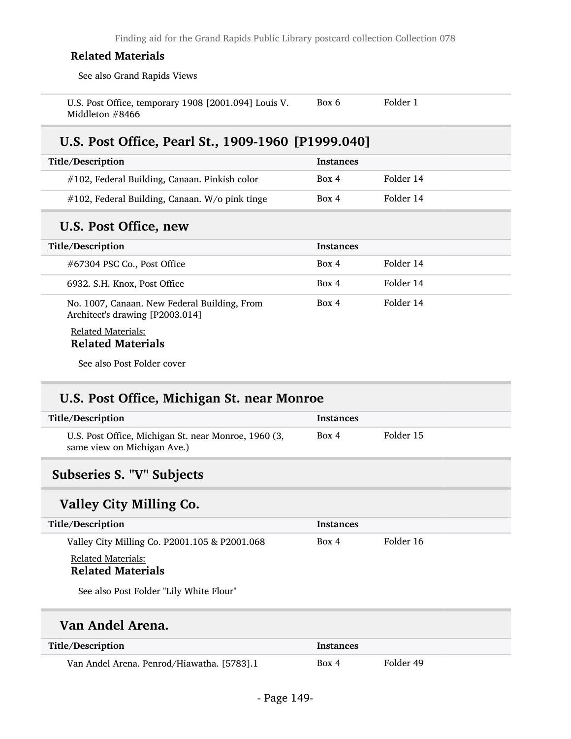### Related Materials

See also Grand Rapids Views

| | | |
|---|---|---|
| U.S. Post Office, temporary 1908 [2001.094] Louis V. Middleton #8466 | Box 6 | Folder 1 |

## U.S. Post Office, Pearl St., 1909-1960 [P1999.040]

| Title/Description | Instances | |
|---|---|---|
| #102, Federal Building, Canaan. Pinkish color | Box 4 | Folder 14 |
| #102, Federal Building, Canaan. W/o pink tinge | Box 4 | Folder 14 |

## U.S. Post Office, new

| Title/Description | Instances | |
|---|---|---|
| #67304 PSC Co., Post Office | Box 4 | Folder 14 |
| 6932. S.H. Knox, Post Office | Box 4 | Folder 14 |
| No. 1007, Canaan. New Federal Building, From Architect's drawing [P2003.014] | Box 4 | Folder 14 |

Related Materials:

### Related Materials

See also Post Folder cover

## U.S. Post Office, Michigan St. near Monroe

| Title/Description | Instances | |
|---|---|---|
| U.S. Post Office, Michigan St. near Monroe, 1960 (3, same view on Michigan Ave.) | Box 4 | Folder 15 |

## Subseries S. "V" Subjects

## Valley City Milling Co.

| Title/Description | Instances | |
|---|---|---|
| Valley City Milling Co. P2001.105 & P2001.068 | Box 4 | Folder 16 |

Related Materials:

### Related Materials

See also Post Folder "Lily White Flour"

## Van Andel Arena.

| Title/Description | Instances | |
|---|---|---|
| Van Andel Arena. Penrod/Hiawatha. [5783].1 | Box 4 | Folder 49 |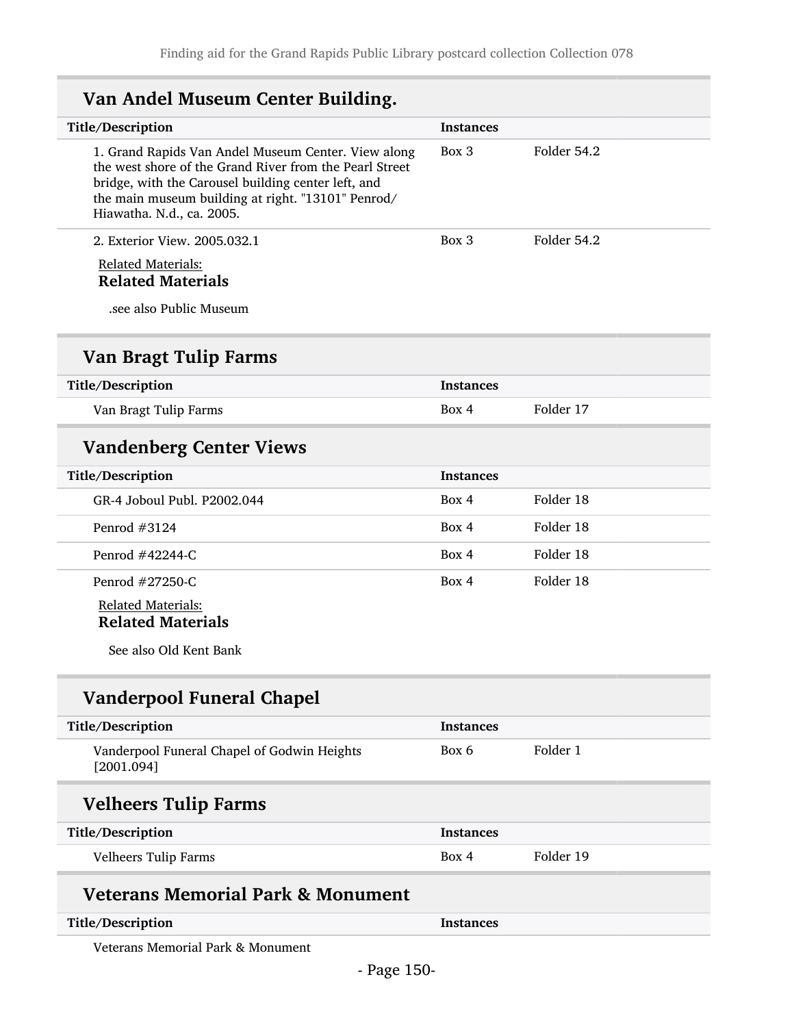## Van Andel Museum Center Building.

| Title/Description | Instances | |
|---|---|---|
| 1. Grand Rapids Van Andel Museum Center. View along the west shore of the Grand River from the Pearl Street bridge, with the Carousel building center left, and the main museum building at right. "13101" Penrod/ Hiawatha. N.d., ca. 2005. | Box 3 | Folder 54.2 |
| 2. Exterior View. 2005.032.1 | Box 3 | Folder 54.2 |

Related Materials:

**Related Materials**

.see also Public Museum

## Van Bragt Tulip Farms

| Title/Description | Instances | |
|---|---|---|
| Van Bragt Tulip Farms | Box 4 | Folder 17 |

## Vandenberg Center Views

| Title/Description | Instances | |
|---|---|---|
| GR-4 Joboul Publ. P2002.044 | Box 4 | Folder 18 |
| Penrod #3124 | Box 4 | Folder 18 |
| Penrod #42244-C | Box 4 | Folder 18 |
| Penrod #27250-C | Box 4 | Folder 18 |

Related Materials:

**Related Materials**

See also Old Kent Bank

## Vanderpool Funeral Chapel

| Title/Description | Instances | |
|---|---|---|
| Vanderpool Funeral Chapel of Godwin Heights [2001.094] | Box 6 | Folder 1 |

## Velheers Tulip Farms

| Title/Description | Instances | |
|---|---|---|
| Velheers Tulip Farms | Box 4 | Folder 19 |

## Veterans Memorial Park & Monument

| Title/Description | Instances | |
|---|---|---|
| Veterans Memorial Park & Monument | | |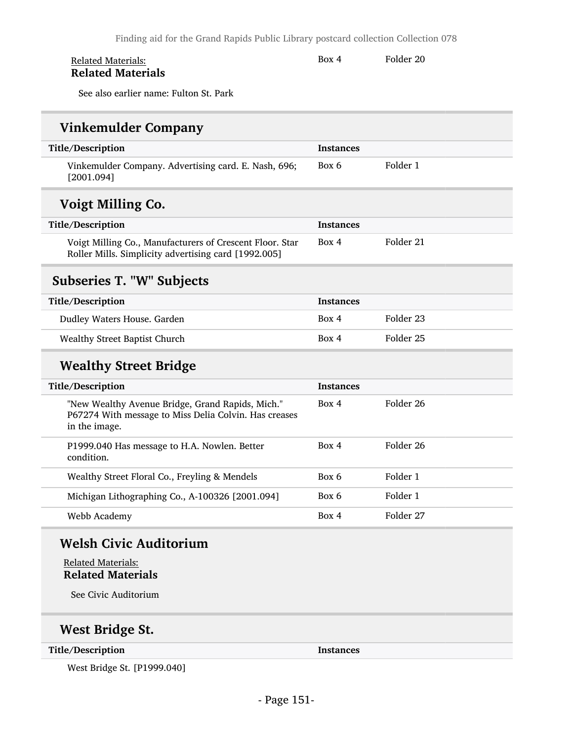Related Materials:

**Related Materials**

Box 4 Folder 20

See also earlier name: Fulton St. Park

## Vinkemulder Company

| Title/Description | Instances | |
|---|---|---|
| Vinkemulder Company. Advertising card. E. Nash, 696; [2001.094] | Box 6 | Folder 1 |

## Voigt Milling Co.

| Title/Description | Instances | |
|---|---|---|
| Voigt Milling Co., Manufacturers of Crescent Floor. Star Roller Mills. Simplicity advertising card [1992.005] | Box 4 | Folder 21 |

## Subseries T. "W" Subjects

| Title/Description | Instances | |
|---|---|---|
| Dudley Waters House. Garden | Box 4 | Folder 23 |
| Wealthy Street Baptist Church | Box 4 | Folder 25 |

## Wealthy Street Bridge

| Title/Description | Instances | |
|---|---|---|
| "New Wealthy Avenue Bridge, Grand Rapids, Mich." P67274 With message to Miss Delia Colvin. Has creases in the image. | Box 4 | Folder 26 |
| P1999.040 Has message to H.A. Nowlen. Better condition. | Box 4 | Folder 26 |
| Wealthy Street Floral Co., Freyling & Mendels | Box 6 | Folder 1 |
| Michigan Lithographing Co., A-100326 [2001.094] | Box 6 | Folder 1 |
| Webb Academy | Box 4 | Folder 27 |

## Welsh Civic Auditorium

Related Materials:

**Related Materials**

See Civic Auditorium

## West Bridge St.

| Title/Description | Instances |
|---|---|
| West Bridge St. [P1999.040] | |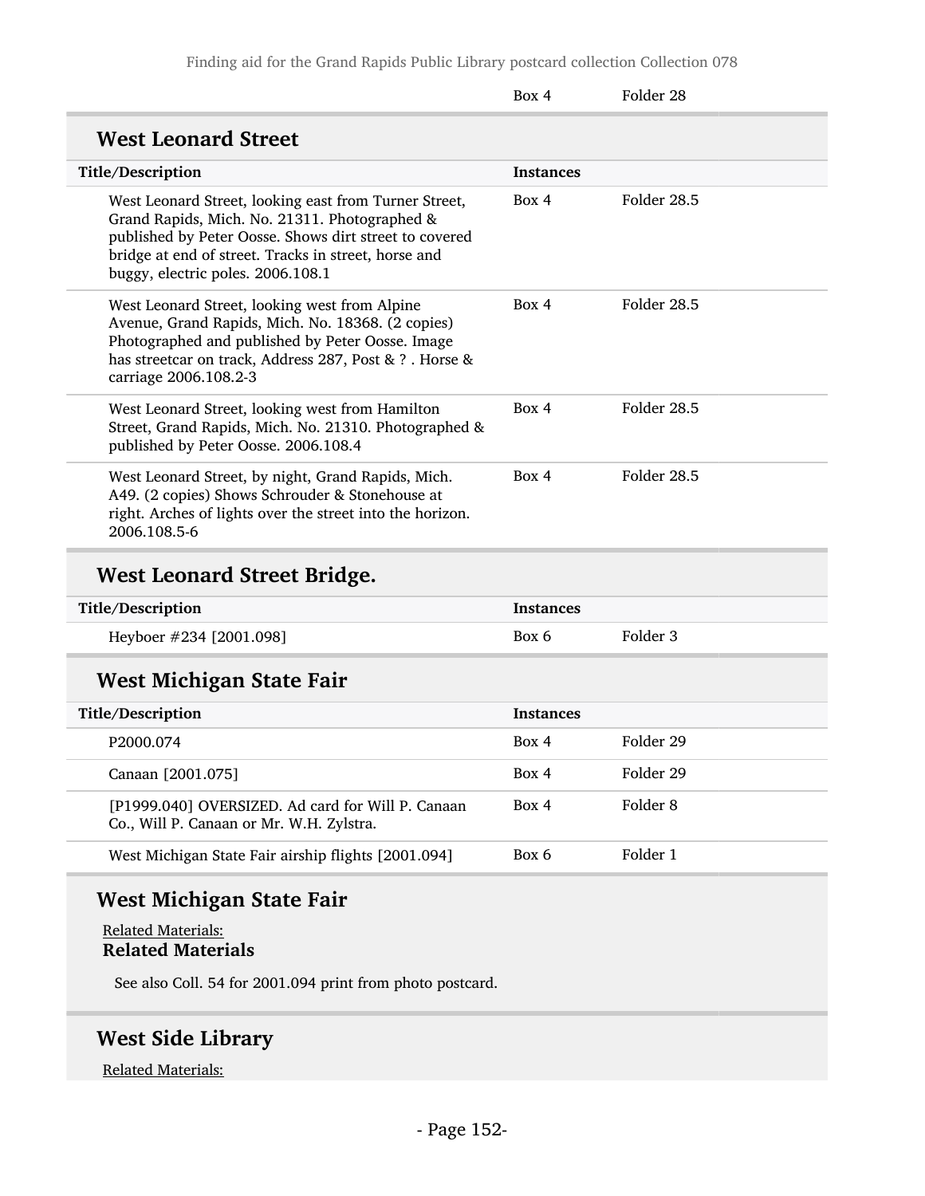| | Box 4 | Folder 28 |
|---|---|---|

## West Leonard Street

| Title/Description | Instances | |
|---|---|---|
| West Leonard Street, looking east from Turner Street, Grand Rapids, Mich. No. 21311. Photographed & published by Peter Oosse. Shows dirt street to covered bridge at end of street. Tracks in street, horse and buggy, electric poles. 2006.108.1 | Box 4 | Folder 28.5 |
| West Leonard Street, looking west from Alpine Avenue, Grand Rapids, Mich. No. 18368. (2 copies) Photographed and published by Peter Oosse. Image has streetcar on track, Address 287, Post & ? . Horse & carriage 2006.108.2-3 | Box 4 | Folder 28.5 |
| West Leonard Street, looking west from Hamilton Street, Grand Rapids, Mich. No. 21310. Photographed & published by Peter Oosse. 2006.108.4 | Box 4 | Folder 28.5 |
| West Leonard Street, by night, Grand Rapids, Mich. A49. (2 copies) Shows Schrouder & Stonehouse at right. Arches of lights over the street into the horizon. 2006.108.5-6 | Box 4 | Folder 28.5 |

## West Leonard Street Bridge.

| Title/Description | Instances | |
|---|---|---|
| Heyboer #234 [2001.098] | Box 6 | Folder 3 |

## West Michigan State Fair

| Title/Description | Instances | |
|---|---|---|
| P2000.074 | Box 4 | Folder 29 |
| Canaan [2001.075] | Box 4 | Folder 29 |
| [P1999.040] OVERSIZED. Ad card for Will P. Canaan Co., Will P. Canaan or Mr. W.H. Zylstra. | Box 4 | Folder 8 |
| West Michigan State Fair airship flights [2001.094] | Box 6 | Folder 1 |

## West Michigan State Fair

Related Materials:

### Related Materials

See also Coll. 54 for 2001.094 print from photo postcard.

## West Side Library

Related Materials: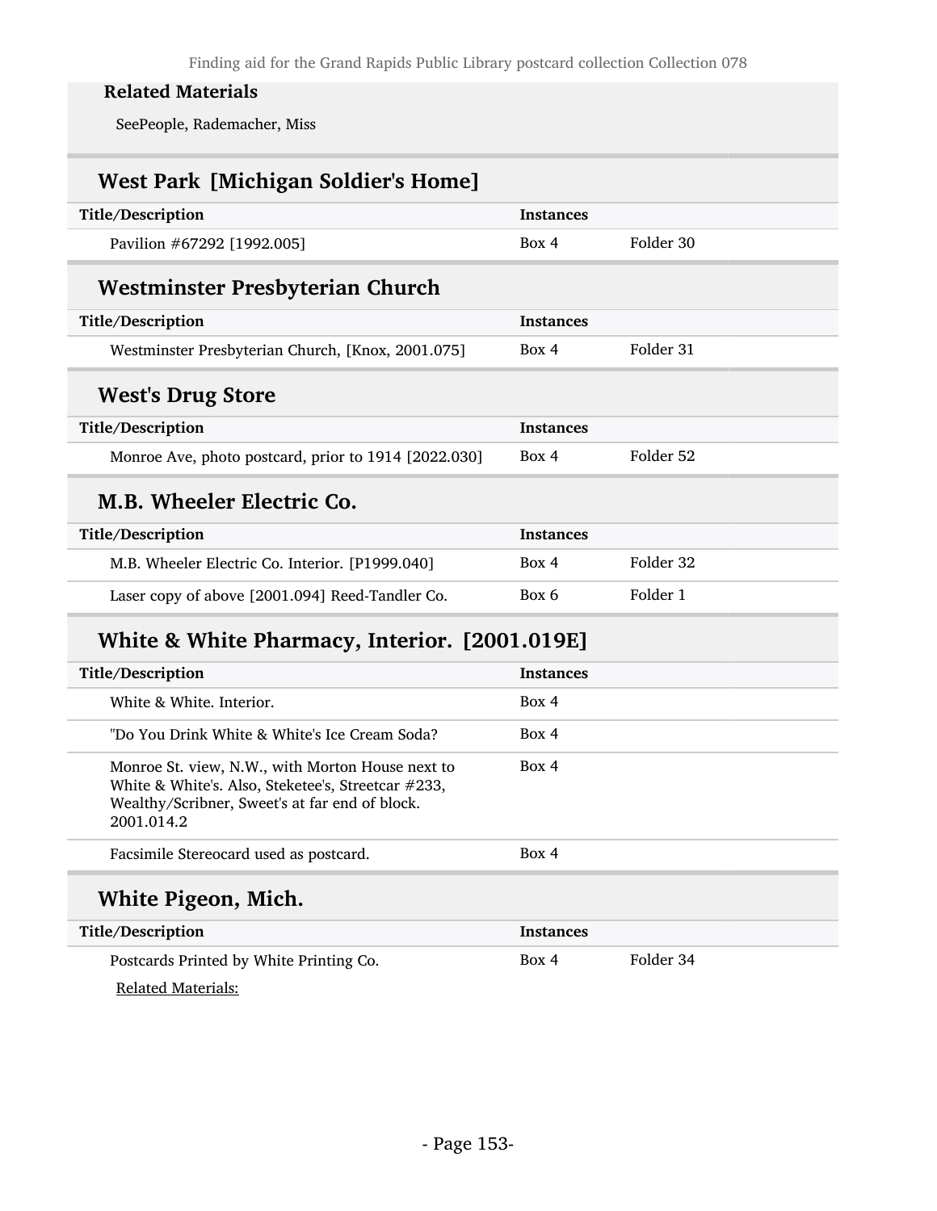**Related Materials**

SeePeople, Rademacher, Miss

## West Park [Michigan Soldier's Home]

| Title/Description | Instances | |
|---|---|---|
| Pavilion #67292 [1992.005] | Box 4 | Folder 30 |

## Westminster Presbyterian Church

| Title/Description | Instances | |
|---|---|---|
| Westminster Presbyterian Church, [Knox, 2001.075] | Box 4 | Folder 31 |

## West's Drug Store

| Title/Description | Instances | |
|---|---|---|
| Monroe Ave, photo postcard, prior to 1914 [2022.030] | Box 4 | Folder 52 |

## M.B. Wheeler Electric Co.

| Title/Description | Instances | |
|---|---|---|
| M.B. Wheeler Electric Co. Interior. [P1999.040] | Box 4 | Folder 32 |
| Laser copy of above [2001.094] Reed-Tandler Co. | Box 6 | Folder 1 |

## White & White Pharmacy, Interior. [2001.019E]

| Title/Description | Instances |
|---|---|
| White & White. Interior. | Box 4 |
| "Do You Drink White & White's Ice Cream Soda? | Box 4 |
| Monroe St. view, N.W., with Morton House next to White & White's. Also, Steketee's, Streetcar #233, Wealthy/Scribner, Sweet's at far end of block. 2001.014.2 | Box 4 |
| Facsimile Stereocard used as postcard. | Box 4 |

## White Pigeon, Mich.

| Title/Description | Instances | |
|---|---|---|
| Postcards Printed by White Printing Co. | Box 4 | Folder 34 |

Related Materials: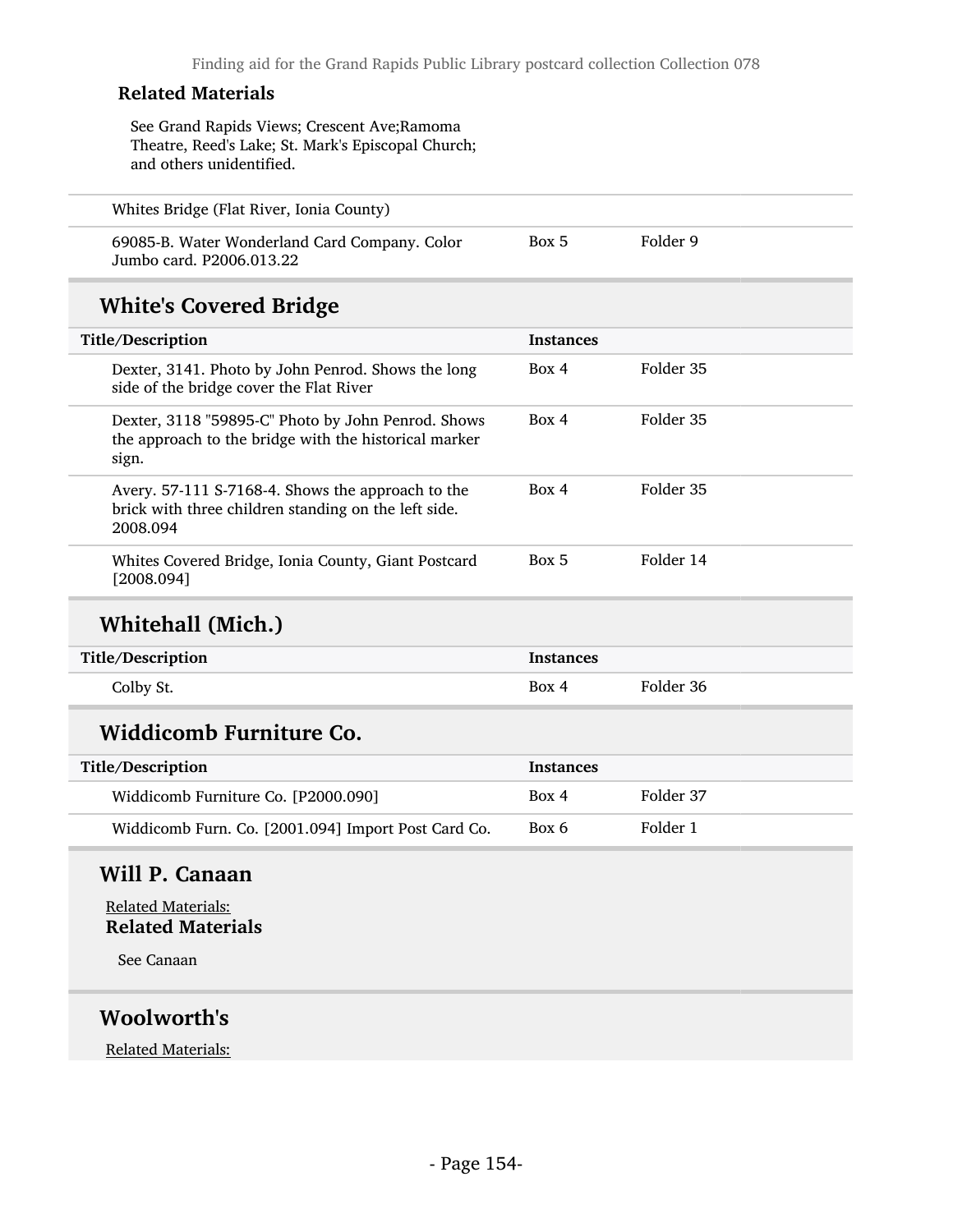**Related Materials**

See Grand Rapids Views; Crescent Ave;Ramoma Theatre, Reed's Lake; St. Mark's Episcopal Church; and others unidentified.

| | | |
|---|---|---|
| Whites Bridge (Flat River, Ionia County) | | |
| 69085-B. Water Wonderland Card Company. Color Jumbo card. P2006.013.22 | Box 5 | Folder 9 |

## White's Covered Bridge

| Title/Description | Instances | |
|---|---|---|
| Dexter, 3141. Photo by John Penrod. Shows the long side of the bridge cover the Flat River | Box 4 | Folder 35 |
| Dexter, 3118 "59895-C" Photo by John Penrod. Shows the approach to the bridge with the historical marker sign. | Box 4 | Folder 35 |
| Avery. 57-111 S-7168-4. Shows the approach to the brick with three children standing on the left side. 2008.094 | Box 4 | Folder 35 |
| Whites Covered Bridge, Ionia County, Giant Postcard [2008.094] | Box 5 | Folder 14 |

## Whitehall (Mich.)

| Title/Description | Instances | |
|---|---|---|
| Colby St. | Box 4 | Folder 36 |

## Widdicomb Furniture Co.

| Title/Description | Instances | |
|---|---|---|
| Widdicomb Furniture Co. [P2000.090] | Box 4 | Folder 37 |
| Widdicomb Furn. Co. [2001.094] Import Post Card Co. | Box 6 | Folder 1 |

## Will P. Canaan

Related Materials:

**Related Materials**

See Canaan

## Woolworth's

Related Materials: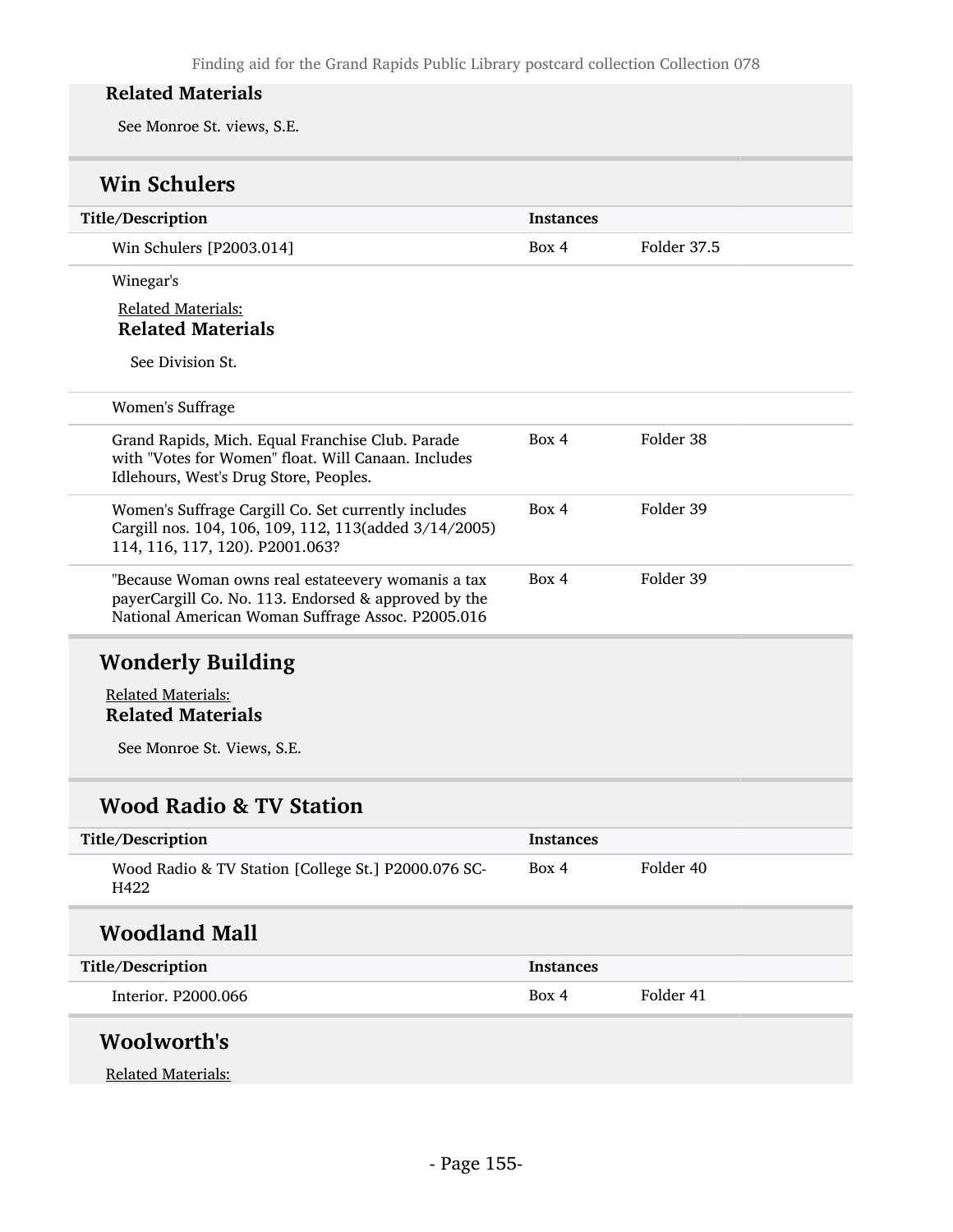### Related Materials

See Monroe St. views, S.E.

## Win Schulers

| Title/Description | Instances | |
|---|---|---|
| Win Schulers [P2003.014] | Box 4 | Folder 37.5 |

Winegar's

Related Materials:

### Related Materials

See Division St.

Women's Suffrage

| Title/Description | Instances | |
|---|---|---|
| Grand Rapids, Mich. Equal Franchise Club. Parade with "Votes for Women" float. Will Canaan. Includes Idlehours, West's Drug Store, Peoples. | Box 4 | Folder 38 |
| Women's Suffrage Cargill Co. Set currently includes Cargill nos. 104, 106, 109, 112, 113(added 3/14/2005) 114, 116, 117, 120). P2001.063? | Box 4 | Folder 39 |
| "Because Woman owns real estateevery womanis a tax payerCargill Co. No. 113. Endorsed & approved by the National American Woman Suffrage Assoc. P2005.016 | Box 4 | Folder 39 |

## Wonderly Building

Related Materials:

### Related Materials

See Monroe St. Views, S.E.

## Wood Radio & TV Station

| Title/Description | Instances | |
|---|---|---|
| Wood Radio & TV Station [College St.] P2000.076 SC-H422 | Box 4 | Folder 40 |

## Woodland Mall

| Title/Description | Instances | |
|---|---|---|
| Interior. P2000.066 | Box 4 | Folder 41 |

## Woolworth's

Related Materials: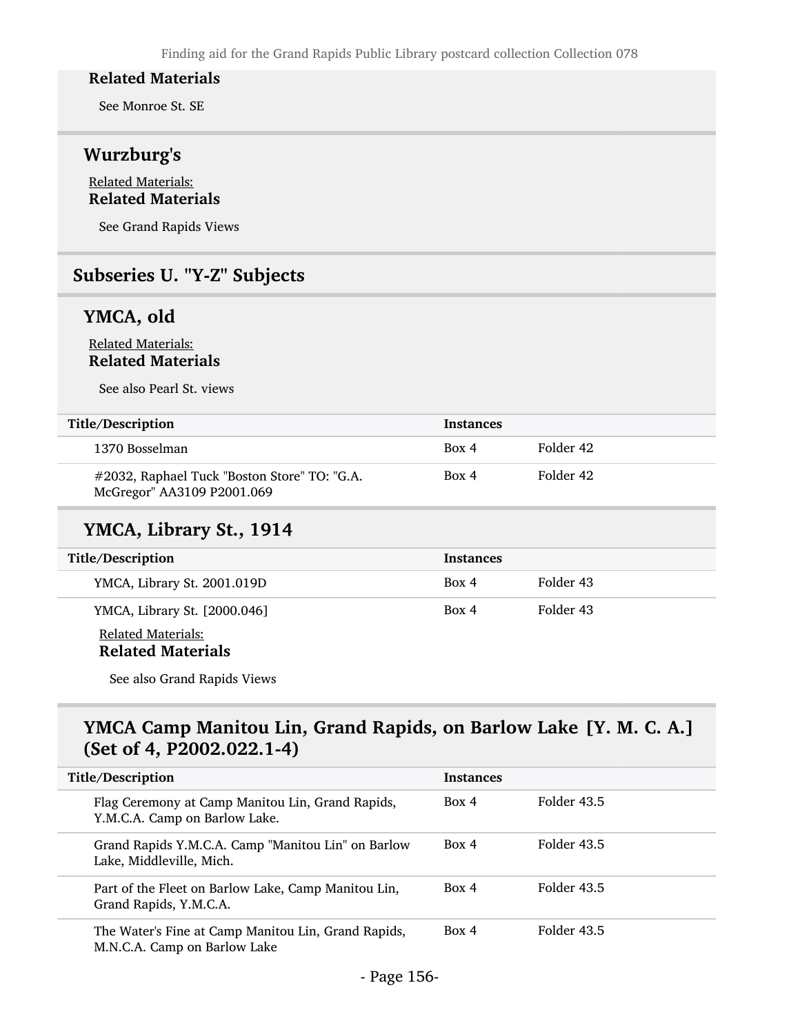**Related Materials**

See Monroe St. SE

## Wurzburg's

Related Materials:
**Related Materials**

See Grand Rapids Views

# Subseries U. "Y-Z" Subjects

## YMCA, old

Related Materials:
**Related Materials**

See also Pearl St. views

| Title/Description | Instances | |
|---|---|---|
| 1370 Bosselman | Box 4 | Folder 42 |
| #2032, Raphael Tuck "Boston Store" TO: "G.A. McGregor" AA3109 P2001.069 | Box 4 | Folder 42 |

## YMCA, Library St., 1914

| Title/Description | Instances | |
|---|---|---|
| YMCA, Library St. 2001.019D | Box 4 | Folder 43 |
| YMCA, Library St. [2000.046] | Box 4 | Folder 43 |

Related Materials:
**Related Materials**

See also Grand Rapids Views

## YMCA Camp Manitou Lin, Grand Rapids, on Barlow Lake [Y. M. C. A.] (Set of 4, P2002.022.1-4)

| Title/Description | Instances | |
|---|---|---|
| Flag Ceremony at Camp Manitou Lin, Grand Rapids, Y.M.C.A. Camp on Barlow Lake. | Box 4 | Folder 43.5 |
| Grand Rapids Y.M.C.A. Camp "Manitou Lin" on Barlow Lake, Middleville, Mich. | Box 4 | Folder 43.5 |
| Part of the Fleet on Barlow Lake, Camp Manitou Lin, Grand Rapids, Y.M.C.A. | Box 4 | Folder 43.5 |
| The Water's Fine at Camp Manitou Lin, Grand Rapids, M.N.C.A. Camp on Barlow Lake | Box 4 | Folder 43.5 |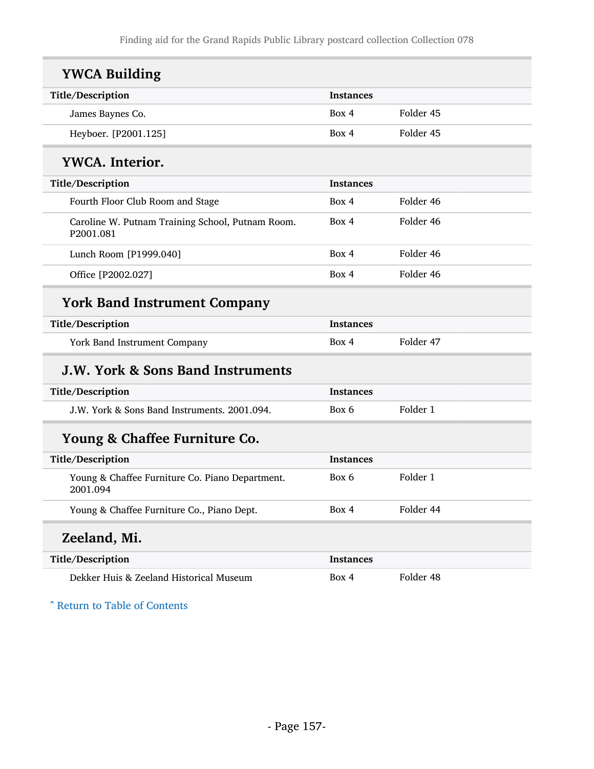## YWCA Building

| Title/Description | Instances | |
|---|---|---|
| James Baynes Co. | Box 4 | Folder 45 |
| Heyboer. [P2001.125] | Box 4 | Folder 45 |

## YWCA. Interior.

| Title/Description | Instances | |
|---|---|---|
| Fourth Floor Club Room and Stage | Box 4 | Folder 46 |
| Caroline W. Putnam Training School, Putnam Room. P2001.081 | Box 4 | Folder 46 |
| Lunch Room [P1999.040] | Box 4 | Folder 46 |
| Office [P2002.027] | Box 4 | Folder 46 |

## York Band Instrument Company

| Title/Description | Instances | |
|---|---|---|
| York Band Instrument Company | Box 4 | Folder 47 |

## J.W. York & Sons Band Instruments

| Title/Description | Instances | |
|---|---|---|
| J.W. York & Sons Band Instruments. 2001.094. | Box 6 | Folder 1 |

## Young & Chaffee Furniture Co.

| Title/Description | Instances | |
|---|---|---|
| Young & Chaffee Furniture Co. Piano Department. 2001.094 | Box 6 | Folder 1 |
| Young & Chaffee Furniture Co., Piano Dept. | Box 4 | Folder 44 |

## Zeeland, Mi.

| Title/Description | Instances | |
|---|---|---|
| Dekker Huis & Zeeland Historical Museum | Box 4 | Folder 48 |

ˆ Return to Table of Contents